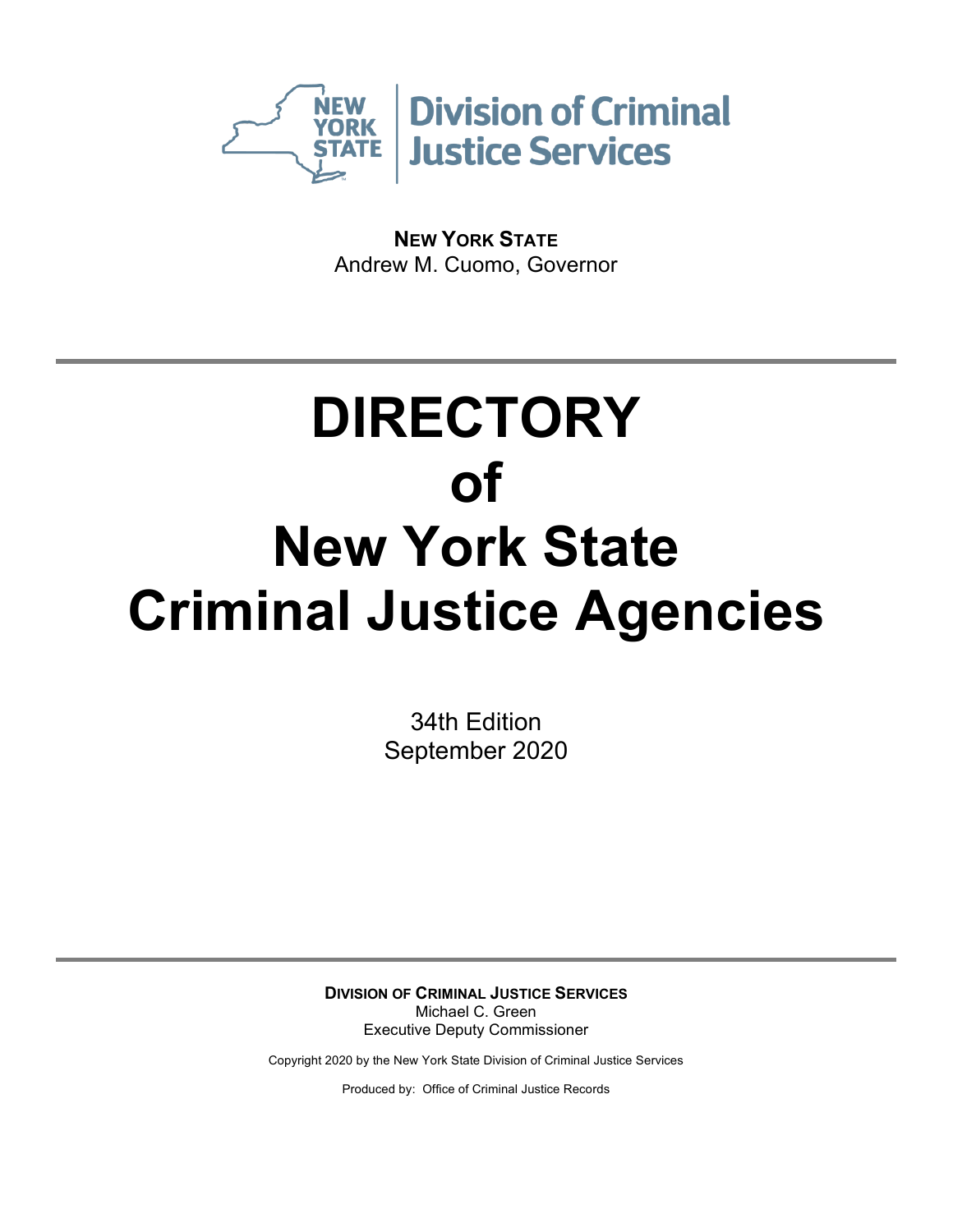NEW YORK STATE | Division of Criminal Justice Services

**NEW YORK STATE**
Andrew M. Cuomo, Governor

---

# DIRECTORY of New York State Criminal Justice Agencies

34th Edition
September 2020

---

**DIVISION OF CRIMINAL JUSTICE SERVICES**
Michael C. Green
Executive Deputy Commissioner

Copyright 2020 by the New York State Division of Criminal Justice Services

Produced by: Office of Criminal Justice Records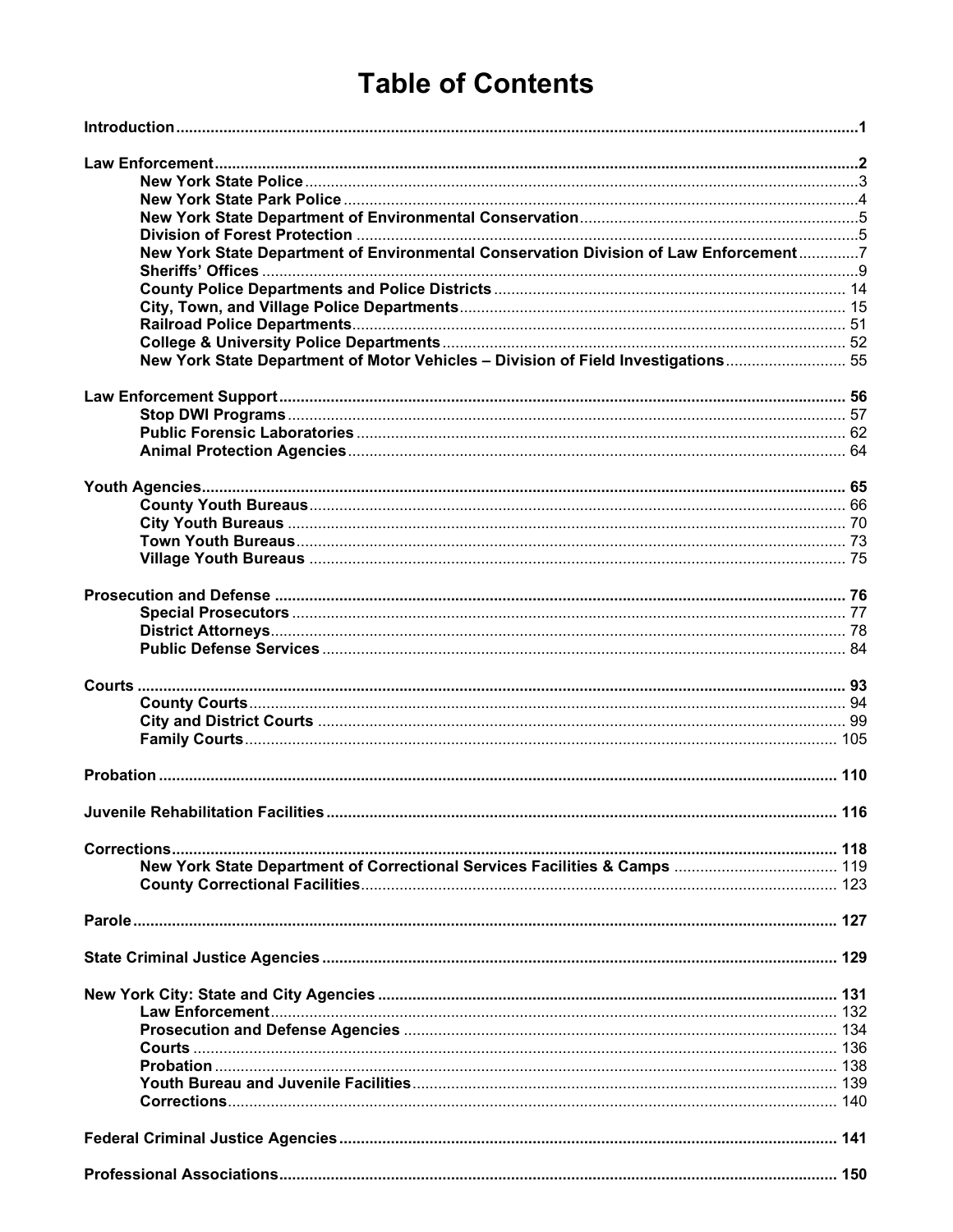# Table of Contents

**Introduction** ..... 1

**Law Enforcement** ..... 2

- **New York State Police** ..... 3
- **New York State Park Police** ..... 4
- **New York State Department of Environmental Conservation** ..... 5
- **Division of Forest Protection** ..... 5
- **New York State Department of Environmental Conservation Division of Law Enforcement** ..... 7
- **Sheriffs' Offices** ..... 9
- **County Police Departments and Police Districts** ..... 14
- **City, Town, and Village Police Departments** ..... 15
- **Railroad Police Departments** ..... 51
- **College & University Police Departments** ..... 52
- **New York State Department of Motor Vehicles – Division of Field Investigations** ..... 55

**Law Enforcement Support** ..... 56

- **Stop DWI Programs** ..... 57
- **Public Forensic Laboratories** ..... 62
- **Animal Protection Agencies** ..... 64

**Youth Agencies** ..... 65

- **County Youth Bureaus** ..... 66
- **City Youth Bureaus** ..... 70
- **Town Youth Bureaus** ..... 73
- **Village Youth Bureaus** ..... 75

**Prosecution and Defense** ..... 76

- **Special Prosecutors** ..... 77
- **District Attorneys** ..... 78
- **Public Defense Services** ..... 84

**Courts** ..... 93

- **County Courts** ..... 94
- **City and District Courts** ..... 99
- **Family Courts** ..... 105

**Probation** ..... 110

**Juvenile Rehabilitation Facilities** ..... 116

**Corrections** ..... 118

- **New York State Department of Correctional Services Facilities & Camps** ..... 119
- **County Correctional Facilities** ..... 123

**Parole** ..... 127

**State Criminal Justice Agencies** ..... 129

**New York City: State and City Agencies** ..... 131

- **Law Enforcement** ..... 132
- **Prosecution and Defense Agencies** ..... 134
- **Courts** ..... 136
- **Probation** ..... 138
- **Youth Bureau and Juvenile Facilities** ..... 139
- **Corrections** ..... 140

**Federal Criminal Justice Agencies** ..... 141

**Professional Associations** ..... 150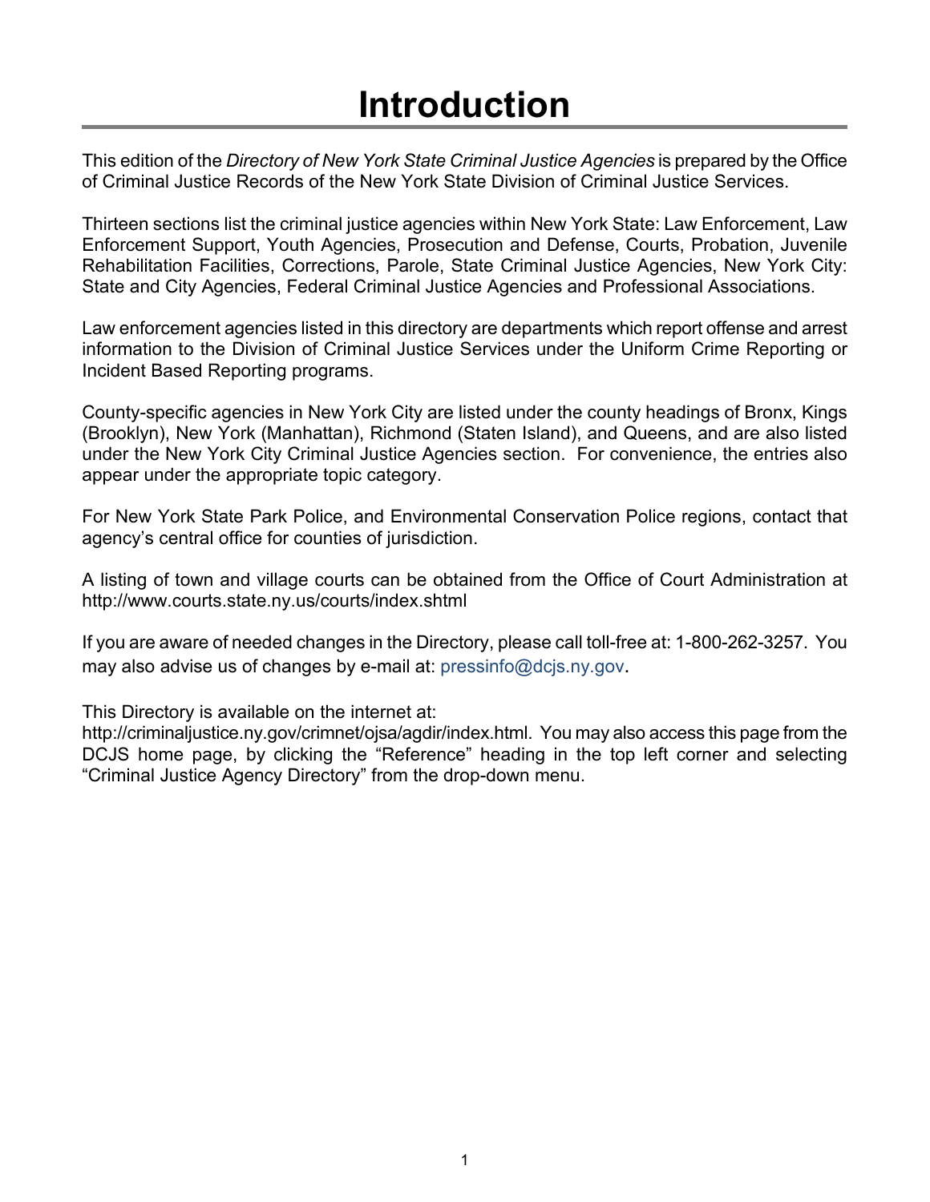# Introduction

This edition of the *Directory of New York State Criminal Justice Agencies* is prepared by the Office of Criminal Justice Records of the New York State Division of Criminal Justice Services.

Thirteen sections list the criminal justice agencies within New York State: Law Enforcement, Law Enforcement Support, Youth Agencies, Prosecution and Defense, Courts, Probation, Juvenile Rehabilitation Facilities, Corrections, Parole, State Criminal Justice Agencies, New York City: State and City Agencies, Federal Criminal Justice Agencies and Professional Associations.

Law enforcement agencies listed in this directory are departments which report offense and arrest information to the Division of Criminal Justice Services under the Uniform Crime Reporting or Incident Based Reporting programs.

County-specific agencies in New York City are listed under the county headings of Bronx, Kings (Brooklyn), New York (Manhattan), Richmond (Staten Island), and Queens, and are also listed under the New York City Criminal Justice Agencies section. For convenience, the entries also appear under the appropriate topic category.

For New York State Park Police, and Environmental Conservation Police regions, contact that agency's central office for counties of jurisdiction.

A listing of town and village courts can be obtained from the Office of Court Administration at http://www.courts.state.ny.us/courts/index.shtml

If you are aware of needed changes in the Directory, please call toll-free at: 1-800-262-3257. You may also advise us of changes by e-mail at: pressinfo@dcjs.ny.gov.

This Directory is available on the internet at:
http://criminaljustice.ny.gov/crimnet/ojsa/agdir/index.html. You may also access this page from the DCJS home page, by clicking the "Reference" heading in the top left corner and selecting "Criminal Justice Agency Directory" from the drop-down menu.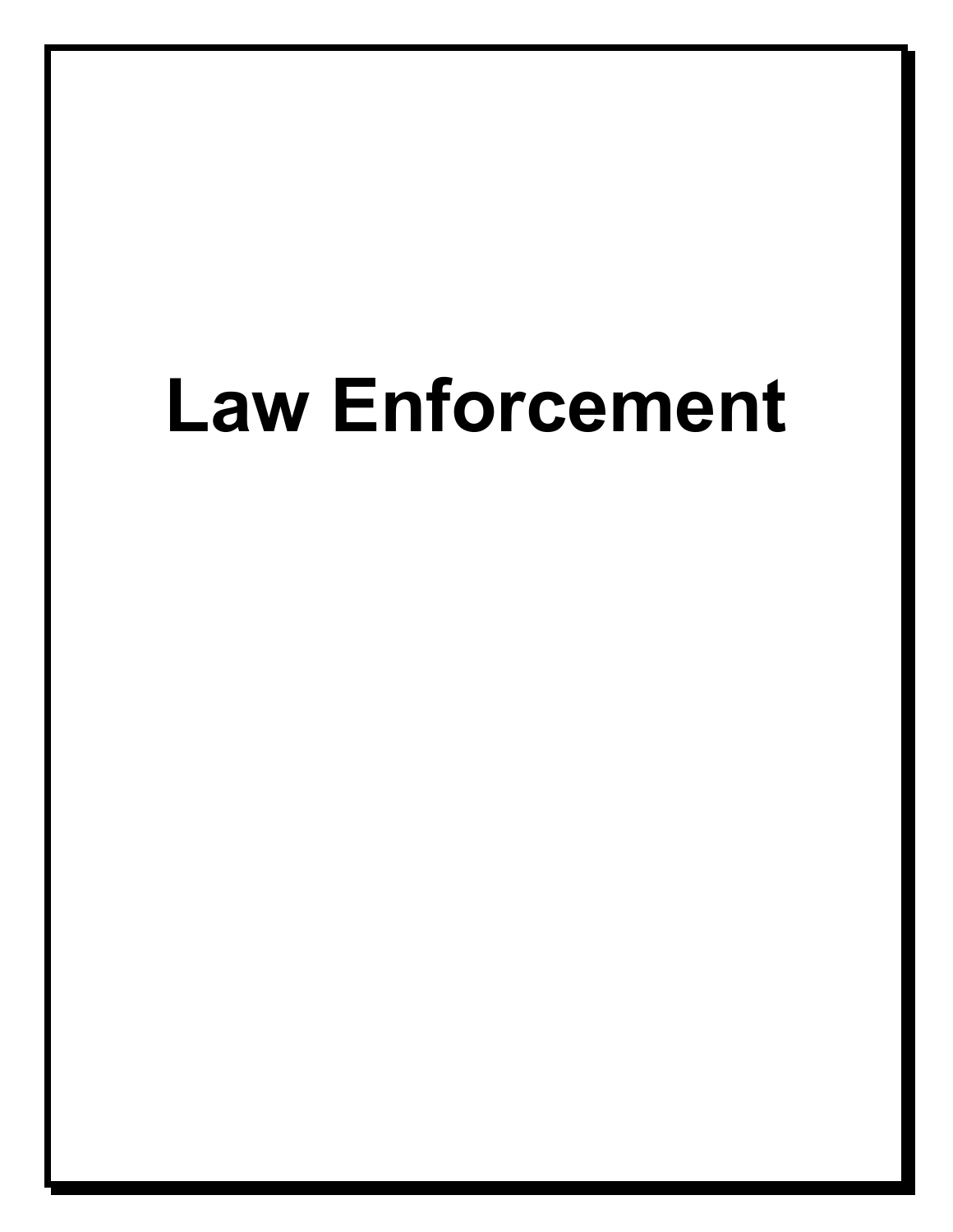# Law Enforcement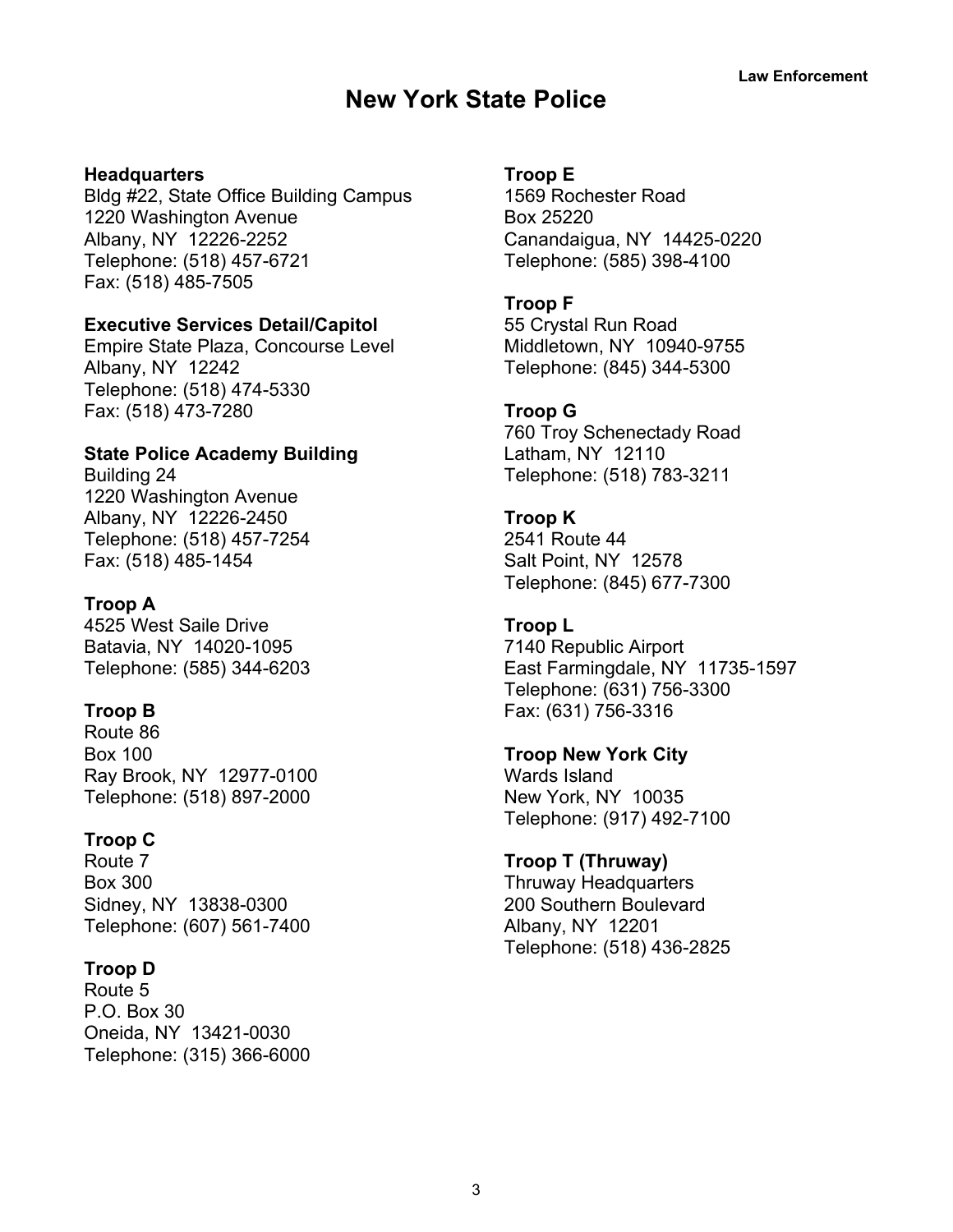# New York State Police

**Headquarters**
Bldg #22, State Office Building Campus
1220 Washington Avenue
Albany, NY 12226-2252
Telephone: (518) 457-6721
Fax: (518) 485-7505

**Executive Services Detail/Capitol**
Empire State Plaza, Concourse Level
Albany, NY 12242
Telephone: (518) 474-5330
Fax: (518) 473-7280

**State Police Academy Building**
Building 24
1220 Washington Avenue
Albany, NY 12226-2450
Telephone: (518) 457-7254
Fax: (518) 485-1454

**Troop A**
4525 West Saile Drive
Batavia, NY 14020-1095
Telephone: (585) 344-6203

**Troop B**
Route 86
Box 100
Ray Brook, NY 12977-0100
Telephone: (518) 897-2000

**Troop C**
Route 7
Box 300
Sidney, NY 13838-0300
Telephone: (607) 561-7400

**Troop D**
Route 5
P.O. Box 30
Oneida, NY 13421-0030
Telephone: (315) 366-6000

**Troop E**
1569 Rochester Road
Box 25220
Canandaigua, NY 14425-0220
Telephone: (585) 398-4100

**Troop F**
55 Crystal Run Road
Middletown, NY 10940-9755
Telephone: (845) 344-5300

**Troop G**
760 Troy Schenectady Road
Latham, NY 12110
Telephone: (518) 783-3211

**Troop K**
2541 Route 44
Salt Point, NY 12578
Telephone: (845) 677-7300

**Troop L**
7140 Republic Airport
East Farmingdale, NY 11735-1597
Telephone: (631) 756-3300
Fax: (631) 756-3316

**Troop New York City**
Wards Island
New York, NY 10035
Telephone: (917) 492-7100

**Troop T (Thruway)**
Thruway Headquarters
200 Southern Boulevard
Albany, NY 12201
Telephone: (518) 436-2825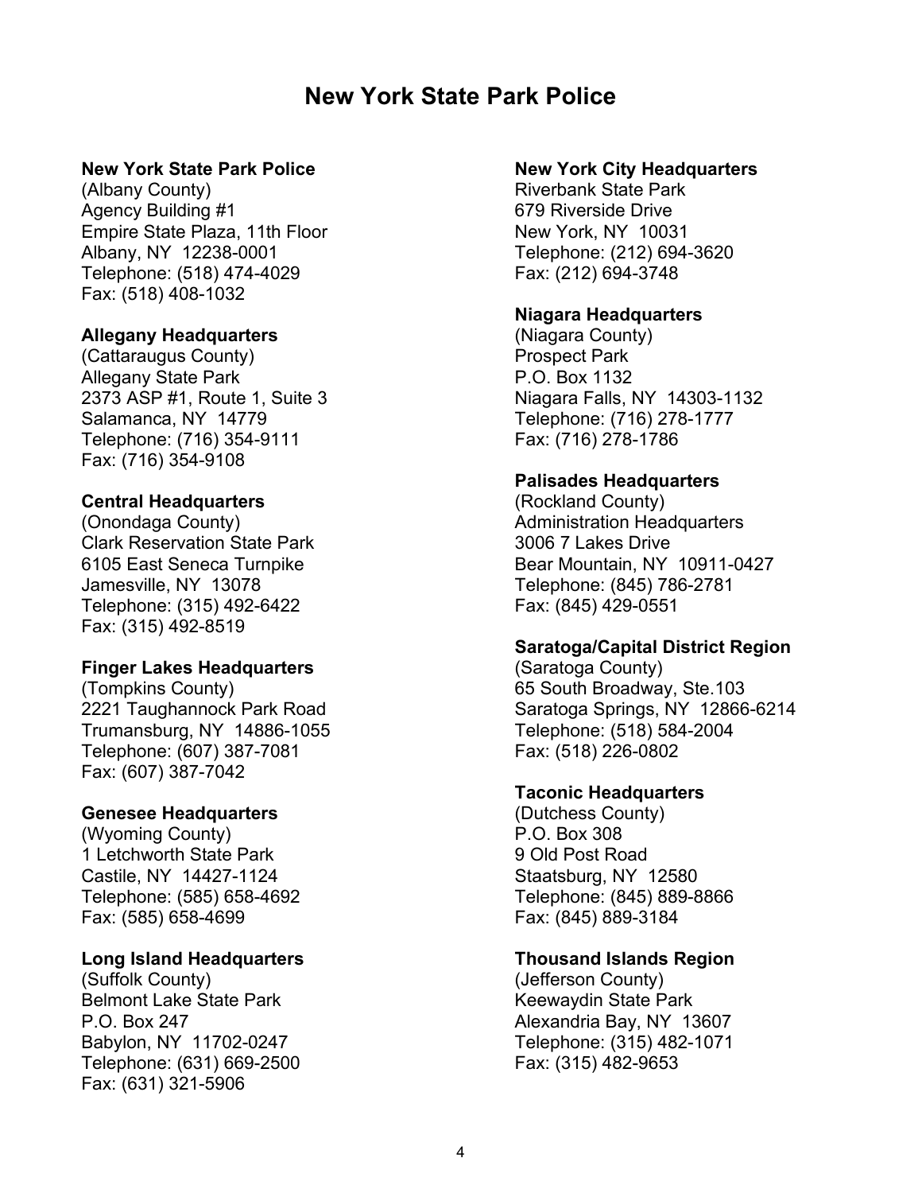# New York State Park Police

**New York State Park Police**
(Albany County)
Agency Building #1
Empire State Plaza, 11th Floor
Albany, NY 12238-0001
Telephone: (518) 474-4029
Fax: (518) 408-1032

**Allegany Headquarters**
(Cattaraugus County)
Allegany State Park
2373 ASP #1, Route 1, Suite 3
Salamanca, NY 14779
Telephone: (716) 354-9111
Fax: (716) 354-9108

**Central Headquarters**
(Onondaga County)
Clark Reservation State Park
6105 East Seneca Turnpike
Jamesville, NY 13078
Telephone: (315) 492-6422
Fax: (315) 492-8519

**Finger Lakes Headquarters**
(Tompkins County)
2221 Taughannock Park Road
Trumansburg, NY 14886-1055
Telephone: (607) 387-7081
Fax: (607) 387-7042

**Genesee Headquarters**
(Wyoming County)
1 Letchworth State Park
Castile, NY 14427-1124
Telephone: (585) 658-4692
Fax: (585) 658-4699

**Long Island Headquarters**
(Suffolk County)
Belmont Lake State Park
P.O. Box 247
Babylon, NY 11702-0247
Telephone: (631) 669-2500
Fax: (631) 321-5906

**New York City Headquarters**
Riverbank State Park
679 Riverside Drive
New York, NY 10031
Telephone: (212) 694-3620
Fax: (212) 694-3748

**Niagara Headquarters**
(Niagara County)
Prospect Park
P.O. Box 1132
Niagara Falls, NY 14303-1132
Telephone: (716) 278-1777
Fax: (716) 278-1786

**Palisades Headquarters**
(Rockland County)
Administration Headquarters
3006 7 Lakes Drive
Bear Mountain, NY 10911-0427
Telephone: (845) 786-2781
Fax: (845) 429-0551

**Saratoga/Capital District Region**
(Saratoga County)
65 South Broadway, Ste.103
Saratoga Springs, NY 12866-6214
Telephone: (518) 584-2004
Fax: (518) 226-0802

**Taconic Headquarters**
(Dutchess County)
P.O. Box 308
9 Old Post Road
Staatsburg, NY 12580
Telephone: (845) 889-8866
Fax: (845) 889-3184

**Thousand Islands Region**
(Jefferson County)
Keewaydin State Park
Alexandria Bay, NY 13607
Telephone: (315) 482-1071
Fax: (315) 482-9653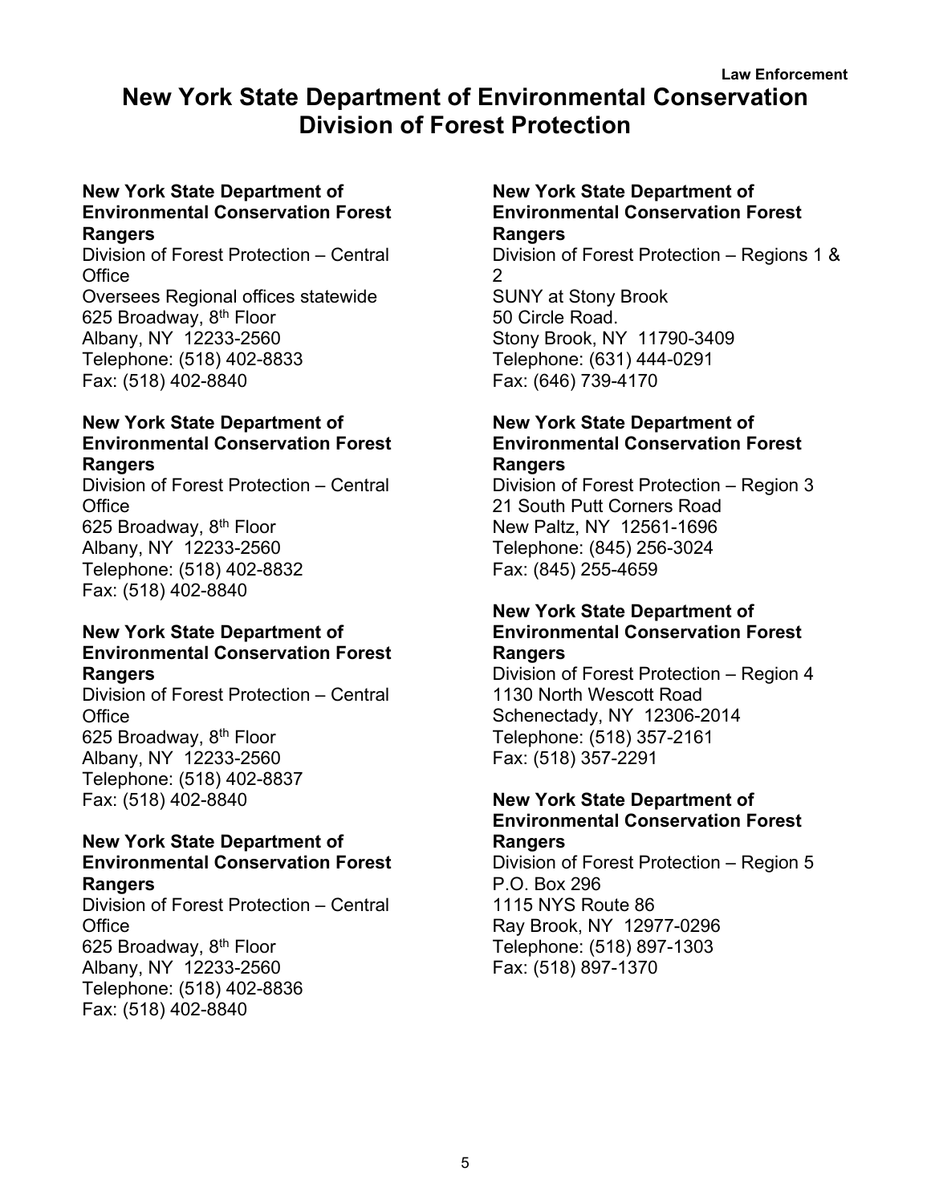# New York State Department of Environmental Conservation Division of Forest Protection

**New York State Department of Environmental Conservation Forest Rangers**
Division of Forest Protection – Central Office
Oversees Regional offices statewide
625 Broadway, 8th Floor
Albany, NY 12233-2560
Telephone: (518) 402-8833
Fax: (518) 402-8840

**New York State Department of Environmental Conservation Forest Rangers**
Division of Forest Protection – Central Office
625 Broadway, 8th Floor
Albany, NY 12233-2560
Telephone: (518) 402-8832
Fax: (518) 402-8840

**New York State Department of Environmental Conservation Forest Rangers**
Division of Forest Protection – Central Office
625 Broadway, 8th Floor
Albany, NY 12233-2560
Telephone: (518) 402-8837
Fax: (518) 402-8840

**New York State Department of Environmental Conservation Forest Rangers**
Division of Forest Protection – Central Office
625 Broadway, 8th Floor
Albany, NY 12233-2560
Telephone: (518) 402-8836
Fax: (518) 402-8840

**New York State Department of Environmental Conservation Forest Rangers**
Division of Forest Protection – Regions 1 & 2
SUNY at Stony Brook
50 Circle Road.
Stony Brook, NY 11790-3409
Telephone: (631) 444-0291
Fax: (646) 739-4170

**New York State Department of Environmental Conservation Forest Rangers**
Division of Forest Protection – Region 3
21 South Putt Corners Road
New Paltz, NY 12561-1696
Telephone: (845) 256-3024
Fax: (845) 255-4659

**New York State Department of Environmental Conservation Forest Rangers**
Division of Forest Protection – Region 4
1130 North Wescott Road
Schenectady, NY 12306-2014
Telephone: (518) 357-2161
Fax: (518) 357-2291

**New York State Department of Environmental Conservation Forest Rangers**
Division of Forest Protection – Region 5
P.O. Box 296
1115 NYS Route 86
Ray Brook, NY 12977-0296
Telephone: (518) 897-1303
Fax: (518) 897-1370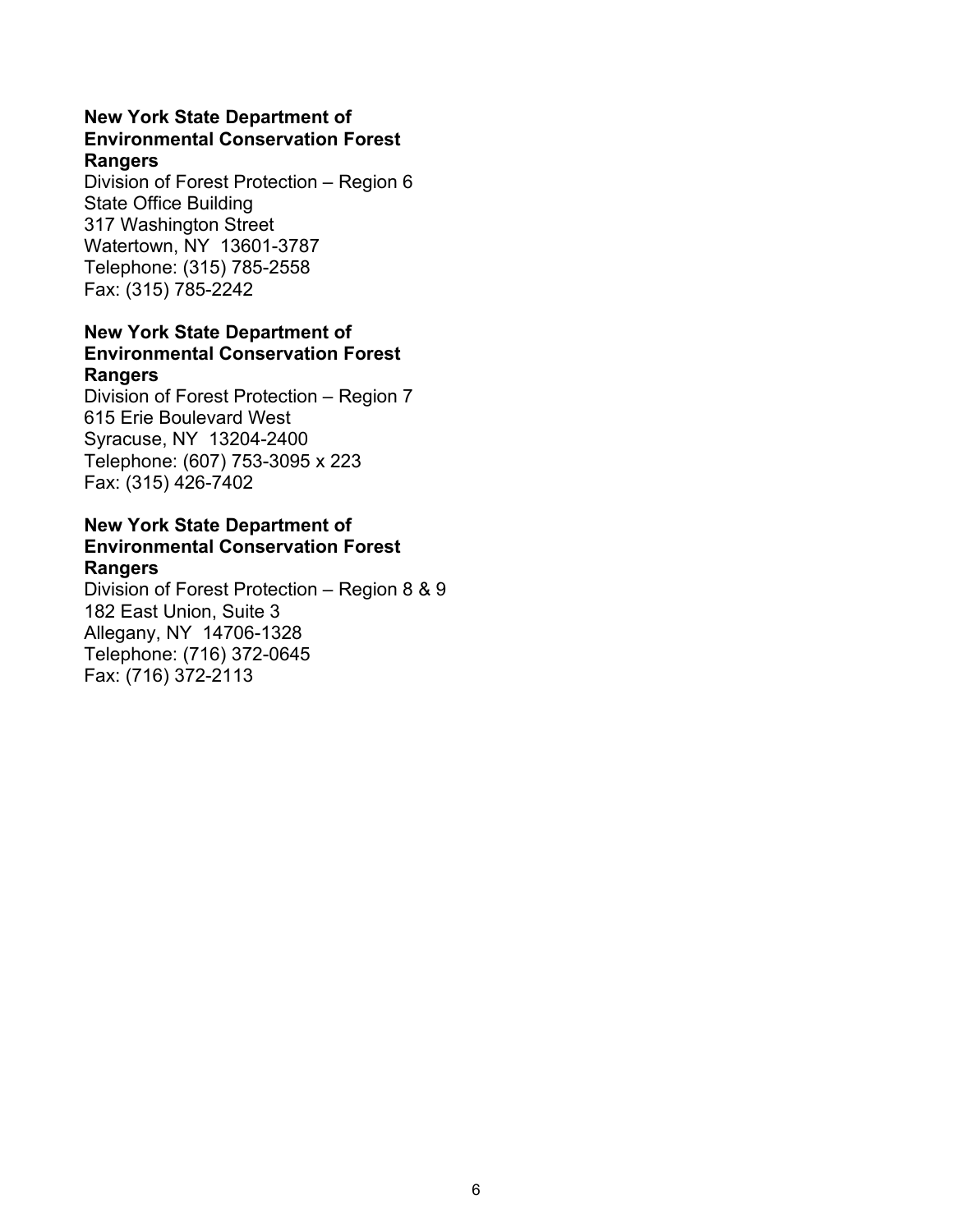**New York State Department of Environmental Conservation Forest Rangers**
Division of Forest Protection – Region 6
State Office Building
317 Washington Street
Watertown, NY 13601-3787
Telephone: (315) 785-2558
Fax: (315) 785-2242

**New York State Department of Environmental Conservation Forest Rangers**
Division of Forest Protection – Region 7
615 Erie Boulevard West
Syracuse, NY 13204-2400
Telephone: (607) 753-3095 x 223
Fax: (315) 426-7402

**New York State Department of Environmental Conservation Forest Rangers**
Division of Forest Protection – Region 8 & 9
182 East Union, Suite 3
Allegany, NY 14706-1328
Telephone: (716) 372-0645
Fax: (716) 372-2113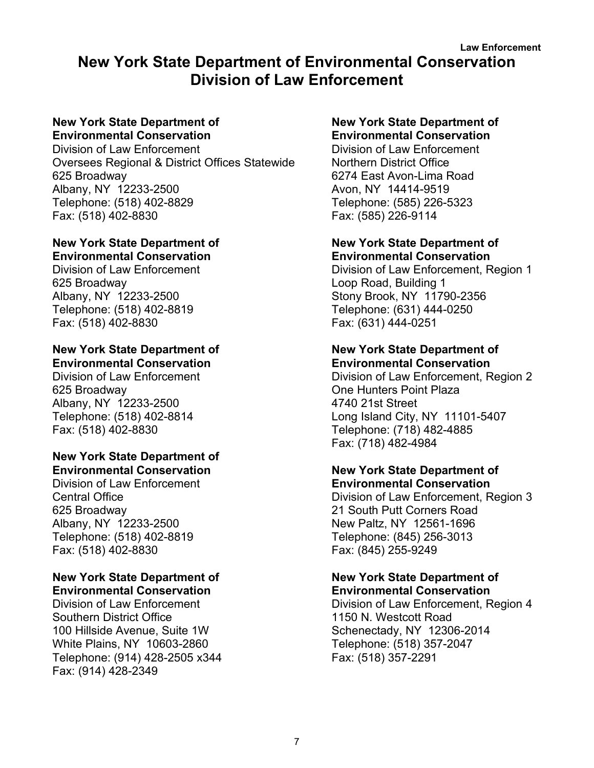# New York State Department of Environmental Conservation Division of Law Enforcement

**New York State Department of Environmental Conservation**
Division of Law Enforcement
Oversees Regional & District Offices Statewide
625 Broadway
Albany, NY 12233-2500
Telephone: (518) 402-8829
Fax: (518) 402-8830

**New York State Department of Environmental Conservation**
Division of Law Enforcement
625 Broadway
Albany, NY 12233-2500
Telephone: (518) 402-8819
Fax: (518) 402-8830

**New York State Department of Environmental Conservation**
Division of Law Enforcement
625 Broadway
Albany, NY 12233-2500
Telephone: (518) 402-8814
Fax: (518) 402-8830

**New York State Department of Environmental Conservation**
Division of Law Enforcement
Central Office
625 Broadway
Albany, NY 12233-2500
Telephone: (518) 402-8819
Fax: (518) 402-8830

**New York State Department of Environmental Conservation**
Division of Law Enforcement
Southern District Office
100 Hillside Avenue, Suite 1W
White Plains, NY 10603-2860
Telephone: (914) 428-2505 x344
Fax: (914) 428-2349

**New York State Department of Environmental Conservation**
Division of Law Enforcement
Northern District Office
6274 East Avon-Lima Road
Avon, NY 14414-9519
Telephone: (585) 226-5323
Fax: (585) 226-9114

**New York State Department of Environmental Conservation**
Division of Law Enforcement, Region 1
Loop Road, Building 1
Stony Brook, NY 11790-2356
Telephone: (631) 444-0250
Fax: (631) 444-0251

**New York State Department of Environmental Conservation**
Division of Law Enforcement, Region 2
One Hunters Point Plaza
4740 21st Street
Long Island City, NY 11101-5407
Telephone: (718) 482-4885
Fax: (718) 482-4984

**New York State Department of Environmental Conservation**
Division of Law Enforcement, Region 3
21 South Putt Corners Road
New Paltz, NY 12561-1696
Telephone: (845) 256-3013
Fax: (845) 255-9249

**New York State Department of Environmental Conservation**
Division of Law Enforcement, Region 4
1150 N. Westcott Road
Schenectady, NY 12306-2014
Telephone: (518) 357-2047
Fax: (518) 357-2291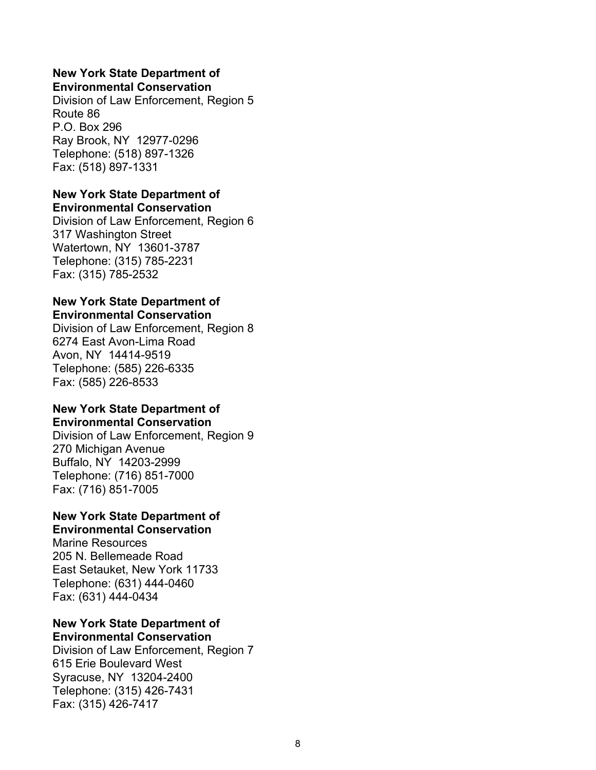**New York State Department of Environmental Conservation**
Division of Law Enforcement, Region 5
Route 86
P.O. Box 296
Ray Brook, NY  12977-0296
Telephone: (518) 897-1326
Fax: (518) 897-1331

**New York State Department of Environmental Conservation**
Division of Law Enforcement, Region 6
317 Washington Street
Watertown, NY  13601-3787
Telephone: (315) 785-2231
Fax: (315) 785-2532

**New York State Department of Environmental Conservation**
Division of Law Enforcement, Region 8
6274 East Avon-Lima Road
Avon, NY  14414-9519
Telephone: (585) 226-6335
Fax: (585) 226-8533

**New York State Department of Environmental Conservation**
Division of Law Enforcement, Region 9
270 Michigan Avenue
Buffalo, NY  14203-2999
Telephone: (716) 851-7000
Fax: (716) 851-7005

**New York State Department of Environmental Conservation**
Marine Resources
205 N. Bellemeade Road
East Setauket, New York 11733
Telephone: (631) 444-0460
Fax: (631) 444-0434

**New York State Department of Environmental Conservation**
Division of Law Enforcement, Region 7
615 Erie Boulevard West
Syracuse, NY  13204-2400
Telephone: (315) 426-7431
Fax: (315) 426-7417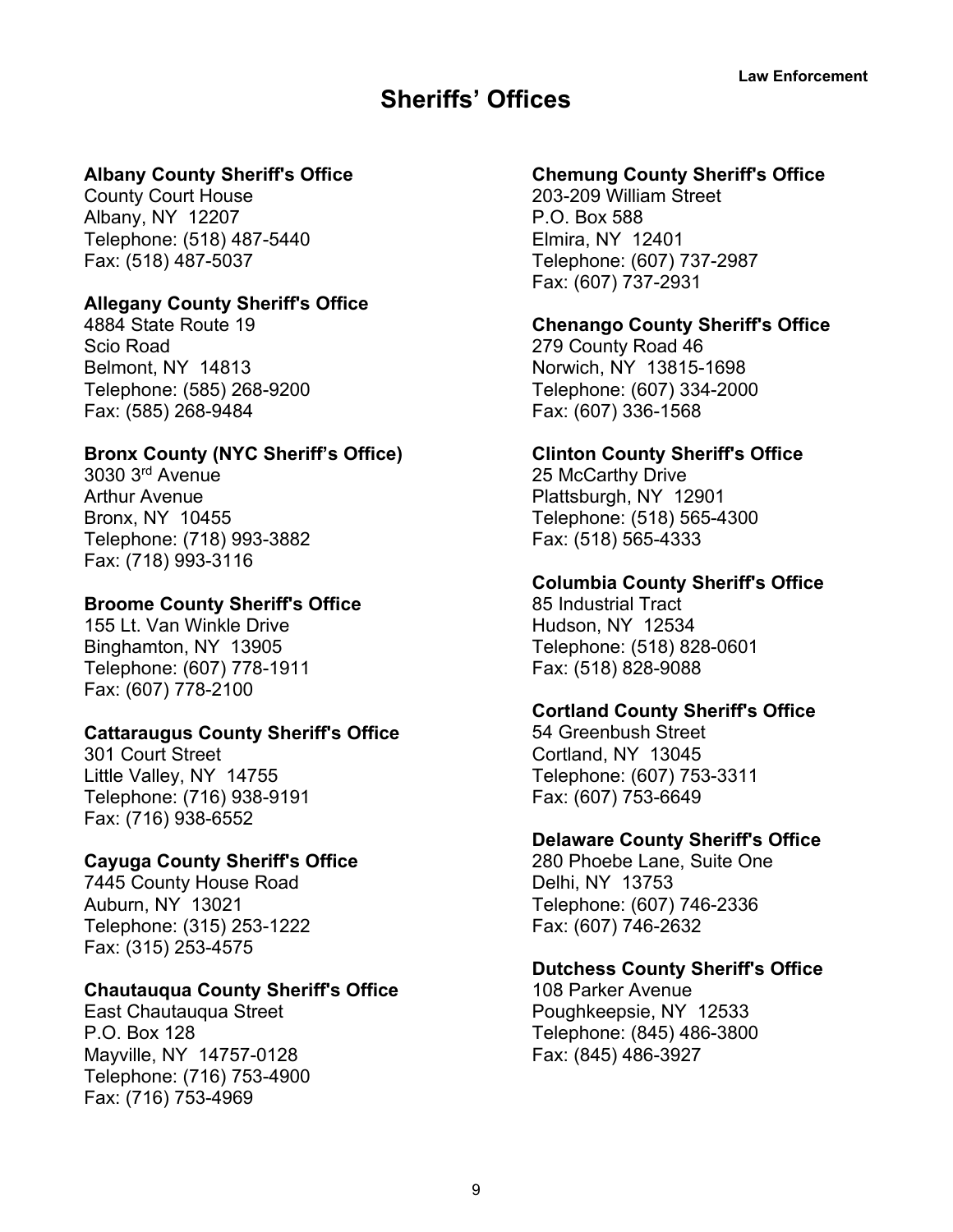# Sheriffs' Offices

**Albany County Sheriff's Office**
County Court House
Albany, NY 12207
Telephone: (518) 487-5440
Fax: (518) 487-5037

**Allegany County Sheriff's Office**
4884 State Route 19
Scio Road
Belmont, NY 14813
Telephone: (585) 268-9200
Fax: (585) 268-9484

**Bronx County (NYC Sheriff's Office)**
3030 3rd Avenue
Arthur Avenue
Bronx, NY 10455
Telephone: (718) 993-3882
Fax: (718) 993-3116

**Broome County Sheriff's Office**
155 Lt. Van Winkle Drive
Binghamton, NY 13905
Telephone: (607) 778-1911
Fax: (607) 778-2100

**Cattaraugus County Sheriff's Office**
301 Court Street
Little Valley, NY 14755
Telephone: (716) 938-9191
Fax: (716) 938-6552

**Cayuga County Sheriff's Office**
7445 County House Road
Auburn, NY 13021
Telephone: (315) 253-1222
Fax: (315) 253-4575

**Chautauqua County Sheriff's Office**
East Chautauqua Street
P.O. Box 128
Mayville, NY 14757-0128
Telephone: (716) 753-4900
Fax: (716) 753-4969

**Chemung County Sheriff's Office**
203-209 William Street
P.O. Box 588
Elmira, NY 12401
Telephone: (607) 737-2987
Fax: (607) 737-2931

**Chenango County Sheriff's Office**
279 County Road 46
Norwich, NY 13815-1698
Telephone: (607) 334-2000
Fax: (607) 336-1568

**Clinton County Sheriff's Office**
25 McCarthy Drive
Plattsburgh, NY 12901
Telephone: (518) 565-4300
Fax: (518) 565-4333

**Columbia County Sheriff's Office**
85 Industrial Tract
Hudson, NY 12534
Telephone: (518) 828-0601
Fax: (518) 828-9088

**Cortland County Sheriff's Office**
54 Greenbush Street
Cortland, NY 13045
Telephone: (607) 753-3311
Fax: (607) 753-6649

**Delaware County Sheriff's Office**
280 Phoebe Lane, Suite One
Delhi, NY 13753
Telephone: (607) 746-2336
Fax: (607) 746-2632

**Dutchess County Sheriff's Office**
108 Parker Avenue
Poughkeepsie, NY 12533
Telephone: (845) 486-3800
Fax: (845) 486-3927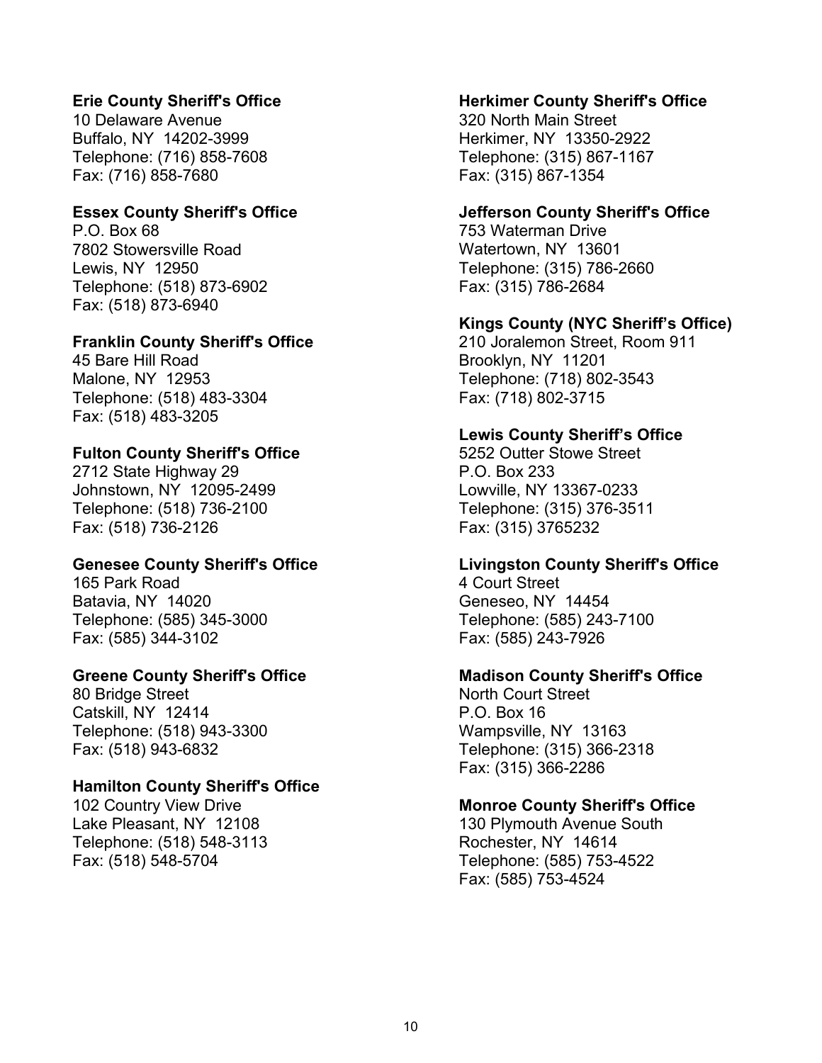**Erie County Sheriff's Office**
10 Delaware Avenue
Buffalo, NY 14202-3999
Telephone: (716) 858-7608
Fax: (716) 858-7680

**Essex County Sheriff's Office**
P.O. Box 68
7802 Stowersville Road
Lewis, NY 12950
Telephone: (518) 873-6902
Fax: (518) 873-6940

**Franklin County Sheriff's Office**
45 Bare Hill Road
Malone, NY 12953
Telephone: (518) 483-3304
Fax: (518) 483-3205

**Fulton County Sheriff's Office**
2712 State Highway 29
Johnstown, NY 12095-2499
Telephone: (518) 736-2100
Fax: (518) 736-2126

**Genesee County Sheriff's Office**
165 Park Road
Batavia, NY 14020
Telephone: (585) 345-3000
Fax: (585) 344-3102

**Greene County Sheriff's Office**
80 Bridge Street
Catskill, NY 12414
Telephone: (518) 943-3300
Fax: (518) 943-6832

**Hamilton County Sheriff's Office**
102 Country View Drive
Lake Pleasant, NY 12108
Telephone: (518) 548-3113
Fax: (518) 548-5704

**Herkimer County Sheriff's Office**
320 North Main Street
Herkimer, NY 13350-2922
Telephone: (315) 867-1167
Fax: (315) 867-1354

**Jefferson County Sheriff's Office**
753 Waterman Drive
Watertown, NY 13601
Telephone: (315) 786-2660
Fax: (315) 786-2684

**Kings County (NYC Sheriff's Office)**
210 Joralemon Street, Room 911
Brooklyn, NY 11201
Telephone: (718) 802-3543
Fax: (718) 802-3715

**Lewis County Sheriff's Office**
5252 Outter Stowe Street
P.O. Box 233
Lowville, NY 13367-0233
Telephone: (315) 376-3511
Fax: (315) 3765232

**Livingston County Sheriff's Office**
4 Court Street
Geneseo, NY 14454
Telephone: (585) 243-7100
Fax: (585) 243-7926

**Madison County Sheriff's Office**
North Court Street
P.O. Box 16
Wampsville, NY 13163
Telephone: (315) 366-2318
Fax: (315) 366-2286

**Monroe County Sheriff's Office**
130 Plymouth Avenue South
Rochester, NY 14614
Telephone: (585) 753-4522
Fax: (585) 753-4524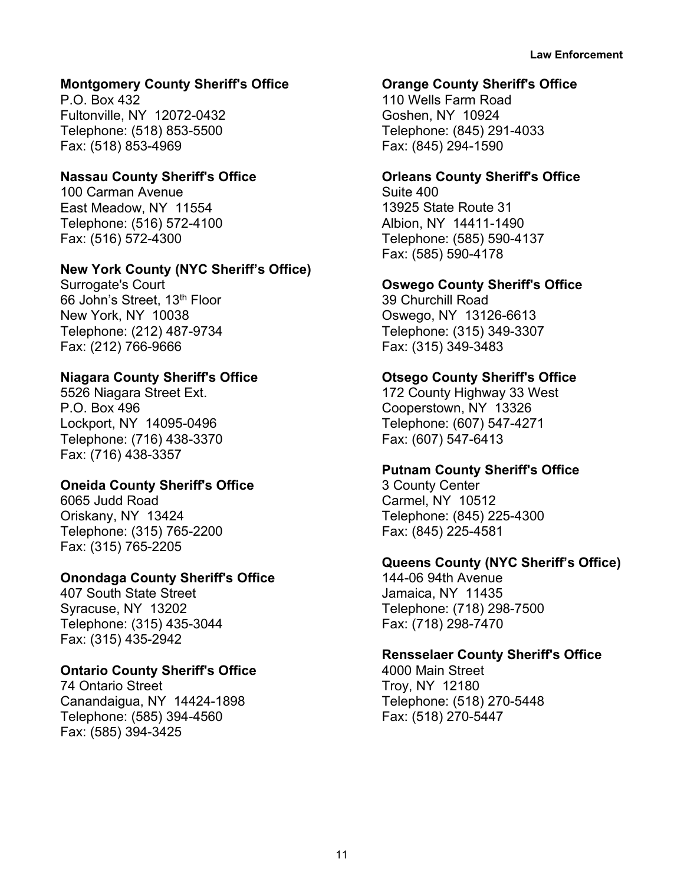**Montgomery County Sheriff's Office**
P.O. Box 432
Fultonville, NY 12072-0432
Telephone: (518) 853-5500
Fax: (518) 853-4969

**Nassau County Sheriff's Office**
100 Carman Avenue
East Meadow, NY 11554
Telephone: (516) 572-4100
Fax: (516) 572-4300

**New York County (NYC Sheriff's Office)**
Surrogate's Court
66 John's Street, 13th Floor
New York, NY 10038
Telephone: (212) 487-9734
Fax: (212) 766-9666

**Niagara County Sheriff's Office**
5526 Niagara Street Ext.
P.O. Box 496
Lockport, NY 14095-0496
Telephone: (716) 438-3370
Fax: (716) 438-3357

**Oneida County Sheriff's Office**
6065 Judd Road
Oriskany, NY 13424
Telephone: (315) 765-2200
Fax: (315) 765-2205

**Onondaga County Sheriff's Office**
407 South State Street
Syracuse, NY 13202
Telephone: (315) 435-3044
Fax: (315) 435-2942

**Ontario County Sheriff's Office**
74 Ontario Street
Canandaigua, NY 14424-1898
Telephone: (585) 394-4560
Fax: (585) 394-3425

**Orange County Sheriff's Office**
110 Wells Farm Road
Goshen, NY 10924
Telephone: (845) 291-4033
Fax: (845) 294-1590

**Orleans County Sheriff's Office**
Suite 400
13925 State Route 31
Albion, NY 14411-1490
Telephone: (585) 590-4137
Fax: (585) 590-4178

**Oswego County Sheriff's Office**
39 Churchill Road
Oswego, NY 13126-6613
Telephone: (315) 349-3307
Fax: (315) 349-3483

**Otsego County Sheriff's Office**
172 County Highway 33 West
Cooperstown, NY 13326
Telephone: (607) 547-4271
Fax: (607) 547-6413

**Putnam County Sheriff's Office**
3 County Center
Carmel, NY 10512
Telephone: (845) 225-4300
Fax: (845) 225-4581

**Queens County (NYC Sheriff's Office)**
144-06 94th Avenue
Jamaica, NY 11435
Telephone: (718) 298-7500
Fax: (718) 298-7470

**Rensselaer County Sheriff's Office**
4000 Main Street
Troy, NY 12180
Telephone: (518) 270-5448
Fax: (518) 270-5447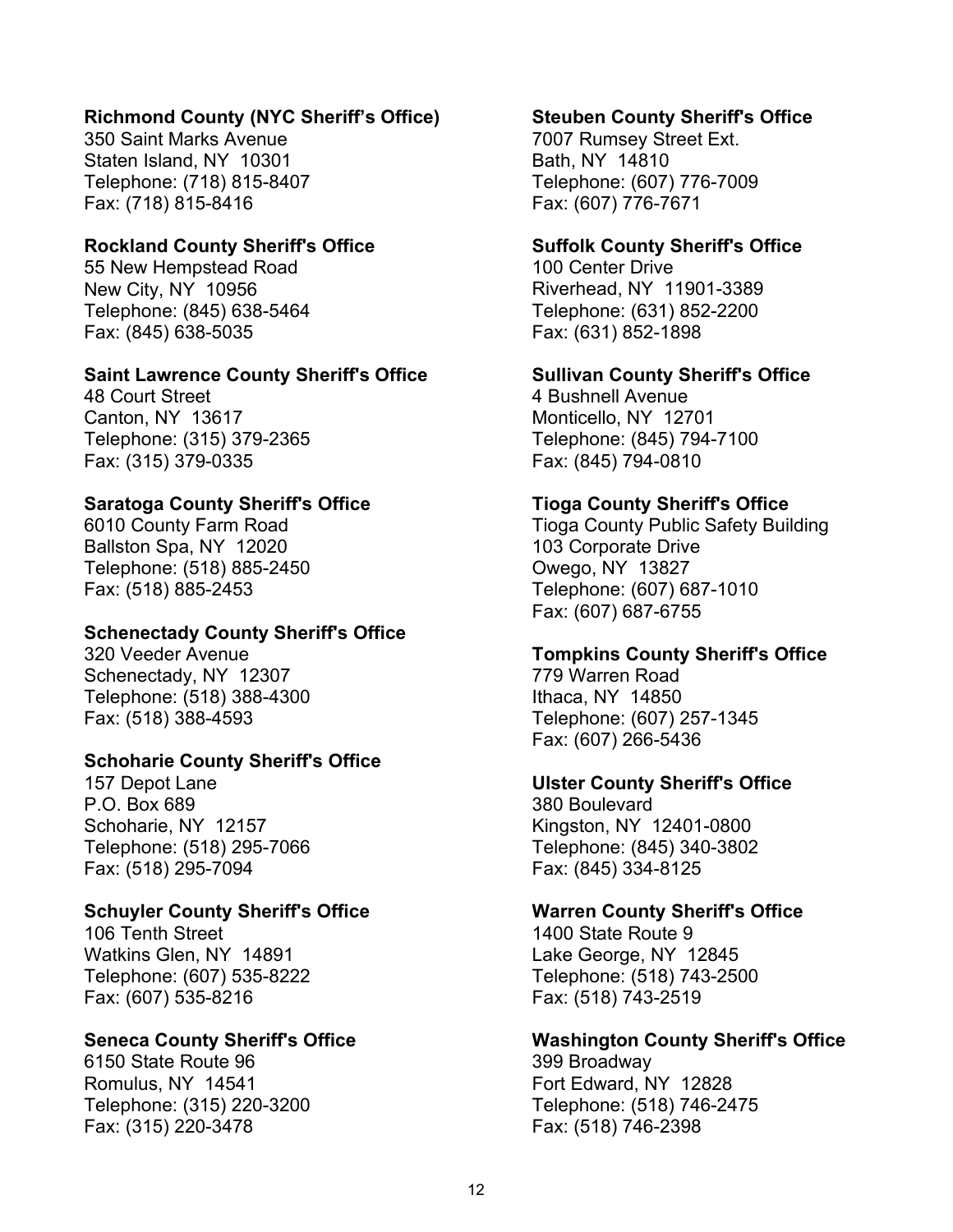**Richmond County (NYC Sheriff's Office)**
350 Saint Marks Avenue
Staten Island, NY 10301
Telephone: (718) 815-8407
Fax: (718) 815-8416

**Rockland County Sheriff's Office**
55 New Hempstead Road
New City, NY 10956
Telephone: (845) 638-5464
Fax: (845) 638-5035

**Saint Lawrence County Sheriff's Office**
48 Court Street
Canton, NY 13617
Telephone: (315) 379-2365
Fax: (315) 379-0335

**Saratoga County Sheriff's Office**
6010 County Farm Road
Ballston Spa, NY 12020
Telephone: (518) 885-2450
Fax: (518) 885-2453

**Schenectady County Sheriff's Office**
320 Veeder Avenue
Schenectady, NY 12307
Telephone: (518) 388-4300
Fax: (518) 388-4593

**Schoharie County Sheriff's Office**
157 Depot Lane
P.O. Box 689
Schoharie, NY 12157
Telephone: (518) 295-7066
Fax: (518) 295-7094

**Schuyler County Sheriff's Office**
106 Tenth Street
Watkins Glen, NY 14891
Telephone: (607) 535-8222
Fax: (607) 535-8216

**Seneca County Sheriff's Office**
6150 State Route 96
Romulus, NY 14541
Telephone: (315) 220-3200
Fax: (315) 220-3478

**Steuben County Sheriff's Office**
7007 Rumsey Street Ext.
Bath, NY 14810
Telephone: (607) 776-7009
Fax: (607) 776-7671

**Suffolk County Sheriff's Office**
100 Center Drive
Riverhead, NY 11901-3389
Telephone: (631) 852-2200
Fax: (631) 852-1898

**Sullivan County Sheriff's Office**
4 Bushnell Avenue
Monticello, NY 12701
Telephone: (845) 794-7100
Fax: (845) 794-0810

**Tioga County Sheriff's Office**
Tioga County Public Safety Building
103 Corporate Drive
Owego, NY 13827
Telephone: (607) 687-1010
Fax: (607) 687-6755

**Tompkins County Sheriff's Office**
779 Warren Road
Ithaca, NY 14850
Telephone: (607) 257-1345
Fax: (607) 266-5436

**Ulster County Sheriff's Office**
380 Boulevard
Kingston, NY 12401-0800
Telephone: (845) 340-3802
Fax: (845) 334-8125

**Warren County Sheriff's Office**
1400 State Route 9
Lake George, NY 12845
Telephone: (518) 743-2500
Fax: (518) 743-2519

**Washington County Sheriff's Office**
399 Broadway
Fort Edward, NY 12828
Telephone: (518) 746-2475
Fax: (518) 746-2398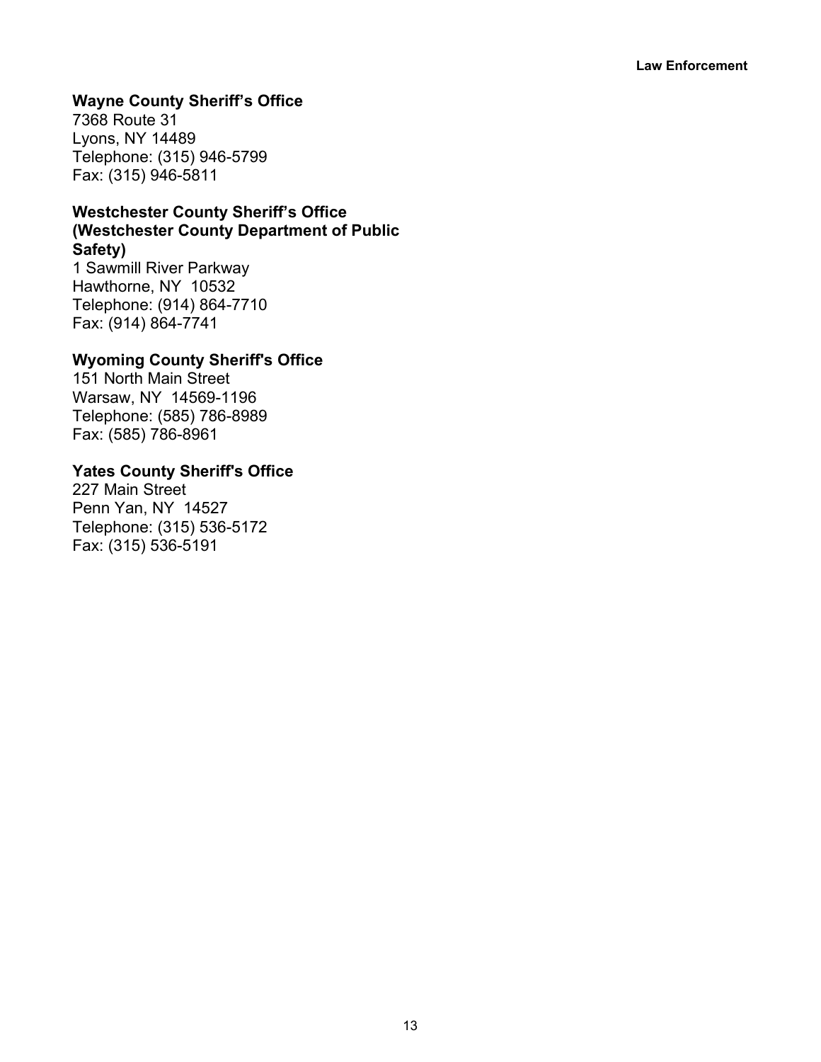**Wayne County Sheriff's Office**
7368 Route 31
Lyons, NY 14489
Telephone: (315) 946-5799
Fax: (315) 946-5811

**Westchester County Sheriff's Office (Westchester County Department of Public Safety)**
1 Sawmill River Parkway
Hawthorne, NY 10532
Telephone: (914) 864-7710
Fax: (914) 864-7741

**Wyoming County Sheriff's Office**
151 North Main Street
Warsaw, NY 14569-1196
Telephone: (585) 786-8989
Fax: (585) 786-8961

**Yates County Sheriff's Office**
227 Main Street
Penn Yan, NY 14527
Telephone: (315) 536-5172
Fax: (315) 536-5191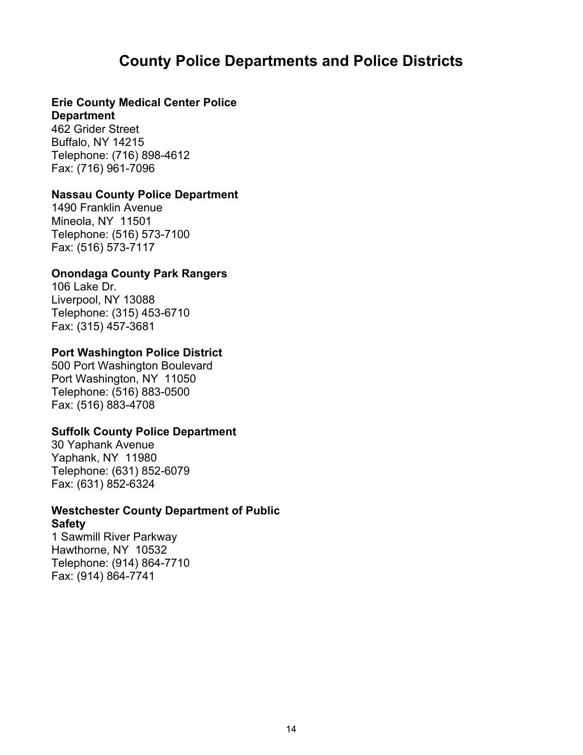# County Police Departments and Police Districts

**Erie County Medical Center Police Department**
462 Grider Street
Buffalo, NY 14215
Telephone: (716) 898-4612
Fax: (716) 961-7096

**Nassau County Police Department**
1490 Franklin Avenue
Mineola, NY 11501
Telephone: (516) 573-7100
Fax: (516) 573-7117

**Onondaga County Park Rangers**
106 Lake Dr.
Liverpool, NY 13088
Telephone: (315) 453-6710
Fax: (315) 457-3681

**Port Washington Police District**
500 Port Washington Boulevard
Port Washington, NY 11050
Telephone: (516) 883-0500
Fax: (516) 883-4708

**Suffolk County Police Department**
30 Yaphank Avenue
Yaphank, NY 11980
Telephone: (631) 852-6079
Fax: (631) 852-6324

**Westchester County Department of Public Safety**
1 Sawmill River Parkway
Hawthorne, NY 10532
Telephone: (914) 864-7710
Fax: (914) 864-7741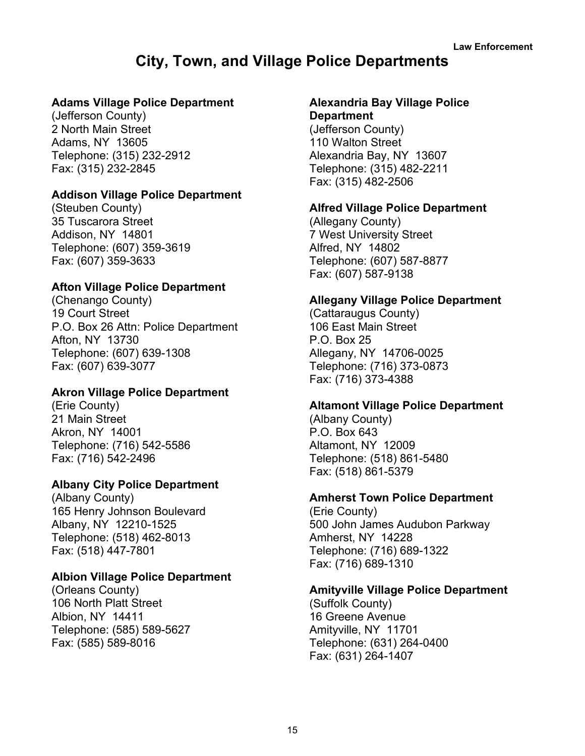# City, Town, and Village Police Departments

**Adams Village Police Department**
(Jefferson County)
2 North Main Street
Adams, NY 13605
Telephone: (315) 232-2912
Fax: (315) 232-2845

**Addison Village Police Department**
(Steuben County)
35 Tuscarora Street
Addison, NY 14801
Telephone: (607) 359-3619
Fax: (607) 359-3633

**Afton Village Police Department**
(Chenango County)
19 Court Street
P.O. Box 26 Attn: Police Department
Afton, NY 13730
Telephone: (607) 639-1308
Fax: (607) 639-3077

**Akron Village Police Department**
(Erie County)
21 Main Street
Akron, NY 14001
Telephone: (716) 542-5586
Fax: (716) 542-2496

**Albany City Police Department**
(Albany County)
165 Henry Johnson Boulevard
Albany, NY 12210-1525
Telephone: (518) 462-8013
Fax: (518) 447-7801

**Albion Village Police Department**
(Orleans County)
106 North Platt Street
Albion, NY 14411
Telephone: (585) 589-5627
Fax: (585) 589-8016

**Alexandria Bay Village Police Department**
(Jefferson County)
110 Walton Street
Alexandria Bay, NY 13607
Telephone: (315) 482-2211
Fax: (315) 482-2506

**Alfred Village Police Department**
(Allegany County)
7 West University Street
Alfred, NY 14802
Telephone: (607) 587-8877
Fax: (607) 587-9138

**Allegany Village Police Department**
(Cattaraugus County)
106 East Main Street
P.O. Box 25
Allegany, NY 14706-0025
Telephone: (716) 373-0873
Fax: (716) 373-4388

**Altamont Village Police Department**
(Albany County)
P.O. Box 643
Altamont, NY 12009
Telephone: (518) 861-5480
Fax: (518) 861-5379

**Amherst Town Police Department**
(Erie County)
500 John James Audubon Parkway
Amherst, NY 14228
Telephone: (716) 689-1322
Fax: (716) 689-1310

**Amityville Village Police Department**
(Suffolk County)
16 Greene Avenue
Amityville, NY 11701
Telephone: (631) 264-0400
Fax: (631) 264-1407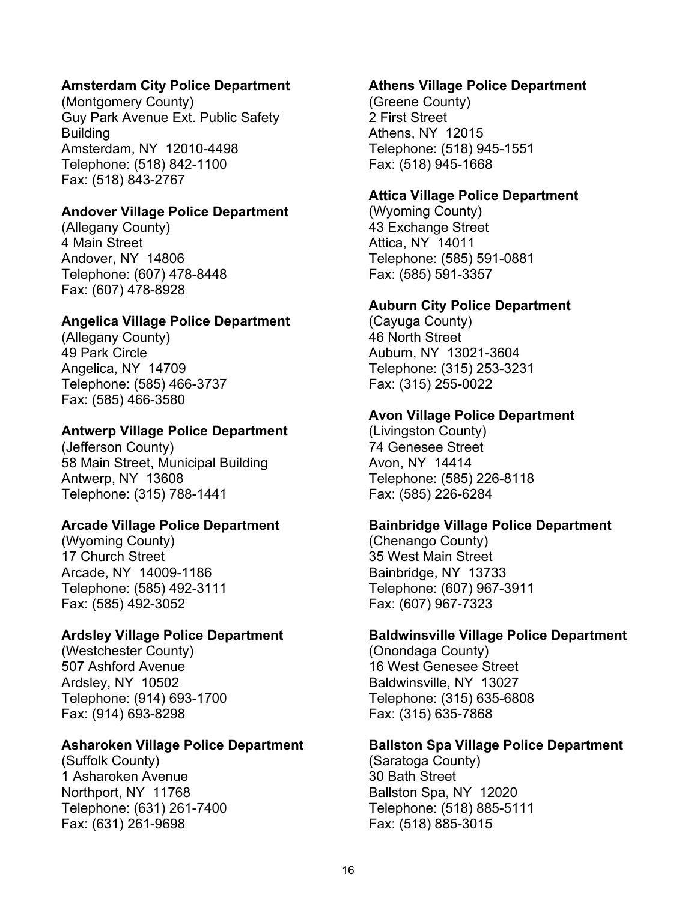**Amsterdam City Police Department**
(Montgomery County)
Guy Park Avenue Ext. Public Safety Building
Amsterdam, NY 12010-4498
Telephone: (518) 842-1100
Fax: (518) 843-2767

**Andover Village Police Department**
(Allegany County)
4 Main Street
Andover, NY 14806
Telephone: (607) 478-8448
Fax: (607) 478-8928

**Angelica Village Police Department**
(Allegany County)
49 Park Circle
Angelica, NY 14709
Telephone: (585) 466-3737
Fax: (585) 466-3580

**Antwerp Village Police Department**
(Jefferson County)
58 Main Street, Municipal Building
Antwerp, NY 13608
Telephone: (315) 788-1441

**Arcade Village Police Department**
(Wyoming County)
17 Church Street
Arcade, NY 14009-1186
Telephone: (585) 492-3111
Fax: (585) 492-3052

**Ardsley Village Police Department**
(Westchester County)
507 Ashford Avenue
Ardsley, NY 10502
Telephone: (914) 693-1700
Fax: (914) 693-8298

**Asharoken Village Police Department**
(Suffolk County)
1 Asharoken Avenue
Northport, NY 11768
Telephone: (631) 261-7400
Fax: (631) 261-9698

**Athens Village Police Department**
(Greene County)
2 First Street
Athens, NY 12015
Telephone: (518) 945-1551
Fax: (518) 945-1668

**Attica Village Police Department**
(Wyoming County)
43 Exchange Street
Attica, NY 14011
Telephone: (585) 591-0881
Fax: (585) 591-3357

**Auburn City Police Department**
(Cayuga County)
46 North Street
Auburn, NY 13021-3604
Telephone: (315) 253-3231
Fax: (315) 255-0022

**Avon Village Police Department**
(Livingston County)
74 Genesee Street
Avon, NY 14414
Telephone: (585) 226-8118
Fax: (585) 226-6284

**Bainbridge Village Police Department**
(Chenango County)
35 West Main Street
Bainbridge, NY 13733
Telephone: (607) 967-3911
Fax: (607) 967-7323

**Baldwinsville Village Police Department**
(Onondaga County)
16 West Genesee Street
Baldwinsville, NY 13027
Telephone: (315) 635-6808
Fax: (315) 635-7868

**Ballston Spa Village Police Department**
(Saratoga County)
30 Bath Street
Ballston Spa, NY 12020
Telephone: (518) 885-5111
Fax: (518) 885-3015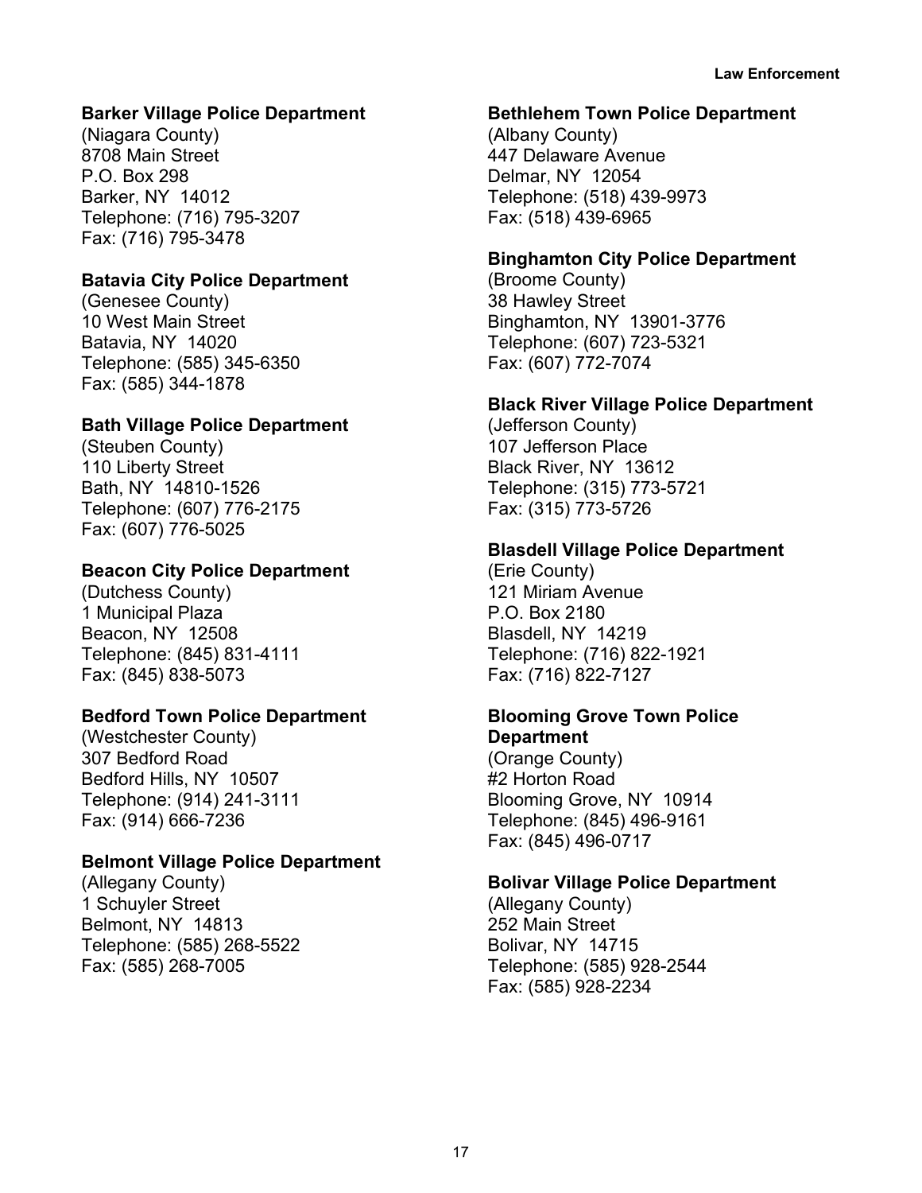**Barker Village Police Department**
(Niagara County)
8708 Main Street
P.O. Box 298
Barker, NY 14012
Telephone: (716) 795-3207
Fax: (716) 795-3478

**Batavia City Police Department**
(Genesee County)
10 West Main Street
Batavia, NY 14020
Telephone: (585) 345-6350
Fax: (585) 344-1878

**Bath Village Police Department**
(Steuben County)
110 Liberty Street
Bath, NY 14810-1526
Telephone: (607) 776-2175
Fax: (607) 776-5025

**Beacon City Police Department**
(Dutchess County)
1 Municipal Plaza
Beacon, NY 12508
Telephone: (845) 831-4111
Fax: (845) 838-5073

**Bedford Town Police Department**
(Westchester County)
307 Bedford Road
Bedford Hills, NY 10507
Telephone: (914) 241-3111
Fax: (914) 666-7236

**Belmont Village Police Department**
(Allegany County)
1 Schuyler Street
Belmont, NY 14813
Telephone: (585) 268-5522
Fax: (585) 268-7005

**Bethlehem Town Police Department**
(Albany County)
447 Delaware Avenue
Delmar, NY 12054
Telephone: (518) 439-9973
Fax: (518) 439-6965

**Binghamton City Police Department**
(Broome County)
38 Hawley Street
Binghamton, NY 13901-3776
Telephone: (607) 723-5321
Fax: (607) 772-7074

**Black River Village Police Department**
(Jefferson County)
107 Jefferson Place
Black River, NY 13612
Telephone: (315) 773-5721
Fax: (315) 773-5726

**Blasdell Village Police Department**
(Erie County)
121 Miriam Avenue
P.O. Box 2180
Blasdell, NY 14219
Telephone: (716) 822-1921
Fax: (716) 822-7127

**Blooming Grove Town Police Department**
(Orange County)
#2 Horton Road
Blooming Grove, NY 10914
Telephone: (845) 496-9161
Fax: (845) 496-0717

**Bolivar Village Police Department**
(Allegany County)
252 Main Street
Bolivar, NY 14715
Telephone: (585) 928-2544
Fax: (585) 928-2234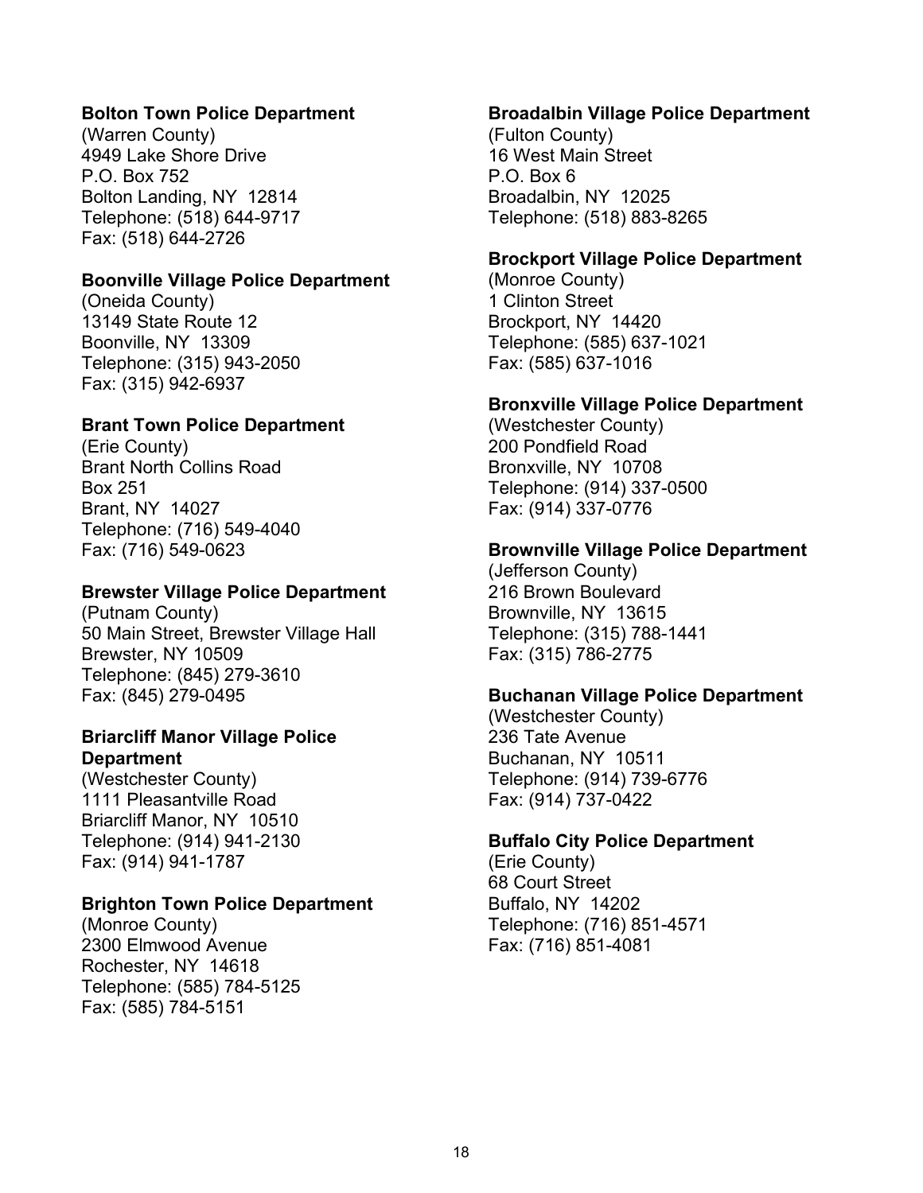**Bolton Town Police Department**
(Warren County)
4949 Lake Shore Drive
P.O. Box 752
Bolton Landing, NY 12814
Telephone: (518) 644-9717
Fax: (518) 644-2726

**Boonville Village Police Department**
(Oneida County)
13149 State Route 12
Boonville, NY 13309
Telephone: (315) 943-2050
Fax: (315) 942-6937

**Brant Town Police Department**
(Erie County)
Brant North Collins Road
Box 251
Brant, NY 14027
Telephone: (716) 549-4040
Fax: (716) 549-0623

**Brewster Village Police Department**
(Putnam County)
50 Main Street, Brewster Village Hall
Brewster, NY 10509
Telephone: (845) 279-3610
Fax: (845) 279-0495

**Briarcliff Manor Village Police Department**
(Westchester County)
1111 Pleasantville Road
Briarcliff Manor, NY 10510
Telephone: (914) 941-2130
Fax: (914) 941-1787

**Brighton Town Police Department**
(Monroe County)
2300 Elmwood Avenue
Rochester, NY 14618
Telephone: (585) 784-5125
Fax: (585) 784-5151

**Broadalbin Village Police Department**
(Fulton County)
16 West Main Street
P.O. Box 6
Broadalbin, NY 12025
Telephone: (518) 883-8265

**Brockport Village Police Department**
(Monroe County)
1 Clinton Street
Brockport, NY 14420
Telephone: (585) 637-1021
Fax: (585) 637-1016

**Bronxville Village Police Department**
(Westchester County)
200 Pondfield Road
Bronxville, NY 10708
Telephone: (914) 337-0500
Fax: (914) 337-0776

**Brownville Village Police Department**
(Jefferson County)
216 Brown Boulevard
Brownville, NY 13615
Telephone: (315) 788-1441
Fax: (315) 786-2775

**Buchanan Village Police Department**
(Westchester County)
236 Tate Avenue
Buchanan, NY 10511
Telephone: (914) 739-6776
Fax: (914) 737-0422

**Buffalo City Police Department**
(Erie County)
68 Court Street
Buffalo, NY 14202
Telephone: (716) 851-4571
Fax: (716) 851-4081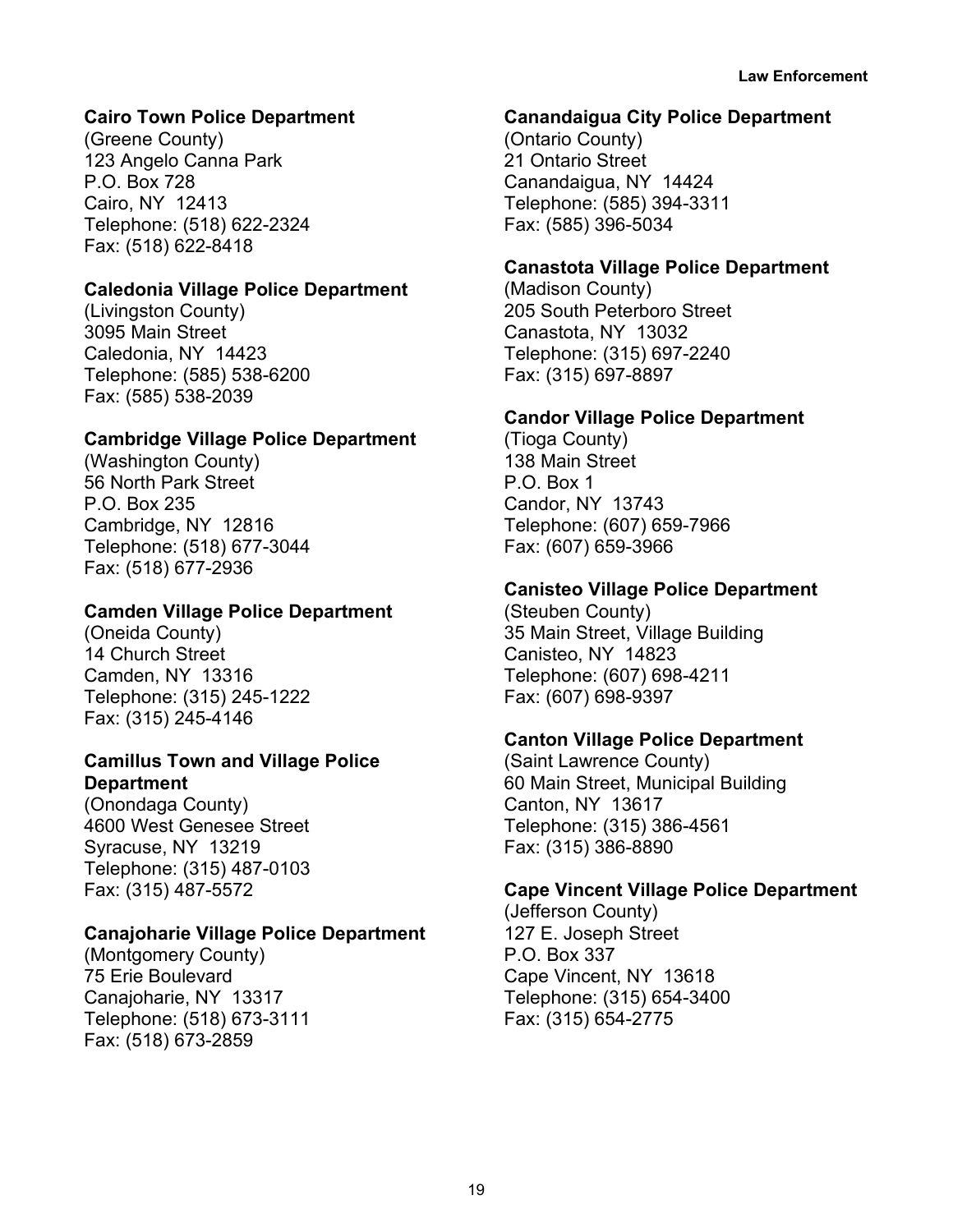**Cairo Town Police Department**
(Greene County)
123 Angelo Canna Park
P.O. Box 728
Cairo, NY 12413
Telephone: (518) 622-2324
Fax: (518) 622-8418

**Caledonia Village Police Department**
(Livingston County)
3095 Main Street
Caledonia, NY 14423
Telephone: (585) 538-6200
Fax: (585) 538-2039

**Cambridge Village Police Department**
(Washington County)
56 North Park Street
P.O. Box 235
Cambridge, NY 12816
Telephone: (518) 677-3044
Fax: (518) 677-2936

**Camden Village Police Department**
(Oneida County)
14 Church Street
Camden, NY 13316
Telephone: (315) 245-1222
Fax: (315) 245-4146

**Camillus Town and Village Police Department**
(Onondaga County)
4600 West Genesee Street
Syracuse, NY 13219
Telephone: (315) 487-0103
Fax: (315) 487-5572

**Canajoharie Village Police Department**
(Montgomery County)
75 Erie Boulevard
Canajoharie, NY 13317
Telephone: (518) 673-3111
Fax: (518) 673-2859

**Canandaigua City Police Department**
(Ontario County)
21 Ontario Street
Canandaigua, NY 14424
Telephone: (585) 394-3311
Fax: (585) 396-5034

**Canastota Village Police Department**
(Madison County)
205 South Peterboro Street
Canastota, NY 13032
Telephone: (315) 697-2240
Fax: (315) 697-8897

**Candor Village Police Department**
(Tioga County)
138 Main Street
P.O. Box 1
Candor, NY 13743
Telephone: (607) 659-7966
Fax: (607) 659-3966

**Canisteo Village Police Department**
(Steuben County)
35 Main Street, Village Building
Canisteo, NY 14823
Telephone: (607) 698-4211
Fax: (607) 698-9397

**Canton Village Police Department**
(Saint Lawrence County)
60 Main Street, Municipal Building
Canton, NY 13617
Telephone: (315) 386-4561
Fax: (315) 386-8890

**Cape Vincent Village Police Department**
(Jefferson County)
127 E. Joseph Street
P.O. Box 337
Cape Vincent, NY 13618
Telephone: (315) 654-3400
Fax: (315) 654-2775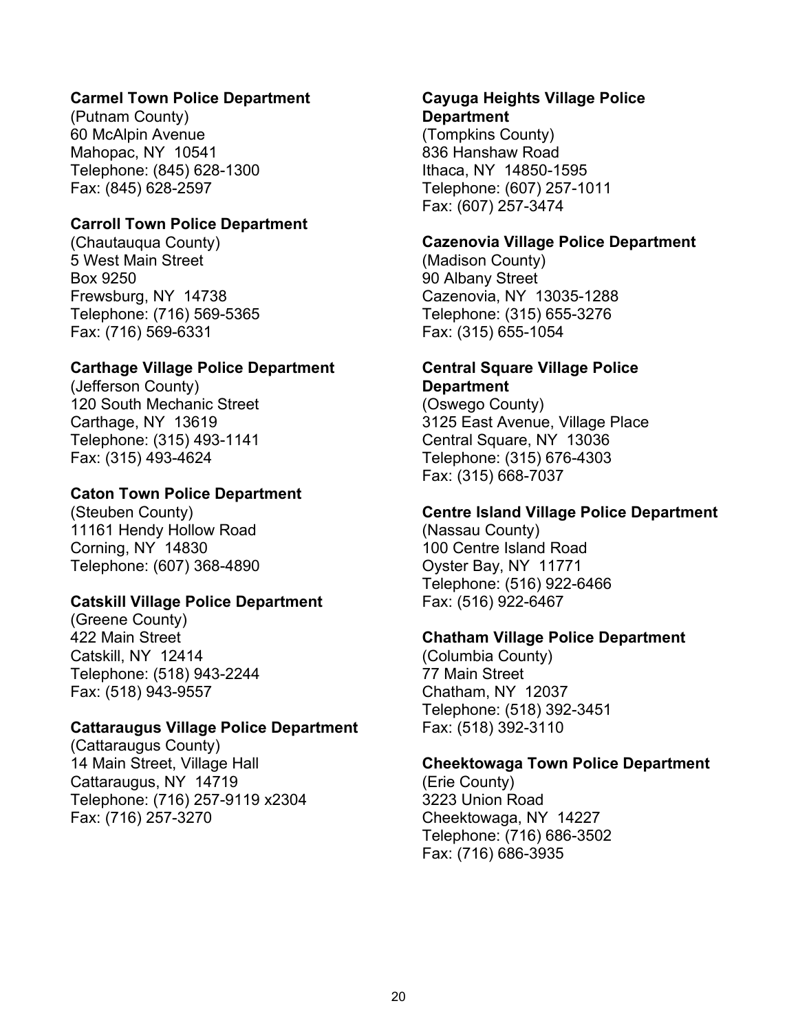**Carmel Town Police Department**
(Putnam County)
60 McAlpin Avenue
Mahopac, NY  10541
Telephone: (845) 628-1300
Fax: (845) 628-2597

**Carroll Town Police Department**
(Chautauqua County)
5 West Main Street
Box 9250
Frewsburg, NY  14738
Telephone: (716) 569-5365
Fax: (716) 569-6331

**Carthage Village Police Department**
(Jefferson County)
120 South Mechanic Street
Carthage, NY  13619
Telephone: (315) 493-1141
Fax: (315) 493-4624

**Caton Town Police Department**
(Steuben County)
11161 Hendy Hollow Road
Corning, NY  14830
Telephone: (607) 368-4890

**Catskill Village Police Department**
(Greene County)
422 Main Street
Catskill, NY  12414
Telephone: (518) 943-2244
Fax: (518) 943-9557

**Cattaraugus Village Police Department**
(Cattaraugus County)
14 Main Street, Village Hall
Cattaraugus, NY  14719
Telephone: (716) 257-9119 x2304
Fax: (716) 257-3270

**Cayuga Heights Village Police Department**
(Tompkins County)
836 Hanshaw Road
Ithaca, NY  14850-1595
Telephone: (607) 257-1011
Fax: (607) 257-3474

**Cazenovia Village Police Department**
(Madison County)
90 Albany Street
Cazenovia, NY  13035-1288
Telephone: (315) 655-3276
Fax: (315) 655-1054

**Central Square Village Police Department**
(Oswego County)
3125 East Avenue, Village Place
Central Square, NY  13036
Telephone: (315) 676-4303
Fax: (315) 668-7037

**Centre Island Village Police Department**
(Nassau County)
100 Centre Island Road
Oyster Bay, NY  11771
Telephone: (516) 922-6466
Fax: (516) 922-6467

**Chatham Village Police Department**
(Columbia County)
77 Main Street
Chatham, NY  12037
Telephone: (518) 392-3451
Fax: (518) 392-3110

**Cheektowaga Town Police Department**
(Erie County)
3223 Union Road
Cheektowaga, NY  14227
Telephone: (716) 686-3502
Fax: (716) 686-3935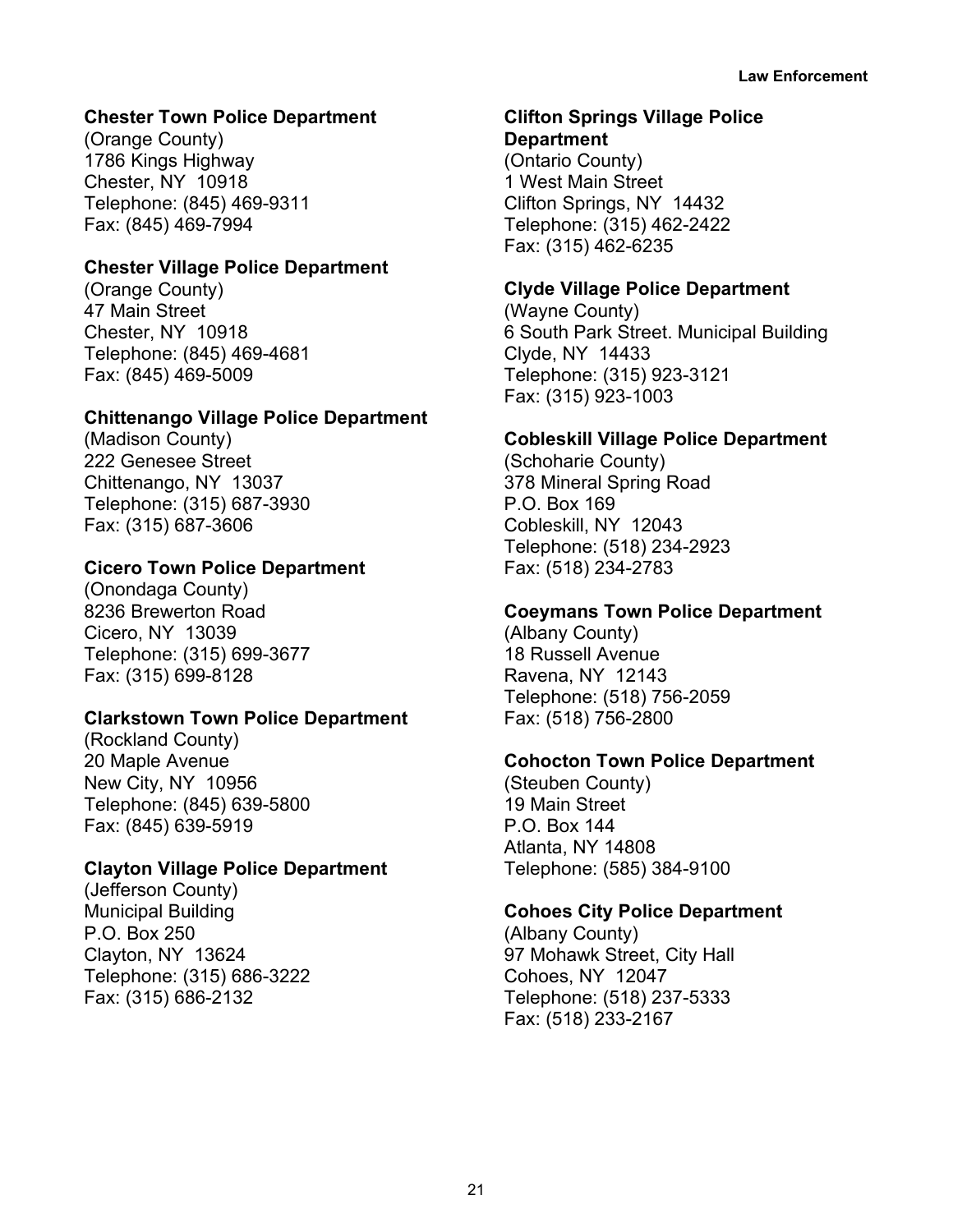**Chester Town Police Department**
(Orange County)
1786 Kings Highway
Chester, NY 10918
Telephone: (845) 469-9311
Fax: (845) 469-7994

**Chester Village Police Department**
(Orange County)
47 Main Street
Chester, NY 10918
Telephone: (845) 469-4681
Fax: (845) 469-5009

**Chittenango Village Police Department**
(Madison County)
222 Genesee Street
Chittenango, NY 13037
Telephone: (315) 687-3930
Fax: (315) 687-3606

**Cicero Town Police Department**
(Onondaga County)
8236 Brewerton Road
Cicero, NY 13039
Telephone: (315) 699-3677
Fax: (315) 699-8128

**Clarkstown Town Police Department**
(Rockland County)
20 Maple Avenue
New City, NY 10956
Telephone: (845) 639-5800
Fax: (845) 639-5919

**Clayton Village Police Department**
(Jefferson County)
Municipal Building
P.O. Box 250
Clayton, NY 13624
Telephone: (315) 686-3222
Fax: (315) 686-2132

**Clifton Springs Village Police Department**
(Ontario County)
1 West Main Street
Clifton Springs, NY 14432
Telephone: (315) 462-2422
Fax: (315) 462-6235

**Clyde Village Police Department**
(Wayne County)
6 South Park Street. Municipal Building
Clyde, NY 14433
Telephone: (315) 923-3121
Fax: (315) 923-1003

**Cobleskill Village Police Department**
(Schoharie County)
378 Mineral Spring Road
P.O. Box 169
Cobleskill, NY 12043
Telephone: (518) 234-2923
Fax: (518) 234-2783

**Coeymans Town Police Department**
(Albany County)
18 Russell Avenue
Ravena, NY 12143
Telephone: (518) 756-2059
Fax: (518) 756-2800

**Cohocton Town Police Department**
(Steuben County)
19 Main Street
P.O. Box 144
Atlanta, NY 14808
Telephone: (585) 384-9100

**Cohoes City Police Department**
(Albany County)
97 Mohawk Street, City Hall
Cohoes, NY 12047
Telephone: (518) 237-5333
Fax: (518) 233-2167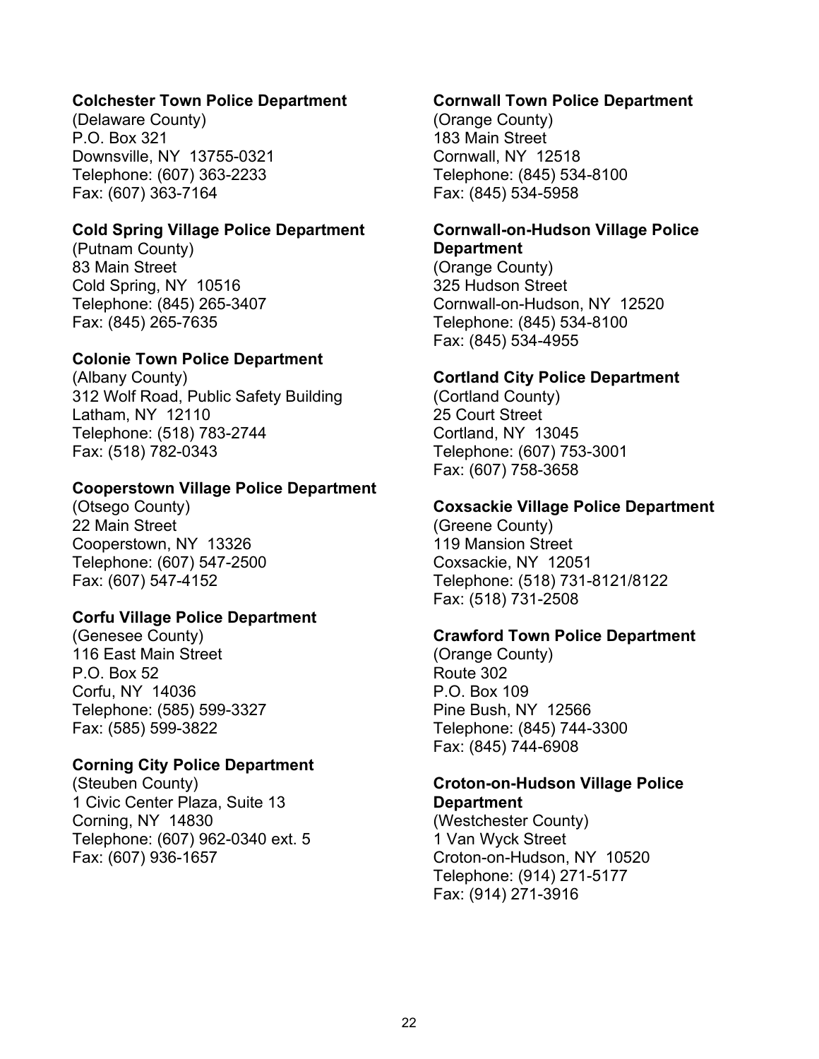**Colchester Town Police Department**
(Delaware County)
P.O. Box 321
Downsville, NY 13755-0321
Telephone: (607) 363-2233
Fax: (607) 363-7164

**Cold Spring Village Police Department**
(Putnam County)
83 Main Street
Cold Spring, NY 10516
Telephone: (845) 265-3407
Fax: (845) 265-7635

**Colonie Town Police Department**
(Albany County)
312 Wolf Road, Public Safety Building
Latham, NY 12110
Telephone: (518) 783-2744
Fax: (518) 782-0343

**Cooperstown Village Police Department**
(Otsego County)
22 Main Street
Cooperstown, NY 13326
Telephone: (607) 547-2500
Fax: (607) 547-4152

**Corfu Village Police Department**
(Genesee County)
116 East Main Street
P.O. Box 52
Corfu, NY 14036
Telephone: (585) 599-3327
Fax: (585) 599-3822

**Corning City Police Department**
(Steuben County)
1 Civic Center Plaza, Suite 13
Corning, NY 14830
Telephone: (607) 962-0340 ext. 5
Fax: (607) 936-1657

**Cornwall Town Police Department**
(Orange County)
183 Main Street
Cornwall, NY 12518
Telephone: (845) 534-8100
Fax: (845) 534-5958

**Cornwall-on-Hudson Village Police Department**
(Orange County)
325 Hudson Street
Cornwall-on-Hudson, NY 12520
Telephone: (845) 534-8100
Fax: (845) 534-4955

**Cortland City Police Department**
(Cortland County)
25 Court Street
Cortland, NY 13045
Telephone: (607) 753-3001
Fax: (607) 758-3658

**Coxsackie Village Police Department**
(Greene County)
119 Mansion Street
Coxsackie, NY 12051
Telephone: (518) 731-8121/8122
Fax: (518) 731-2508

**Crawford Town Police Department**
(Orange County)
Route 302
P.O. Box 109
Pine Bush, NY 12566
Telephone: (845) 744-3300
Fax: (845) 744-6908

**Croton-on-Hudson Village Police Department**
(Westchester County)
1 Van Wyck Street
Croton-on-Hudson, NY 10520
Telephone: (914) 271-5177
Fax: (914) 271-3916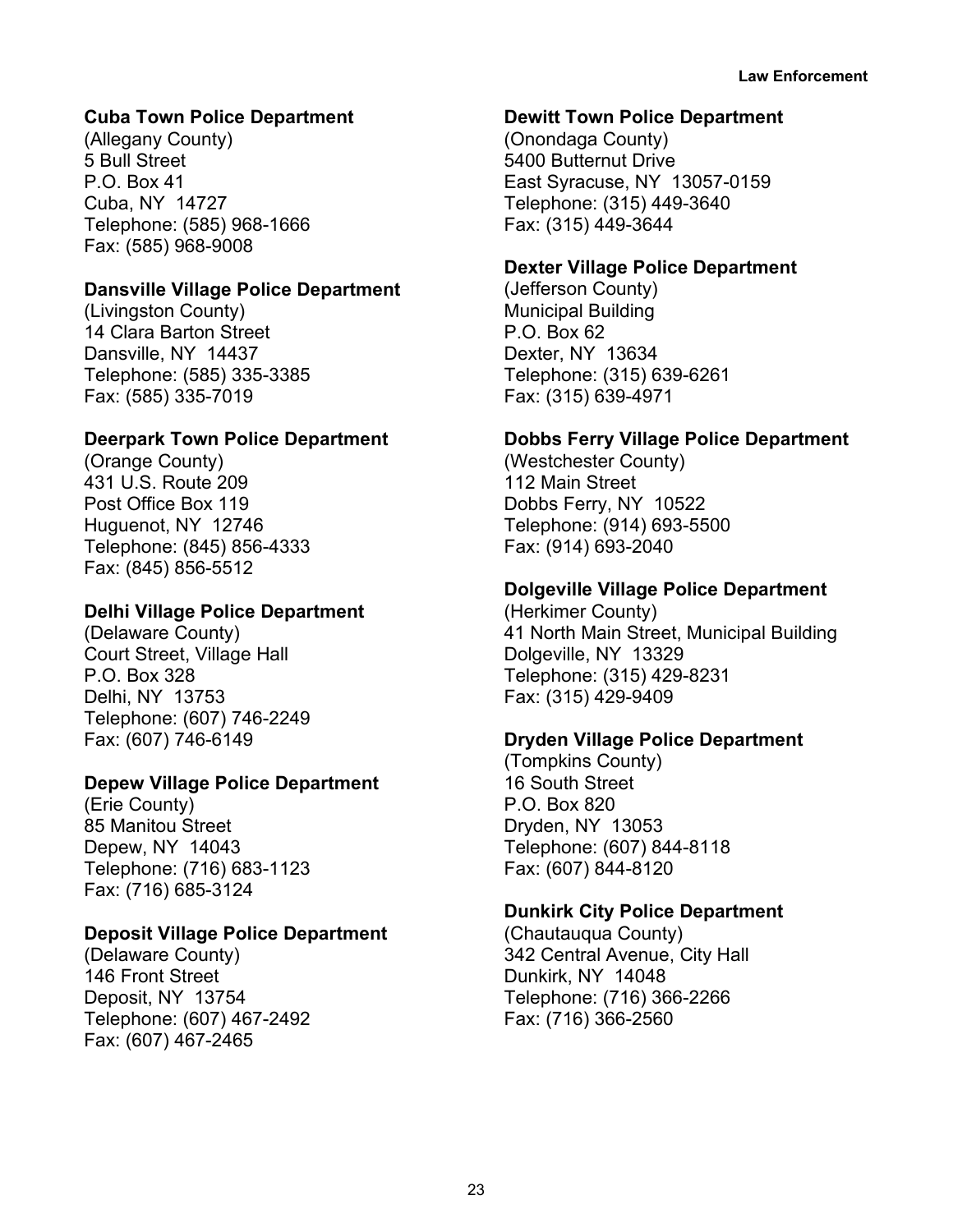**Cuba Town Police Department**
(Allegany County)
5 Bull Street
P.O. Box 41
Cuba, NY 14727
Telephone: (585) 968-1666
Fax: (585) 968-9008

**Dansville Village Police Department**
(Livingston County)
14 Clara Barton Street
Dansville, NY 14437
Telephone: (585) 335-3385
Fax: (585) 335-7019

**Deerpark Town Police Department**
(Orange County)
431 U.S. Route 209
Post Office Box 119
Huguenot, NY 12746
Telephone: (845) 856-4333
Fax: (845) 856-5512

**Delhi Village Police Department**
(Delaware County)
Court Street, Village Hall
P.O. Box 328
Delhi, NY 13753
Telephone: (607) 746-2249
Fax: (607) 746-6149

**Depew Village Police Department**
(Erie County)
85 Manitou Street
Depew, NY 14043
Telephone: (716) 683-1123
Fax: (716) 685-3124

**Deposit Village Police Department**
(Delaware County)
146 Front Street
Deposit, NY 13754
Telephone: (607) 467-2492
Fax: (607) 467-2465

**Dewitt Town Police Department**
(Onondaga County)
5400 Butternut Drive
East Syracuse, NY 13057-0159
Telephone: (315) 449-3640
Fax: (315) 449-3644

**Dexter Village Police Department**
(Jefferson County)
Municipal Building
P.O. Box 62
Dexter, NY 13634
Telephone: (315) 639-6261
Fax: (315) 639-4971

**Dobbs Ferry Village Police Department**
(Westchester County)
112 Main Street
Dobbs Ferry, NY 10522
Telephone: (914) 693-5500
Fax: (914) 693-2040

**Dolgeville Village Police Department**
(Herkimer County)
41 North Main Street, Municipal Building
Dolgeville, NY 13329
Telephone: (315) 429-8231
Fax: (315) 429-9409

**Dryden Village Police Department**
(Tompkins County)
16 South Street
P.O. Box 820
Dryden, NY 13053
Telephone: (607) 844-8118
Fax: (607) 844-8120

**Dunkirk City Police Department**
(Chautauqua County)
342 Central Avenue, City Hall
Dunkirk, NY 14048
Telephone: (716) 366-2266
Fax: (716) 366-2560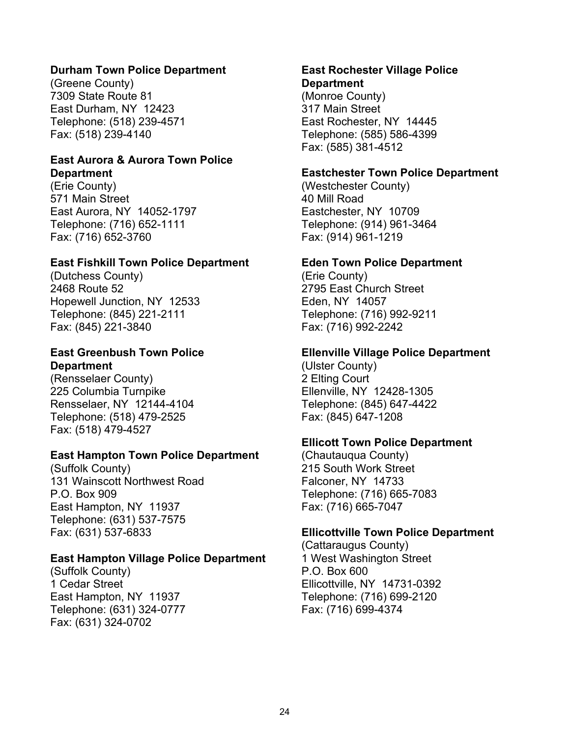**Durham Town Police Department**
(Greene County)
7309 State Route 81
East Durham, NY 12423
Telephone: (518) 239-4571
Fax: (518) 239-4140

**East Aurora & Aurora Town Police Department**
(Erie County)
571 Main Street
East Aurora, NY 14052-1797
Telephone: (716) 652-1111
Fax: (716) 652-3760

**East Fishkill Town Police Department**
(Dutchess County)
2468 Route 52
Hopewell Junction, NY 12533
Telephone: (845) 221-2111
Fax: (845) 221-3840

**East Greenbush Town Police Department**
(Rensselaer County)
225 Columbia Turnpike
Rensselaer, NY 12144-4104
Telephone: (518) 479-2525
Fax: (518) 479-4527

**East Hampton Town Police Department**
(Suffolk County)
131 Wainscott Northwest Road
P.O. Box 909
East Hampton, NY 11937
Telephone: (631) 537-7575
Fax: (631) 537-6833

**East Hampton Village Police Department**
(Suffolk County)
1 Cedar Street
East Hampton, NY 11937
Telephone: (631) 324-0777
Fax: (631) 324-0702

**East Rochester Village Police Department**
(Monroe County)
317 Main Street
East Rochester, NY 14445
Telephone: (585) 586-4399
Fax: (585) 381-4512

**Eastchester Town Police Department**
(Westchester County)
40 Mill Road
Eastchester, NY 10709
Telephone: (914) 961-3464
Fax: (914) 961-1219

**Eden Town Police Department**
(Erie County)
2795 East Church Street
Eden, NY 14057
Telephone: (716) 992-9211
Fax: (716) 992-2242

**Ellenville Village Police Department**
(Ulster County)
2 Elting Court
Ellenville, NY 12428-1305
Telephone: (845) 647-4422
Fax: (845) 647-1208

**Ellicott Town Police Department**
(Chautauqua County)
215 South Work Street
Falconer, NY 14733
Telephone: (716) 665-7083
Fax: (716) 665-7047

**Ellicottville Town Police Department**
(Cattaraugus County)
1 West Washington Street
P.O. Box 600
Ellicottville, NY 14731-0392
Telephone: (716) 699-2120
Fax: (716) 699-4374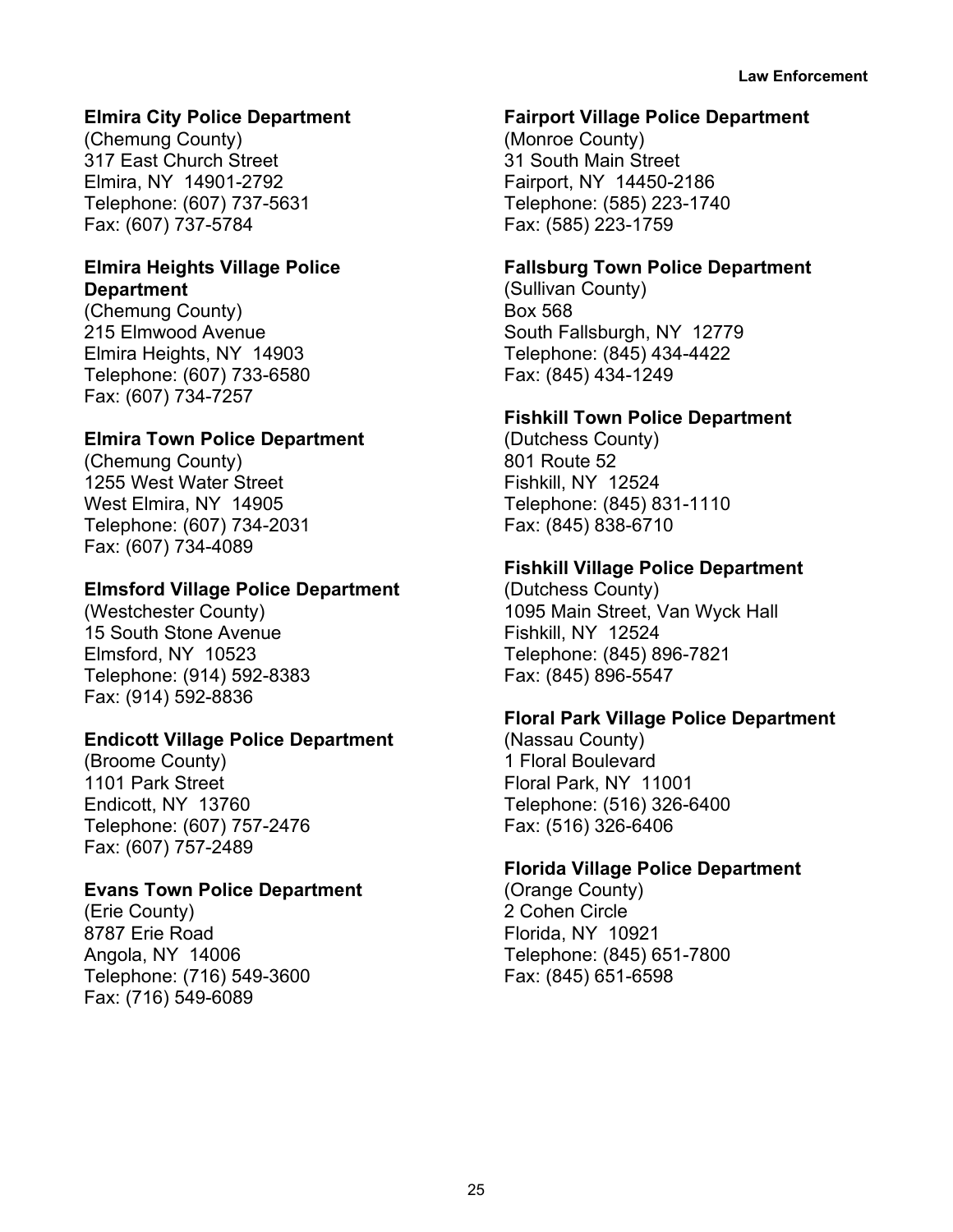**Elmira City Police Department**
(Chemung County)
317 East Church Street
Elmira, NY 14901-2792
Telephone: (607) 737-5631
Fax: (607) 737-5784

**Elmira Heights Village Police Department**
(Chemung County)
215 Elmwood Avenue
Elmira Heights, NY 14903
Telephone: (607) 733-6580
Fax: (607) 734-7257

**Elmira Town Police Department**
(Chemung County)
1255 West Water Street
West Elmira, NY 14905
Telephone: (607) 734-2031
Fax: (607) 734-4089

**Elmsford Village Police Department**
(Westchester County)
15 South Stone Avenue
Elmsford, NY 10523
Telephone: (914) 592-8383
Fax: (914) 592-8836

**Endicott Village Police Department**
(Broome County)
1101 Park Street
Endicott, NY 13760
Telephone: (607) 757-2476
Fax: (607) 757-2489

**Evans Town Police Department**
(Erie County)
8787 Erie Road
Angola, NY 14006
Telephone: (716) 549-3600
Fax: (716) 549-6089

**Fairport Village Police Department**
(Monroe County)
31 South Main Street
Fairport, NY 14450-2186
Telephone: (585) 223-1740
Fax: (585) 223-1759

**Fallsburg Town Police Department**
(Sullivan County)
Box 568
South Fallsburgh, NY 12779
Telephone: (845) 434-4422
Fax: (845) 434-1249

**Fishkill Town Police Department**
(Dutchess County)
801 Route 52
Fishkill, NY 12524
Telephone: (845) 831-1110
Fax: (845) 838-6710

**Fishkill Village Police Department**
(Dutchess County)
1095 Main Street, Van Wyck Hall
Fishkill, NY 12524
Telephone: (845) 896-7821
Fax: (845) 896-5547

**Floral Park Village Police Department**
(Nassau County)
1 Floral Boulevard
Floral Park, NY 11001
Telephone: (516) 326-6400
Fax: (516) 326-6406

**Florida Village Police Department**
(Orange County)
2 Cohen Circle
Florida, NY 10921
Telephone: (845) 651-7800
Fax: (845) 651-6598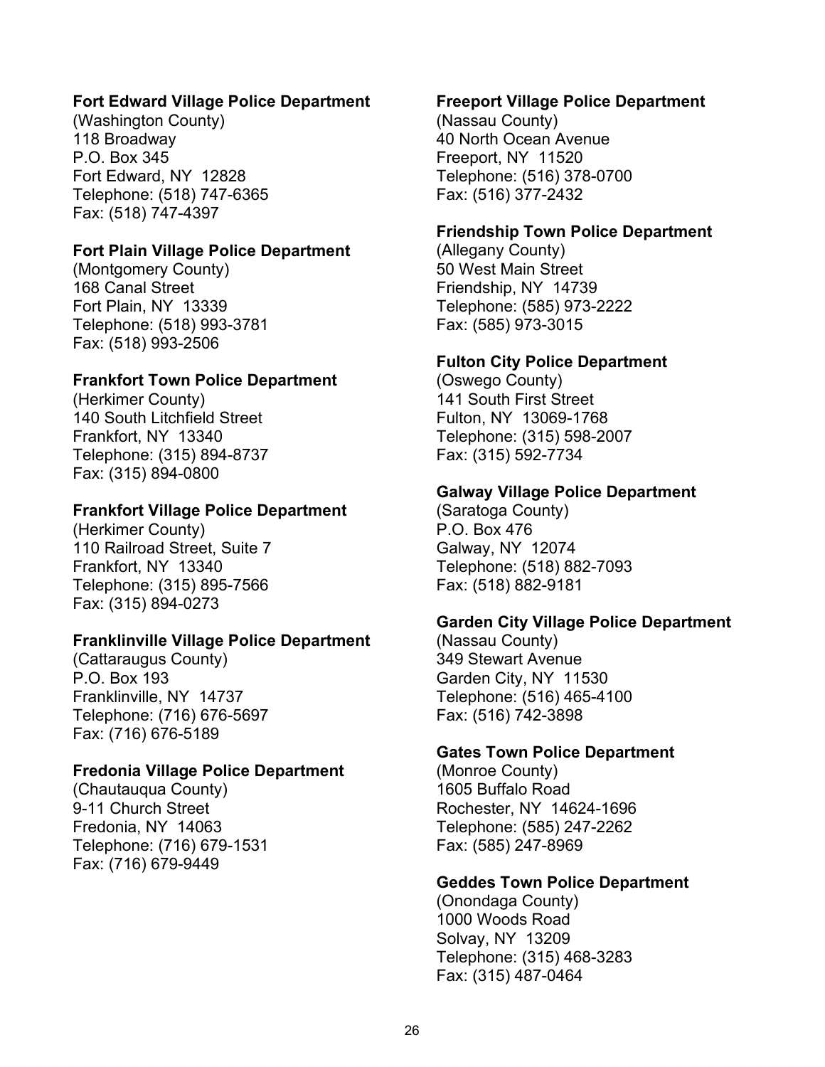**Fort Edward Village Police Department**
(Washington County)
118 Broadway
P.O. Box 345
Fort Edward, NY 12828
Telephone: (518) 747-6365
Fax: (518) 747-4397

**Fort Plain Village Police Department**
(Montgomery County)
168 Canal Street
Fort Plain, NY 13339
Telephone: (518) 993-3781
Fax: (518) 993-2506

**Frankfort Town Police Department**
(Herkimer County)
140 South Litchfield Street
Frankfort, NY 13340
Telephone: (315) 894-8737
Fax: (315) 894-0800

**Frankfort Village Police Department**
(Herkimer County)
110 Railroad Street, Suite 7
Frankfort, NY 13340
Telephone: (315) 895-7566
Fax: (315) 894-0273

**Franklinville Village Police Department**
(Cattaraugus County)
P.O. Box 193
Franklinville, NY 14737
Telephone: (716) 676-5697
Fax: (716) 676-5189

**Fredonia Village Police Department**
(Chautauqua County)
9-11 Church Street
Fredonia, NY 14063
Telephone: (716) 679-1531
Fax: (716) 679-9449

**Freeport Village Police Department**
(Nassau County)
40 North Ocean Avenue
Freeport, NY 11520
Telephone: (516) 378-0700
Fax: (516) 377-2432

**Friendship Town Police Department**
(Allegany County)
50 West Main Street
Friendship, NY 14739
Telephone: (585) 973-2222
Fax: (585) 973-3015

**Fulton City Police Department**
(Oswego County)
141 South First Street
Fulton, NY 13069-1768
Telephone: (315) 598-2007
Fax: (315) 592-7734

**Galway Village Police Department**
(Saratoga County)
P.O. Box 476
Galway, NY 12074
Telephone: (518) 882-7093
Fax: (518) 882-9181

**Garden City Village Police Department**
(Nassau County)
349 Stewart Avenue
Garden City, NY 11530
Telephone: (516) 465-4100
Fax: (516) 742-3898

**Gates Town Police Department**
(Monroe County)
1605 Buffalo Road
Rochester, NY 14624-1696
Telephone: (585) 247-2262
Fax: (585) 247-8969

**Geddes Town Police Department**
(Onondaga County)
1000 Woods Road
Solvay, NY 13209
Telephone: (315) 468-3283
Fax: (315) 487-0464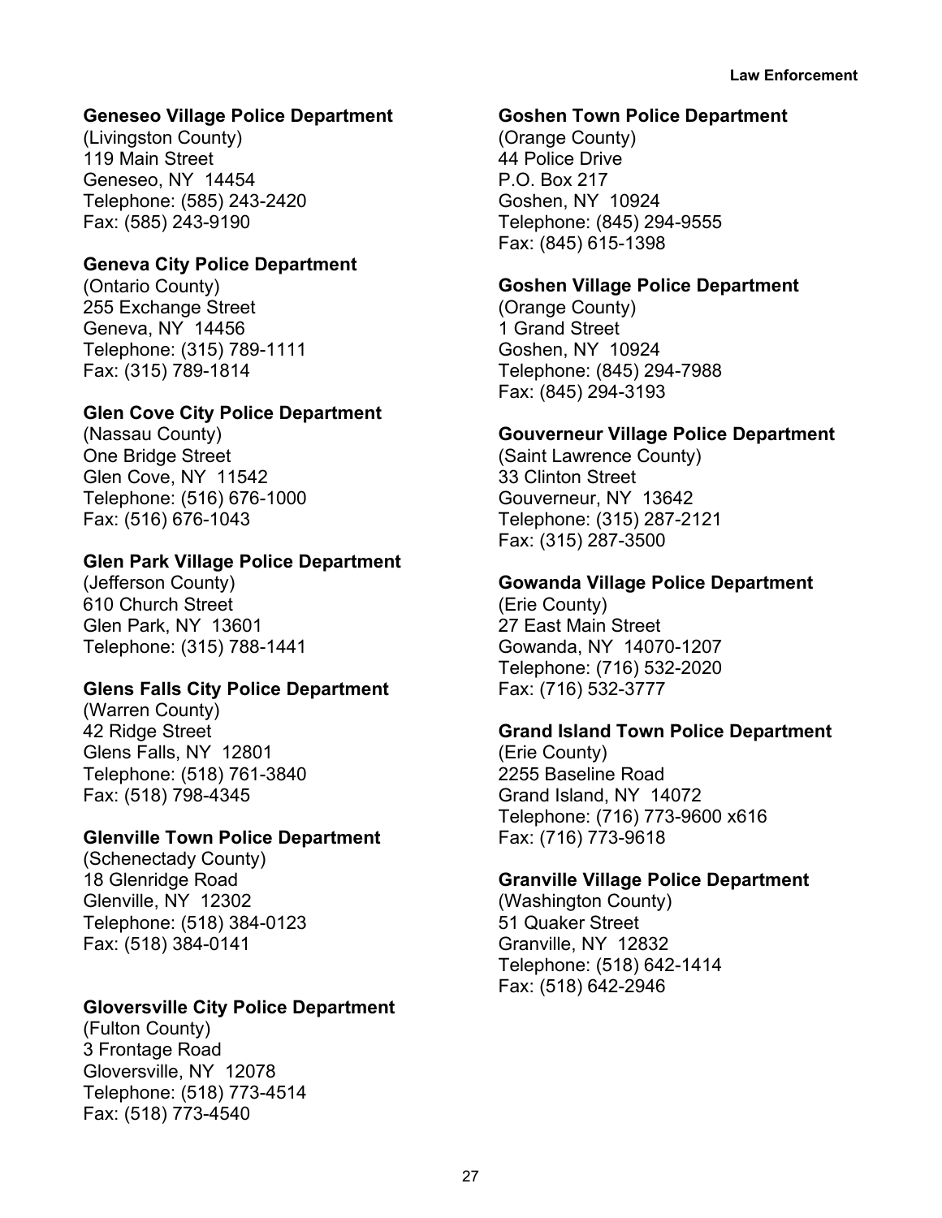**Geneseo Village Police Department**
(Livingston County)
119 Main Street
Geneseo, NY 14454
Telephone: (585) 243-2420
Fax: (585) 243-9190

**Geneva City Police Department**
(Ontario County)
255 Exchange Street
Geneva, NY 14456
Telephone: (315) 789-1111
Fax: (315) 789-1814

**Glen Cove City Police Department**
(Nassau County)
One Bridge Street
Glen Cove, NY 11542
Telephone: (516) 676-1000
Fax: (516) 676-1043

**Glen Park Village Police Department**
(Jefferson County)
610 Church Street
Glen Park, NY 13601
Telephone: (315) 788-1441

**Glens Falls City Police Department**
(Warren County)
42 Ridge Street
Glens Falls, NY 12801
Telephone: (518) 761-3840
Fax: (518) 798-4345

**Glenville Town Police Department**
(Schenectady County)
18 Glenridge Road
Glenville, NY 12302
Telephone: (518) 384-0123
Fax: (518) 384-0141

**Gloversville City Police Department**
(Fulton County)
3 Frontage Road
Gloversville, NY 12078
Telephone: (518) 773-4514
Fax: (518) 773-4540

**Goshen Town Police Department**
(Orange County)
44 Police Drive
P.O. Box 217
Goshen, NY 10924
Telephone: (845) 294-9555
Fax: (845) 615-1398

**Goshen Village Police Department**
(Orange County)
1 Grand Street
Goshen, NY 10924
Telephone: (845) 294-7988
Fax: (845) 294-3193

**Gouverneur Village Police Department**
(Saint Lawrence County)
33 Clinton Street
Gouverneur, NY 13642
Telephone: (315) 287-2121
Fax: (315) 287-3500

**Gowanda Village Police Department**
(Erie County)
27 East Main Street
Gowanda, NY 14070-1207
Telephone: (716) 532-2020
Fax: (716) 532-3777

**Grand Island Town Police Department**
(Erie County)
2255 Baseline Road
Grand Island, NY 14072
Telephone: (716) 773-9600 x616
Fax: (716) 773-9618

**Granville Village Police Department**
(Washington County)
51 Quaker Street
Granville, NY 12832
Telephone: (518) 642-1414
Fax: (518) 642-2946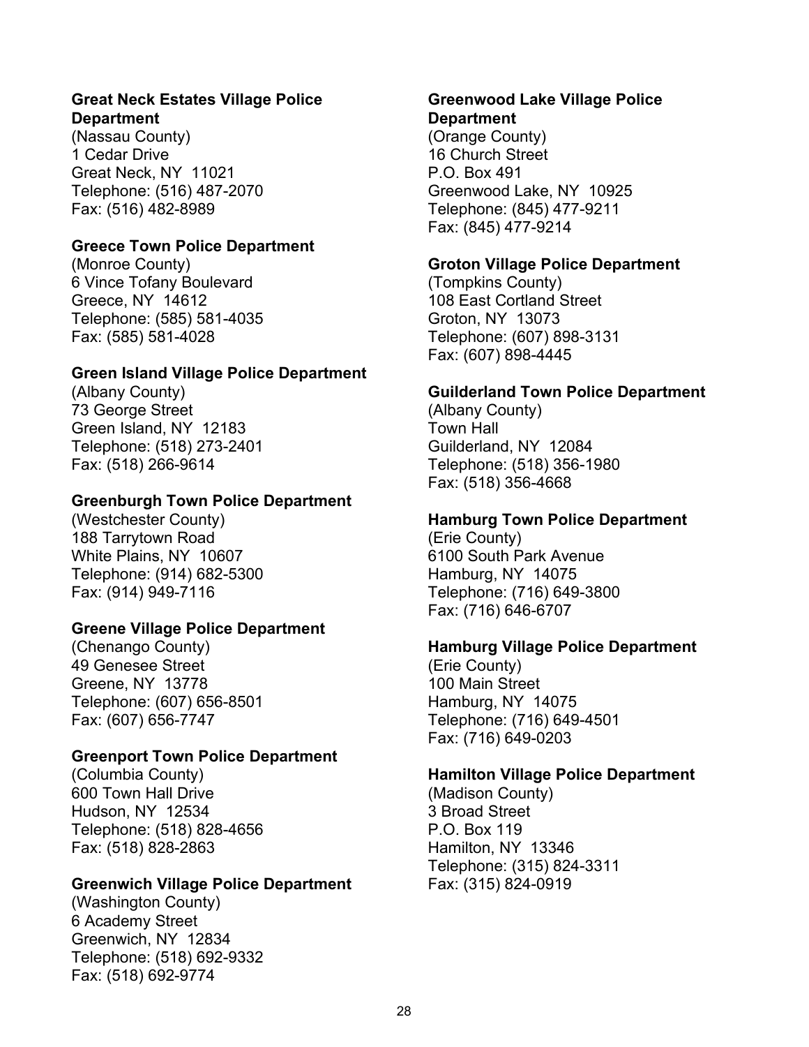**Great Neck Estates Village Police Department**
(Nassau County)
1 Cedar Drive
Great Neck, NY 11021
Telephone: (516) 487-2070
Fax: (516) 482-8989

**Greece Town Police Department**
(Monroe County)
6 Vince Tofany Boulevard
Greece, NY 14612
Telephone: (585) 581-4035
Fax: (585) 581-4028

**Green Island Village Police Department**
(Albany County)
73 George Street
Green Island, NY 12183
Telephone: (518) 273-2401
Fax: (518) 266-9614

**Greenburgh Town Police Department**
(Westchester County)
188 Tarrytown Road
White Plains, NY 10607
Telephone: (914) 682-5300
Fax: (914) 949-7116

**Greene Village Police Department**
(Chenango County)
49 Genesee Street
Greene, NY 13778
Telephone: (607) 656-8501
Fax: (607) 656-7747

**Greenport Town Police Department**
(Columbia County)
600 Town Hall Drive
Hudson, NY 12534
Telephone: (518) 828-4656
Fax: (518) 828-2863

**Greenwich Village Police Department**
(Washington County)
6 Academy Street
Greenwich, NY 12834
Telephone: (518) 692-9332
Fax: (518) 692-9774

**Greenwood Lake Village Police Department**
(Orange County)
16 Church Street
P.O. Box 491
Greenwood Lake, NY 10925
Telephone: (845) 477-9211
Fax: (845) 477-9214

**Groton Village Police Department**
(Tompkins County)
108 East Cortland Street
Groton, NY 13073
Telephone: (607) 898-3131
Fax: (607) 898-4445

**Guilderland Town Police Department**
(Albany County)
Town Hall
Guilderland, NY 12084
Telephone: (518) 356-1980
Fax: (518) 356-4668

**Hamburg Town Police Department**
(Erie County)
6100 South Park Avenue
Hamburg, NY 14075
Telephone: (716) 649-3800
Fax: (716) 646-6707

**Hamburg Village Police Department**
(Erie County)
100 Main Street
Hamburg, NY 14075
Telephone: (716) 649-4501
Fax: (716) 649-0203

**Hamilton Village Police Department**
(Madison County)
3 Broad Street
P.O. Box 119
Hamilton, NY 13346
Telephone: (315) 824-3311
Fax: (315) 824-0919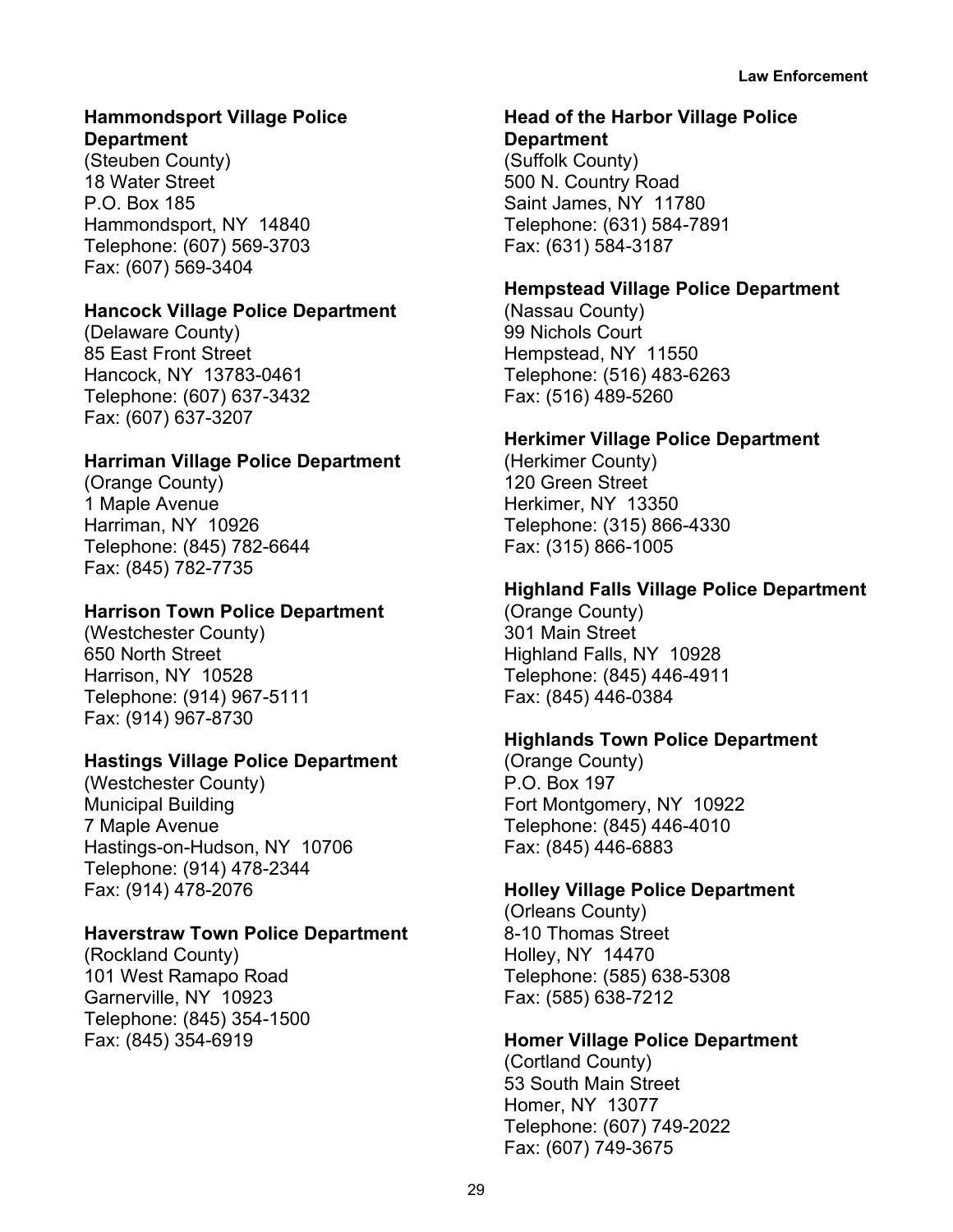**Hammondsport Village Police Department**
(Steuben County)
18 Water Street
P.O. Box 185
Hammondsport, NY 14840
Telephone: (607) 569-3703
Fax: (607) 569-3404

**Hancock Village Police Department**
(Delaware County)
85 East Front Street
Hancock, NY 13783-0461
Telephone: (607) 637-3432
Fax: (607) 637-3207

**Harriman Village Police Department**
(Orange County)
1 Maple Avenue
Harriman, NY 10926
Telephone: (845) 782-6644
Fax: (845) 782-7735

**Harrison Town Police Department**
(Westchester County)
650 North Street
Harrison, NY 10528
Telephone: (914) 967-5111
Fax: (914) 967-8730

**Hastings Village Police Department**
(Westchester County)
Municipal Building
7 Maple Avenue
Hastings-on-Hudson, NY 10706
Telephone: (914) 478-2344
Fax: (914) 478-2076

**Haverstraw Town Police Department**
(Rockland County)
101 West Ramapo Road
Garnerville, NY 10923
Telephone: (845) 354-1500
Fax: (845) 354-6919

**Head of the Harbor Village Police Department**
(Suffolk County)
500 N. Country Road
Saint James, NY 11780
Telephone: (631) 584-7891
Fax: (631) 584-3187

**Hempstead Village Police Department**
(Nassau County)
99 Nichols Court
Hempstead, NY 11550
Telephone: (516) 483-6263
Fax: (516) 489-5260

**Herkimer Village Police Department**
(Herkimer County)
120 Green Street
Herkimer, NY 13350
Telephone: (315) 866-4330
Fax: (315) 866-1005

**Highland Falls Village Police Department**
(Orange County)
301 Main Street
Highland Falls, NY 10928
Telephone: (845) 446-4911
Fax: (845) 446-0384

**Highlands Town Police Department**
(Orange County)
P.O. Box 197
Fort Montgomery, NY 10922
Telephone: (845) 446-4010
Fax: (845) 446-6883

**Holley Village Police Department**
(Orleans County)
8-10 Thomas Street
Holley, NY 14470
Telephone: (585) 638-5308
Fax: (585) 638-7212

**Homer Village Police Department**
(Cortland County)
53 South Main Street
Homer, NY 13077
Telephone: (607) 749-2022
Fax: (607) 749-3675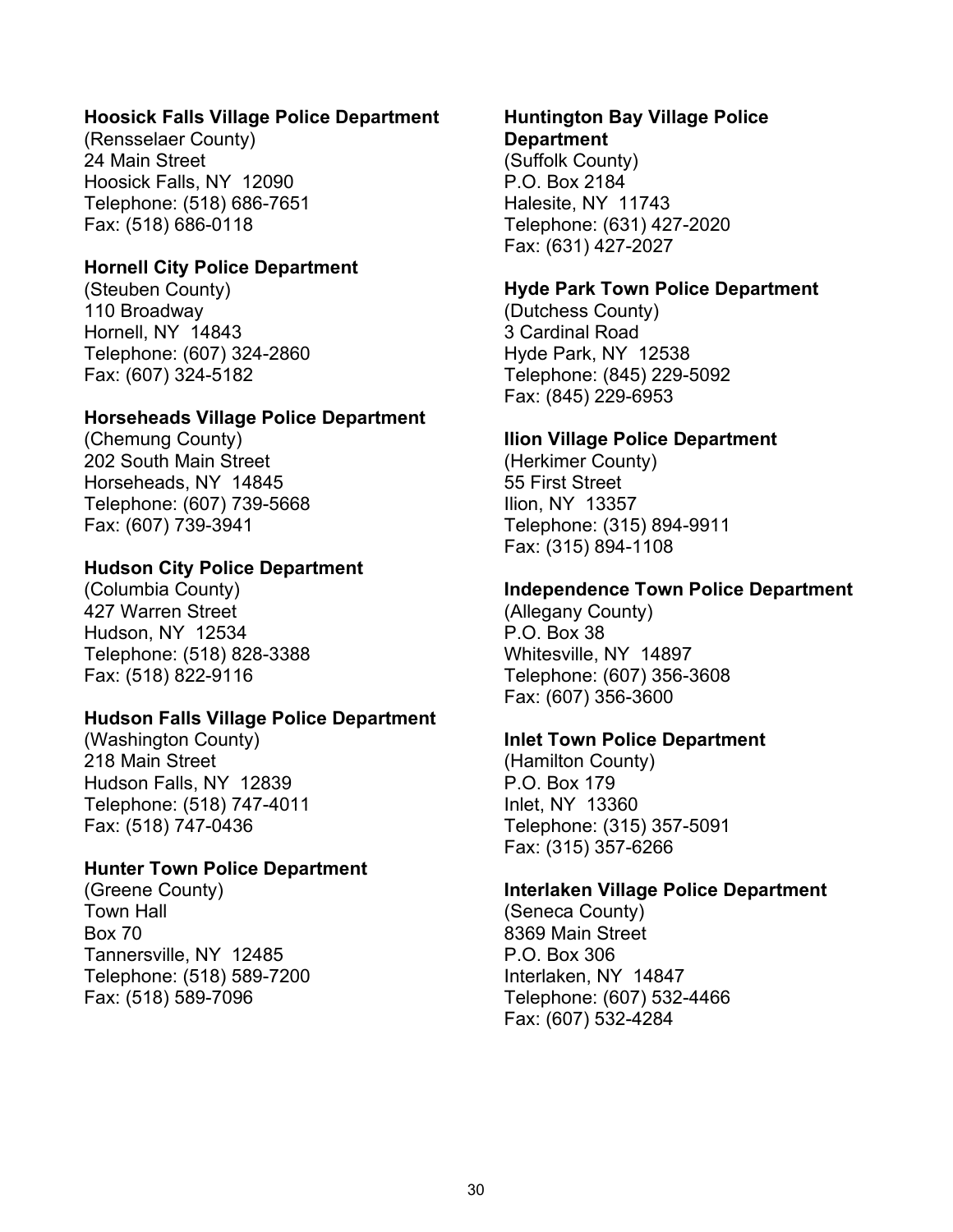**Hoosick Falls Village Police Department**
(Rensselaer County)
24 Main Street
Hoosick Falls, NY 12090
Telephone: (518) 686-7651
Fax: (518) 686-0118

**Hornell City Police Department**
(Steuben County)
110 Broadway
Hornell, NY 14843
Telephone: (607) 324-2860
Fax: (607) 324-5182

**Horseheads Village Police Department**
(Chemung County)
202 South Main Street
Horseheads, NY 14845
Telephone: (607) 739-5668
Fax: (607) 739-3941

**Hudson City Police Department**
(Columbia County)
427 Warren Street
Hudson, NY 12534
Telephone: (518) 828-3388
Fax: (518) 822-9116

**Hudson Falls Village Police Department**
(Washington County)
218 Main Street
Hudson Falls, NY 12839
Telephone: (518) 747-4011
Fax: (518) 747-0436

**Hunter Town Police Department**
(Greene County)
Town Hall
Box 70
Tannersville, NY 12485
Telephone: (518) 589-7200
Fax: (518) 589-7096

**Huntington Bay Village Police Department**
(Suffolk County)
P.O. Box 2184
Halesite, NY 11743
Telephone: (631) 427-2020
Fax: (631) 427-2027

**Hyde Park Town Police Department**
(Dutchess County)
3 Cardinal Road
Hyde Park, NY 12538
Telephone: (845) 229-5092
Fax: (845) 229-6953

**Ilion Village Police Department**
(Herkimer County)
55 First Street
Ilion, NY 13357
Telephone: (315) 894-9911
Fax: (315) 894-1108

**Independence Town Police Department**
(Allegany County)
P.O. Box 38
Whitesville, NY 14897
Telephone: (607) 356-3608
Fax: (607) 356-3600

**Inlet Town Police Department**
(Hamilton County)
P.O. Box 179
Inlet, NY 13360
Telephone: (315) 357-5091
Fax: (315) 357-6266

**Interlaken Village Police Department**
(Seneca County)
8369 Main Street
P.O. Box 306
Interlaken, NY 14847
Telephone: (607) 532-4466
Fax: (607) 532-4284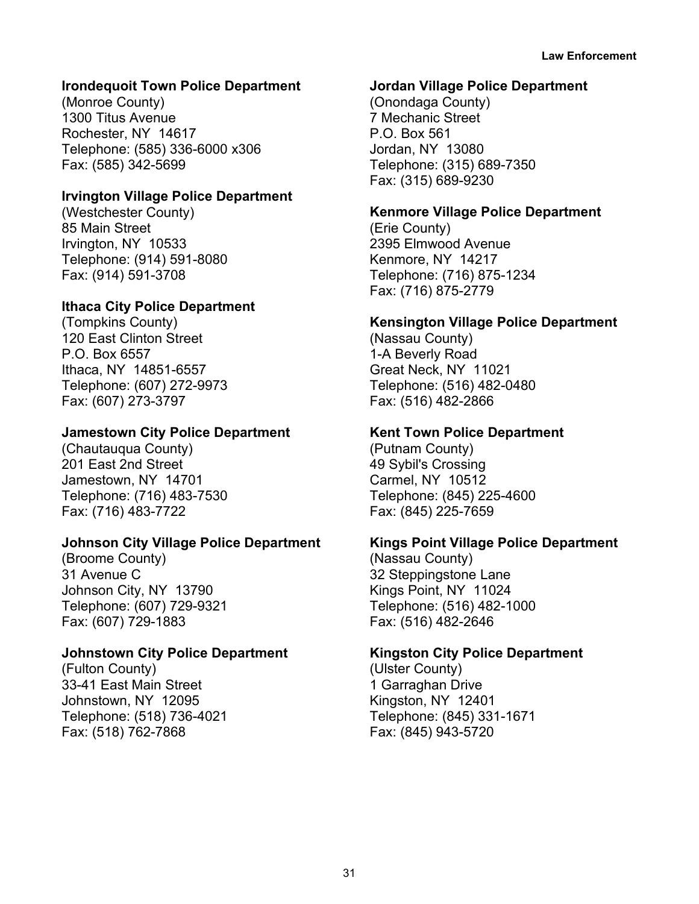**Irondequoit Town Police Department**
(Monroe County)
1300 Titus Avenue
Rochester, NY 14617
Telephone: (585) 336-6000 x306
Fax: (585) 342-5699

**Irvington Village Police Department**
(Westchester County)
85 Main Street
Irvington, NY 10533
Telephone: (914) 591-8080
Fax: (914) 591-3708

**Ithaca City Police Department**
(Tompkins County)
120 East Clinton Street
P.O. Box 6557
Ithaca, NY 14851-6557
Telephone: (607) 272-9973
Fax: (607) 273-3797

**Jamestown City Police Department**
(Chautauqua County)
201 East 2nd Street
Jamestown, NY 14701
Telephone: (716) 483-7530
Fax: (716) 483-7722

**Johnson City Village Police Department**
(Broome County)
31 Avenue C
Johnson City, NY 13790
Telephone: (607) 729-9321
Fax: (607) 729-1883

**Johnstown City Police Department**
(Fulton County)
33-41 East Main Street
Johnstown, NY 12095
Telephone: (518) 736-4021
Fax: (518) 762-7868

**Jordan Village Police Department**
(Onondaga County)
7 Mechanic Street
P.O. Box 561
Jordan, NY 13080
Telephone: (315) 689-7350
Fax: (315) 689-9230

**Kenmore Village Police Department**
(Erie County)
2395 Elmwood Avenue
Kenmore, NY 14217
Telephone: (716) 875-1234
Fax: (716) 875-2779

**Kensington Village Police Department**
(Nassau County)
1-A Beverly Road
Great Neck, NY 11021
Telephone: (516) 482-0480
Fax: (516) 482-2866

**Kent Town Police Department**
(Putnam County)
49 Sybil's Crossing
Carmel, NY 10512
Telephone: (845) 225-4600
Fax: (845) 225-7659

**Kings Point Village Police Department**
(Nassau County)
32 Steppingstone Lane
Kings Point, NY 11024
Telephone: (516) 482-1000
Fax: (516) 482-2646

**Kingston City Police Department**
(Ulster County)
1 Garraghan Drive
Kingston, NY 12401
Telephone: (845) 331-1671
Fax: (845) 943-5720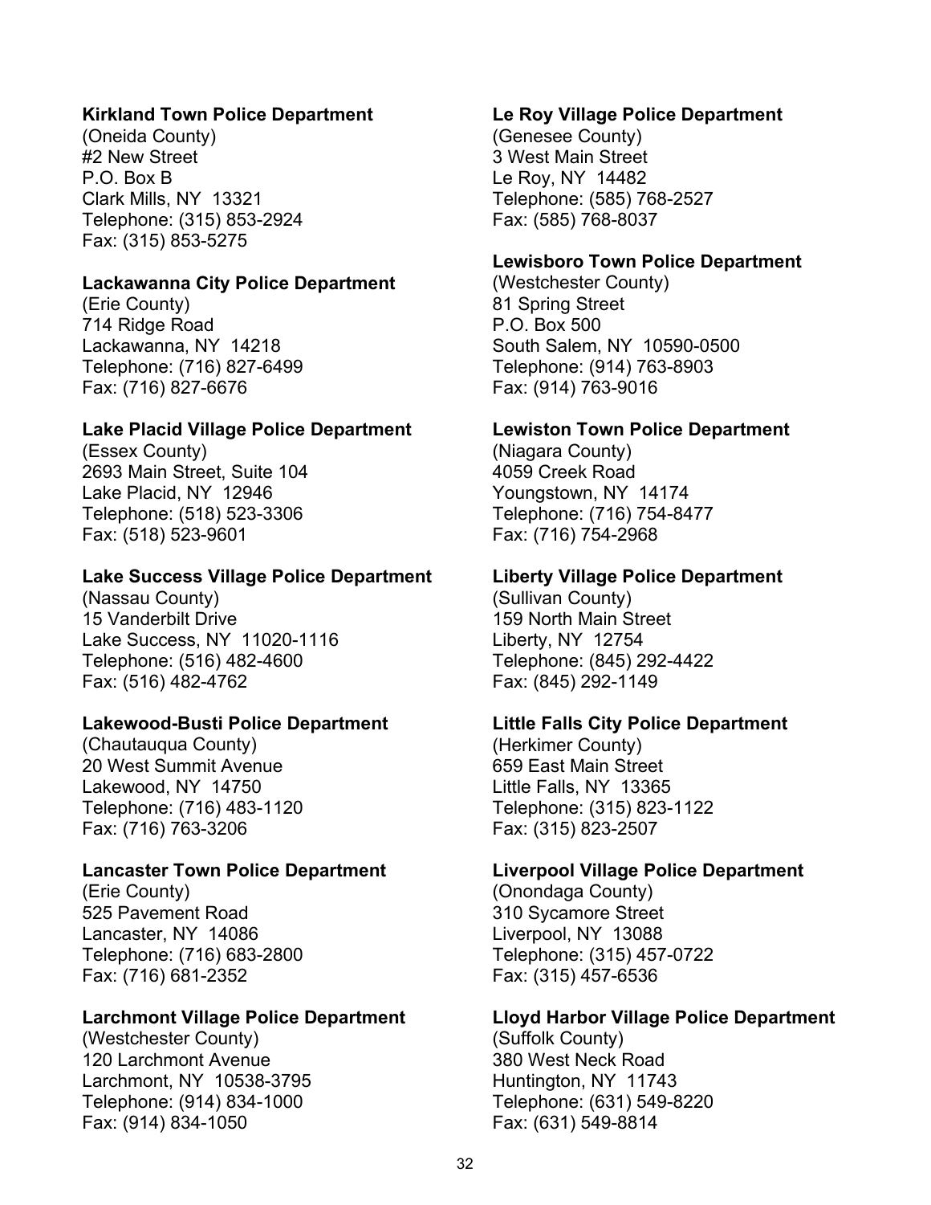**Kirkland Town Police Department**
(Oneida County)
#2 New Street
P.O. Box B
Clark Mills, NY 13321
Telephone: (315) 853-2924
Fax: (315) 853-5275

**Lackawanna City Police Department**
(Erie County)
714 Ridge Road
Lackawanna, NY 14218
Telephone: (716) 827-6499
Fax: (716) 827-6676

**Lake Placid Village Police Department**
(Essex County)
2693 Main Street, Suite 104
Lake Placid, NY 12946
Telephone: (518) 523-3306
Fax: (518) 523-9601

**Lake Success Village Police Department**
(Nassau County)
15 Vanderbilt Drive
Lake Success, NY 11020-1116
Telephone: (516) 482-4600
Fax: (516) 482-4762

**Lakewood-Busti Police Department**
(Chautauqua County)
20 West Summit Avenue
Lakewood, NY 14750
Telephone: (716) 483-1120
Fax: (716) 763-3206

**Lancaster Town Police Department**
(Erie County)
525 Pavement Road
Lancaster, NY 14086
Telephone: (716) 683-2800
Fax: (716) 681-2352

**Larchmont Village Police Department**
(Westchester County)
120 Larchmont Avenue
Larchmont, NY 10538-3795
Telephone: (914) 834-1000
Fax: (914) 834-1050

**Le Roy Village Police Department**
(Genesee County)
3 West Main Street
Le Roy, NY 14482
Telephone: (585) 768-2527
Fax: (585) 768-8037

**Lewisboro Town Police Department**
(Westchester County)
81 Spring Street
P.O. Box 500
South Salem, NY 10590-0500
Telephone: (914) 763-8903
Fax: (914) 763-9016

**Lewiston Town Police Department**
(Niagara County)
4059 Creek Road
Youngstown, NY 14174
Telephone: (716) 754-8477
Fax: (716) 754-2968

**Liberty Village Police Department**
(Sullivan County)
159 North Main Street
Liberty, NY 12754
Telephone: (845) 292-4422
Fax: (845) 292-1149

**Little Falls City Police Department**
(Herkimer County)
659 East Main Street
Little Falls, NY 13365
Telephone: (315) 823-1122
Fax: (315) 823-2507

**Liverpool Village Police Department**
(Onondaga County)
310 Sycamore Street
Liverpool, NY 13088
Telephone: (315) 457-0722
Fax: (315) 457-6536

**Lloyd Harbor Village Police Department**
(Suffolk County)
380 West Neck Road
Huntington, NY 11743
Telephone: (631) 549-8220
Fax: (631) 549-8814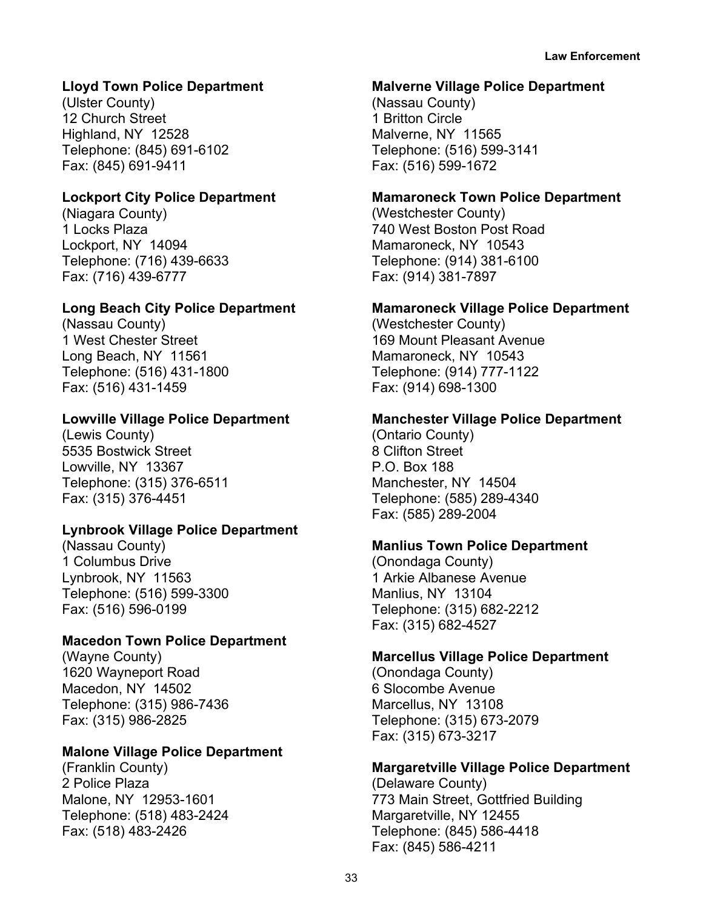**Lloyd Town Police Department**
(Ulster County)
12 Church Street
Highland, NY 12528
Telephone: (845) 691-6102
Fax: (845) 691-9411

**Lockport City Police Department**
(Niagara County)
1 Locks Plaza
Lockport, NY 14094
Telephone: (716) 439-6633
Fax: (716) 439-6777

**Long Beach City Police Department**
(Nassau County)
1 West Chester Street
Long Beach, NY 11561
Telephone: (516) 431-1800
Fax: (516) 431-1459

**Lowville Village Police Department**
(Lewis County)
5535 Bostwick Street
Lowville, NY 13367
Telephone: (315) 376-6511
Fax: (315) 376-4451

**Lynbrook Village Police Department**
(Nassau County)
1 Columbus Drive
Lynbrook, NY 11563
Telephone: (516) 599-3300
Fax: (516) 596-0199

**Macedon Town Police Department**
(Wayne County)
1620 Wayneport Road
Macedon, NY 14502
Telephone: (315) 986-7436
Fax: (315) 986-2825

**Malone Village Police Department**
(Franklin County)
2 Police Plaza
Malone, NY 12953-1601
Telephone: (518) 483-2424
Fax: (518) 483-2426

**Malverne Village Police Department**
(Nassau County)
1 Britton Circle
Malverne, NY 11565
Telephone: (516) 599-3141
Fax: (516) 599-1672

**Mamaroneck Town Police Department**
(Westchester County)
740 West Boston Post Road
Mamaroneck, NY 10543
Telephone: (914) 381-6100
Fax: (914) 381-7897

**Mamaroneck Village Police Department**
(Westchester County)
169 Mount Pleasant Avenue
Mamaroneck, NY 10543
Telephone: (914) 777-1122
Fax: (914) 698-1300

**Manchester Village Police Department**
(Ontario County)
8 Clifton Street
P.O. Box 188
Manchester, NY 14504
Telephone: (585) 289-4340
Fax: (585) 289-2004

**Manlius Town Police Department**
(Onondaga County)
1 Arkie Albanese Avenue
Manlius, NY 13104
Telephone: (315) 682-2212
Fax: (315) 682-4527

**Marcellus Village Police Department**
(Onondaga County)
6 Slocombe Avenue
Marcellus, NY 13108
Telephone: (315) 673-2079
Fax: (315) 673-3217

**Margaretville Village Police Department**
(Delaware County)
773 Main Street, Gottfried Building
Margaretville, NY 12455
Telephone: (845) 586-4418
Fax: (845) 586-4211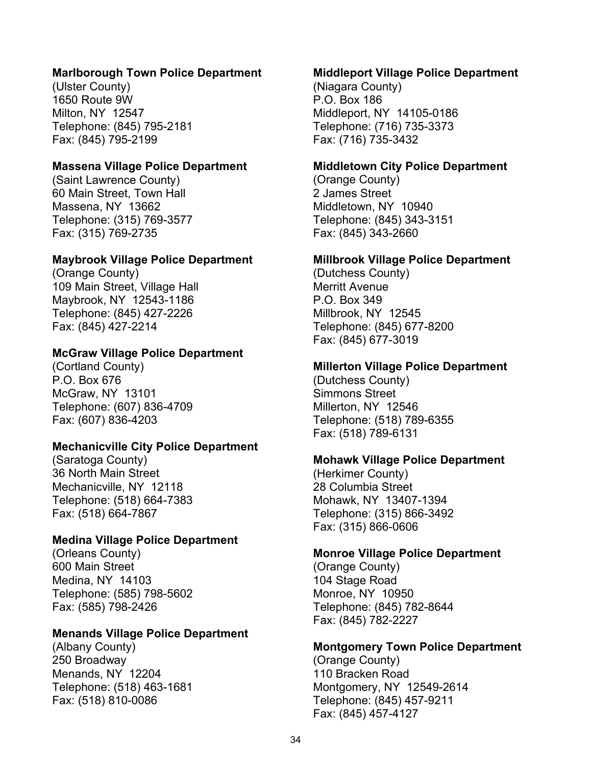**Marlborough Town Police Department**
(Ulster County)
1650 Route 9W
Milton, NY 12547
Telephone: (845) 795-2181
Fax: (845) 795-2199

**Massena Village Police Department**
(Saint Lawrence County)
60 Main Street, Town Hall
Massena, NY 13662
Telephone: (315) 769-3577
Fax: (315) 769-2735

**Maybrook Village Police Department**
(Orange County)
109 Main Street, Village Hall
Maybrook, NY 12543-1186
Telephone: (845) 427-2226
Fax: (845) 427-2214

**McGraw Village Police Department**
(Cortland County)
P.O. Box 676
McGraw, NY 13101
Telephone: (607) 836-4709
Fax: (607) 836-4203

**Mechanicville City Police Department**
(Saratoga County)
36 North Main Street
Mechanicville, NY 12118
Telephone: (518) 664-7383
Fax: (518) 664-7867

**Medina Village Police Department**
(Orleans County)
600 Main Street
Medina, NY 14103
Telephone: (585) 798-5602
Fax: (585) 798-2426

**Menands Village Police Department**
(Albany County)
250 Broadway
Menands, NY 12204
Telephone: (518) 463-1681
Fax: (518) 810-0086

**Middleport Village Police Department**
(Niagara County)
P.O. Box 186
Middleport, NY 14105-0186
Telephone: (716) 735-3373
Fax: (716) 735-3432

**Middletown City Police Department**
(Orange County)
2 James Street
Middletown, NY 10940
Telephone: (845) 343-3151
Fax: (845) 343-2660

**Millbrook Village Police Department**
(Dutchess County)
Merritt Avenue
P.O. Box 349
Millbrook, NY 12545
Telephone: (845) 677-8200
Fax: (845) 677-3019

**Millerton Village Police Department**
(Dutchess County)
Simmons Street
Millerton, NY 12546
Telephone: (518) 789-6355
Fax: (518) 789-6131

**Mohawk Village Police Department**
(Herkimer County)
28 Columbia Street
Mohawk, NY 13407-1394
Telephone: (315) 866-3492
Fax: (315) 866-0606

**Monroe Village Police Department**
(Orange County)
104 Stage Road
Monroe, NY 10950
Telephone: (845) 782-8644
Fax: (845) 782-2227

**Montgomery Town Police Department**
(Orange County)
110 Bracken Road
Montgomery, NY 12549-2614
Telephone: (845) 457-9211
Fax: (845) 457-4127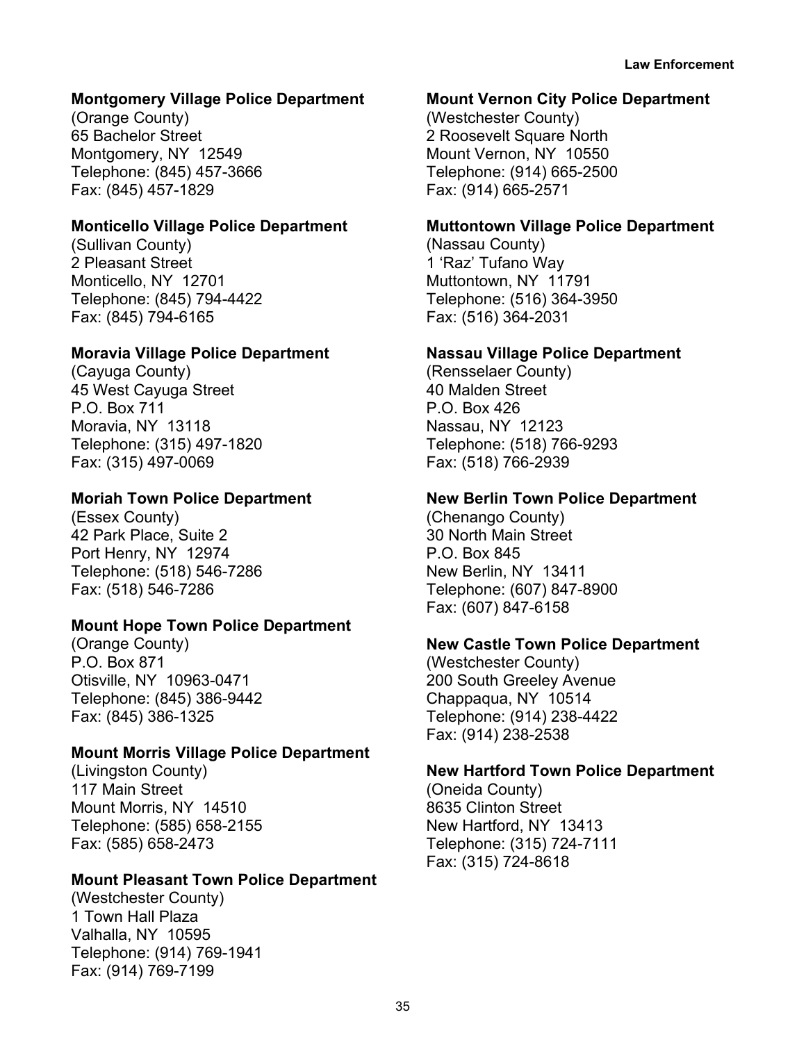**Montgomery Village Police Department**
(Orange County)
65 Bachelor Street
Montgomery, NY 12549
Telephone: (845) 457-3666
Fax: (845) 457-1829

**Monticello Village Police Department**
(Sullivan County)
2 Pleasant Street
Monticello, NY 12701
Telephone: (845) 794-4422
Fax: (845) 794-6165

**Moravia Village Police Department**
(Cayuga County)
45 West Cayuga Street
P.O. Box 711
Moravia, NY 13118
Telephone: (315) 497-1820
Fax: (315) 497-0069

**Moriah Town Police Department**
(Essex County)
42 Park Place, Suite 2
Port Henry, NY 12974
Telephone: (518) 546-7286
Fax: (518) 546-7286

**Mount Hope Town Police Department**
(Orange County)
P.O. Box 871
Otisville, NY 10963-0471
Telephone: (845) 386-9442
Fax: (845) 386-1325

**Mount Morris Village Police Department**
(Livingston County)
117 Main Street
Mount Morris, NY 14510
Telephone: (585) 658-2155
Fax: (585) 658-2473

**Mount Pleasant Town Police Department**
(Westchester County)
1 Town Hall Plaza
Valhalla, NY 10595
Telephone: (914) 769-1941
Fax: (914) 769-7199

**Mount Vernon City Police Department**
(Westchester County)
2 Roosevelt Square North
Mount Vernon, NY 10550
Telephone: (914) 665-2500
Fax: (914) 665-2571

**Muttontown Village Police Department**
(Nassau County)
1 'Raz' Tufano Way
Muttontown, NY 11791
Telephone: (516) 364-3950
Fax: (516) 364-2031

**Nassau Village Police Department**
(Rensselaer County)
40 Malden Street
P.O. Box 426
Nassau, NY 12123
Telephone: (518) 766-9293
Fax: (518) 766-2939

**New Berlin Town Police Department**
(Chenango County)
30 North Main Street
P.O. Box 845
New Berlin, NY 13411
Telephone: (607) 847-8900
Fax: (607) 847-6158

**New Castle Town Police Department**
(Westchester County)
200 South Greeley Avenue
Chappaqua, NY 10514
Telephone: (914) 238-4422
Fax: (914) 238-2538

**New Hartford Town Police Department**
(Oneida County)
8635 Clinton Street
New Hartford, NY 13413
Telephone: (315) 724-7111
Fax: (315) 724-8618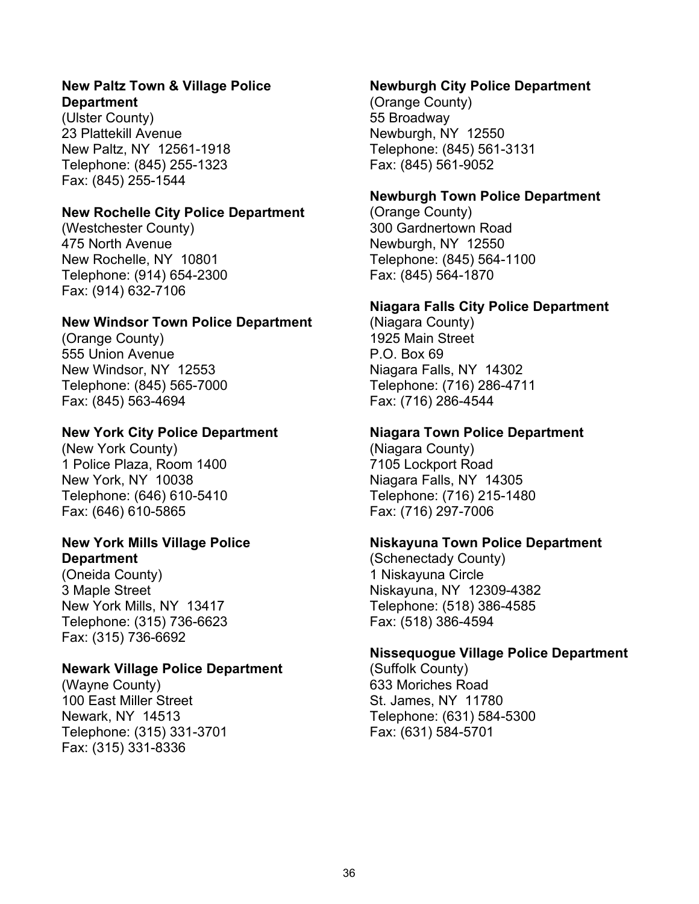**New Paltz Town & Village Police Department**
(Ulster County)
23 Plattekill Avenue
New Paltz, NY 12561-1918
Telephone: (845) 255-1323
Fax: (845) 255-1544

**New Rochelle City Police Department**
(Westchester County)
475 North Avenue
New Rochelle, NY 10801
Telephone: (914) 654-2300
Fax: (914) 632-7106

**New Windsor Town Police Department**
(Orange County)
555 Union Avenue
New Windsor, NY 12553
Telephone: (845) 565-7000
Fax: (845) 563-4694

**New York City Police Department**
(New York County)
1 Police Plaza, Room 1400
New York, NY 10038
Telephone: (646) 610-5410
Fax: (646) 610-5865

**New York Mills Village Police Department**
(Oneida County)
3 Maple Street
New York Mills, NY 13417
Telephone: (315) 736-6623
Fax: (315) 736-6692

**Newark Village Police Department**
(Wayne County)
100 East Miller Street
Newark, NY 14513
Telephone: (315) 331-3701
Fax: (315) 331-8336

**Newburgh City Police Department**
(Orange County)
55 Broadway
Newburgh, NY 12550
Telephone: (845) 561-3131
Fax: (845) 561-9052

**Newburgh Town Police Department**
(Orange County)
300 Gardnertown Road
Newburgh, NY 12550
Telephone: (845) 564-1100
Fax: (845) 564-1870

**Niagara Falls City Police Department**
(Niagara County)
1925 Main Street
P.O. Box 69
Niagara Falls, NY 14302
Telephone: (716) 286-4711
Fax: (716) 286-4544

**Niagara Town Police Department**
(Niagara County)
7105 Lockport Road
Niagara Falls, NY 14305
Telephone: (716) 215-1480
Fax: (716) 297-7006

**Niskayuna Town Police Department**
(Schenectady County)
1 Niskayuna Circle
Niskayuna, NY 12309-4382
Telephone: (518) 386-4585
Fax: (518) 386-4594

**Nissequogue Village Police Department**
(Suffolk County)
633 Moriches Road
St. James, NY 11780
Telephone: (631) 584-5300
Fax: (631) 584-5701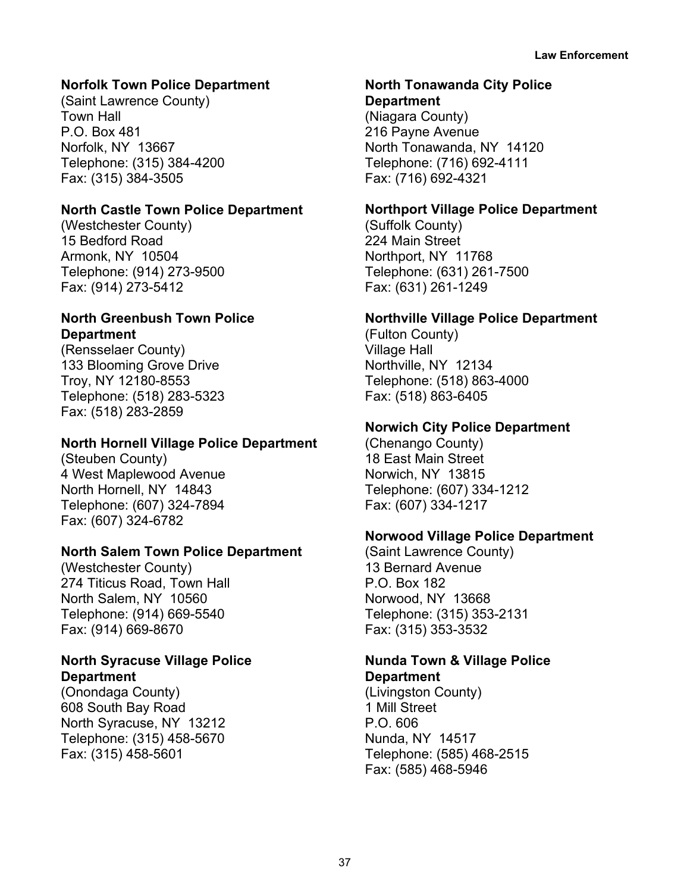**Norfolk Town Police Department**
(Saint Lawrence County)
Town Hall
P.O. Box 481
Norfolk, NY 13667
Telephone: (315) 384-4200
Fax: (315) 384-3505

**North Castle Town Police Department**
(Westchester County)
15 Bedford Road
Armonk, NY 10504
Telephone: (914) 273-9500
Fax: (914) 273-5412

**North Greenbush Town Police Department**
(Rensselaer County)
133 Blooming Grove Drive
Troy, NY 12180-8553
Telephone: (518) 283-5323
Fax: (518) 283-2859

**North Hornell Village Police Department**
(Steuben County)
4 West Maplewood Avenue
North Hornell, NY 14843
Telephone: (607) 324-7894
Fax: (607) 324-6782

**North Salem Town Police Department**
(Westchester County)
274 Titicus Road, Town Hall
North Salem, NY 10560
Telephone: (914) 669-5540
Fax: (914) 669-8670

**North Syracuse Village Police Department**
(Onondaga County)
608 South Bay Road
North Syracuse, NY 13212
Telephone: (315) 458-5670
Fax: (315) 458-5601

**North Tonawanda City Police Department**
(Niagara County)
216 Payne Avenue
North Tonawanda, NY 14120
Telephone: (716) 692-4111
Fax: (716) 692-4321

**Northport Village Police Department**
(Suffolk County)
224 Main Street
Northport, NY 11768
Telephone: (631) 261-7500
Fax: (631) 261-1249

**Northville Village Police Department**
(Fulton County)
Village Hall
Northville, NY 12134
Telephone: (518) 863-4000
Fax: (518) 863-6405

**Norwich City Police Department**
(Chenango County)
18 East Main Street
Norwich, NY 13815
Telephone: (607) 334-1212
Fax: (607) 334-1217

**Norwood Village Police Department**
(Saint Lawrence County)
13 Bernard Avenue
P.O. Box 182
Norwood, NY 13668
Telephone: (315) 353-2131
Fax: (315) 353-3532

**Nunda Town & Village Police Department**
(Livingston County)
1 Mill Street
P.O. 606
Nunda, NY 14517
Telephone: (585) 468-2515
Fax: (585) 468-5946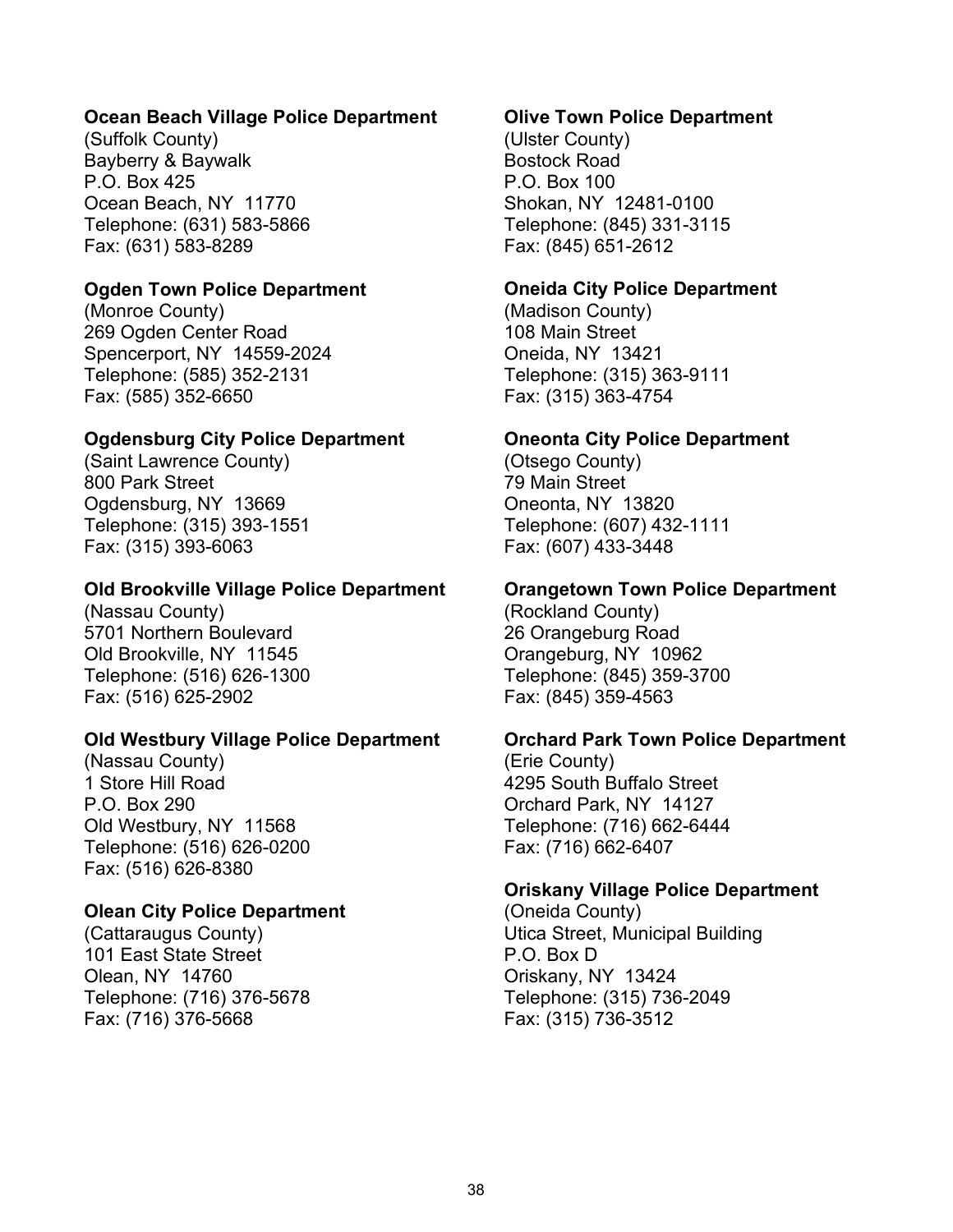**Ocean Beach Village Police Department**
(Suffolk County)
Bayberry & Baywalk
P.O. Box 425
Ocean Beach, NY 11770
Telephone: (631) 583-5866
Fax: (631) 583-8289

**Ogden Town Police Department**
(Monroe County)
269 Ogden Center Road
Spencerport, NY 14559-2024
Telephone: (585) 352-2131
Fax: (585) 352-6650

**Ogdensburg City Police Department**
(Saint Lawrence County)
800 Park Street
Ogdensburg, NY 13669
Telephone: (315) 393-1551
Fax: (315) 393-6063

**Old Brookville Village Police Department**
(Nassau County)
5701 Northern Boulevard
Old Brookville, NY 11545
Telephone: (516) 626-1300
Fax: (516) 625-2902

**Old Westbury Village Police Department**
(Nassau County)
1 Store Hill Road
P.O. Box 290
Old Westbury, NY 11568
Telephone: (516) 626-0200
Fax: (516) 626-8380

**Olean City Police Department**
(Cattaraugus County)
101 East State Street
Olean, NY 14760
Telephone: (716) 376-5678
Fax: (716) 376-5668

**Olive Town Police Department**
(Ulster County)
Bostock Road
P.O. Box 100
Shokan, NY 12481-0100
Telephone: (845) 331-3115
Fax: (845) 651-2612

**Oneida City Police Department**
(Madison County)
108 Main Street
Oneida, NY 13421
Telephone: (315) 363-9111
Fax: (315) 363-4754

**Oneonta City Police Department**
(Otsego County)
79 Main Street
Oneonta, NY 13820
Telephone: (607) 432-1111
Fax: (607) 433-3448

**Orangetown Town Police Department**
(Rockland County)
26 Orangeburg Road
Orangeburg, NY 10962
Telephone: (845) 359-3700
Fax: (845) 359-4563

**Orchard Park Town Police Department**
(Erie County)
4295 South Buffalo Street
Orchard Park, NY 14127
Telephone: (716) 662-6444
Fax: (716) 662-6407

**Oriskany Village Police Department**
(Oneida County)
Utica Street, Municipal Building
P.O. Box D
Oriskany, NY 13424
Telephone: (315) 736-2049
Fax: (315) 736-3512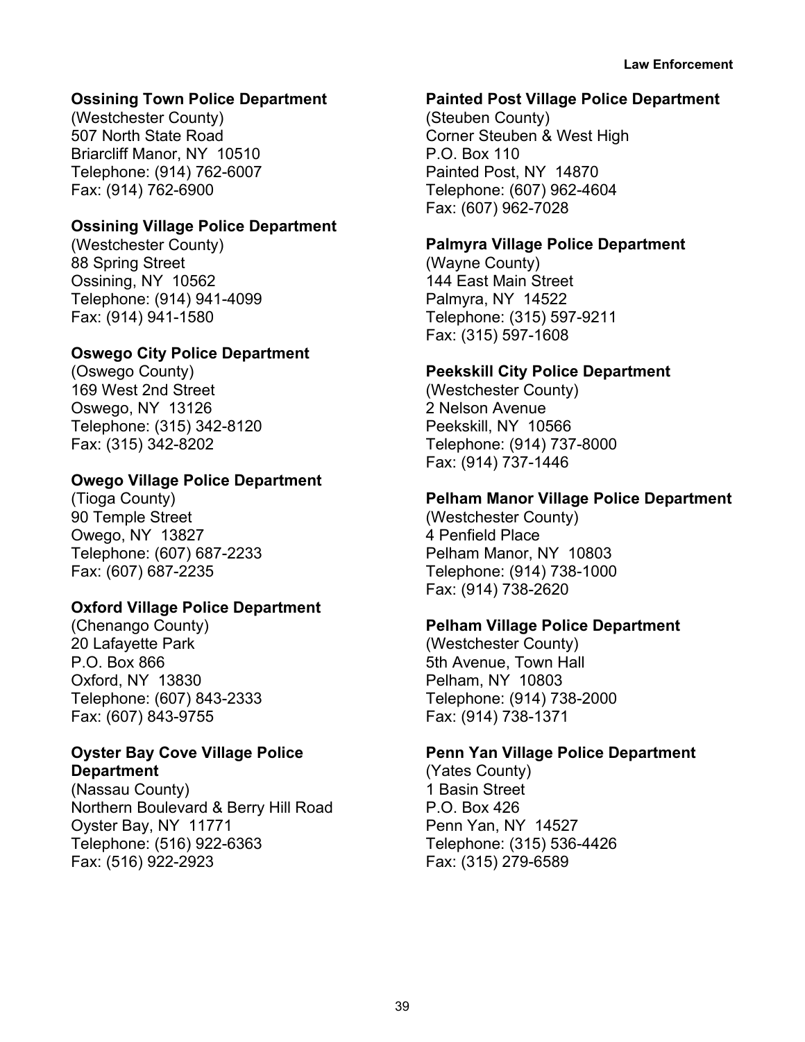**Ossining Town Police Department**
(Westchester County)
507 North State Road
Briarcliff Manor, NY 10510
Telephone: (914) 762-6007
Fax: (914) 762-6900

**Ossining Village Police Department**
(Westchester County)
88 Spring Street
Ossining, NY 10562
Telephone: (914) 941-4099
Fax: (914) 941-1580

**Oswego City Police Department**
(Oswego County)
169 West 2nd Street
Oswego, NY 13126
Telephone: (315) 342-8120
Fax: (315) 342-8202

**Owego Village Police Department**
(Tioga County)
90 Temple Street
Owego, NY 13827
Telephone: (607) 687-2233
Fax: (607) 687-2235

**Oxford Village Police Department**
(Chenango County)
20 Lafayette Park
P.O. Box 866
Oxford, NY 13830
Telephone: (607) 843-2333
Fax: (607) 843-9755

**Oyster Bay Cove Village Police Department**
(Nassau County)
Northern Boulevard & Berry Hill Road
Oyster Bay, NY 11771
Telephone: (516) 922-6363
Fax: (516) 922-2923

**Painted Post Village Police Department**
(Steuben County)
Corner Steuben & West High
P.O. Box 110
Painted Post, NY 14870
Telephone: (607) 962-4604
Fax: (607) 962-7028

**Palmyra Village Police Department**
(Wayne County)
144 East Main Street
Palmyra, NY 14522
Telephone: (315) 597-9211
Fax: (315) 597-1608

**Peekskill City Police Department**
(Westchester County)
2 Nelson Avenue
Peekskill, NY 10566
Telephone: (914) 737-8000
Fax: (914) 737-1446

**Pelham Manor Village Police Department**
(Westchester County)
4 Penfield Place
Pelham Manor, NY 10803
Telephone: (914) 738-1000
Fax: (914) 738-2620

**Pelham Village Police Department**
(Westchester County)
5th Avenue, Town Hall
Pelham, NY 10803
Telephone: (914) 738-2000
Fax: (914) 738-1371

**Penn Yan Village Police Department**
(Yates County)
1 Basin Street
P.O. Box 426
Penn Yan, NY 14527
Telephone: (315) 536-4426
Fax: (315) 279-6589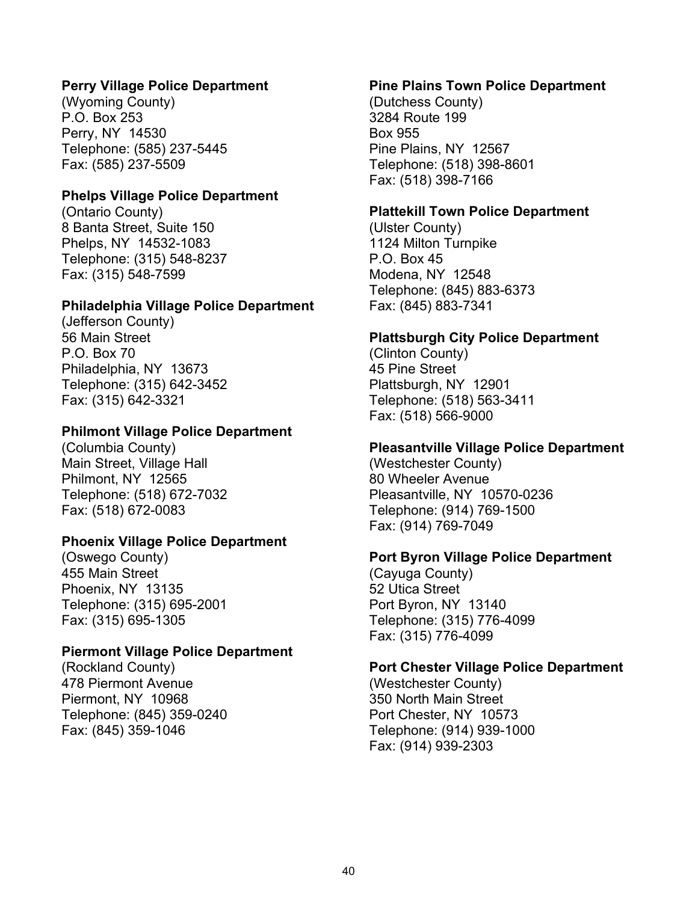**Perry Village Police Department**
(Wyoming County)
P.O. Box 253
Perry, NY 14530
Telephone: (585) 237-5445
Fax: (585) 237-5509

**Phelps Village Police Department**
(Ontario County)
8 Banta Street, Suite 150
Phelps, NY 14532-1083
Telephone: (315) 548-8237
Fax: (315) 548-7599

**Philadelphia Village Police Department**
(Jefferson County)
56 Main Street
P.O. Box 70
Philadelphia, NY 13673
Telephone: (315) 642-3452
Fax: (315) 642-3321

**Philmont Village Police Department**
(Columbia County)
Main Street, Village Hall
Philmont, NY 12565
Telephone: (518) 672-7032
Fax: (518) 672-0083

**Phoenix Village Police Department**
(Oswego County)
455 Main Street
Phoenix, NY 13135
Telephone: (315) 695-2001
Fax: (315) 695-1305

**Piermont Village Police Department**
(Rockland County)
478 Piermont Avenue
Piermont, NY 10968
Telephone: (845) 359-0240
Fax: (845) 359-1046

**Pine Plains Town Police Department**
(Dutchess County)
3284 Route 199
Box 955
Pine Plains, NY 12567
Telephone: (518) 398-8601
Fax: (518) 398-7166

**Plattekill Town Police Department**
(Ulster County)
1124 Milton Turnpike
P.O. Box 45
Modena, NY 12548
Telephone: (845) 883-6373
Fax: (845) 883-7341

**Plattsburgh City Police Department**
(Clinton County)
45 Pine Street
Plattsburgh, NY 12901
Telephone: (518) 563-3411
Fax: (518) 566-9000

**Pleasantville Village Police Department**
(Westchester County)
80 Wheeler Avenue
Pleasantville, NY 10570-0236
Telephone: (914) 769-1500
Fax: (914) 769-7049

**Port Byron Village Police Department**
(Cayuga County)
52 Utica Street
Port Byron, NY 13140
Telephone: (315) 776-4099
Fax: (315) 776-4099

**Port Chester Village Police Department**
(Westchester County)
350 North Main Street
Port Chester, NY 10573
Telephone: (914) 939-1000
Fax: (914) 939-2303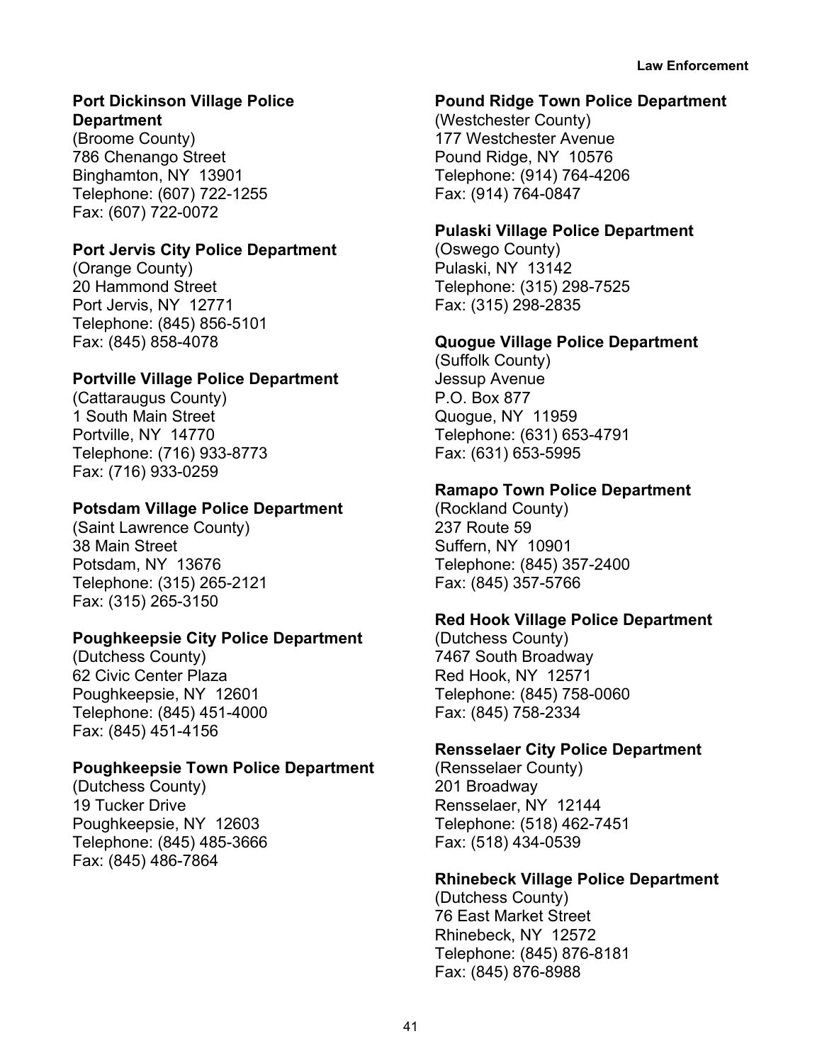**Port Dickinson Village Police Department**
(Broome County)
786 Chenango Street
Binghamton, NY 13901
Telephone: (607) 722-1255
Fax: (607) 722-0072

**Port Jervis City Police Department**
(Orange County)
20 Hammond Street
Port Jervis, NY 12771
Telephone: (845) 856-5101
Fax: (845) 858-4078

**Portville Village Police Department**
(Cattaraugus County)
1 South Main Street
Portville, NY 14770
Telephone: (716) 933-8773
Fax: (716) 933-0259

**Potsdam Village Police Department**
(Saint Lawrence County)
38 Main Street
Potsdam, NY 13676
Telephone: (315) 265-2121
Fax: (315) 265-3150

**Poughkeepsie City Police Department**
(Dutchess County)
62 Civic Center Plaza
Poughkeepsie, NY 12601
Telephone: (845) 451-4000
Fax: (845) 451-4156

**Poughkeepsie Town Police Department**
(Dutchess County)
19 Tucker Drive
Poughkeepsie, NY 12603
Telephone: (845) 485-3666
Fax: (845) 486-7864

**Pound Ridge Town Police Department**
(Westchester County)
177 Westchester Avenue
Pound Ridge, NY 10576
Telephone: (914) 764-4206
Fax: (914) 764-0847

**Pulaski Village Police Department**
(Oswego County)
Pulaski, NY 13142
Telephone: (315) 298-7525
Fax: (315) 298-2835

**Quogue Village Police Department**
(Suffolk County)
Jessup Avenue
P.O. Box 877
Quogue, NY 11959
Telephone: (631) 653-4791
Fax: (631) 653-5995

**Ramapo Town Police Department**
(Rockland County)
237 Route 59
Suffern, NY 10901
Telephone: (845) 357-2400
Fax: (845) 357-5766

**Red Hook Village Police Department**
(Dutchess County)
7467 South Broadway
Red Hook, NY 12571
Telephone: (845) 758-0060
Fax: (845) 758-2334

**Rensselaer City Police Department**
(Rensselaer County)
201 Broadway
Rensselaer, NY 12144
Telephone: (518) 462-7451
Fax: (518) 434-0539

**Rhinebeck Village Police Department**
(Dutchess County)
76 East Market Street
Rhinebeck, NY 12572
Telephone: (845) 876-8181
Fax: (845) 876-8988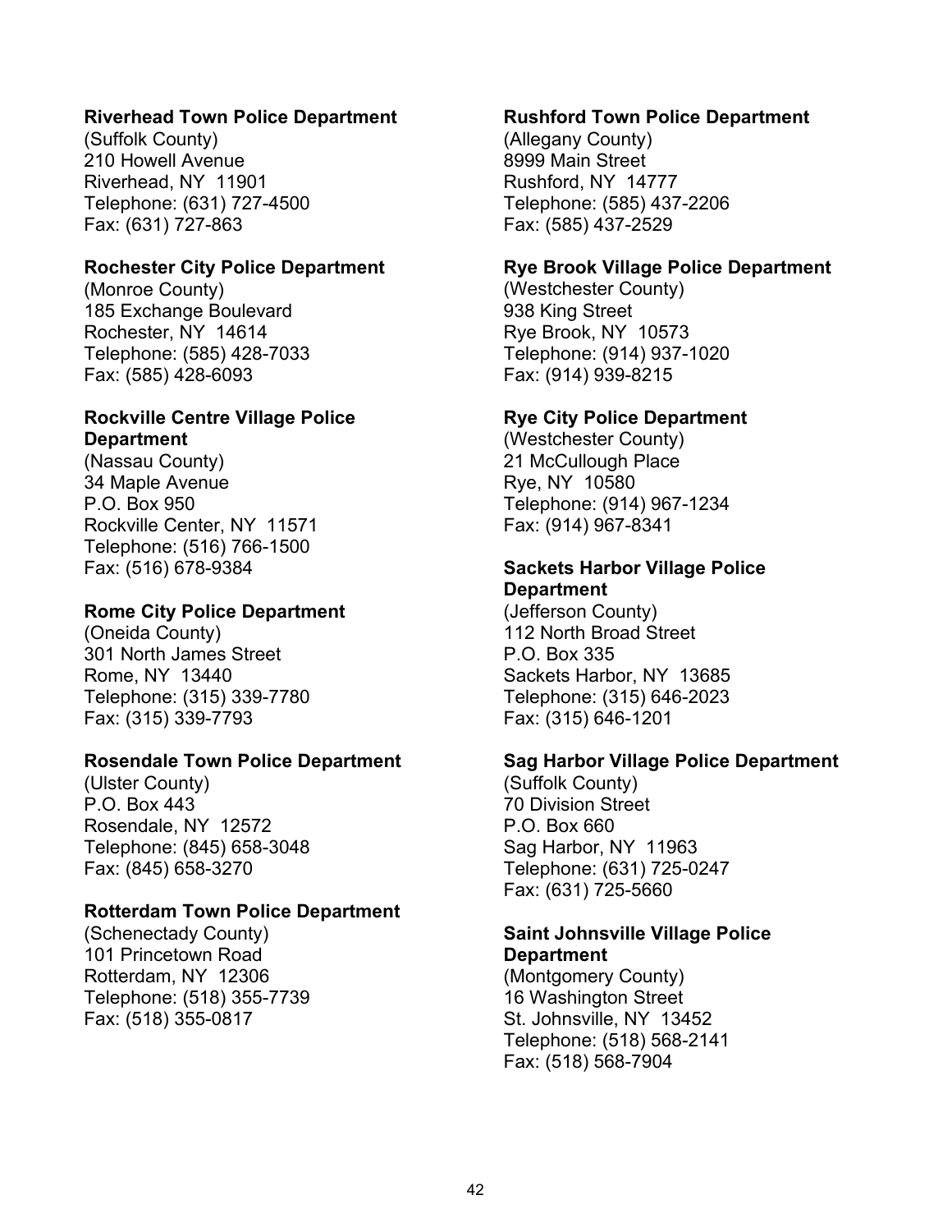**Riverhead Town Police Department**
(Suffolk County)
210 Howell Avenue
Riverhead, NY 11901
Telephone: (631) 727-4500
Fax: (631) 727-863

**Rochester City Police Department**
(Monroe County)
185 Exchange Boulevard
Rochester, NY 14614
Telephone: (585) 428-7033
Fax: (585) 428-6093

**Rockville Centre Village Police Department**
(Nassau County)
34 Maple Avenue
P.O. Box 950
Rockville Center, NY 11571
Telephone: (516) 766-1500
Fax: (516) 678-9384

**Rome City Police Department**
(Oneida County)
301 North James Street
Rome, NY 13440
Telephone: (315) 339-7780
Fax: (315) 339-7793

**Rosendale Town Police Department**
(Ulster County)
P.O. Box 443
Rosendale, NY 12572
Telephone: (845) 658-3048
Fax: (845) 658-3270

**Rotterdam Town Police Department**
(Schenectady County)
101 Princetown Road
Rotterdam, NY 12306
Telephone: (518) 355-7739
Fax: (518) 355-0817

**Rushford Town Police Department**
(Allegany County)
8999 Main Street
Rushford, NY 14777
Telephone: (585) 437-2206
Fax: (585) 437-2529

**Rye Brook Village Police Department**
(Westchester County)
938 King Street
Rye Brook, NY 10573
Telephone: (914) 937-1020
Fax: (914) 939-8215

**Rye City Police Department**
(Westchester County)
21 McCullough Place
Rye, NY 10580
Telephone: (914) 967-1234
Fax: (914) 967-8341

**Sackets Harbor Village Police Department**
(Jefferson County)
112 North Broad Street
P.O. Box 335
Sackets Harbor, NY 13685
Telephone: (315) 646-2023
Fax: (315) 646-1201

**Sag Harbor Village Police Department**
(Suffolk County)
70 Division Street
P.O. Box 660
Sag Harbor, NY 11963
Telephone: (631) 725-0247
Fax: (631) 725-5660

**Saint Johnsville Village Police Department**
(Montgomery County)
16 Washington Street
St. Johnsville, NY 13452
Telephone: (518) 568-2141
Fax: (518) 568-7904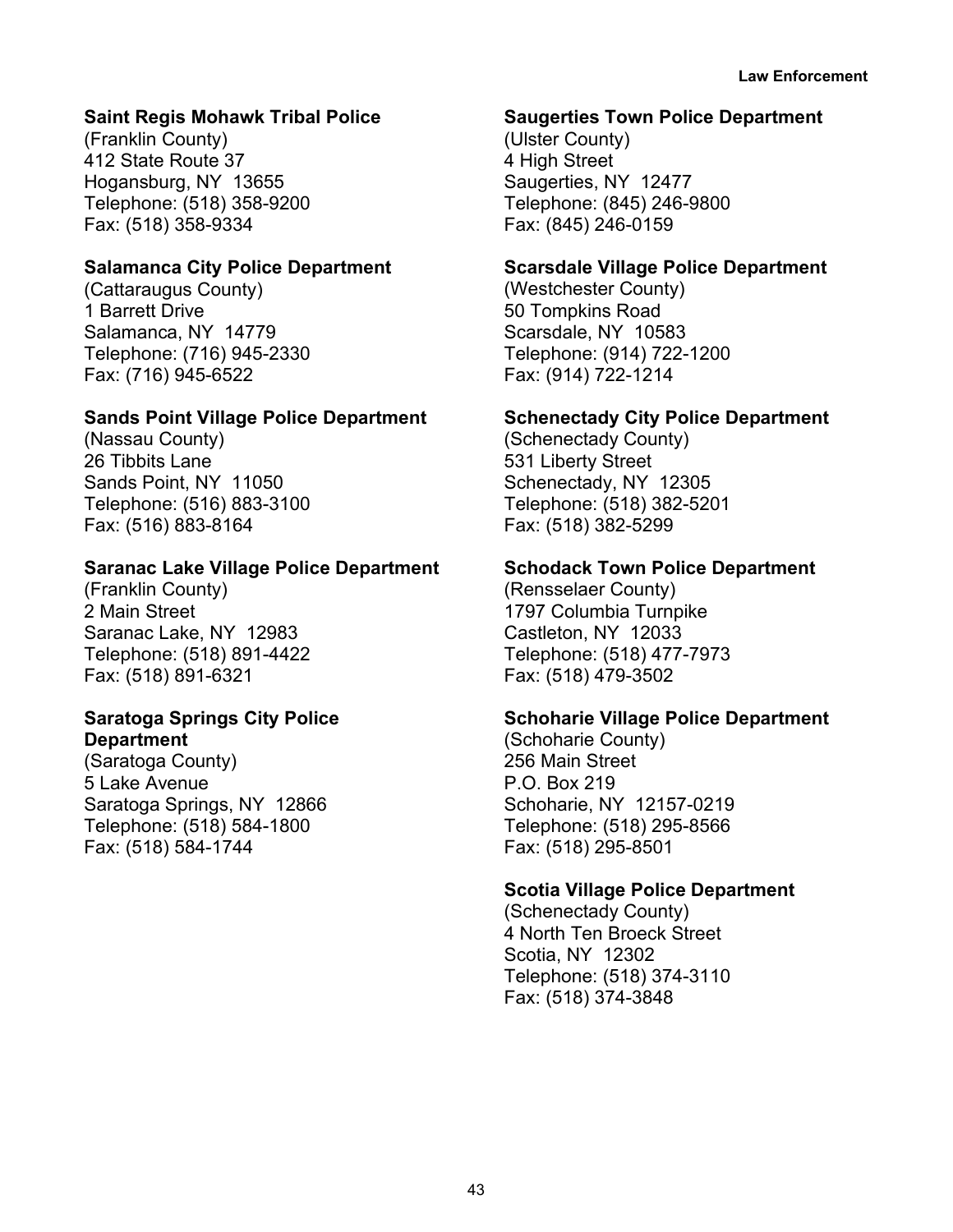**Saint Regis Mohawk Tribal Police**
(Franklin County)
412 State Route 37
Hogansburg, NY 13655
Telephone: (518) 358-9200
Fax: (518) 358-9334

**Salamanca City Police Department**
(Cattaraugus County)
1 Barrett Drive
Salamanca, NY 14779
Telephone: (716) 945-2330
Fax: (716) 945-6522

**Sands Point Village Police Department**
(Nassau County)
26 Tibbits Lane
Sands Point, NY 11050
Telephone: (516) 883-3100
Fax: (516) 883-8164

**Saranac Lake Village Police Department**
(Franklin County)
2 Main Street
Saranac Lake, NY 12983
Telephone: (518) 891-4422
Fax: (518) 891-6321

**Saratoga Springs City Police Department**
(Saratoga County)
5 Lake Avenue
Saratoga Springs, NY 12866
Telephone: (518) 584-1800
Fax: (518) 584-1744

**Saugerties Town Police Department**
(Ulster County)
4 High Street
Saugerties, NY 12477
Telephone: (845) 246-9800
Fax: (845) 246-0159

**Scarsdale Village Police Department**
(Westchester County)
50 Tompkins Road
Scarsdale, NY 10583
Telephone: (914) 722-1200
Fax: (914) 722-1214

**Schenectady City Police Department**
(Schenectady County)
531 Liberty Street
Schenectady, NY 12305
Telephone: (518) 382-5201
Fax: (518) 382-5299

**Schodack Town Police Department**
(Rensselaer County)
1797 Columbia Turnpike
Castleton, NY 12033
Telephone: (518) 477-7973
Fax: (518) 479-3502

**Schoharie Village Police Department**
(Schoharie County)
256 Main Street
P.O. Box 219
Schoharie, NY 12157-0219
Telephone: (518) 295-8566
Fax: (518) 295-8501

**Scotia Village Police Department**
(Schenectady County)
4 North Ten Broeck Street
Scotia, NY 12302
Telephone: (518) 374-3110
Fax: (518) 374-3848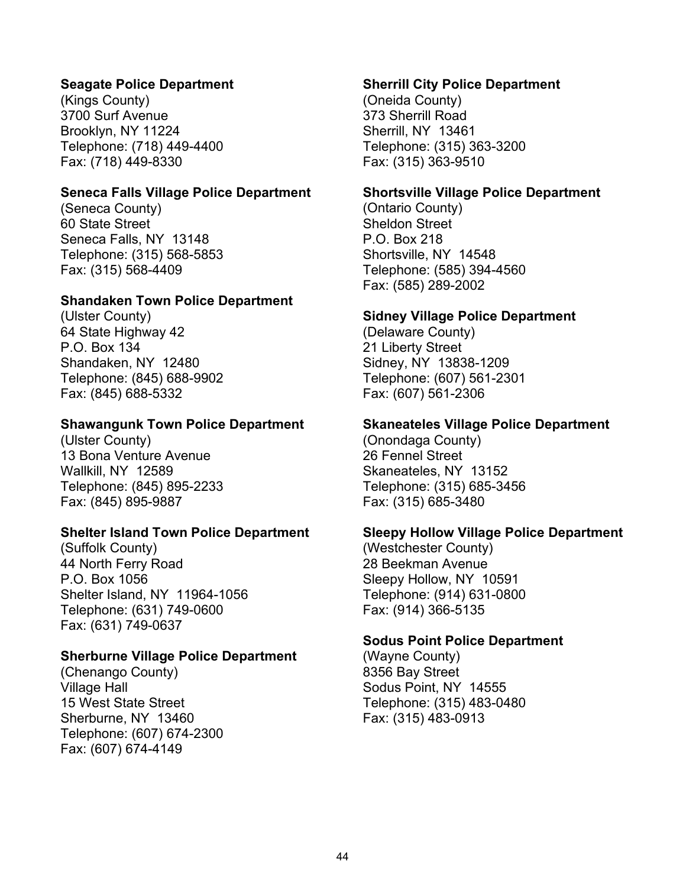**Seagate Police Department**
(Kings County)
3700 Surf Avenue
Brooklyn, NY 11224
Telephone: (718) 449-4400
Fax: (718) 449-8330

**Seneca Falls Village Police Department**
(Seneca County)
60 State Street
Seneca Falls, NY 13148
Telephone: (315) 568-5853
Fax: (315) 568-4409

**Shandaken Town Police Department**
(Ulster County)
64 State Highway 42
P.O. Box 134
Shandaken, NY 12480
Telephone: (845) 688-9902
Fax: (845) 688-5332

**Shawangunk Town Police Department**
(Ulster County)
13 Bona Venture Avenue
Wallkill, NY 12589
Telephone: (845) 895-2233
Fax: (845) 895-9887

**Shelter Island Town Police Department**
(Suffolk County)
44 North Ferry Road
P.O. Box 1056
Shelter Island, NY 11964-1056
Telephone: (631) 749-0600
Fax: (631) 749-0637

**Sherburne Village Police Department**
(Chenango County)
Village Hall
15 West State Street
Sherburne, NY 13460
Telephone: (607) 674-2300
Fax: (607) 674-4149

**Sherrill City Police Department**
(Oneida County)
373 Sherrill Road
Sherrill, NY 13461
Telephone: (315) 363-3200
Fax: (315) 363-9510

**Shortsville Village Police Department**
(Ontario County)
Sheldon Street
P.O. Box 218
Shortsville, NY 14548
Telephone: (585) 394-4560
Fax: (585) 289-2002

**Sidney Village Police Department**
(Delaware County)
21 Liberty Street
Sidney, NY 13838-1209
Telephone: (607) 561-2301
Fax: (607) 561-2306

**Skaneateles Village Police Department**
(Onondaga County)
26 Fennel Street
Skaneateles, NY 13152
Telephone: (315) 685-3456
Fax: (315) 685-3480

**Sleepy Hollow Village Police Department**
(Westchester County)
28 Beekman Avenue
Sleepy Hollow, NY 10591
Telephone: (914) 631-0800
Fax: (914) 366-5135

**Sodus Point Police Department**
(Wayne County)
8356 Bay Street
Sodus Point, NY 14555
Telephone: (315) 483-0480
Fax: (315) 483-0913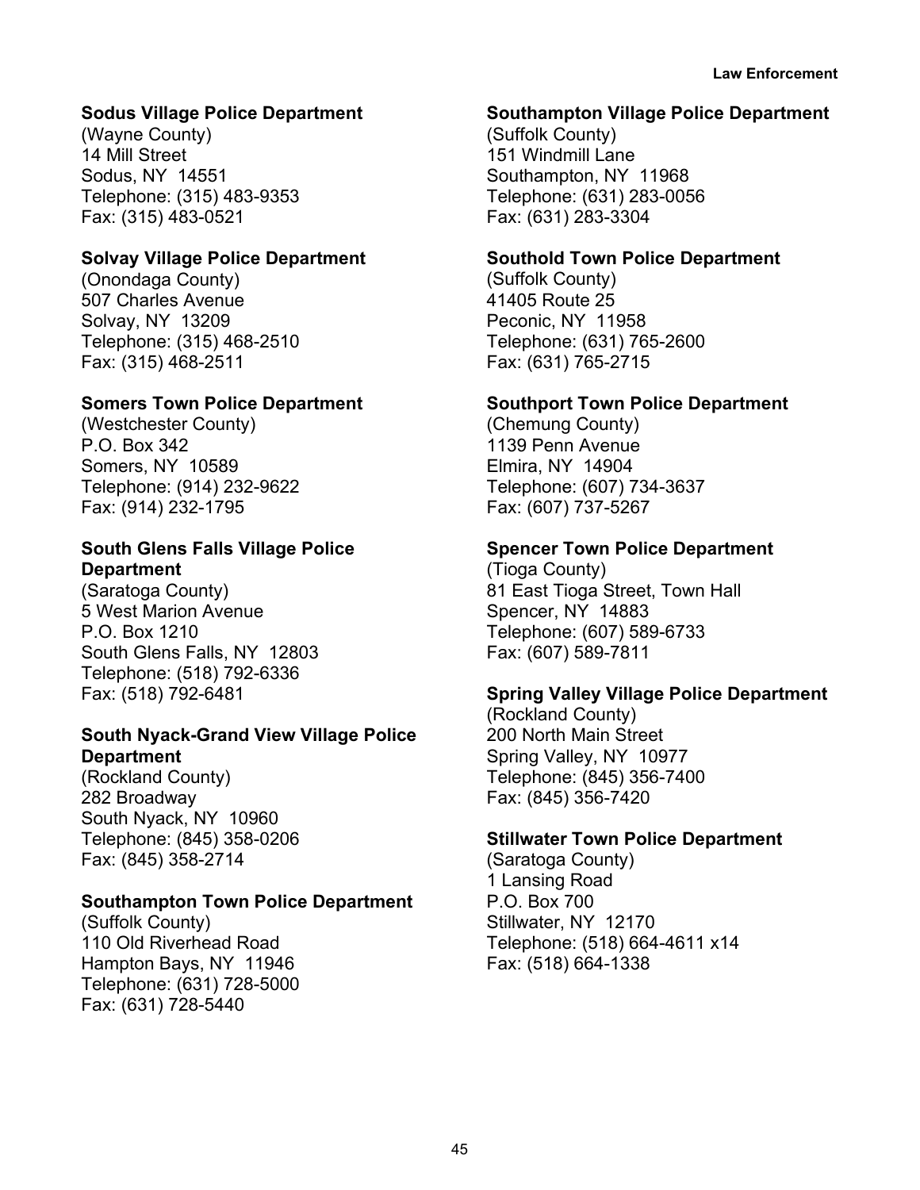**Sodus Village Police Department**
(Wayne County)
14 Mill Street
Sodus, NY 14551
Telephone: (315) 483-9353
Fax: (315) 483-0521

**Solvay Village Police Department**
(Onondaga County)
507 Charles Avenue
Solvay, NY 13209
Telephone: (315) 468-2510
Fax: (315) 468-2511

**Somers Town Police Department**
(Westchester County)
P.O. Box 342
Somers, NY 10589
Telephone: (914) 232-9622
Fax: (914) 232-1795

**South Glens Falls Village Police Department**
(Saratoga County)
5 West Marion Avenue
P.O. Box 1210
South Glens Falls, NY 12803
Telephone: (518) 792-6336
Fax: (518) 792-6481

**South Nyack-Grand View Village Police Department**
(Rockland County)
282 Broadway
South Nyack, NY 10960
Telephone: (845) 358-0206
Fax: (845) 358-2714

**Southampton Town Police Department**
(Suffolk County)
110 Old Riverhead Road
Hampton Bays, NY 11946
Telephone: (631) 728-5000
Fax: (631) 728-5440

**Southampton Village Police Department**
(Suffolk County)
151 Windmill Lane
Southampton, NY 11968
Telephone: (631) 283-0056
Fax: (631) 283-3304

**Southold Town Police Department**
(Suffolk County)
41405 Route 25
Peconic, NY 11958
Telephone: (631) 765-2600
Fax: (631) 765-2715

**Southport Town Police Department**
(Chemung County)
1139 Penn Avenue
Elmira, NY 14904
Telephone: (607) 734-3637
Fax: (607) 737-5267

**Spencer Town Police Department**
(Tioga County)
81 East Tioga Street, Town Hall
Spencer, NY 14883
Telephone: (607) 589-6733
Fax: (607) 589-7811

**Spring Valley Village Police Department**
(Rockland County)
200 North Main Street
Spring Valley, NY 10977
Telephone: (845) 356-7400
Fax: (845) 356-7420

**Stillwater Town Police Department**
(Saratoga County)
1 Lansing Road
P.O. Box 700
Stillwater, NY 12170
Telephone: (518) 664-4611 x14
Fax: (518) 664-1338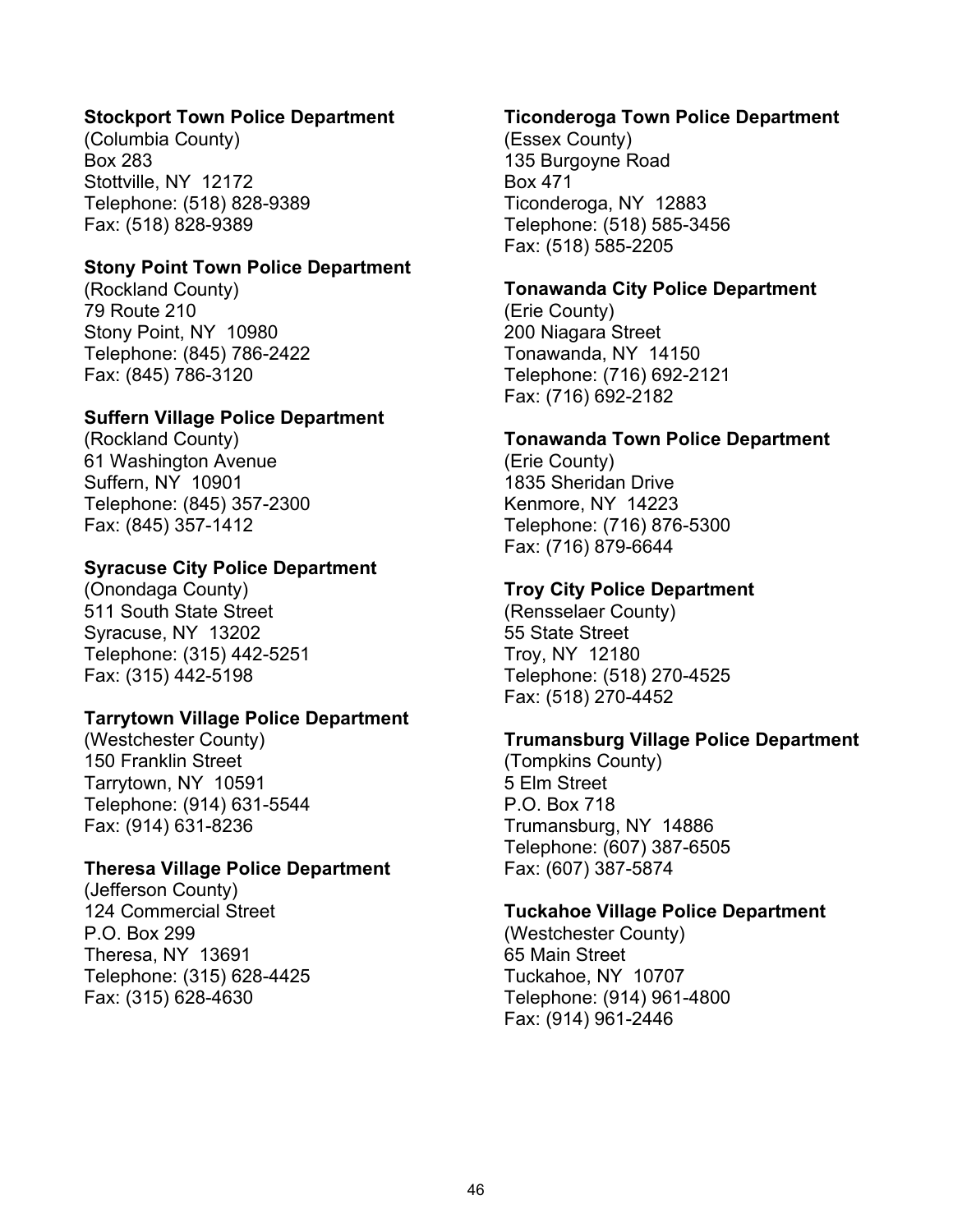**Stockport Town Police Department**
(Columbia County)
Box 283
Stottville, NY 12172
Telephone: (518) 828-9389
Fax: (518) 828-9389

**Stony Point Town Police Department**
(Rockland County)
79 Route 210
Stony Point, NY 10980
Telephone: (845) 786-2422
Fax: (845) 786-3120

**Suffern Village Police Department**
(Rockland County)
61 Washington Avenue
Suffern, NY 10901
Telephone: (845) 357-2300
Fax: (845) 357-1412

**Syracuse City Police Department**
(Onondaga County)
511 South State Street
Syracuse, NY 13202
Telephone: (315) 442-5251
Fax: (315) 442-5198

**Tarrytown Village Police Department**
(Westchester County)
150 Franklin Street
Tarrytown, NY 10591
Telephone: (914) 631-5544
Fax: (914) 631-8236

**Theresa Village Police Department**
(Jefferson County)
124 Commercial Street
P.O. Box 299
Theresa, NY 13691
Telephone: (315) 628-4425
Fax: (315) 628-4630

**Ticonderoga Town Police Department**
(Essex County)
135 Burgoyne Road
Box 471
Ticonderoga, NY 12883
Telephone: (518) 585-3456
Fax: (518) 585-2205

**Tonawanda City Police Department**
(Erie County)
200 Niagara Street
Tonawanda, NY 14150
Telephone: (716) 692-2121
Fax: (716) 692-2182

**Tonawanda Town Police Department**
(Erie County)
1835 Sheridan Drive
Kenmore, NY 14223
Telephone: (716) 876-5300
Fax: (716) 879-6644

**Troy City Police Department**
(Rensselaer County)
55 State Street
Troy, NY 12180
Telephone: (518) 270-4525
Fax: (518) 270-4452

**Trumansburg Village Police Department**
(Tompkins County)
5 Elm Street
P.O. Box 718
Trumansburg, NY 14886
Telephone: (607) 387-6505
Fax: (607) 387-5874

**Tuckahoe Village Police Department**
(Westchester County)
65 Main Street
Tuckahoe, NY 10707
Telephone: (914) 961-4800
Fax: (914) 961-2446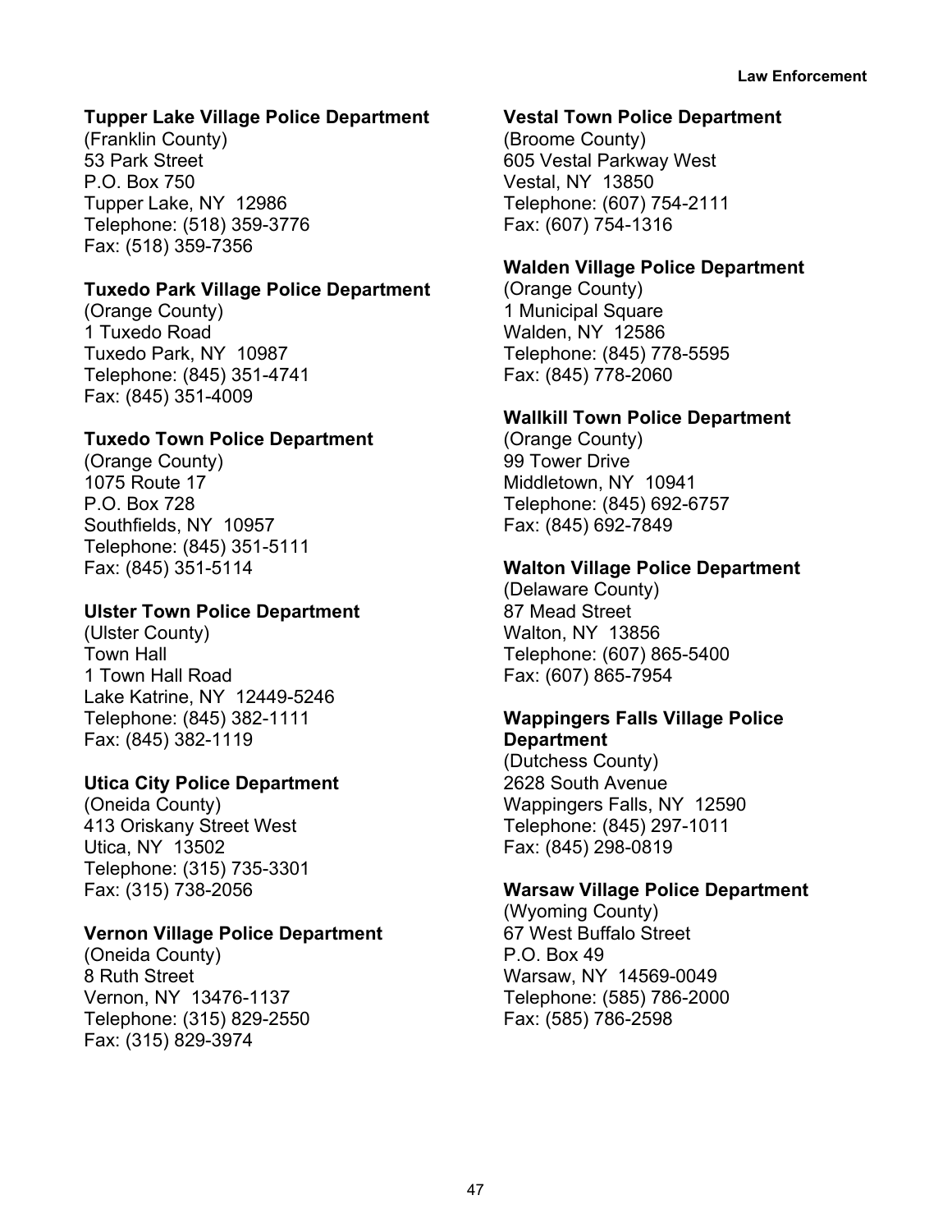**Tupper Lake Village Police Department**
(Franklin County)
53 Park Street
P.O. Box 750
Tupper Lake, NY 12986
Telephone: (518) 359-3776
Fax: (518) 359-7356

**Tuxedo Park Village Police Department**
(Orange County)
1 Tuxedo Road
Tuxedo Park, NY 10987
Telephone: (845) 351-4741
Fax: (845) 351-4009

**Tuxedo Town Police Department**
(Orange County)
1075 Route 17
P.O. Box 728
Southfields, NY 10957
Telephone: (845) 351-5111
Fax: (845) 351-5114

**Ulster Town Police Department**
(Ulster County)
Town Hall
1 Town Hall Road
Lake Katrine, NY 12449-5246
Telephone: (845) 382-1111
Fax: (845) 382-1119

**Utica City Police Department**
(Oneida County)
413 Oriskany Street West
Utica, NY 13502
Telephone: (315) 735-3301
Fax: (315) 738-2056

**Vernon Village Police Department**
(Oneida County)
8 Ruth Street
Vernon, NY 13476-1137
Telephone: (315) 829-2550
Fax: (315) 829-3974

**Vestal Town Police Department**
(Broome County)
605 Vestal Parkway West
Vestal, NY 13850
Telephone: (607) 754-2111
Fax: (607) 754-1316

**Walden Village Police Department**
(Orange County)
1 Municipal Square
Walden, NY 12586
Telephone: (845) 778-5595
Fax: (845) 778-2060

**Wallkill Town Police Department**
(Orange County)
99 Tower Drive
Middletown, NY 10941
Telephone: (845) 692-6757
Fax: (845) 692-7849

**Walton Village Police Department**
(Delaware County)
87 Mead Street
Walton, NY 13856
Telephone: (607) 865-5400
Fax: (607) 865-7954

**Wappingers Falls Village Police Department**
(Dutchess County)
2628 South Avenue
Wappingers Falls, NY 12590
Telephone: (845) 297-1011
Fax: (845) 298-0819

**Warsaw Village Police Department**
(Wyoming County)
67 West Buffalo Street
P.O. Box 49
Warsaw, NY 14569-0049
Telephone: (585) 786-2000
Fax: (585) 786-2598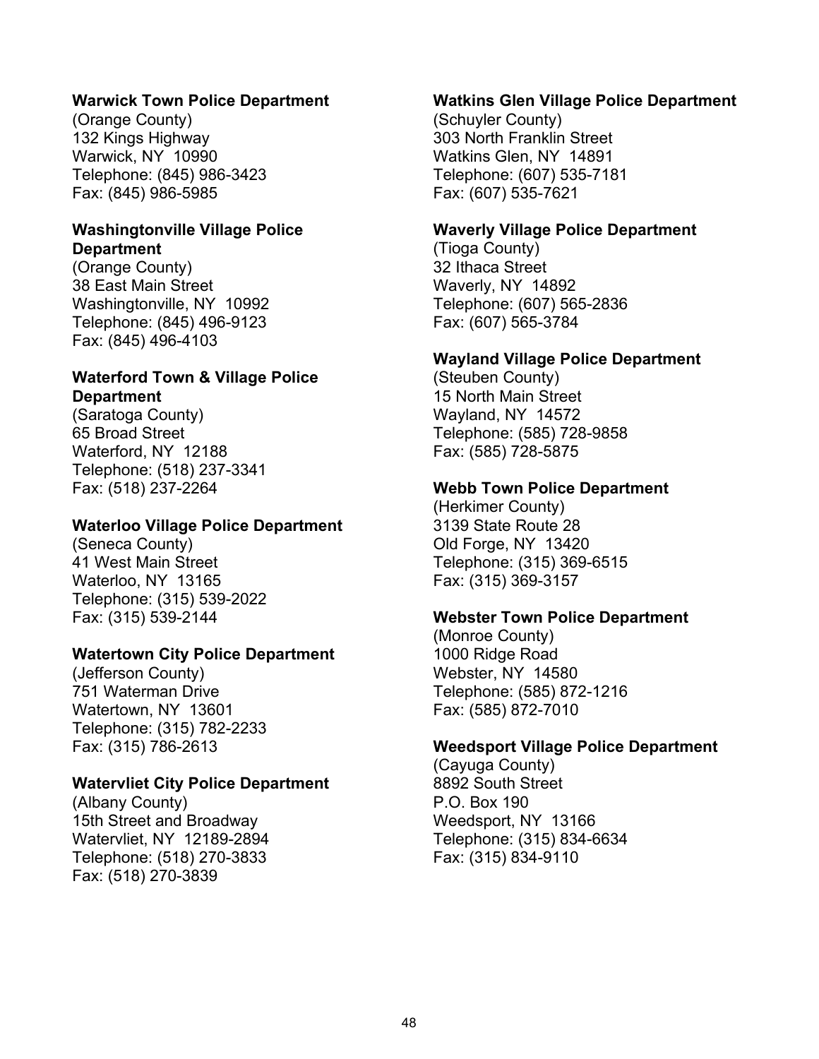**Warwick Town Police Department**
(Orange County)
132 Kings Highway
Warwick, NY 10990
Telephone: (845) 986-3423
Fax: (845) 986-5985

**Washingtonville Village Police Department**
(Orange County)
38 East Main Street
Washingtonville, NY 10992
Telephone: (845) 496-9123
Fax: (845) 496-4103

**Waterford Town & Village Police Department**
(Saratoga County)
65 Broad Street
Waterford, NY 12188
Telephone: (518) 237-3341
Fax: (518) 237-2264

**Waterloo Village Police Department**
(Seneca County)
41 West Main Street
Waterloo, NY 13165
Telephone: (315) 539-2022
Fax: (315) 539-2144

**Watertown City Police Department**
(Jefferson County)
751 Waterman Drive
Watertown, NY 13601
Telephone: (315) 782-2233
Fax: (315) 786-2613

**Watervliet City Police Department**
(Albany County)
15th Street and Broadway
Watervliet, NY 12189-2894
Telephone: (518) 270-3833
Fax: (518) 270-3839

**Watkins Glen Village Police Department**
(Schuyler County)
303 North Franklin Street
Watkins Glen, NY 14891
Telephone: (607) 535-7181
Fax: (607) 535-7621

**Waverly Village Police Department**
(Tioga County)
32 Ithaca Street
Waverly, NY 14892
Telephone: (607) 565-2836
Fax: (607) 565-3784

**Wayland Village Police Department**
(Steuben County)
15 North Main Street
Wayland, NY 14572
Telephone: (585) 728-9858
Fax: (585) 728-5875

**Webb Town Police Department**
(Herkimer County)
3139 State Route 28
Old Forge, NY 13420
Telephone: (315) 369-6515
Fax: (315) 369-3157

**Webster Town Police Department**
(Monroe County)
1000 Ridge Road
Webster, NY 14580
Telephone: (585) 872-1216
Fax: (585) 872-7010

**Weedsport Village Police Department**
(Cayuga County)
8892 South Street
P.O. Box 190
Weedsport, NY 13166
Telephone: (315) 834-6634
Fax: (315) 834-9110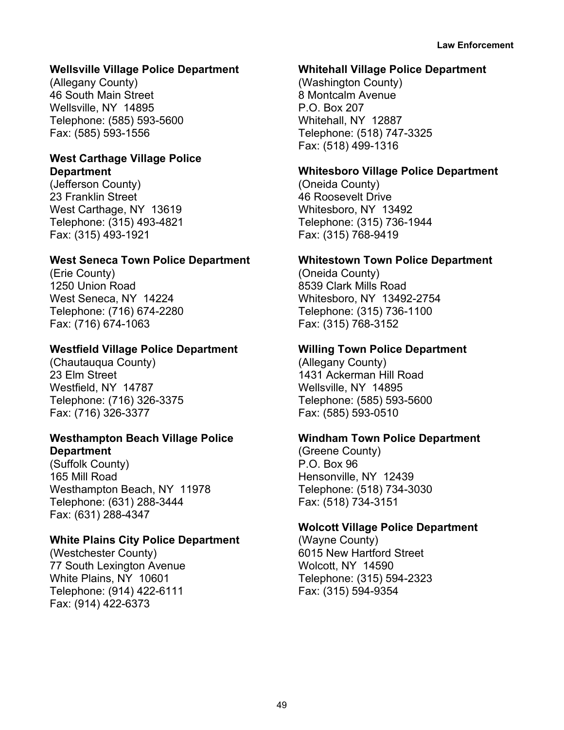**Wellsville Village Police Department**
(Allegany County)
46 South Main Street
Wellsville, NY 14895
Telephone: (585) 593-5600
Fax: (585) 593-1556

**West Carthage Village Police Department**
(Jefferson County)
23 Franklin Street
West Carthage, NY 13619
Telephone: (315) 493-4821
Fax: (315) 493-1921

**West Seneca Town Police Department**
(Erie County)
1250 Union Road
West Seneca, NY 14224
Telephone: (716) 674-2280
Fax: (716) 674-1063

**Westfield Village Police Department**
(Chautauqua County)
23 Elm Street
Westfield, NY 14787
Telephone: (716) 326-3375
Fax: (716) 326-3377

**Westhampton Beach Village Police Department**
(Suffolk County)
165 Mill Road
Westhampton Beach, NY 11978
Telephone: (631) 288-3444
Fax: (631) 288-4347

**White Plains City Police Department**
(Westchester County)
77 South Lexington Avenue
White Plains, NY 10601
Telephone: (914) 422-6111
Fax: (914) 422-6373

**Whitehall Village Police Department**
(Washington County)
8 Montcalm Avenue
P.O. Box 207
Whitehall, NY 12887
Telephone: (518) 747-3325
Fax: (518) 499-1316

**Whitesboro Village Police Department**
(Oneida County)
46 Roosevelt Drive
Whitesboro, NY 13492
Telephone: (315) 736-1944
Fax: (315) 768-9419

**Whitestown Town Police Department**
(Oneida County)
8539 Clark Mills Road
Whitesboro, NY 13492-2754
Telephone: (315) 736-1100
Fax: (315) 768-3152

**Willing Town Police Department**
(Allegany County)
1431 Ackerman Hill Road
Wellsville, NY 14895
Telephone: (585) 593-5600
Fax: (585) 593-0510

**Windham Town Police Department**
(Greene County)
P.O. Box 96
Hensonville, NY 12439
Telephone: (518) 734-3030
Fax: (518) 734-3151

**Wolcott Village Police Department**
(Wayne County)
6015 New Hartford Street
Wolcott, NY 14590
Telephone: (315) 594-2323
Fax: (315) 594-9354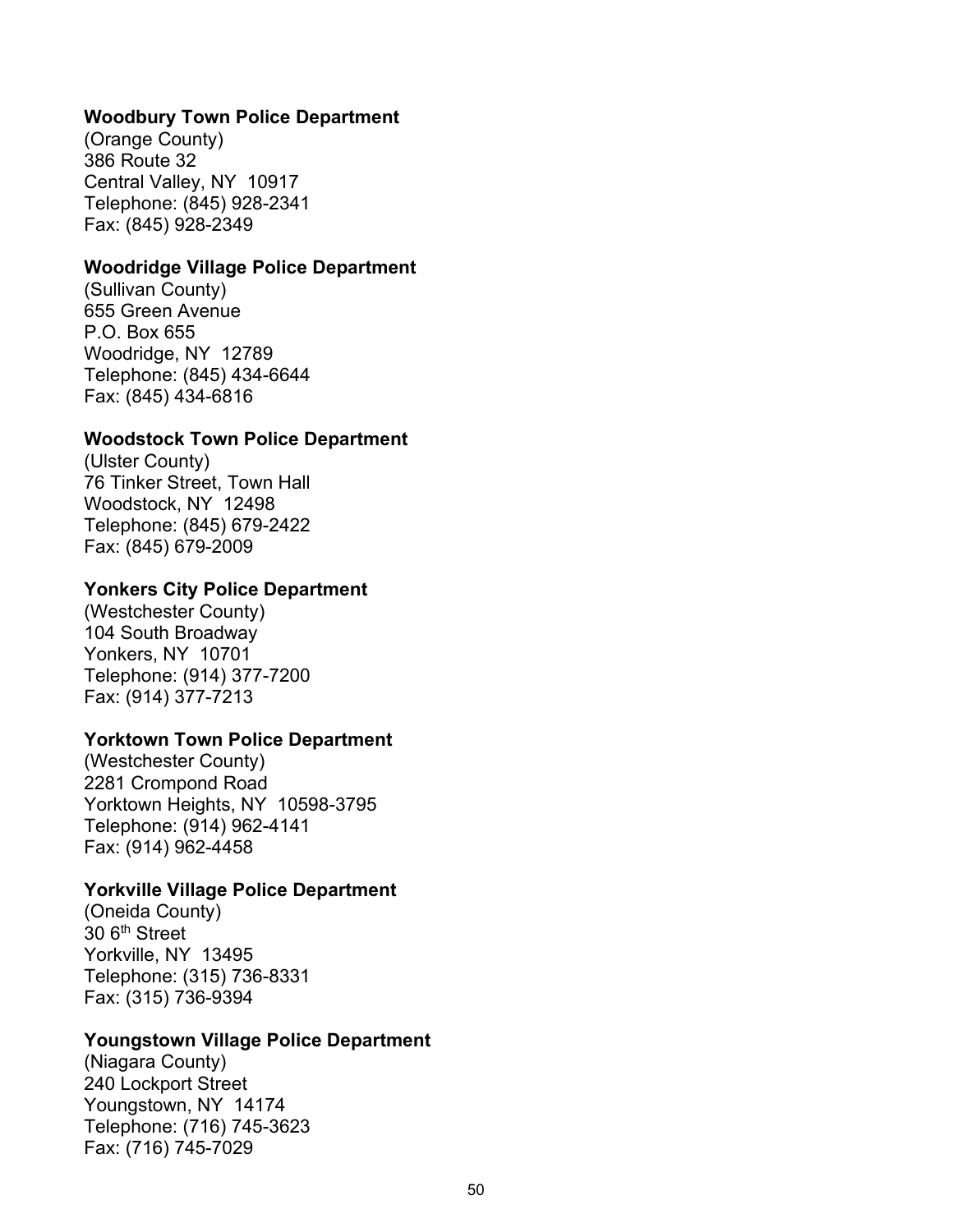**Woodbury Town Police Department**
(Orange County)
386 Route 32
Central Valley, NY  10917
Telephone: (845) 928-2341
Fax: (845) 928-2349

**Woodridge Village Police Department**
(Sullivan County)
655 Green Avenue
P.O. Box 655
Woodridge, NY  12789
Telephone: (845) 434-6644
Fax: (845) 434-6816

**Woodstock Town Police Department**
(Ulster County)
76 Tinker Street, Town Hall
Woodstock, NY  12498
Telephone: (845) 679-2422
Fax: (845) 679-2009

**Yonkers City Police Department**
(Westchester County)
104 South Broadway
Yonkers, NY  10701
Telephone: (914) 377-7200
Fax: (914) 377-7213

**Yorktown Town Police Department**
(Westchester County)
2281 Crompond Road
Yorktown Heights, NY  10598-3795
Telephone: (914) 962-4141
Fax: (914) 962-4458

**Yorkville Village Police Department**
(Oneida County)
30 6th Street
Yorkville, NY  13495
Telephone: (315) 736-8331
Fax: (315) 736-9394

**Youngstown Village Police Department**
(Niagara County)
240 Lockport Street
Youngstown, NY  14174
Telephone: (716) 745-3623
Fax: (716) 745-7029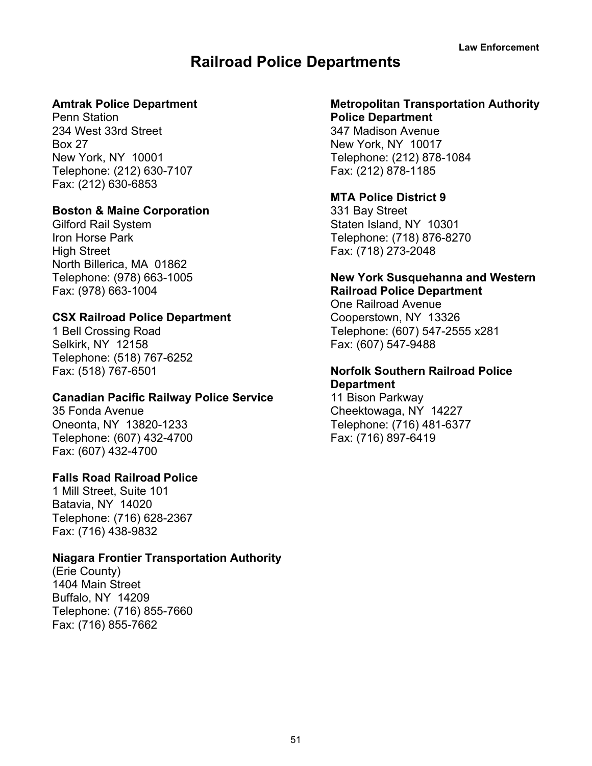# Railroad Police Departments

**Amtrak Police Department**
Penn Station
234 West 33rd Street
Box 27
New York, NY 10001
Telephone: (212) 630-7107
Fax: (212) 630-6853

**Boston & Maine Corporation**
Gilford Rail System
Iron Horse Park
High Street
North Billerica, MA 01862
Telephone: (978) 663-1005
Fax: (978) 663-1004

**CSX Railroad Police Department**
1 Bell Crossing Road
Selkirk, NY 12158
Telephone: (518) 767-6252
Fax: (518) 767-6501

**Canadian Pacific Railway Police Service**
35 Fonda Avenue
Oneonta, NY 13820-1233
Telephone: (607) 432-4700
Fax: (607) 432-4700

**Falls Road Railroad Police**
1 Mill Street, Suite 101
Batavia, NY 14020
Telephone: (716) 628-2367
Fax: (716) 438-9832

**Niagara Frontier Transportation Authority**
(Erie County)
1404 Main Street
Buffalo, NY 14209
Telephone: (716) 855-7660
Fax: (716) 855-7662

**Metropolitan Transportation Authority Police Department**
347 Madison Avenue
New York, NY 10017
Telephone: (212) 878-1084
Fax: (212) 878-1185

**MTA Police District 9**
331 Bay Street
Staten Island, NY 10301
Telephone: (718) 876-8270
Fax: (718) 273-2048

**New York Susquehanna and Western Railroad Police Department**
One Railroad Avenue
Cooperstown, NY 13326
Telephone: (607) 547-2555 x281
Fax: (607) 547-9488

**Norfolk Southern Railroad Police Department**
11 Bison Parkway
Cheektowaga, NY 14227
Telephone: (716) 481-6377
Fax: (716) 897-6419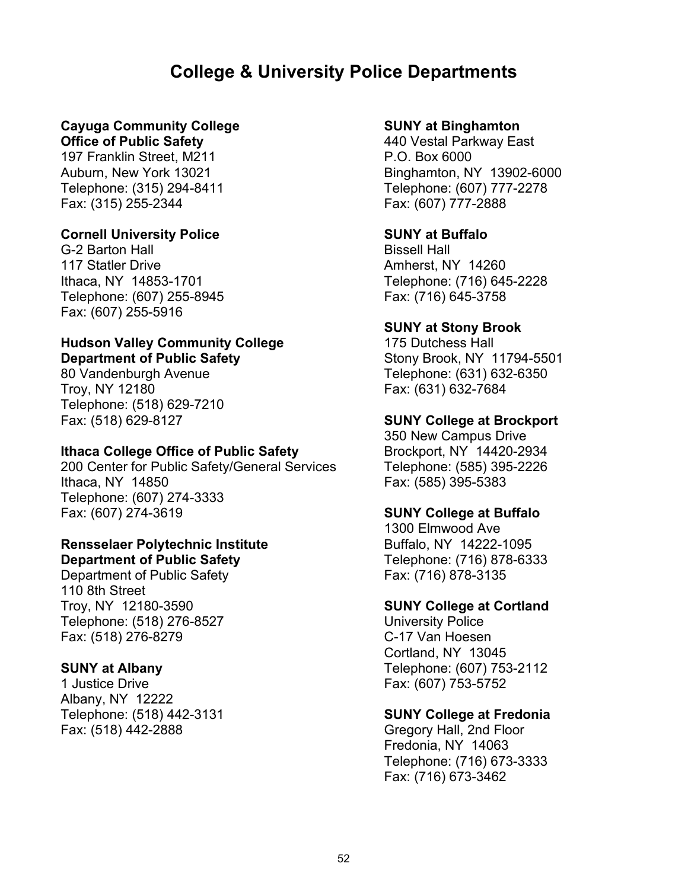# College & University Police Departments

**Cayuga Community College**
**Office of Public Safety**
197 Franklin Street, M211
Auburn, New York 13021
Telephone: (315) 294-8411
Fax: (315) 255-2344

**Cornell University Police**
G-2 Barton Hall
117 Statler Drive
Ithaca, NY 14853-1701
Telephone: (607) 255-8945
Fax: (607) 255-5916

**Hudson Valley Community College**
**Department of Public Safety**
80 Vandenburgh Avenue
Troy, NY 12180
Telephone: (518) 629-7210
Fax: (518) 629-8127

**Ithaca College Office of Public Safety**
200 Center for Public Safety/General Services
Ithaca, NY 14850
Telephone: (607) 274-3333
Fax: (607) 274-3619

**Rensselaer Polytechnic Institute**
**Department of Public Safety**
Department of Public Safety
110 8th Street
Troy, NY 12180-3590
Telephone: (518) 276-8527
Fax: (518) 276-8279

**SUNY at Albany**
1 Justice Drive
Albany, NY 12222
Telephone: (518) 442-3131
Fax: (518) 442-2888

**SUNY at Binghamton**
440 Vestal Parkway East
P.O. Box 6000
Binghamton, NY 13902-6000
Telephone: (607) 777-2278
Fax: (607) 777-2888

**SUNY at Buffalo**
Bissell Hall
Amherst, NY 14260
Telephone: (716) 645-2228
Fax: (716) 645-3758

**SUNY at Stony Brook**
175 Dutchess Hall
Stony Brook, NY 11794-5501
Telephone: (631) 632-6350
Fax: (631) 632-7684

**SUNY College at Brockport**
350 New Campus Drive
Brockport, NY 14420-2934
Telephone: (585) 395-2226
Fax: (585) 395-5383

**SUNY College at Buffalo**
1300 Elmwood Ave
Buffalo, NY 14222-1095
Telephone: (716) 878-6333
Fax: (716) 878-3135

**SUNY College at Cortland**
University Police
C-17 Van Hoesen
Cortland, NY 13045
Telephone: (607) 753-2112
Fax: (607) 753-5752

**SUNY College at Fredonia**
Gregory Hall, 2nd Floor
Fredonia, NY 14063
Telephone: (716) 673-3333
Fax: (716) 673-3462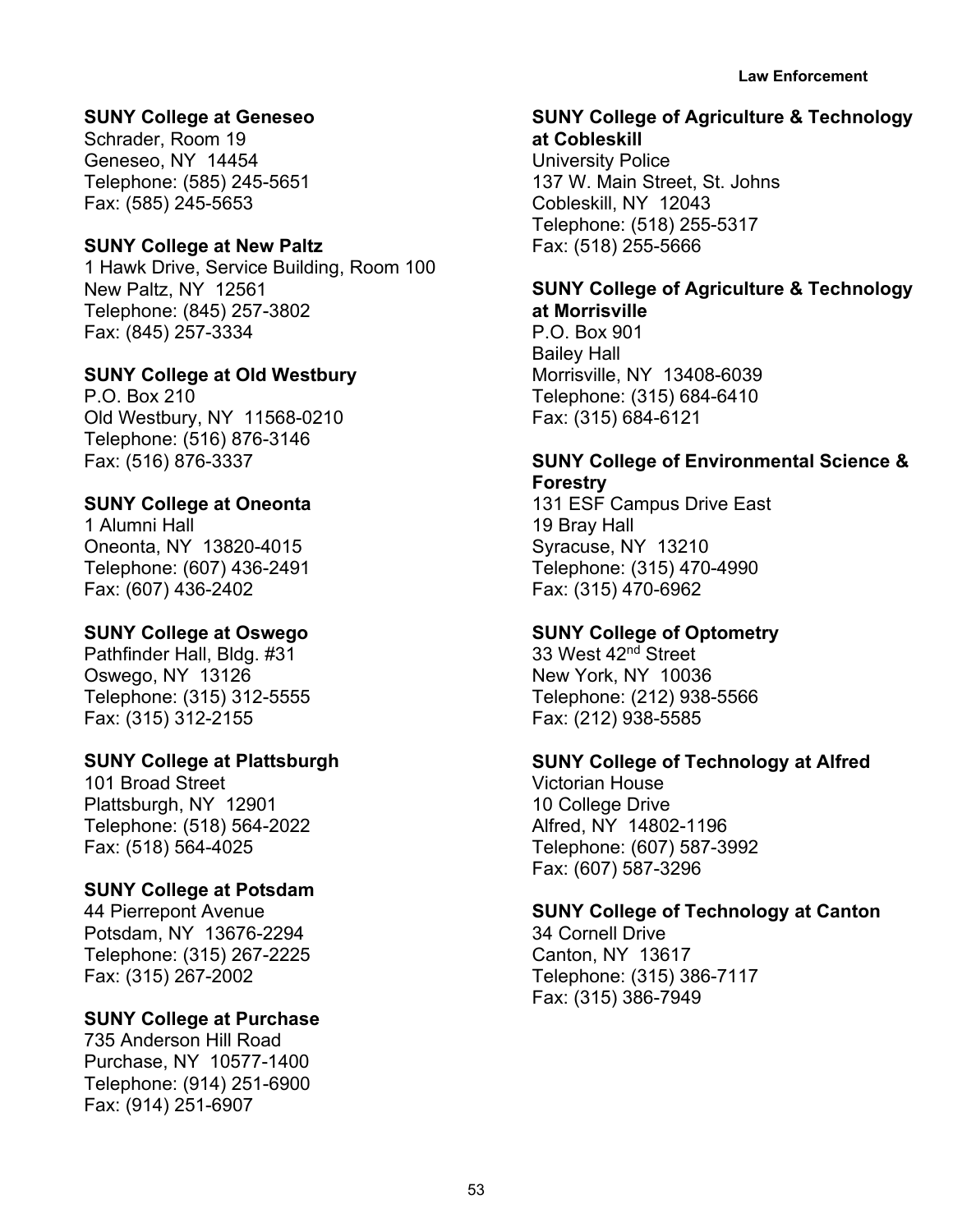**SUNY College at Geneseo**
Schrader, Room 19
Geneseo, NY 14454
Telephone: (585) 245-5651
Fax: (585) 245-5653

**SUNY College at New Paltz**
1 Hawk Drive, Service Building, Room 100
New Paltz, NY 12561
Telephone: (845) 257-3802
Fax: (845) 257-3334

**SUNY College at Old Westbury**
P.O. Box 210
Old Westbury, NY 11568-0210
Telephone: (516) 876-3146
Fax: (516) 876-3337

**SUNY College at Oneonta**
1 Alumni Hall
Oneonta, NY 13820-4015
Telephone: (607) 436-2491
Fax: (607) 436-2402

**SUNY College at Oswego**
Pathfinder Hall, Bldg. #31
Oswego, NY 13126
Telephone: (315) 312-5555
Fax: (315) 312-2155

**SUNY College at Plattsburgh**
101 Broad Street
Plattsburgh, NY 12901
Telephone: (518) 564-2022
Fax: (518) 564-4025

**SUNY College at Potsdam**
44 Pierrepont Avenue
Potsdam, NY 13676-2294
Telephone: (315) 267-2225
Fax: (315) 267-2002

**SUNY College at Purchase**
735 Anderson Hill Road
Purchase, NY 10577-1400
Telephone: (914) 251-6900
Fax: (914) 251-6907

**SUNY College of Agriculture & Technology at Cobleskill**
University Police
137 W. Main Street, St. Johns
Cobleskill, NY 12043
Telephone: (518) 255-5317
Fax: (518) 255-5666

**SUNY College of Agriculture & Technology at Morrisville**
P.O. Box 901
Bailey Hall
Morrisville, NY 13408-6039
Telephone: (315) 684-6410
Fax: (315) 684-6121

**SUNY College of Environmental Science & Forestry**
131 ESF Campus Drive East
19 Bray Hall
Syracuse, NY 13210
Telephone: (315) 470-4990
Fax: (315) 470-6962

**SUNY College of Optometry**
33 West 42nd Street
New York, NY 10036
Telephone: (212) 938-5566
Fax: (212) 938-5585

**SUNY College of Technology at Alfred**
Victorian House
10 College Drive
Alfred, NY 14802-1196
Telephone: (607) 587-3992
Fax: (607) 587-3296

**SUNY College of Technology at Canton**
34 Cornell Drive
Canton, NY 13617
Telephone: (315) 386-7117
Fax: (315) 386-7949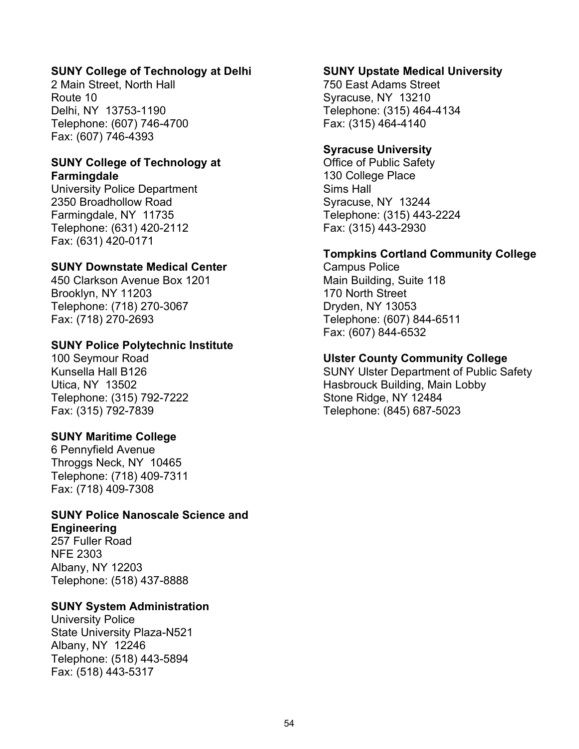**SUNY College of Technology at Delhi**
2 Main Street, North Hall
Route 10
Delhi, NY  13753-1190
Telephone: (607) 746-4700
Fax: (607) 746-4393

**SUNY College of Technology at Farmingdale**
University Police Department
2350 Broadhollow Road
Farmingdale, NY  11735
Telephone: (631) 420-2112
Fax: (631) 420-0171

**SUNY Downstate Medical Center**
450 Clarkson Avenue Box 1201
Brooklyn, NY 11203
Telephone: (718) 270-3067
Fax: (718) 270-2693

**SUNY Police Polytechnic Institute**
100 Seymour Road
Kunsella Hall B126
Utica, NY  13502
Telephone: (315) 792-7222
Fax: (315) 792-7839

**SUNY Maritime College**
6 Pennyfield Avenue
Throggs Neck, NY  10465
Telephone: (718) 409-7311
Fax: (718) 409-7308

**SUNY Police Nanoscale Science and Engineering**
257 Fuller Road
NFE 2303
Albany, NY 12203
Telephone: (518) 437-8888

**SUNY System Administration**
University Police
State University Plaza-N521
Albany, NY  12246
Telephone: (518) 443-5894
Fax: (518) 443-5317

**SUNY Upstate Medical University**
750 East Adams Street
Syracuse, NY  13210
Telephone: (315) 464-4134
Fax: (315) 464-4140

**Syracuse University**
Office of Public Safety
130 College Place
Sims Hall
Syracuse, NY  13244
Telephone: (315) 443-2224
Fax: (315) 443-2930

**Tompkins Cortland Community College**
Campus Police
Main Building, Suite 118
170 North Street
Dryden, NY 13053
Telephone: (607) 844-6511
Fax: (607) 844-6532

**Ulster County Community College**
SUNY Ulster Department of Public Safety
Hasbrouck Building, Main Lobby
Stone Ridge, NY 12484
Telephone: (845) 687-5023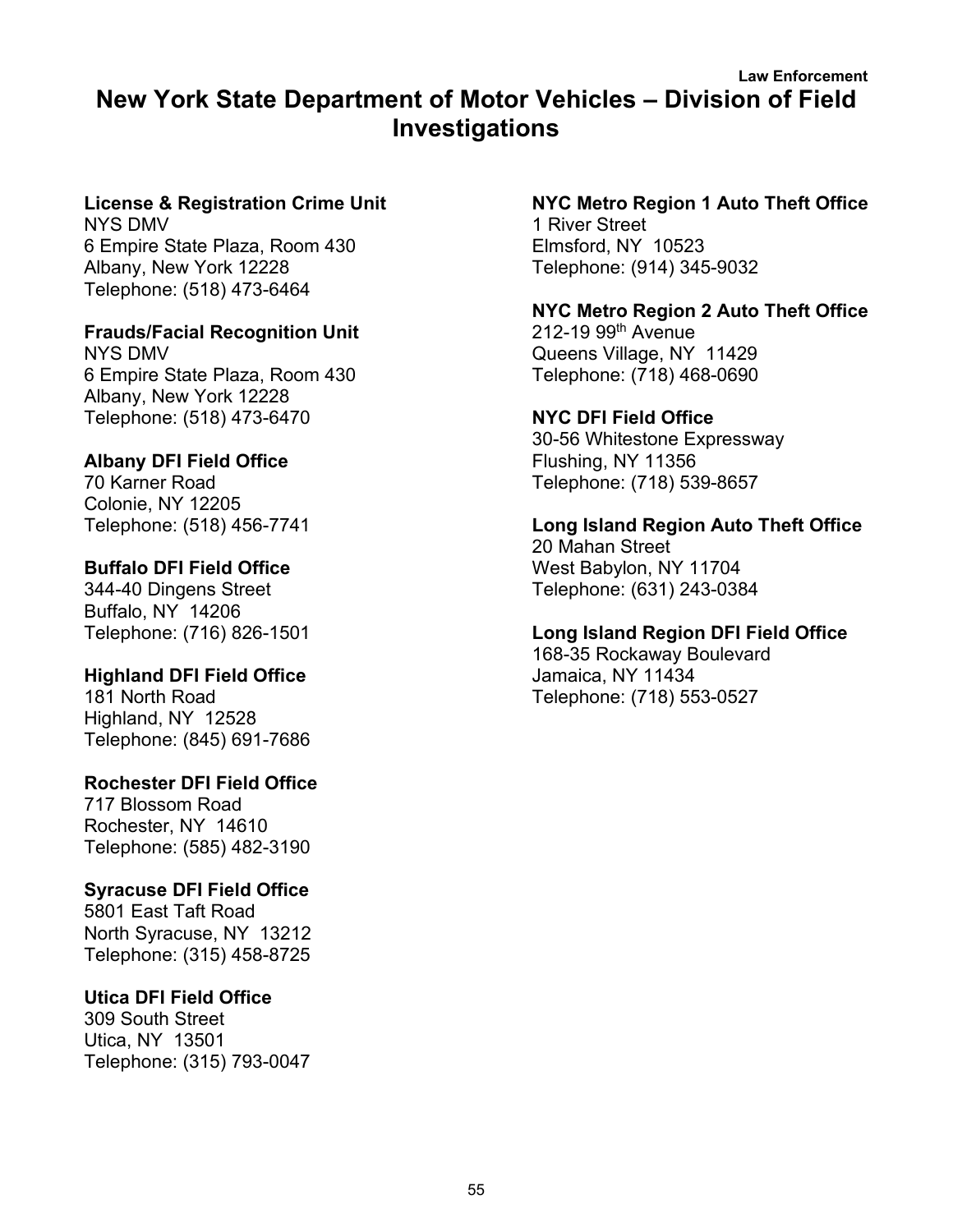# New York State Department of Motor Vehicles – Division of Field Investigations

**License & Registration Crime Unit**
NYS DMV
6 Empire State Plaza, Room 430
Albany, New York 12228
Telephone: (518) 473-6464

**Frauds/Facial Recognition Unit**
NYS DMV
6 Empire State Plaza, Room 430
Albany, New York 12228
Telephone: (518) 473-6470

**Albany DFI Field Office**
70 Karner Road
Colonie, NY 12205
Telephone: (518) 456-7741

**Buffalo DFI Field Office**
344-40 Dingens Street
Buffalo, NY 14206
Telephone: (716) 826-1501

**Highland DFI Field Office**
181 North Road
Highland, NY 12528
Telephone: (845) 691-7686

**Rochester DFI Field Office**
717 Blossom Road
Rochester, NY 14610
Telephone: (585) 482-3190

**Syracuse DFI Field Office**
5801 East Taft Road
North Syracuse, NY 13212
Telephone: (315) 458-8725

**Utica DFI Field Office**
309 South Street
Utica, NY 13501
Telephone: (315) 793-0047

**NYC Metro Region 1 Auto Theft Office**
1 River Street
Elmsford, NY 10523
Telephone: (914) 345-9032

**NYC Metro Region 2 Auto Theft Office**
212-19 99th Avenue
Queens Village, NY 11429
Telephone: (718) 468-0690

**NYC DFI Field Office**
30-56 Whitestone Expressway
Flushing, NY 11356
Telephone: (718) 539-8657

**Long Island Region Auto Theft Office**
20 Mahan Street
West Babylon, NY 11704
Telephone: (631) 243-0384

**Long Island Region DFI Field Office**
168-35 Rockaway Boulevard
Jamaica, NY 11434
Telephone: (718) 553-0527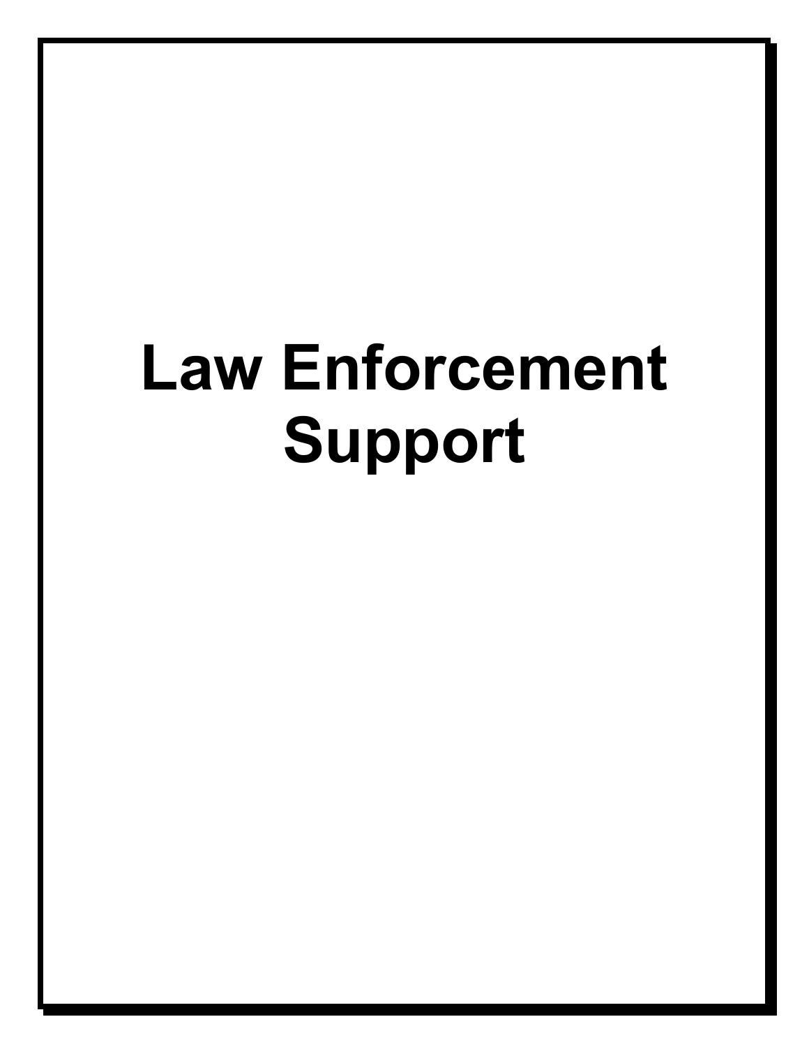# Law Enforcement Support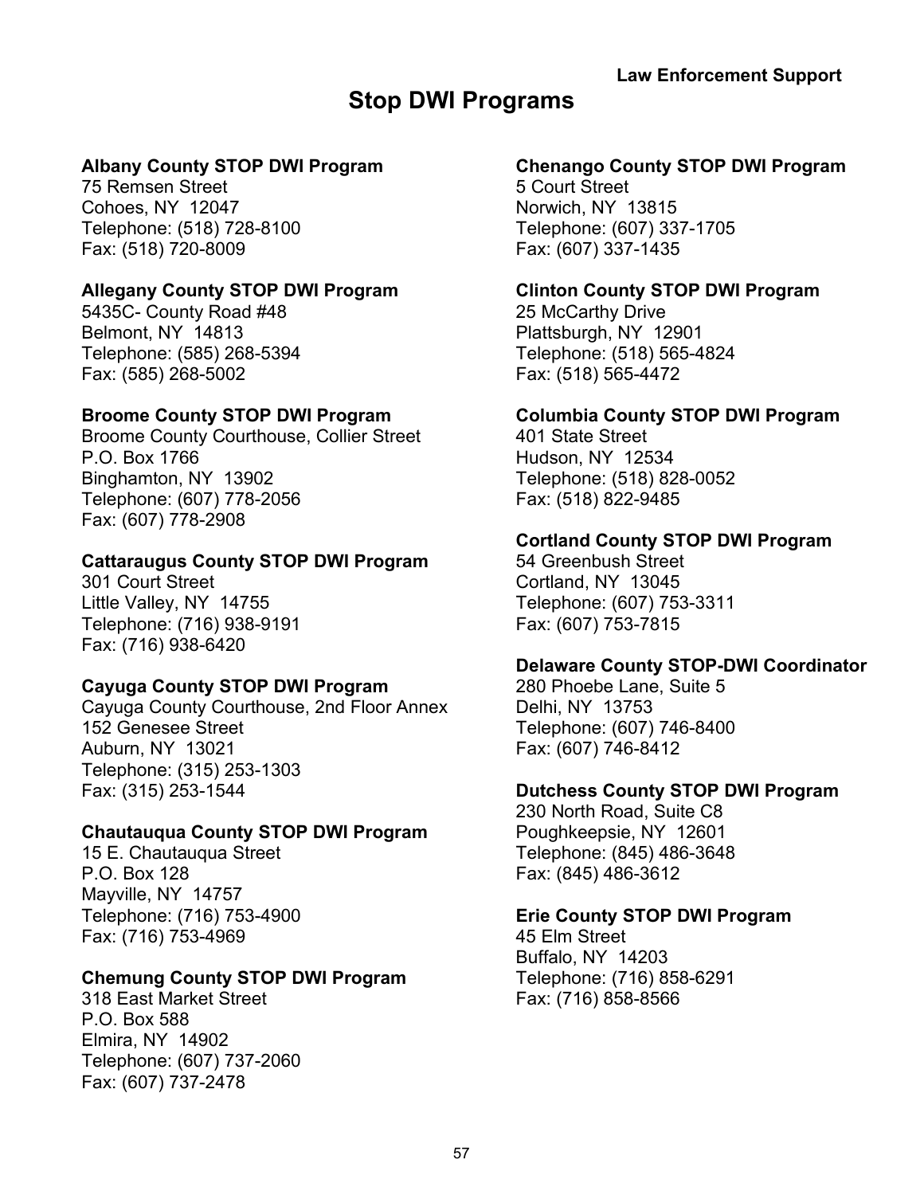# Stop DWI Programs

**Albany County STOP DWI Program**
75 Remsen Street
Cohoes, NY 12047
Telephone: (518) 728-8100
Fax: (518) 720-8009

**Allegany County STOP DWI Program**
5435C- County Road #48
Belmont, NY 14813
Telephone: (585) 268-5394
Fax: (585) 268-5002

**Broome County STOP DWI Program**
Broome County Courthouse, Collier Street
P.O. Box 1766
Binghamton, NY 13902
Telephone: (607) 778-2056
Fax: (607) 778-2908

**Cattaraugus County STOP DWI Program**
301 Court Street
Little Valley, NY 14755
Telephone: (716) 938-9191
Fax: (716) 938-6420

**Cayuga County STOP DWI Program**
Cayuga County Courthouse, 2nd Floor Annex
152 Genesee Street
Auburn, NY 13021
Telephone: (315) 253-1303
Fax: (315) 253-1544

**Chautauqua County STOP DWI Program**
15 E. Chautauqua Street
P.O. Box 128
Mayville, NY 14757
Telephone: (716) 753-4900
Fax: (716) 753-4969

**Chemung County STOP DWI Program**
318 East Market Street
P.O. Box 588
Elmira, NY 14902
Telephone: (607) 737-2060
Fax: (607) 737-2478

**Chenango County STOP DWI Program**
5 Court Street
Norwich, NY 13815
Telephone: (607) 337-1705
Fax: (607) 337-1435

**Clinton County STOP DWI Program**
25 McCarthy Drive
Plattsburgh, NY 12901
Telephone: (518) 565-4824
Fax: (518) 565-4472

**Columbia County STOP DWI Program**
401 State Street
Hudson, NY 12534
Telephone: (518) 828-0052
Fax: (518) 822-9485

**Cortland County STOP DWI Program**
54 Greenbush Street
Cortland, NY 13045
Telephone: (607) 753-3311
Fax: (607) 753-7815

**Delaware County STOP-DWI Coordinator**
280 Phoebe Lane, Suite 5
Delhi, NY 13753
Telephone: (607) 746-8400
Fax: (607) 746-8412

**Dutchess County STOP DWI Program**
230 North Road, Suite C8
Poughkeepsie, NY 12601
Telephone: (845) 486-3648
Fax: (845) 486-3612

**Erie County STOP DWI Program**
45 Elm Street
Buffalo, NY 14203
Telephone: (716) 858-6291
Fax: (716) 858-8566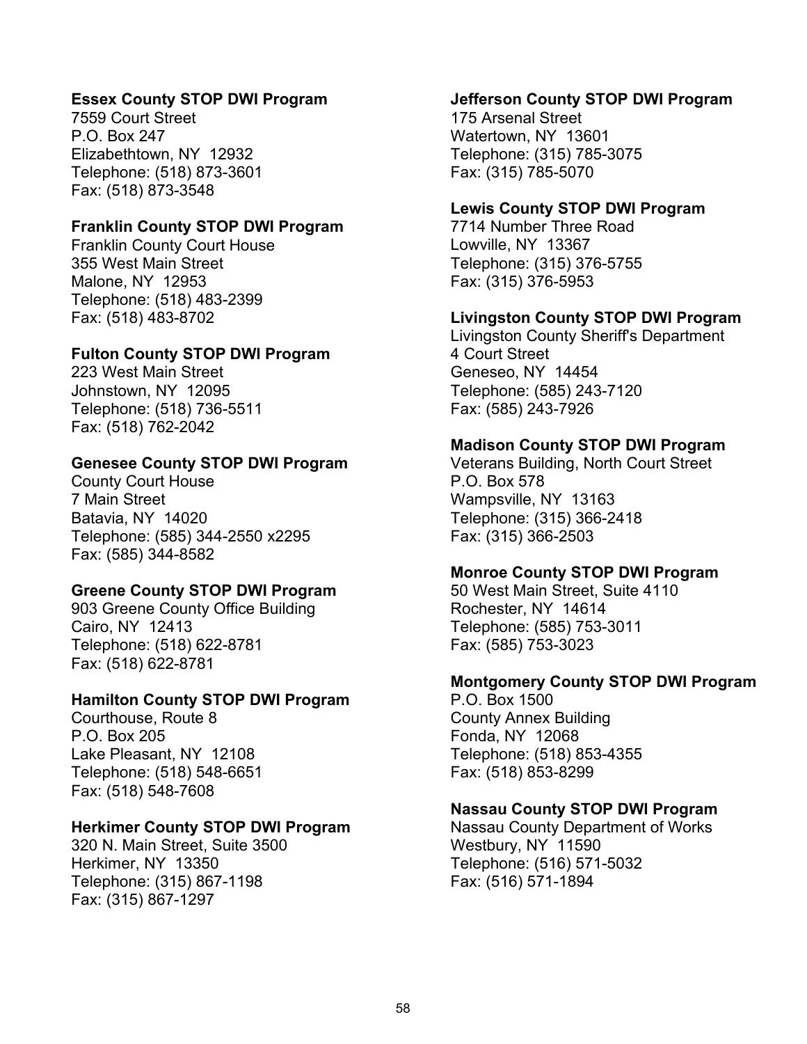**Essex County STOP DWI Program**
7559 Court Street
P.O. Box 247
Elizabethtown, NY 12932
Telephone: (518) 873-3601
Fax: (518) 873-3548

**Franklin County STOP DWI Program**
Franklin County Court House
355 West Main Street
Malone, NY 12953
Telephone: (518) 483-2399
Fax: (518) 483-8702

**Fulton County STOP DWI Program**
223 West Main Street
Johnstown, NY 12095
Telephone: (518) 736-5511
Fax: (518) 762-2042

**Genesee County STOP DWI Program**
County Court House
7 Main Street
Batavia, NY 14020
Telephone: (585) 344-2550 x2295
Fax: (585) 344-8582

**Greene County STOP DWI Program**
903 Greene County Office Building
Cairo, NY 12413
Telephone: (518) 622-8781
Fax: (518) 622-8781

**Hamilton County STOP DWI Program**
Courthouse, Route 8
P.O. Box 205
Lake Pleasant, NY 12108
Telephone: (518) 548-6651
Fax: (518) 548-7608

**Herkimer County STOP DWI Program**
320 N. Main Street, Suite 3500
Herkimer, NY 13350
Telephone: (315) 867-1198
Fax: (315) 867-1297

**Jefferson County STOP DWI Program**
175 Arsenal Street
Watertown, NY 13601
Telephone: (315) 785-3075
Fax: (315) 785-5070

**Lewis County STOP DWI Program**
7714 Number Three Road
Lowville, NY 13367
Telephone: (315) 376-5755
Fax: (315) 376-5953

**Livingston County STOP DWI Program**
Livingston County Sheriff's Department
4 Court Street
Geneseo, NY 14454
Telephone: (585) 243-7120
Fax: (585) 243-7926

**Madison County STOP DWI Program**
Veterans Building, North Court Street
P.O. Box 578
Wampsville, NY 13163
Telephone: (315) 366-2418
Fax: (315) 366-2503

**Monroe County STOP DWI Program**
50 West Main Street, Suite 4110
Rochester, NY 14614
Telephone: (585) 753-3011
Fax: (585) 753-3023

**Montgomery County STOP DWI Program**
P.O. Box 1500
County Annex Building
Fonda, NY 12068
Telephone: (518) 853-4355
Fax: (518) 853-8299

**Nassau County STOP DWI Program**
Nassau County Department of Works
Westbury, NY 11590
Telephone: (516) 571-5032
Fax: (516) 571-1894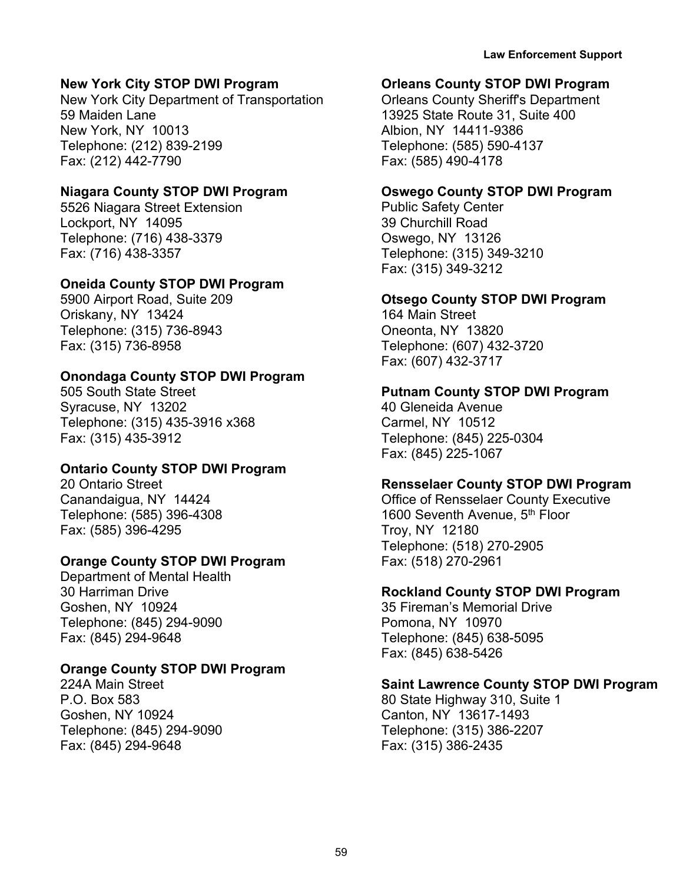**New York City STOP DWI Program**
New York City Department of Transportation
59 Maiden Lane
New York, NY 10013
Telephone: (212) 839-2199
Fax: (212) 442-7790

**Niagara County STOP DWI Program**
5526 Niagara Street Extension
Lockport, NY 14095
Telephone: (716) 438-3379
Fax: (716) 438-3357

**Oneida County STOP DWI Program**
5900 Airport Road, Suite 209
Oriskany, NY 13424
Telephone: (315) 736-8943
Fax: (315) 736-8958

**Onondaga County STOP DWI Program**
505 South State Street
Syracuse, NY 13202
Telephone: (315) 435-3916 x368
Fax: (315) 435-3912

**Ontario County STOP DWI Program**
20 Ontario Street
Canandaigua, NY 14424
Telephone: (585) 396-4308
Fax: (585) 396-4295

**Orange County STOP DWI Program**
Department of Mental Health
30 Harriman Drive
Goshen, NY 10924
Telephone: (845) 294-9090
Fax: (845) 294-9648

**Orange County STOP DWI Program**
224A Main Street
P.O. Box 583
Goshen, NY 10924
Telephone: (845) 294-9090
Fax: (845) 294-9648

**Orleans County STOP DWI Program**
Orleans County Sheriff's Department
13925 State Route 31, Suite 400
Albion, NY 14411-9386
Telephone: (585) 590-4137
Fax: (585) 490-4178

**Oswego County STOP DWI Program**
Public Safety Center
39 Churchill Road
Oswego, NY 13126
Telephone: (315) 349-3210
Fax: (315) 349-3212

**Otsego County STOP DWI Program**
164 Main Street
Oneonta, NY 13820
Telephone: (607) 432-3720
Fax: (607) 432-3717

**Putnam County STOP DWI Program**
40 Gleneida Avenue
Carmel, NY 10512
Telephone: (845) 225-0304
Fax: (845) 225-1067

**Rensselaer County STOP DWI Program**
Office of Rensselaer County Executive
1600 Seventh Avenue, 5th Floor
Troy, NY 12180
Telephone: (518) 270-2905
Fax: (518) 270-2961

**Rockland County STOP DWI Program**
35 Fireman's Memorial Drive
Pomona, NY 10970
Telephone: (845) 638-5095
Fax: (845) 638-5426

**Saint Lawrence County STOP DWI Program**
80 State Highway 310, Suite 1
Canton, NY 13617-1493
Telephone: (315) 386-2207
Fax: (315) 386-2435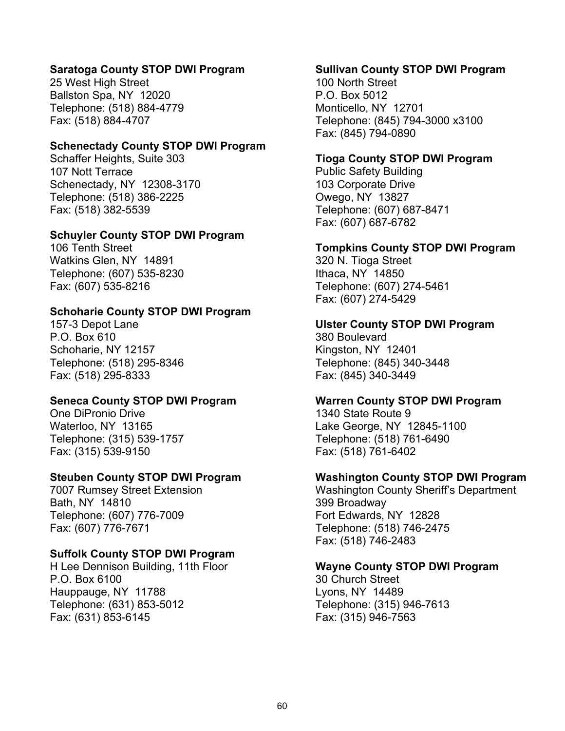**Saratoga County STOP DWI Program**
25 West High Street
Ballston Spa, NY 12020
Telephone: (518) 884-4779
Fax: (518) 884-4707

**Schenectady County STOP DWI Program**
Schaffer Heights, Suite 303
107 Nott Terrace
Schenectady, NY 12308-3170
Telephone: (518) 386-2225
Fax: (518) 382-5539

**Schuyler County STOP DWI Program**
106 Tenth Street
Watkins Glen, NY 14891
Telephone: (607) 535-8230
Fax: (607) 535-8216

**Schoharie County STOP DWI Program**
157-3 Depot Lane
P.O. Box 610
Schoharie, NY 12157
Telephone: (518) 295-8346
Fax: (518) 295-8333

**Seneca County STOP DWI Program**
One DiPronio Drive
Waterloo, NY 13165
Telephone: (315) 539-1757
Fax: (315) 539-9150

**Steuben County STOP DWI Program**
7007 Rumsey Street Extension
Bath, NY 14810
Telephone: (607) 776-7009
Fax: (607) 776-7671

**Suffolk County STOP DWI Program**
H Lee Dennison Building, 11th Floor
P.O. Box 6100
Hauppauge, NY 11788
Telephone: (631) 853-5012
Fax: (631) 853-6145

**Sullivan County STOP DWI Program**
100 North Street
P.O. Box 5012
Monticello, NY 12701
Telephone: (845) 794-3000 x3100
Fax: (845) 794-0890

**Tioga County STOP DWI Program**
Public Safety Building
103 Corporate Drive
Owego, NY 13827
Telephone: (607) 687-8471
Fax: (607) 687-6782

**Tompkins County STOP DWI Program**
320 N. Tioga Street
Ithaca, NY 14850
Telephone: (607) 274-5461
Fax: (607) 274-5429

**Ulster County STOP DWI Program**
380 Boulevard
Kingston, NY 12401
Telephone: (845) 340-3448
Fax: (845) 340-3449

**Warren County STOP DWI Program**
1340 State Route 9
Lake George, NY 12845-1100
Telephone: (518) 761-6490
Fax: (518) 761-6402

**Washington County STOP DWI Program**
Washington County Sheriff's Department
399 Broadway
Fort Edwards, NY 12828
Telephone: (518) 746-2475
Fax: (518) 746-2483

**Wayne County STOP DWI Program**
30 Church Street
Lyons, NY 14489
Telephone: (315) 946-7613
Fax: (315) 946-7563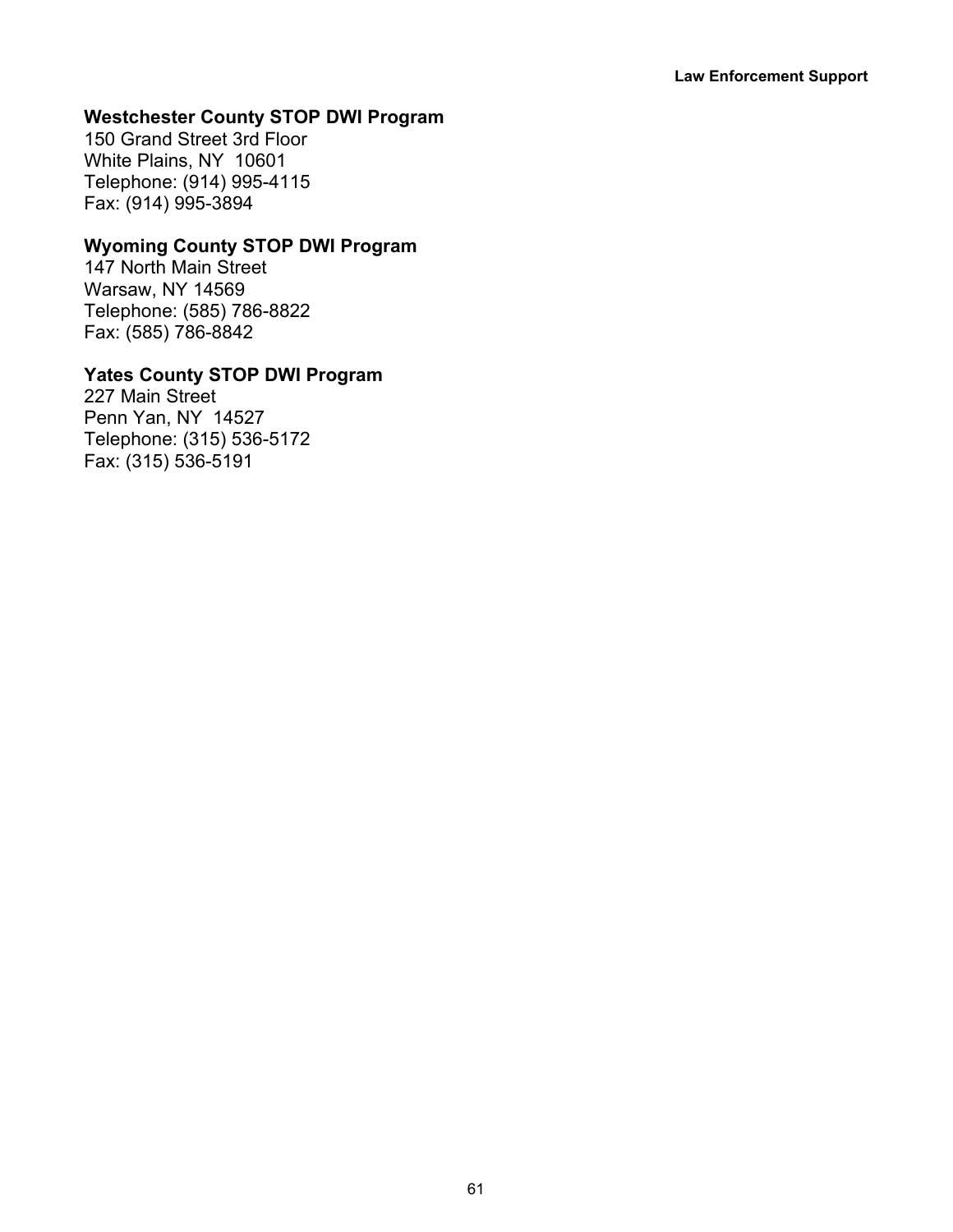**Westchester County STOP DWI Program**
150 Grand Street 3rd Floor
White Plains, NY 10601
Telephone: (914) 995-4115
Fax: (914) 995-3894

**Wyoming County STOP DWI Program**
147 North Main Street
Warsaw, NY 14569
Telephone: (585) 786-8822
Fax: (585) 786-8842

**Yates County STOP DWI Program**
227 Main Street
Penn Yan, NY 14527
Telephone: (315) 536-5172
Fax: (315) 536-5191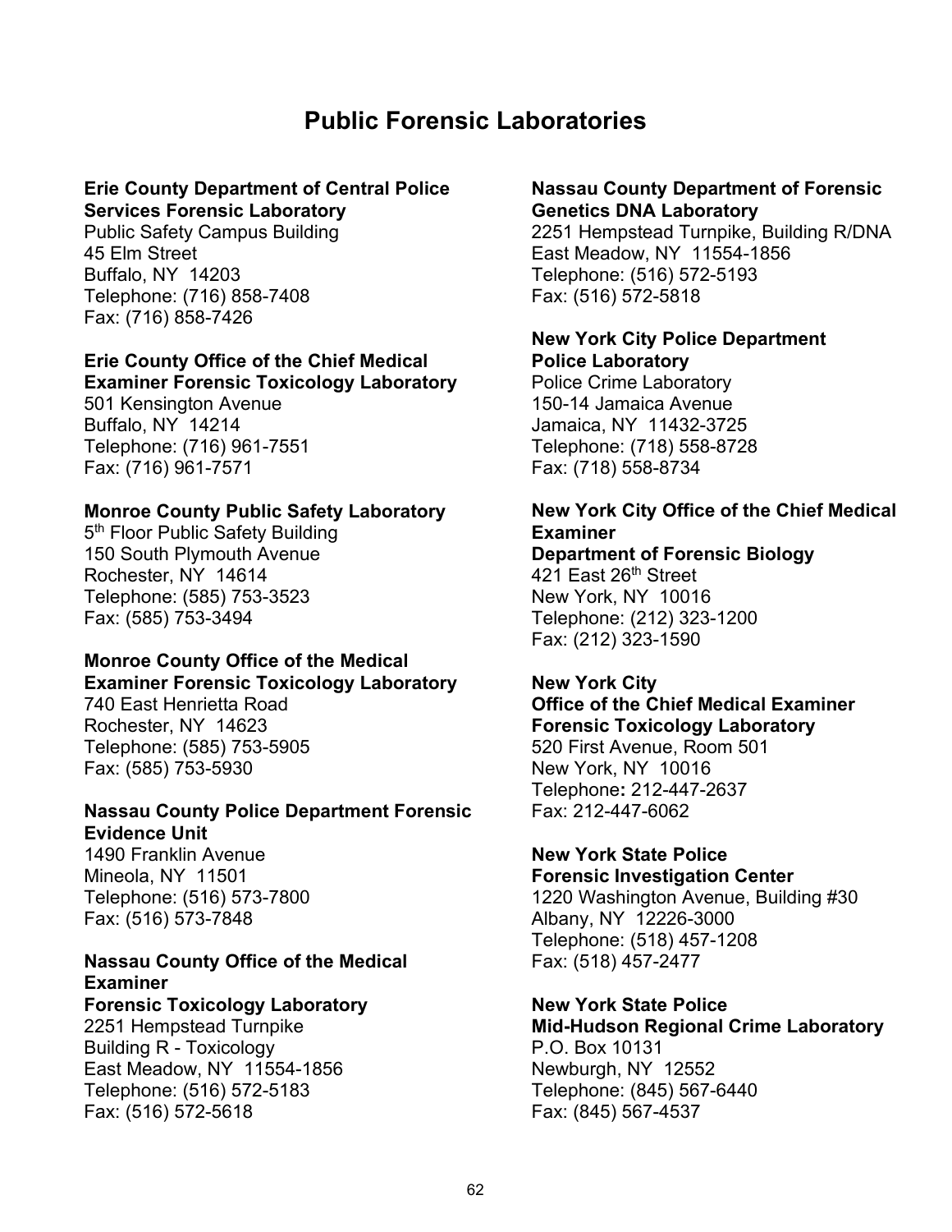# Public Forensic Laboratories

**Erie County Department of Central Police Services Forensic Laboratory**
Public Safety Campus Building
45 Elm Street
Buffalo, NY 14203
Telephone: (716) 858-7408
Fax: (716) 858-7426

**Erie County Office of the Chief Medical Examiner Forensic Toxicology Laboratory**
501 Kensington Avenue
Buffalo, NY 14214
Telephone: (716) 961-7551
Fax: (716) 961-7571

**Monroe County Public Safety Laboratory**
5th Floor Public Safety Building
150 South Plymouth Avenue
Rochester, NY 14614
Telephone: (585) 753-3523
Fax: (585) 753-3494

**Monroe County Office of the Medical Examiner Forensic Toxicology Laboratory**
740 East Henrietta Road
Rochester, NY 14623
Telephone: (585) 753-5905
Fax: (585) 753-5930

**Nassau County Police Department Forensic Evidence Unit**
1490 Franklin Avenue
Mineola, NY 11501
Telephone: (516) 573-7800
Fax: (516) 573-7848

**Nassau County Office of the Medical Examiner**
**Forensic Toxicology Laboratory**
2251 Hempstead Turnpike
Building R - Toxicology
East Meadow, NY 11554-1856
Telephone: (516) 572-5183
Fax: (516) 572-5618

**Nassau County Department of Forensic Genetics DNA Laboratory**
2251 Hempstead Turnpike, Building R/DNA
East Meadow, NY 11554-1856
Telephone: (516) 572-5193
Fax: (516) 572-5818

**New York City Police Department Police Laboratory**
Police Crime Laboratory
150-14 Jamaica Avenue
Jamaica, NY 11432-3725
Telephone: (718) 558-8728
Fax: (718) 558-8734

**New York City Office of the Chief Medical Examiner**
**Department of Forensic Biology**
421 East 26th Street
New York, NY 10016
Telephone: (212) 323-1200
Fax: (212) 323-1590

**New York City**
**Office of the Chief Medical Examiner**
**Forensic Toxicology Laboratory**
520 First Avenue, Room 501
New York, NY 10016
Telephone: 212-447-2637
Fax: 212-447-6062

**New York State Police**
**Forensic Investigation Center**
1220 Washington Avenue, Building #30
Albany, NY 12226-3000
Telephone: (518) 457-1208
Fax: (518) 457-2477

**New York State Police**
**Mid-Hudson Regional Crime Laboratory**
P.O. Box 10131
Newburgh, NY 12552
Telephone: (845) 567-6440
Fax: (845) 567-4537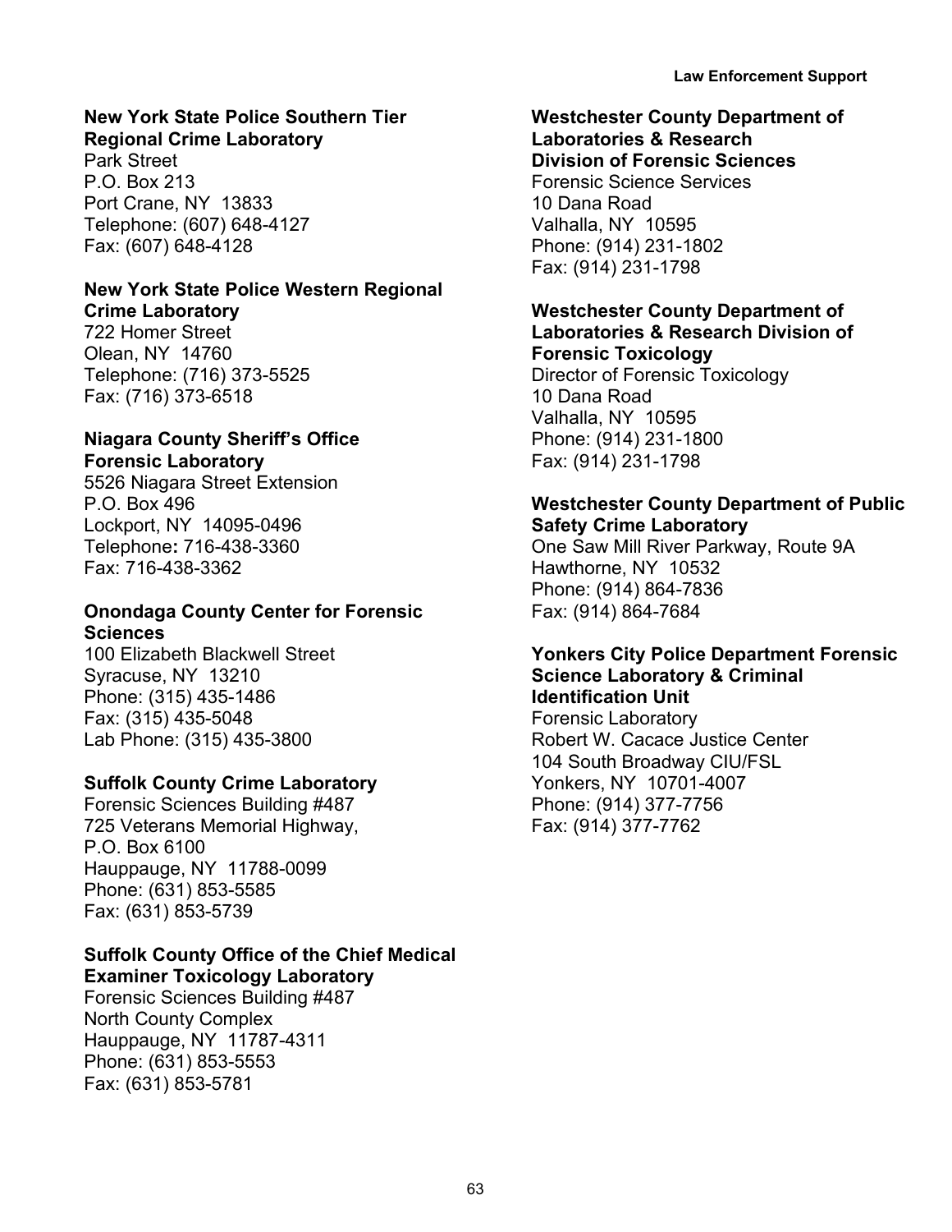**New York State Police Southern Tier Regional Crime Laboratory**
Park Street
P.O. Box 213
Port Crane, NY 13833
Telephone: (607) 648-4127
Fax: (607) 648-4128

**New York State Police Western Regional Crime Laboratory**
722 Homer Street
Olean, NY 14760
Telephone: (716) 373-5525
Fax: (716) 373-6518

**Niagara County Sheriff's Office Forensic Laboratory**
5526 Niagara Street Extension
P.O. Box 496
Lockport, NY 14095-0496
Telephone**:** 716-438-3360
Fax: 716-438-3362

**Onondaga County Center for Forensic Sciences**
100 Elizabeth Blackwell Street
Syracuse, NY 13210
Phone: (315) 435-1486
Fax: (315) 435-5048
Lab Phone: (315) 435-3800

**Suffolk County Crime Laboratory**
Forensic Sciences Building #487
725 Veterans Memorial Highway,
P.O. Box 6100
Hauppauge, NY 11788-0099
Phone: (631) 853-5585
Fax: (631) 853-5739

**Suffolk County Office of the Chief Medical Examiner Toxicology Laboratory**
Forensic Sciences Building #487
North County Complex
Hauppauge, NY 11787-4311
Phone: (631) 853-5553
Fax: (631) 853-5781

**Westchester County Department of Laboratories & Research Division of Forensic Sciences**
Forensic Science Services
10 Dana Road
Valhalla, NY 10595
Phone: (914) 231-1802
Fax: (914) 231-1798

**Westchester County Department of Laboratories & Research Division of Forensic Toxicology**
Director of Forensic Toxicology
10 Dana Road
Valhalla, NY 10595
Phone: (914) 231-1800
Fax: (914) 231-1798

**Westchester County Department of Public Safety Crime Laboratory**
One Saw Mill River Parkway, Route 9A
Hawthorne, NY 10532
Phone: (914) 864-7836
Fax: (914) 864-7684

**Yonkers City Police Department Forensic Science Laboratory & Criminal Identification Unit**
Forensic Laboratory
Robert W. Cacace Justice Center
104 South Broadway CIU/FSL
Yonkers, NY 10701-4007
Phone: (914) 377-7756
Fax: (914) 377-7762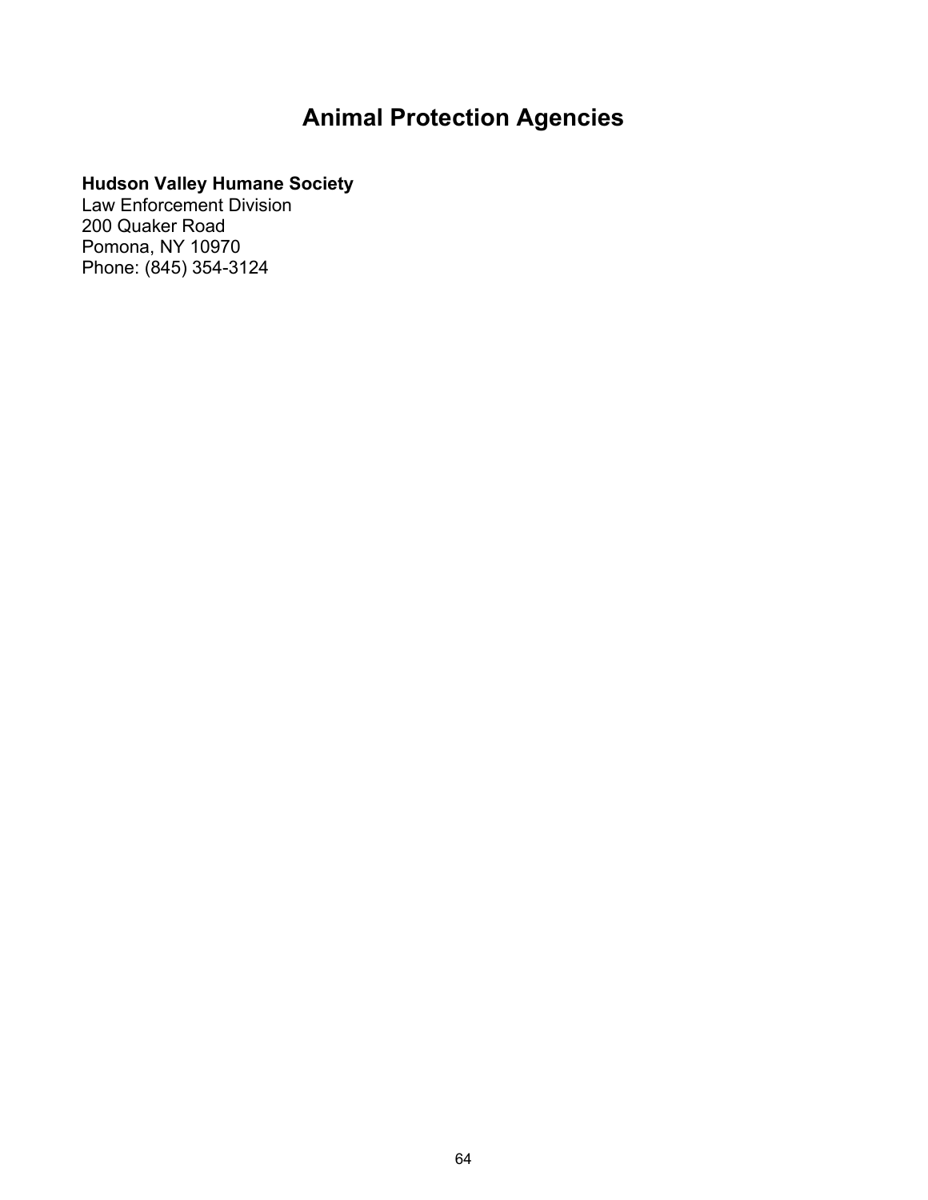# Animal Protection Agencies

**Hudson Valley Humane Society**
Law Enforcement Division
200 Quaker Road
Pomona, NY 10970
Phone: (845) 354-3124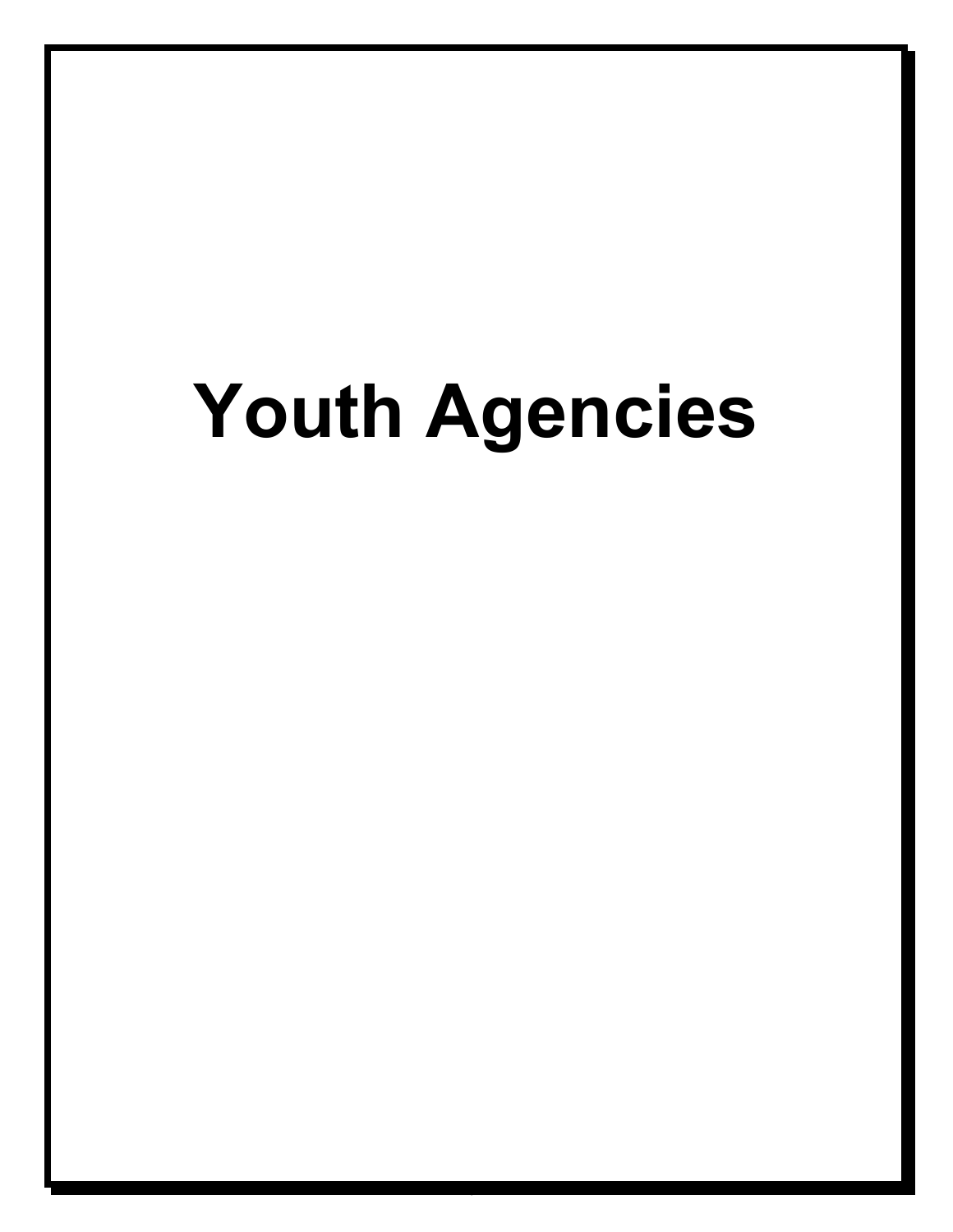# Youth Agencies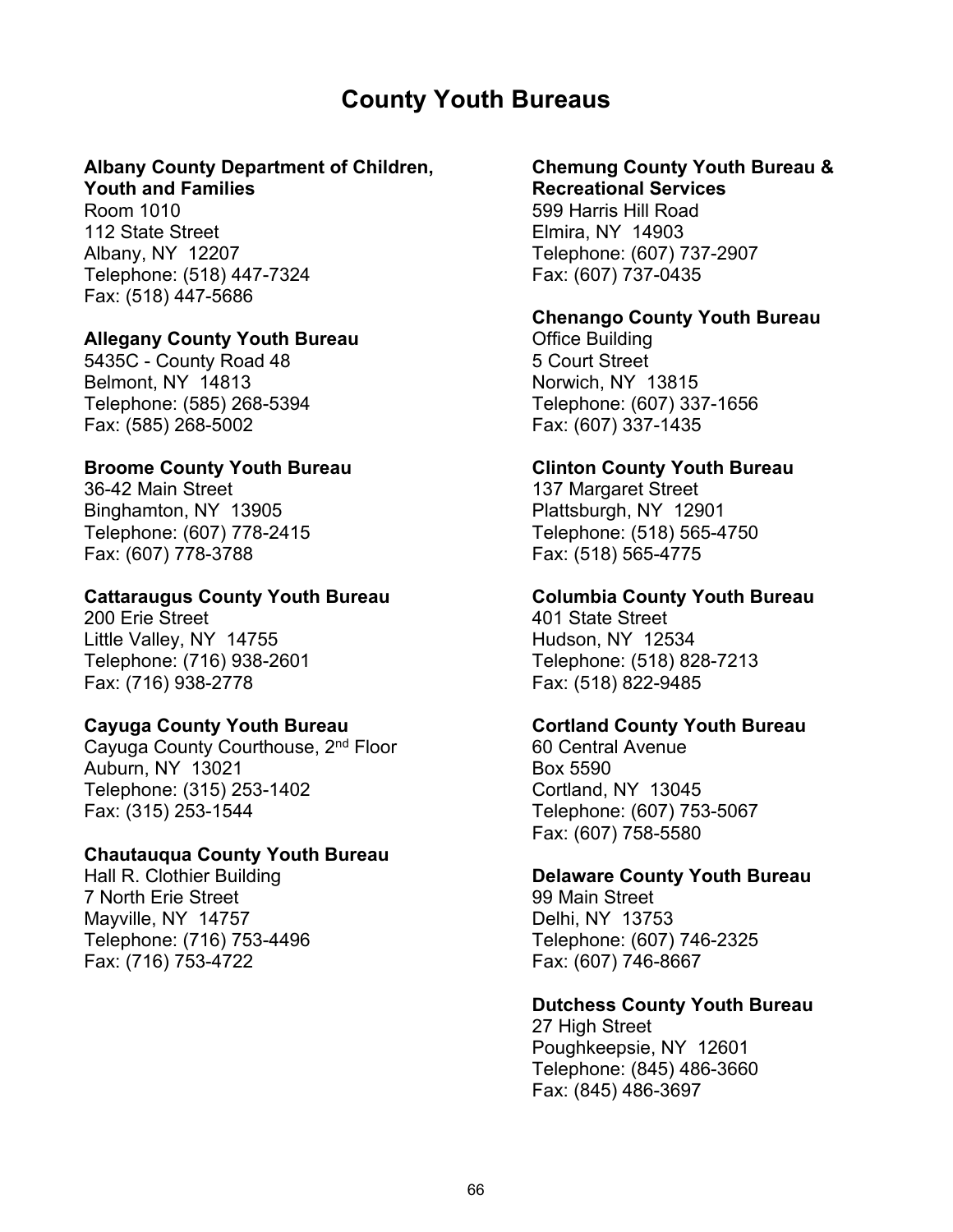# County Youth Bureaus

**Albany County Department of Children, Youth and Families**
Room 1010
112 State Street
Albany, NY 12207
Telephone: (518) 447-7324
Fax: (518) 447-5686

**Allegany County Youth Bureau**
5435C - County Road 48
Belmont, NY 14813
Telephone: (585) 268-5394
Fax: (585) 268-5002

**Broome County Youth Bureau**
36-42 Main Street
Binghamton, NY 13905
Telephone: (607) 778-2415
Fax: (607) 778-3788

**Cattaraugus County Youth Bureau**
200 Erie Street
Little Valley, NY 14755
Telephone: (716) 938-2601
Fax: (716) 938-2778

**Cayuga County Youth Bureau**
Cayuga County Courthouse, 2nd Floor
Auburn, NY 13021
Telephone: (315) 253-1402
Fax: (315) 253-1544

**Chautauqua County Youth Bureau**
Hall R. Clothier Building
7 North Erie Street
Mayville, NY 14757
Telephone: (716) 753-4496
Fax: (716) 753-4722

**Chemung County Youth Bureau & Recreational Services**
599 Harris Hill Road
Elmira, NY 14903
Telephone: (607) 737-2907
Fax: (607) 737-0435

**Chenango County Youth Bureau**
Office Building
5 Court Street
Norwich, NY 13815
Telephone: (607) 337-1656
Fax: (607) 337-1435

**Clinton County Youth Bureau**
137 Margaret Street
Plattsburgh, NY 12901
Telephone: (518) 565-4750
Fax: (518) 565-4775

**Columbia County Youth Bureau**
401 State Street
Hudson, NY 12534
Telephone: (518) 828-7213
Fax: (518) 822-9485

**Cortland County Youth Bureau**
60 Central Avenue
Box 5590
Cortland, NY 13045
Telephone: (607) 753-5067
Fax: (607) 758-5580

**Delaware County Youth Bureau**
99 Main Street
Delhi, NY 13753
Telephone: (607) 746-2325
Fax: (607) 746-8667

**Dutchess County Youth Bureau**
27 High Street
Poughkeepsie, NY 12601
Telephone: (845) 486-3660
Fax: (845) 486-3697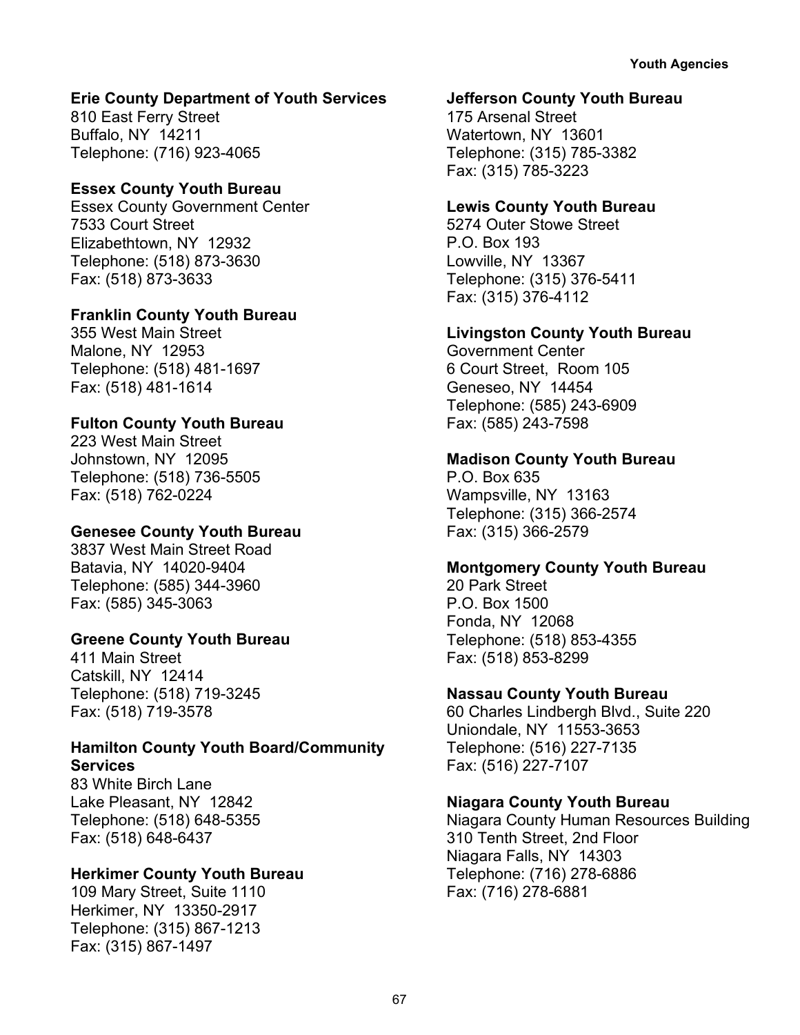**Erie County Department of Youth Services**
810 East Ferry Street
Buffalo, NY 14211
Telephone: (716) 923-4065

**Essex County Youth Bureau**
Essex County Government Center
7533 Court Street
Elizabethtown, NY 12932
Telephone: (518) 873-3630
Fax: (518) 873-3633

**Franklin County Youth Bureau**
355 West Main Street
Malone, NY 12953
Telephone: (518) 481-1697
Fax: (518) 481-1614

**Fulton County Youth Bureau**
223 West Main Street
Johnstown, NY 12095
Telephone: (518) 736-5505
Fax: (518) 762-0224

**Genesee County Youth Bureau**
3837 West Main Street Road
Batavia, NY 14020-9404
Telephone: (585) 344-3960
Fax: (585) 345-3063

**Greene County Youth Bureau**
411 Main Street
Catskill, NY 12414
Telephone: (518) 719-3245
Fax: (518) 719-3578

**Hamilton County Youth Board/Community Services**
83 White Birch Lane
Lake Pleasant, NY 12842
Telephone: (518) 648-5355
Fax: (518) 648-6437

**Herkimer County Youth Bureau**
109 Mary Street, Suite 1110
Herkimer, NY 13350-2917
Telephone: (315) 867-1213
Fax: (315) 867-1497

**Jefferson County Youth Bureau**
175 Arsenal Street
Watertown, NY 13601
Telephone: (315) 785-3382
Fax: (315) 785-3223

**Lewis County Youth Bureau**
5274 Outer Stowe Street
P.O. Box 193
Lowville, NY 13367
Telephone: (315) 376-5411
Fax: (315) 376-4112

**Livingston County Youth Bureau**
Government Center
6 Court Street, Room 105
Geneseo, NY 14454
Telephone: (585) 243-6909
Fax: (585) 243-7598

**Madison County Youth Bureau**
P.O. Box 635
Wampsville, NY 13163
Telephone: (315) 366-2574
Fax: (315) 366-2579

**Montgomery County Youth Bureau**
20 Park Street
P.O. Box 1500
Fonda, NY 12068
Telephone: (518) 853-4355
Fax: (518) 853-8299

**Nassau County Youth Bureau**
60 Charles Lindbergh Blvd., Suite 220
Uniondale, NY 11553-3653
Telephone: (516) 227-7135
Fax: (516) 227-7107

**Niagara County Youth Bureau**
Niagara County Human Resources Building
310 Tenth Street, 2nd Floor
Niagara Falls, NY 14303
Telephone: (716) 278-6886
Fax: (716) 278-6881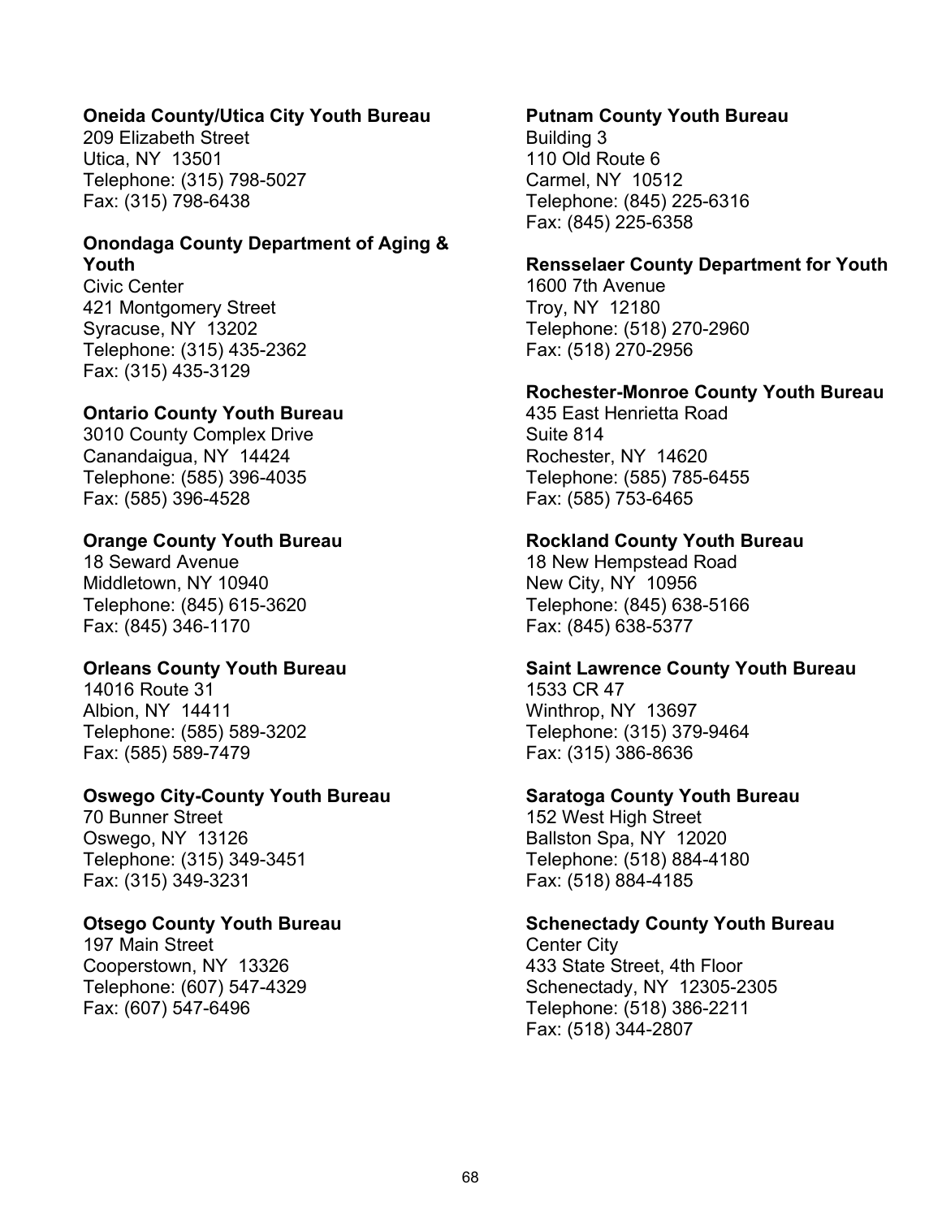**Oneida County/Utica City Youth Bureau**
209 Elizabeth Street
Utica, NY 13501
Telephone: (315) 798-5027
Fax: (315) 798-6438

**Onondaga County Department of Aging & Youth**
Civic Center
421 Montgomery Street
Syracuse, NY 13202
Telephone: (315) 435-2362
Fax: (315) 435-3129

**Ontario County Youth Bureau**
3010 County Complex Drive
Canandaigua, NY 14424
Telephone: (585) 396-4035
Fax: (585) 396-4528

**Orange County Youth Bureau**
18 Seward Avenue
Middletown, NY 10940
Telephone: (845) 615-3620
Fax: (845) 346-1170

**Orleans County Youth Bureau**
14016 Route 31
Albion, NY 14411
Telephone: (585) 589-3202
Fax: (585) 589-7479

**Oswego City-County Youth Bureau**
70 Bunner Street
Oswego, NY 13126
Telephone: (315) 349-3451
Fax: (315) 349-3231

**Otsego County Youth Bureau**
197 Main Street
Cooperstown, NY 13326
Telephone: (607) 547-4329
Fax: (607) 547-6496

**Putnam County Youth Bureau**
Building 3
110 Old Route 6
Carmel, NY 10512
Telephone: (845) 225-6316
Fax: (845) 225-6358

**Rensselaer County Department for Youth**
1600 7th Avenue
Troy, NY 12180
Telephone: (518) 270-2960
Fax: (518) 270-2956

**Rochester-Monroe County Youth Bureau**
435 East Henrietta Road
Suite 814
Rochester, NY 14620
Telephone: (585) 785-6455
Fax: (585) 753-6465

**Rockland County Youth Bureau**
18 New Hempstead Road
New City, NY 10956
Telephone: (845) 638-5166
Fax: (845) 638-5377

**Saint Lawrence County Youth Bureau**
1533 CR 47
Winthrop, NY 13697
Telephone: (315) 379-9464
Fax: (315) 386-8636

**Saratoga County Youth Bureau**
152 West High Street
Ballston Spa, NY 12020
Telephone: (518) 884-4180
Fax: (518) 884-4185

**Schenectady County Youth Bureau**
Center City
433 State Street, 4th Floor
Schenectady, NY 12305-2305
Telephone: (518) 386-2211
Fax: (518) 344-2807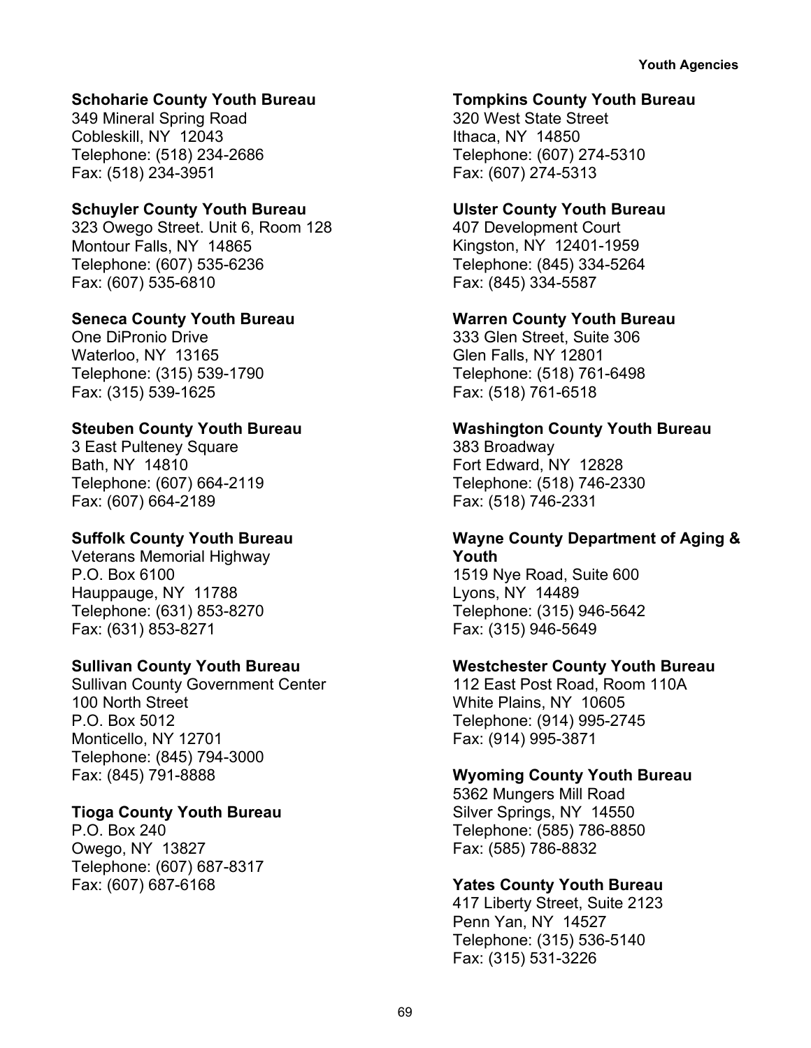**Schoharie County Youth Bureau**
349 Mineral Spring Road
Cobleskill, NY 12043
Telephone: (518) 234-2686
Fax: (518) 234-3951

**Schuyler County Youth Bureau**
323 Owego Street. Unit 6, Room 128
Montour Falls, NY 14865
Telephone: (607) 535-6236
Fax: (607) 535-6810

**Seneca County Youth Bureau**
One DiPronio Drive
Waterloo, NY 13165
Telephone: (315) 539-1790
Fax: (315) 539-1625

**Steuben County Youth Bureau**
3 East Pulteney Square
Bath, NY 14810
Telephone: (607) 664-2119
Fax: (607) 664-2189

**Suffolk County Youth Bureau**
Veterans Memorial Highway
P.O. Box 6100
Hauppauge, NY 11788
Telephone: (631) 853-8270
Fax: (631) 853-8271

**Sullivan County Youth Bureau**
Sullivan County Government Center
100 North Street
P.O. Box 5012
Monticello, NY 12701
Telephone: (845) 794-3000
Fax: (845) 791-8888

**Tioga County Youth Bureau**
P.O. Box 240
Owego, NY 13827
Telephone: (607) 687-8317
Fax: (607) 687-6168

**Tompkins County Youth Bureau**
320 West State Street
Ithaca, NY 14850
Telephone: (607) 274-5310
Fax: (607) 274-5313

**Ulster County Youth Bureau**
407 Development Court
Kingston, NY 12401-1959
Telephone: (845) 334-5264
Fax: (845) 334-5587

**Warren County Youth Bureau**
333 Glen Street, Suite 306
Glen Falls, NY 12801
Telephone: (518) 761-6498
Fax: (518) 761-6518

**Washington County Youth Bureau**
383 Broadway
Fort Edward, NY 12828
Telephone: (518) 746-2330
Fax: (518) 746-2331

**Wayne County Department of Aging & Youth**
1519 Nye Road, Suite 600
Lyons, NY 14489
Telephone: (315) 946-5642
Fax: (315) 946-5649

**Westchester County Youth Bureau**
112 East Post Road, Room 110A
White Plains, NY 10605
Telephone: (914) 995-2745
Fax: (914) 995-3871

**Wyoming County Youth Bureau**
5362 Mungers Mill Road
Silver Springs, NY 14550
Telephone: (585) 786-8850
Fax: (585) 786-8832

**Yates County Youth Bureau**
417 Liberty Street, Suite 2123
Penn Yan, NY 14527
Telephone: (315) 536-5140
Fax: (315) 531-3226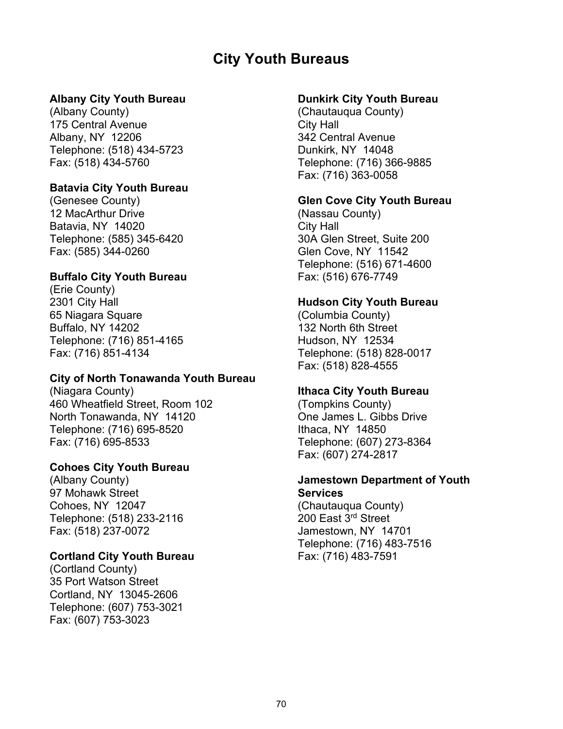# City Youth Bureaus

**Albany City Youth Bureau**
(Albany County)
175 Central Avenue
Albany, NY 12206
Telephone: (518) 434-5723
Fax: (518) 434-5760

**Batavia City Youth Bureau**
(Genesee County)
12 MacArthur Drive
Batavia, NY 14020
Telephone: (585) 345-6420
Fax: (585) 344-0260

**Buffalo City Youth Bureau**
(Erie County)
2301 City Hall
65 Niagara Square
Buffalo, NY 14202
Telephone: (716) 851-4165
Fax: (716) 851-4134

**City of North Tonawanda Youth Bureau**
(Niagara County)
460 Wheatfield Street, Room 102
North Tonawanda, NY 14120
Telephone: (716) 695-8520
Fax: (716) 695-8533

**Cohoes City Youth Bureau**
(Albany County)
97 Mohawk Street
Cohoes, NY 12047
Telephone: (518) 233-2116
Fax: (518) 237-0072

**Cortland City Youth Bureau**
(Cortland County)
35 Port Watson Street
Cortland, NY 13045-2606
Telephone: (607) 753-3021
Fax: (607) 753-3023

**Dunkirk City Youth Bureau**
(Chautauqua County)
City Hall
342 Central Avenue
Dunkirk, NY 14048
Telephone: (716) 366-9885
Fax: (716) 363-0058

**Glen Cove City Youth Bureau**
(Nassau County)
City Hall
30A Glen Street, Suite 200
Glen Cove, NY 11542
Telephone: (516) 671-4600
Fax: (516) 676-7749

**Hudson City Youth Bureau**
(Columbia County)
132 North 6th Street
Hudson, NY 12534
Telephone: (518) 828-0017
Fax: (518) 828-4555

**Ithaca City Youth Bureau**
(Tompkins County)
One James L. Gibbs Drive
Ithaca, NY 14850
Telephone: (607) 273-8364
Fax: (607) 274-2817

**Jamestown Department of Youth Services**
(Chautauqua County)
200 East 3rd Street
Jamestown, NY 14701
Telephone: (716) 483-7516
Fax: (716) 483-7591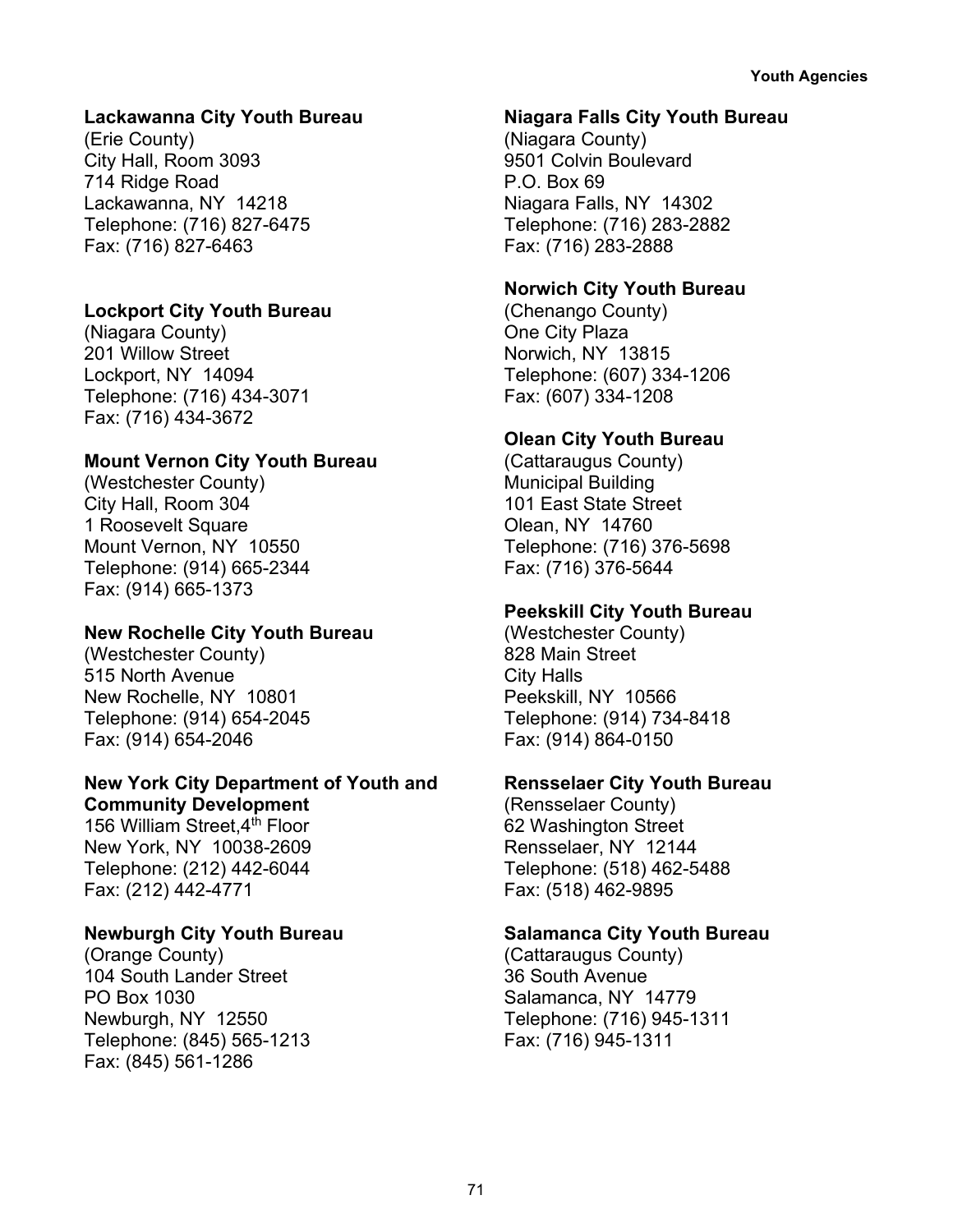**Lackawanna City Youth Bureau**
(Erie County)
City Hall, Room 3093
714 Ridge Road
Lackawanna, NY 14218
Telephone: (716) 827-6475
Fax: (716) 827-6463

**Lockport City Youth Bureau**
(Niagara County)
201 Willow Street
Lockport, NY 14094
Telephone: (716) 434-3071
Fax: (716) 434-3672

**Mount Vernon City Youth Bureau**
(Westchester County)
City Hall, Room 304
1 Roosevelt Square
Mount Vernon, NY 10550
Telephone: (914) 665-2344
Fax: (914) 665-1373

**New Rochelle City Youth Bureau**
(Westchester County)
515 North Avenue
New Rochelle, NY 10801
Telephone: (914) 654-2045
Fax: (914) 654-2046

**New York City Department of Youth and Community Development**
156 William Street,4th Floor
New York, NY 10038-2609
Telephone: (212) 442-6044
Fax: (212) 442-4771

**Newburgh City Youth Bureau**
(Orange County)
104 South Lander Street
PO Box 1030
Newburgh, NY 12550
Telephone: (845) 565-1213
Fax: (845) 561-1286

**Niagara Falls City Youth Bureau**
(Niagara County)
9501 Colvin Boulevard
P.O. Box 69
Niagara Falls, NY 14302
Telephone: (716) 283-2882
Fax: (716) 283-2888

**Norwich City Youth Bureau**
(Chenango County)
One City Plaza
Norwich, NY 13815
Telephone: (607) 334-1206
Fax: (607) 334-1208

**Olean City Youth Bureau**
(Cattaraugus County)
Municipal Building
101 East State Street
Olean, NY 14760
Telephone: (716) 376-5698
Fax: (716) 376-5644

**Peekskill City Youth Bureau**
(Westchester County)
828 Main Street
City Halls
Peekskill, NY 10566
Telephone: (914) 734-8418
Fax: (914) 864-0150

**Rensselaer City Youth Bureau**
(Rensselaer County)
62 Washington Street
Rensselaer, NY 12144
Telephone: (518) 462-5488
Fax: (518) 462-9895

**Salamanca City Youth Bureau**
(Cattaraugus County)
36 South Avenue
Salamanca, NY 14779
Telephone: (716) 945-1311
Fax: (716) 945-1311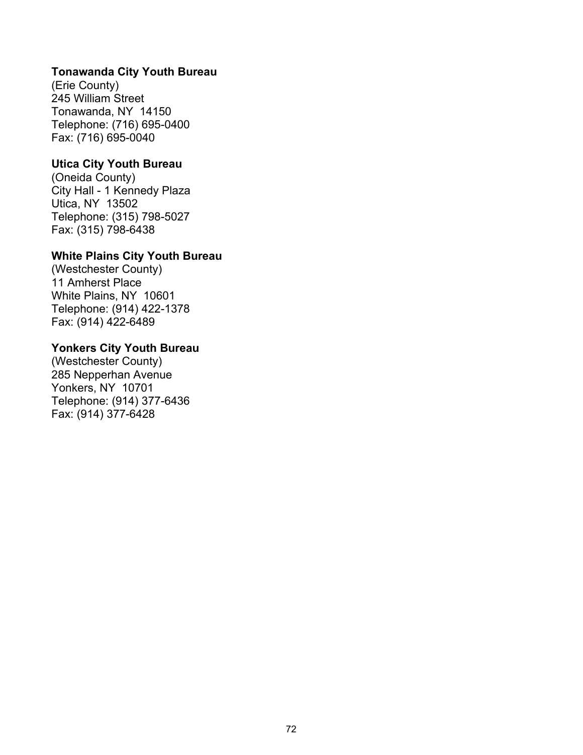**Tonawanda City Youth Bureau**
(Erie County)
245 William Street
Tonawanda, NY 14150
Telephone: (716) 695-0400
Fax: (716) 695-0040

**Utica City Youth Bureau**
(Oneida County)
City Hall - 1 Kennedy Plaza
Utica, NY 13502
Telephone: (315) 798-5027
Fax: (315) 798-6438

**White Plains City Youth Bureau**
(Westchester County)
11 Amherst Place
White Plains, NY 10601
Telephone: (914) 422-1378
Fax: (914) 422-6489

**Yonkers City Youth Bureau**
(Westchester County)
285 Nepperhan Avenue
Yonkers, NY 10701
Telephone: (914) 377-6436
Fax: (914) 377-6428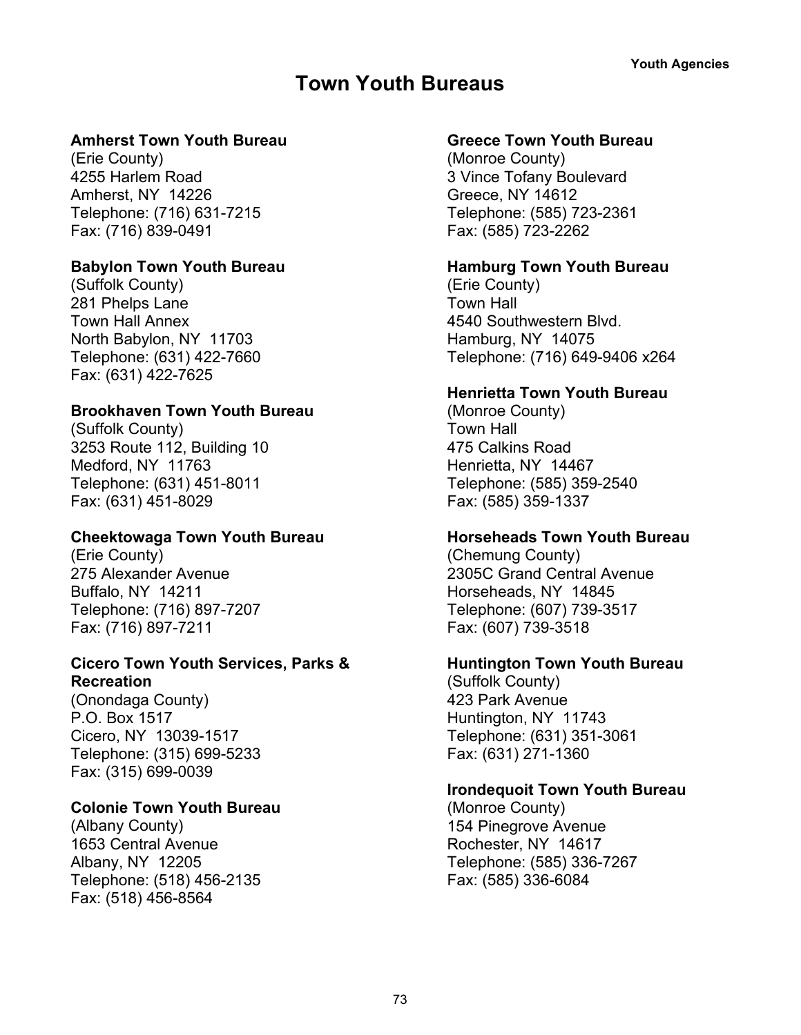# Town Youth Bureaus

**Amherst Town Youth Bureau**
(Erie County)
4255 Harlem Road
Amherst, NY 14226
Telephone: (716) 631-7215
Fax: (716) 839-0491

**Babylon Town Youth Bureau**
(Suffolk County)
281 Phelps Lane
Town Hall Annex
North Babylon, NY 11703
Telephone: (631) 422-7660
Fax: (631) 422-7625

**Brookhaven Town Youth Bureau**
(Suffolk County)
3253 Route 112, Building 10
Medford, NY 11763
Telephone: (631) 451-8011
Fax: (631) 451-8029

**Cheektowaga Town Youth Bureau**
(Erie County)
275 Alexander Avenue
Buffalo, NY 14211
Telephone: (716) 897-7207
Fax: (716) 897-7211

**Cicero Town Youth Services, Parks & Recreation**
(Onondaga County)
P.O. Box 1517
Cicero, NY 13039-1517
Telephone: (315) 699-5233
Fax: (315) 699-0039

**Colonie Town Youth Bureau**
(Albany County)
1653 Central Avenue
Albany, NY 12205
Telephone: (518) 456-2135
Fax: (518) 456-8564

**Greece Town Youth Bureau**
(Monroe County)
3 Vince Tofany Boulevard
Greece, NY 14612
Telephone: (585) 723-2361
Fax: (585) 723-2262

**Hamburg Town Youth Bureau**
(Erie County)
Town Hall
4540 Southwestern Blvd.
Hamburg, NY 14075
Telephone: (716) 649-9406 x264

**Henrietta Town Youth Bureau**
(Monroe County)
Town Hall
475 Calkins Road
Henrietta, NY 14467
Telephone: (585) 359-2540
Fax: (585) 359-1337

**Horseheads Town Youth Bureau**
(Chemung County)
2305C Grand Central Avenue
Horseheads, NY 14845
Telephone: (607) 739-3517
Fax: (607) 739-3518

**Huntington Town Youth Bureau**
(Suffolk County)
423 Park Avenue
Huntington, NY 11743
Telephone: (631) 351-3061
Fax: (631) 271-1360

**Irondequoit Town Youth Bureau**
(Monroe County)
154 Pinegrove Avenue
Rochester, NY 14617
Telephone: (585) 336-7267
Fax: (585) 336-6084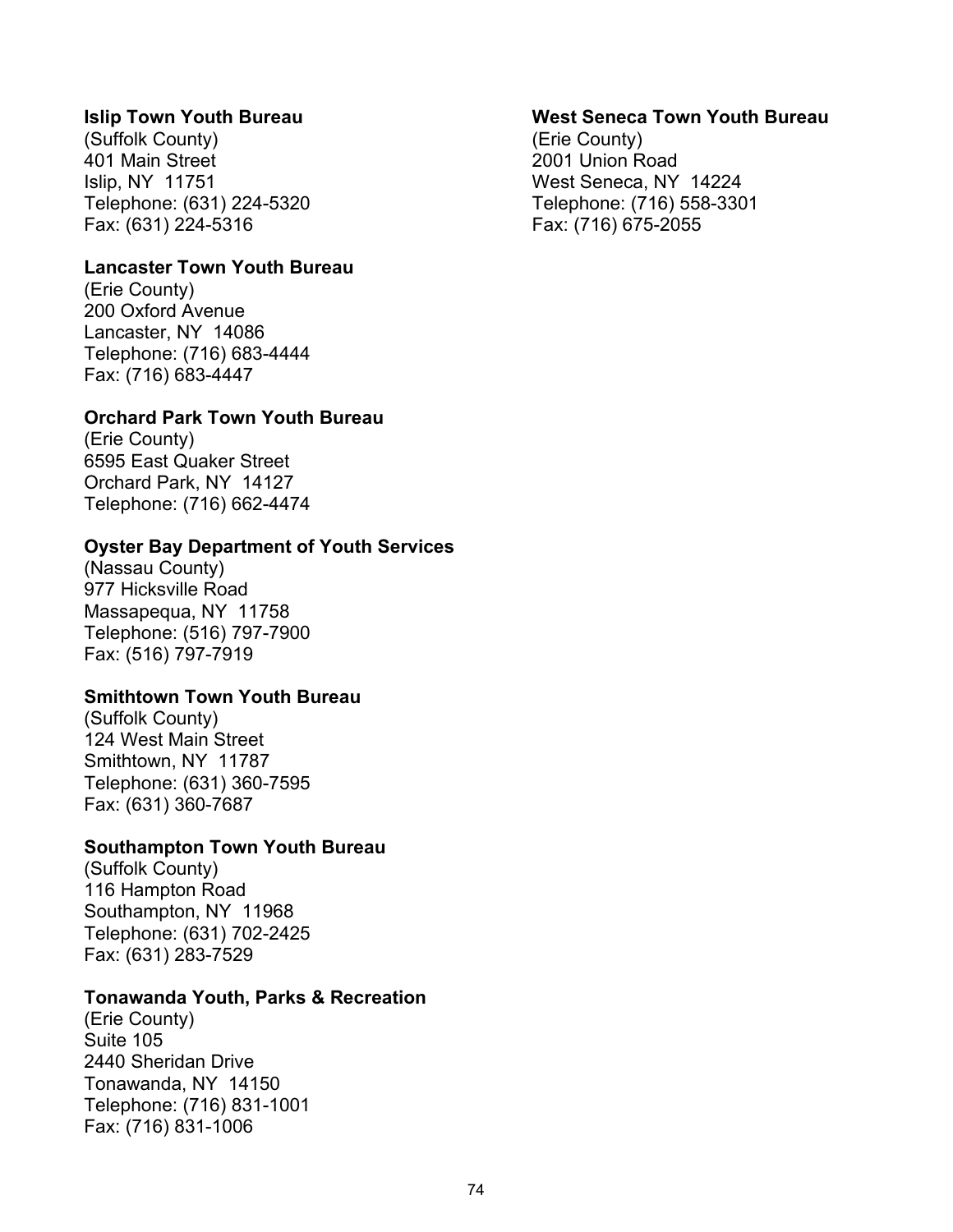**Islip Town Youth Bureau**
(Suffolk County)
401 Main Street
Islip, NY 11751
Telephone: (631) 224-5320
Fax: (631) 224-5316

**Lancaster Town Youth Bureau**
(Erie County)
200 Oxford Avenue
Lancaster, NY 14086
Telephone: (716) 683-4444
Fax: (716) 683-4447

**Orchard Park Town Youth Bureau**
(Erie County)
6595 East Quaker Street
Orchard Park, NY 14127
Telephone: (716) 662-4474

**Oyster Bay Department of Youth Services**
(Nassau County)
977 Hicksville Road
Massapequa, NY 11758
Telephone: (516) 797-7900
Fax: (516) 797-7919

**Smithtown Town Youth Bureau**
(Suffolk County)
124 West Main Street
Smithtown, NY 11787
Telephone: (631) 360-7595
Fax: (631) 360-7687

**Southampton Town Youth Bureau**
(Suffolk County)
116 Hampton Road
Southampton, NY 11968
Telephone: (631) 702-2425
Fax: (631) 283-7529

**Tonawanda Youth, Parks & Recreation**
(Erie County)
Suite 105
2440 Sheridan Drive
Tonawanda, NY 14150
Telephone: (716) 831-1001
Fax: (716) 831-1006

**West Seneca Town Youth Bureau**
(Erie County)
2001 Union Road
West Seneca, NY 14224
Telephone: (716) 558-3301
Fax: (716) 675-2055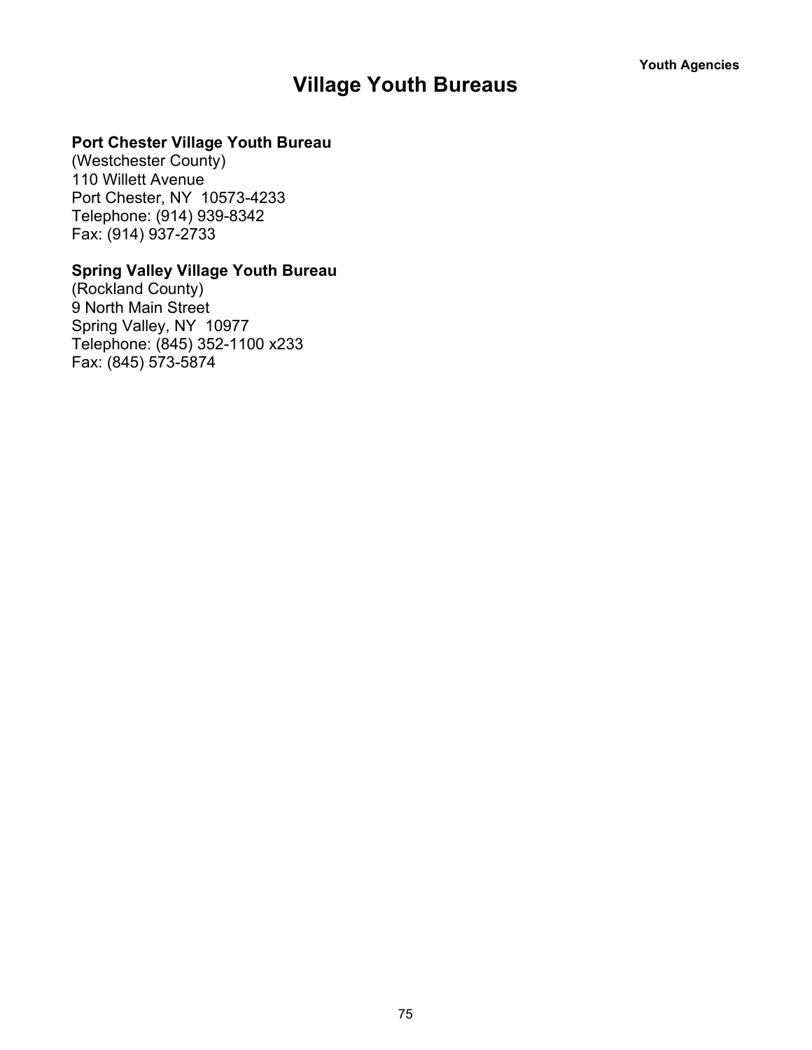# Village Youth Bureaus

**Port Chester Village Youth Bureau**
(Westchester County)
110 Willett Avenue
Port Chester, NY 10573-4233
Telephone: (914) 939-8342
Fax: (914) 937-2733

**Spring Valley Village Youth Bureau**
(Rockland County)
9 North Main Street
Spring Valley, NY 10977
Telephone: (845) 352-1100 x233
Fax: (845) 573-5874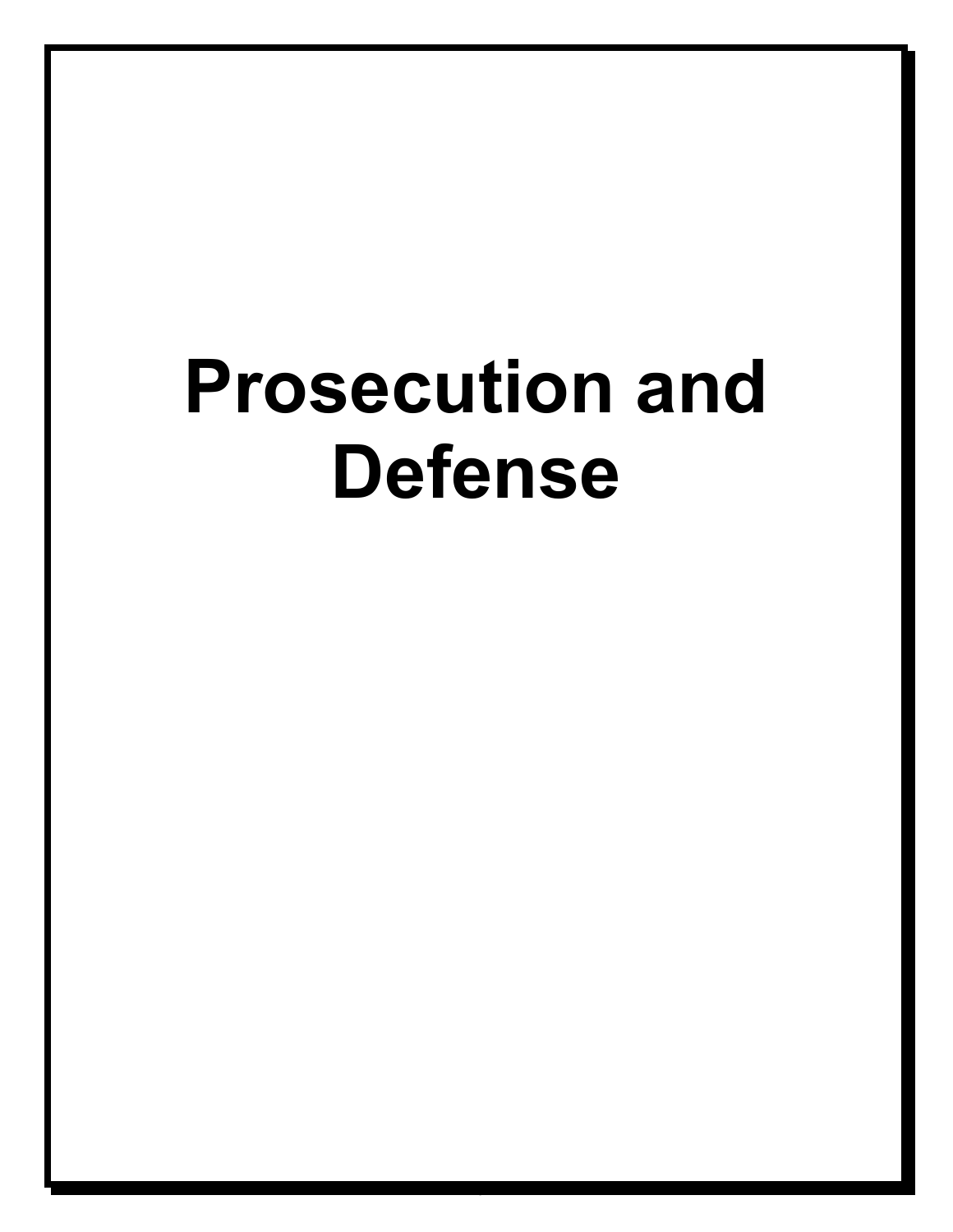# Prosecution and Defense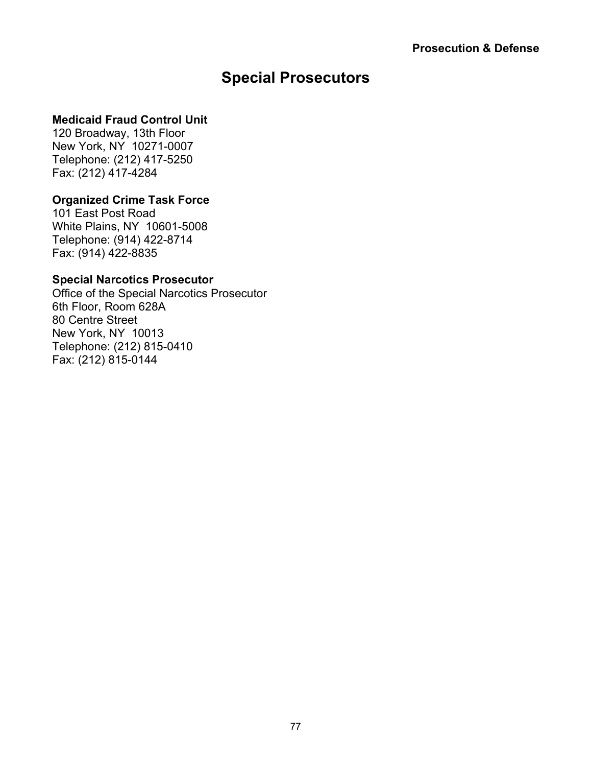# Special Prosecutors

**Medicaid Fraud Control Unit**
120 Broadway, 13th Floor
New York, NY 10271-0007
Telephone: (212) 417-5250
Fax: (212) 417-4284

**Organized Crime Task Force**
101 East Post Road
White Plains, NY 10601-5008
Telephone: (914) 422-8714
Fax: (914) 422-8835

**Special Narcotics Prosecutor**
Office of the Special Narcotics Prosecutor
6th Floor, Room 628A
80 Centre Street
New York, NY 10013
Telephone: (212) 815-0410
Fax: (212) 815-0144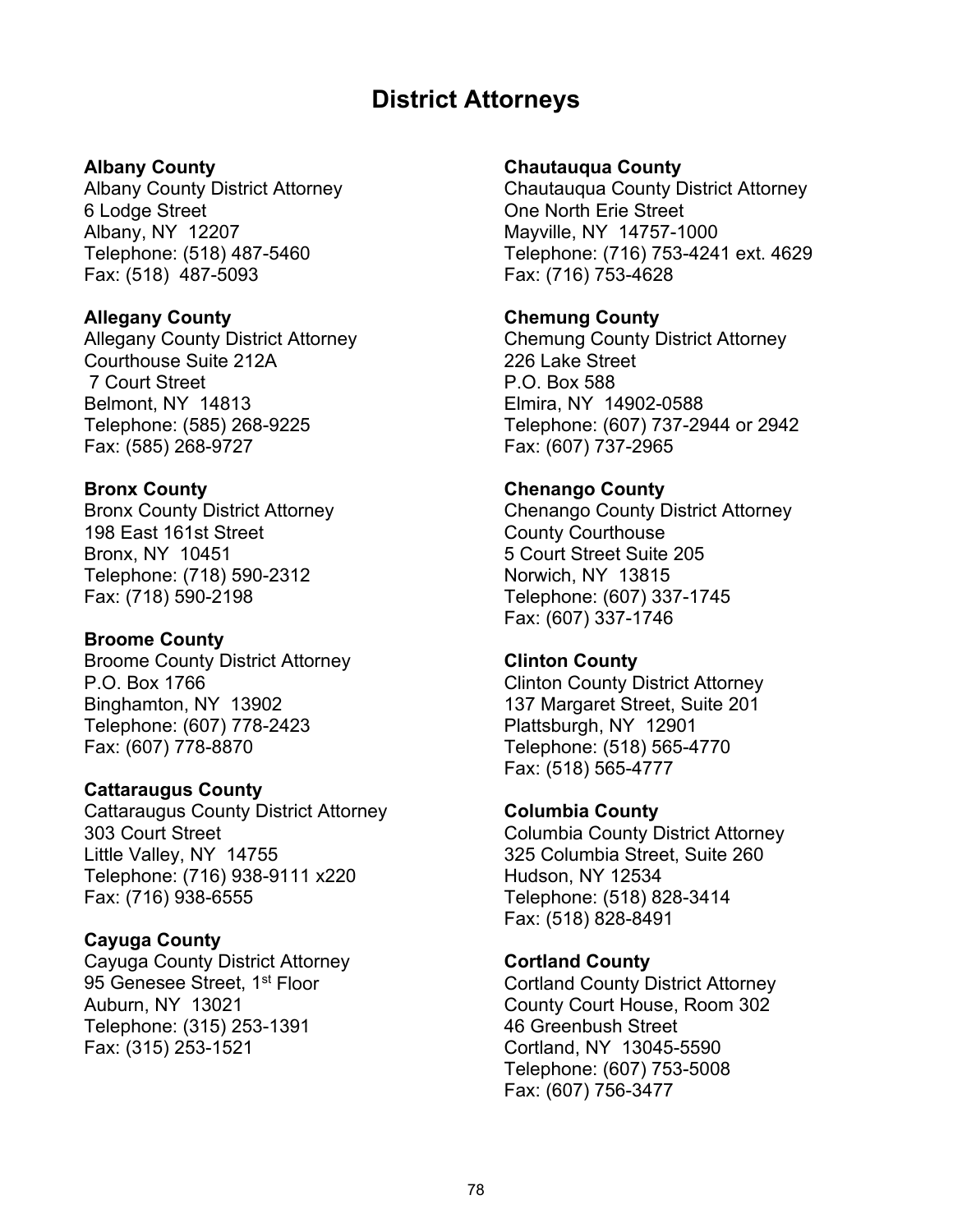# District Attorneys

**Albany County**
Albany County District Attorney
6 Lodge Street
Albany, NY 12207
Telephone: (518) 487-5460
Fax: (518) 487-5093

**Allegany County**
Allegany County District Attorney
Courthouse Suite 212A
7 Court Street
Belmont, NY 14813
Telephone: (585) 268-9225
Fax: (585) 268-9727

**Bronx County**
Bronx County District Attorney
198 East 161st Street
Bronx, NY 10451
Telephone: (718) 590-2312
Fax: (718) 590-2198

**Broome County**
Broome County District Attorney
P.O. Box 1766
Binghamton, NY 13902
Telephone: (607) 778-2423
Fax: (607) 778-8870

**Cattaraugus County**
Cattaraugus County District Attorney
303 Court Street
Little Valley, NY 14755
Telephone: (716) 938-9111 x220
Fax: (716) 938-6555

**Cayuga County**
Cayuga County District Attorney
95 Genesee Street, 1st Floor
Auburn, NY 13021
Telephone: (315) 253-1391
Fax: (315) 253-1521

**Chautauqua County**
Chautauqua County District Attorney
One North Erie Street
Mayville, NY 14757-1000
Telephone: (716) 753-4241 ext. 4629
Fax: (716) 753-4628

**Chemung County**
Chemung County District Attorney
226 Lake Street
P.O. Box 588
Elmira, NY 14902-0588
Telephone: (607) 737-2944 or 2942
Fax: (607) 737-2965

**Chenango County**
Chenango County District Attorney
County Courthouse
5 Court Street Suite 205
Norwich, NY 13815
Telephone: (607) 337-1745
Fax: (607) 337-1746

**Clinton County**
Clinton County District Attorney
137 Margaret Street, Suite 201
Plattsburgh, NY 12901
Telephone: (518) 565-4770
Fax: (518) 565-4777

**Columbia County**
Columbia County District Attorney
325 Columbia Street, Suite 260
Hudson, NY 12534
Telephone: (518) 828-3414
Fax: (518) 828-8491

**Cortland County**
Cortland County District Attorney
County Court House, Room 302
46 Greenbush Street
Cortland, NY 13045-5590
Telephone: (607) 753-5008
Fax: (607) 756-3477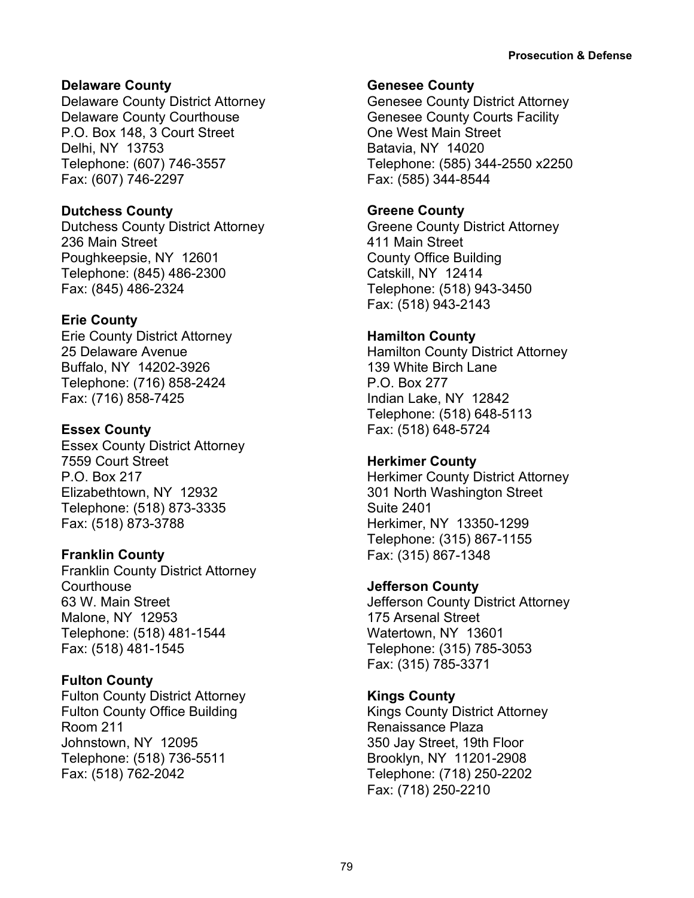**Delaware County**
Delaware County District Attorney
Delaware County Courthouse
P.O. Box 148, 3 Court Street
Delhi, NY 13753
Telephone: (607) 746-3557
Fax: (607) 746-2297

**Dutchess County**
Dutchess County District Attorney
236 Main Street
Poughkeepsie, NY 12601
Telephone: (845) 486-2300
Fax: (845) 486-2324

**Erie County**
Erie County District Attorney
25 Delaware Avenue
Buffalo, NY 14202-3926
Telephone: (716) 858-2424
Fax: (716) 858-7425

**Essex County**
Essex County District Attorney
7559 Court Street
P.O. Box 217
Elizabethtown, NY 12932
Telephone: (518) 873-3335
Fax: (518) 873-3788

**Franklin County**
Franklin County District Attorney
Courthouse
63 W. Main Street
Malone, NY 12953
Telephone: (518) 481-1544
Fax: (518) 481-1545

**Fulton County**
Fulton County District Attorney
Fulton County Office Building
Room 211
Johnstown, NY 12095
Telephone: (518) 736-5511
Fax: (518) 762-2042

**Genesee County**
Genesee County District Attorney
Genesee County Courts Facility
One West Main Street
Batavia, NY 14020
Telephone: (585) 344-2550 x2250
Fax: (585) 344-8544

**Greene County**
Greene County District Attorney
411 Main Street
County Office Building
Catskill, NY 12414
Telephone: (518) 943-3450
Fax: (518) 943-2143

**Hamilton County**
Hamilton County District Attorney
139 White Birch Lane
P.O. Box 277
Indian Lake, NY 12842
Telephone: (518) 648-5113
Fax: (518) 648-5724

**Herkimer County**
Herkimer County District Attorney
301 North Washington Street
Suite 2401
Herkimer, NY 13350-1299
Telephone: (315) 867-1155
Fax: (315) 867-1348

**Jefferson County**
Jefferson County District Attorney
175 Arsenal Street
Watertown, NY 13601
Telephone: (315) 785-3053
Fax: (315) 785-3371

**Kings County**
Kings County District Attorney
Renaissance Plaza
350 Jay Street, 19th Floor
Brooklyn, NY 11201-2908
Telephone: (718) 250-2202
Fax: (718) 250-2210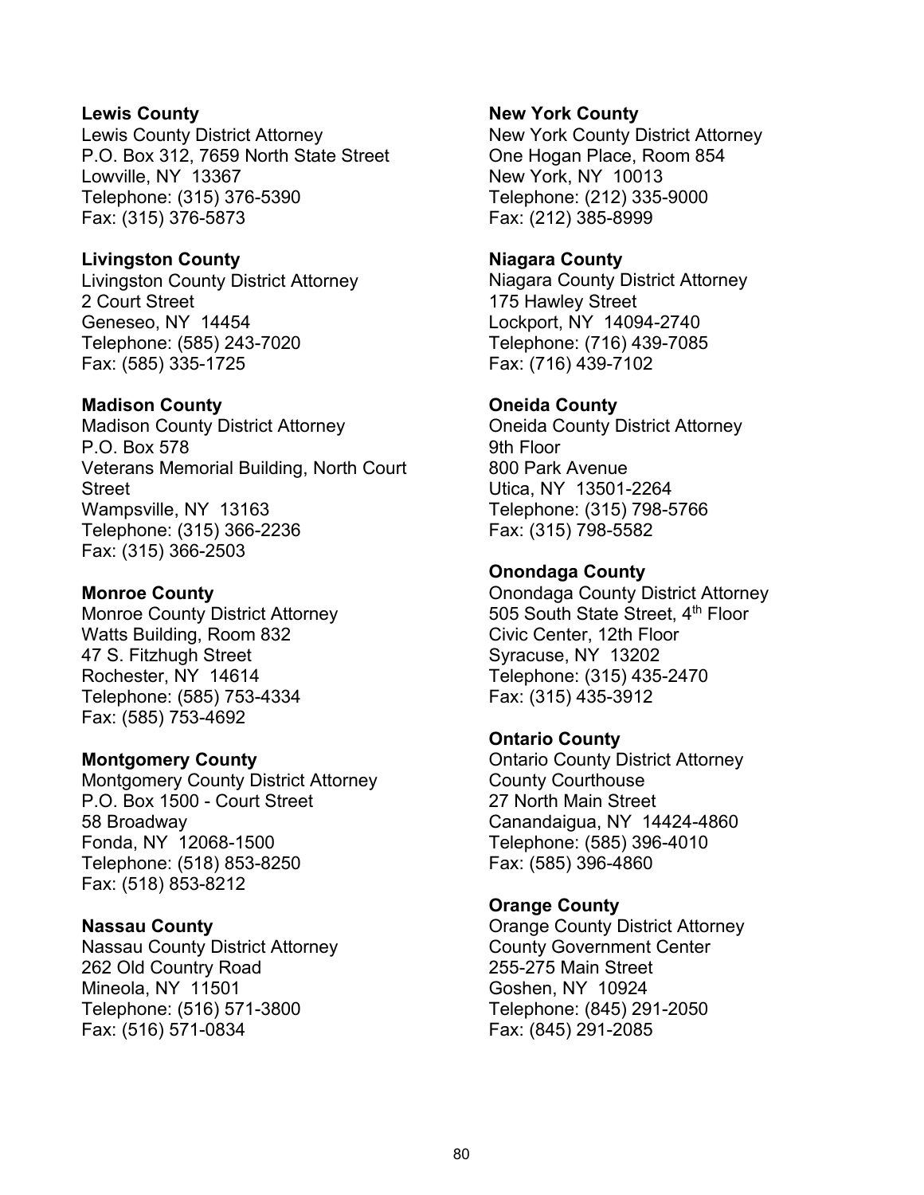**Lewis County**
Lewis County District Attorney
P.O. Box 312, 7659 North State Street
Lowville, NY 13367
Telephone: (315) 376-5390
Fax: (315) 376-5873

**Livingston County**
Livingston County District Attorney
2 Court Street
Geneseo, NY 14454
Telephone: (585) 243-7020
Fax: (585) 335-1725

**Madison County**
Madison County District Attorney
P.O. Box 578
Veterans Memorial Building, North Court Street
Wampsville, NY 13163
Telephone: (315) 366-2236
Fax: (315) 366-2503

**Monroe County**
Monroe County District Attorney
Watts Building, Room 832
47 S. Fitzhugh Street
Rochester, NY 14614
Telephone: (585) 753-4334
Fax: (585) 753-4692

**Montgomery County**
Montgomery County District Attorney
P.O. Box 1500 - Court Street
58 Broadway
Fonda, NY 12068-1500
Telephone: (518) 853-8250
Fax: (518) 853-8212

**Nassau County**
Nassau County District Attorney
262 Old Country Road
Mineola, NY 11501
Telephone: (516) 571-3800
Fax: (516) 571-0834

**New York County**
New York County District Attorney
One Hogan Place, Room 854
New York, NY 10013
Telephone: (212) 335-9000
Fax: (212) 385-8999

**Niagara County**
Niagara County District Attorney
175 Hawley Street
Lockport, NY 14094-2740
Telephone: (716) 439-7085
Fax: (716) 439-7102

**Oneida County**
Oneida County District Attorney
9th Floor
800 Park Avenue
Utica, NY 13501-2264
Telephone: (315) 798-5766
Fax: (315) 798-5582

**Onondaga County**
Onondaga County District Attorney
505 South State Street, 4th Floor
Civic Center, 12th Floor
Syracuse, NY 13202
Telephone: (315) 435-2470
Fax: (315) 435-3912

**Ontario County**
Ontario County District Attorney
County Courthouse
27 North Main Street
Canandaigua, NY 14424-4860
Telephone: (585) 396-4010
Fax: (585) 396-4860

**Orange County**
Orange County District Attorney
County Government Center
255-275 Main Street
Goshen, NY 10924
Telephone: (845) 291-2050
Fax: (845) 291-2085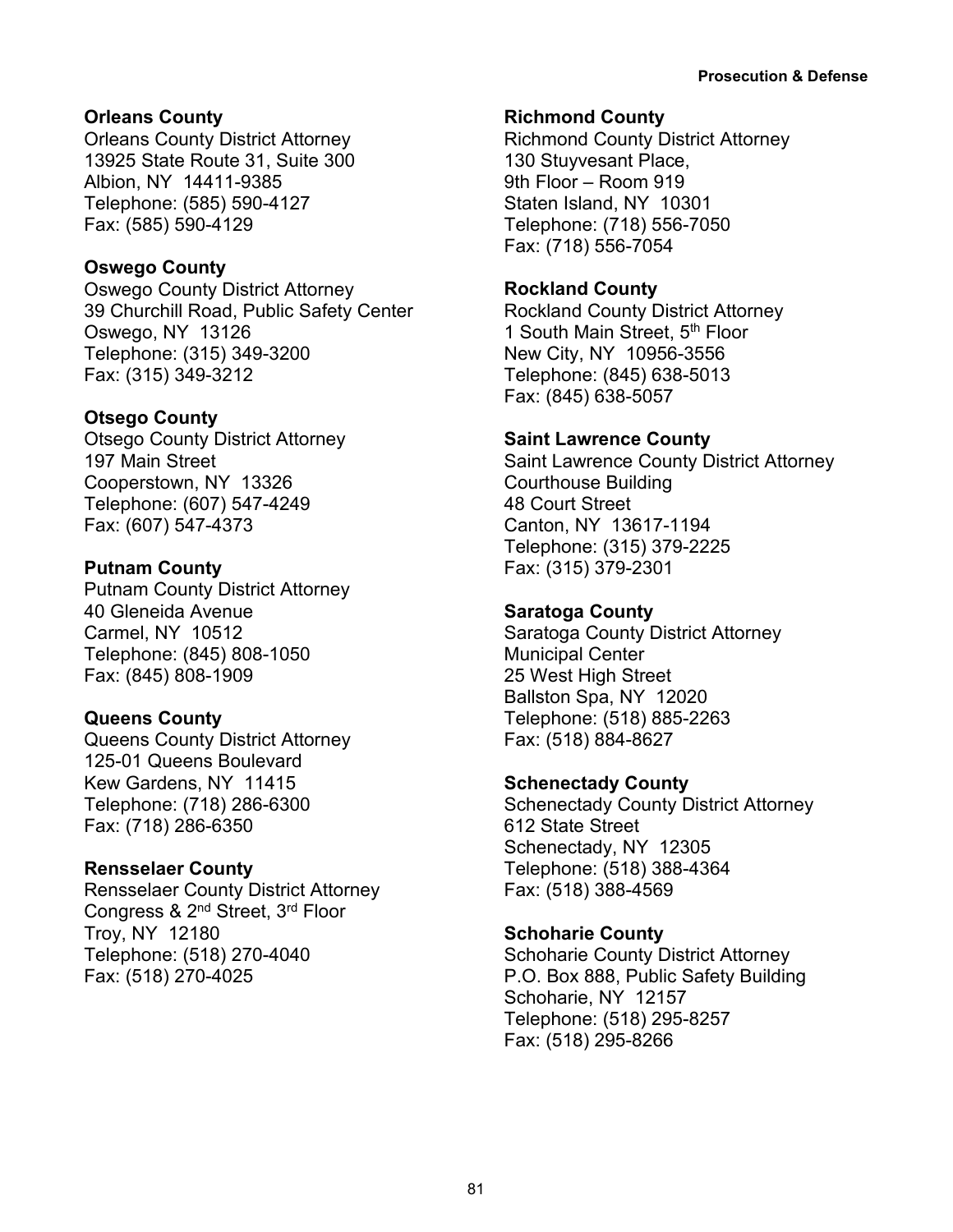**Orleans County**
Orleans County District Attorney
13925 State Route 31, Suite 300
Albion, NY 14411-9385
Telephone: (585) 590-4127
Fax: (585) 590-4129

**Oswego County**
Oswego County District Attorney
39 Churchill Road, Public Safety Center
Oswego, NY 13126
Telephone: (315) 349-3200
Fax: (315) 349-3212

**Otsego County**
Otsego County District Attorney
197 Main Street
Cooperstown, NY 13326
Telephone: (607) 547-4249
Fax: (607) 547-4373

**Putnam County**
Putnam County District Attorney
40 Gleneida Avenue
Carmel, NY 10512
Telephone: (845) 808-1050
Fax: (845) 808-1909

**Queens County**
Queens County District Attorney
125-01 Queens Boulevard
Kew Gardens, NY 11415
Telephone: (718) 286-6300
Fax: (718) 286-6350

**Rensselaer County**
Rensselaer County District Attorney
Congress & 2nd Street, 3rd Floor
Troy, NY 12180
Telephone: (518) 270-4040
Fax: (518) 270-4025

**Richmond County**
Richmond County District Attorney
130 Stuyvesant Place,
9th Floor – Room 919
Staten Island, NY 10301
Telephone: (718) 556-7050
Fax: (718) 556-7054

**Rockland County**
Rockland County District Attorney
1 South Main Street, 5th Floor
New City, NY 10956-3556
Telephone: (845) 638-5013
Fax: (845) 638-5057

**Saint Lawrence County**
Saint Lawrence County District Attorney
Courthouse Building
48 Court Street
Canton, NY 13617-1194
Telephone: (315) 379-2225
Fax: (315) 379-2301

**Saratoga County**
Saratoga County District Attorney
Municipal Center
25 West High Street
Ballston Spa, NY 12020
Telephone: (518) 885-2263
Fax: (518) 884-8627

**Schenectady County**
Schenectady County District Attorney
612 State Street
Schenectady, NY 12305
Telephone: (518) 388-4364
Fax: (518) 388-4569

**Schoharie County**
Schoharie County District Attorney
P.O. Box 888, Public Safety Building
Schoharie, NY 12157
Telephone: (518) 295-8257
Fax: (518) 295-8266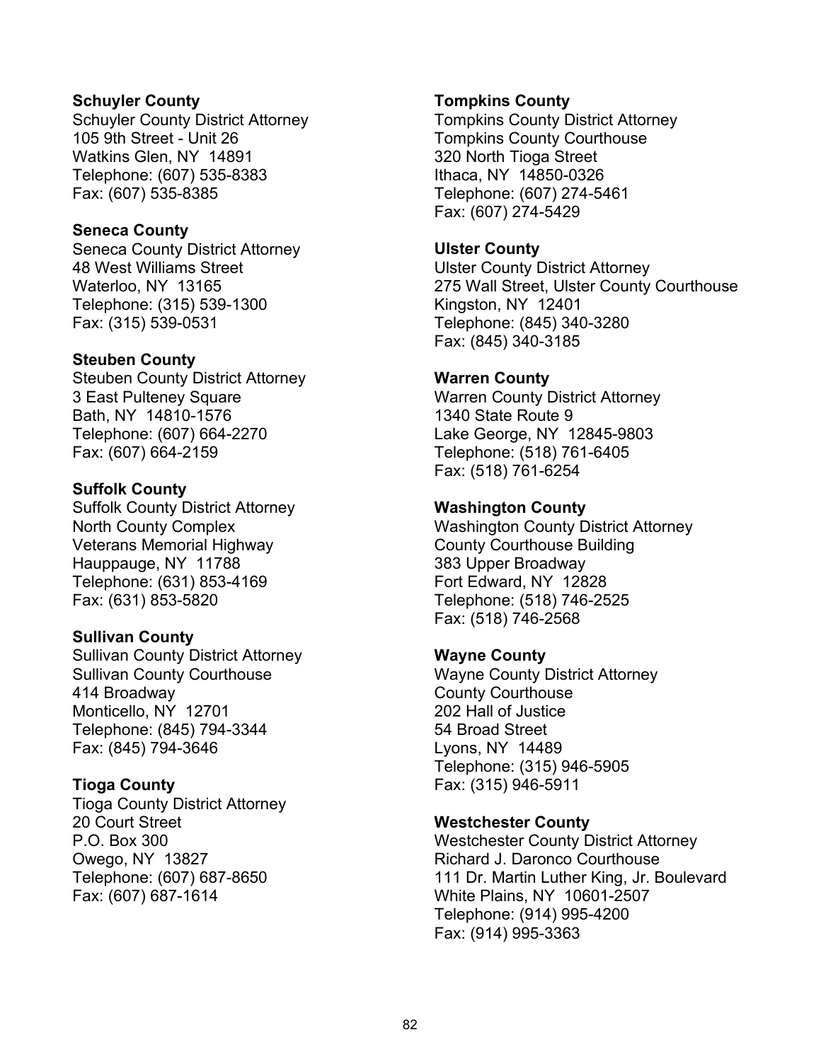**Schuyler County**
Schuyler County District Attorney
105 9th Street - Unit 26
Watkins Glen, NY 14891
Telephone: (607) 535-8383
Fax: (607) 535-8385

**Seneca County**
Seneca County District Attorney
48 West Williams Street
Waterloo, NY 13165
Telephone: (315) 539-1300
Fax: (315) 539-0531

**Steuben County**
Steuben County District Attorney
3 East Pulteney Square
Bath, NY 14810-1576
Telephone: (607) 664-2270
Fax: (607) 664-2159

**Suffolk County**
Suffolk County District Attorney
North County Complex
Veterans Memorial Highway
Hauppauge, NY 11788
Telephone: (631) 853-4169
Fax: (631) 853-5820

**Sullivan County**
Sullivan County District Attorney
Sullivan County Courthouse
414 Broadway
Monticello, NY 12701
Telephone: (845) 794-3344
Fax: (845) 794-3646

**Tioga County**
Tioga County District Attorney
20 Court Street
P.O. Box 300
Owego, NY 13827
Telephone: (607) 687-8650
Fax: (607) 687-1614

**Tompkins County**
Tompkins County District Attorney
Tompkins County Courthouse
320 North Tioga Street
Ithaca, NY 14850-0326
Telephone: (607) 274-5461
Fax: (607) 274-5429

**Ulster County**
Ulster County District Attorney
275 Wall Street, Ulster County Courthouse
Kingston, NY 12401
Telephone: (845) 340-3280
Fax: (845) 340-3185

**Warren County**
Warren County District Attorney
1340 State Route 9
Lake George, NY 12845-9803
Telephone: (518) 761-6405
Fax: (518) 761-6254

**Washington County**
Washington County District Attorney
County Courthouse Building
383 Upper Broadway
Fort Edward, NY 12828
Telephone: (518) 746-2525
Fax: (518) 746-2568

**Wayne County**
Wayne County District Attorney
County Courthouse
202 Hall of Justice
54 Broad Street
Lyons, NY 14489
Telephone: (315) 946-5905
Fax: (315) 946-5911

**Westchester County**
Westchester County District Attorney
Richard J. Daronco Courthouse
111 Dr. Martin Luther King, Jr. Boulevard
White Plains, NY 10601-2507
Telephone: (914) 995-4200
Fax: (914) 995-3363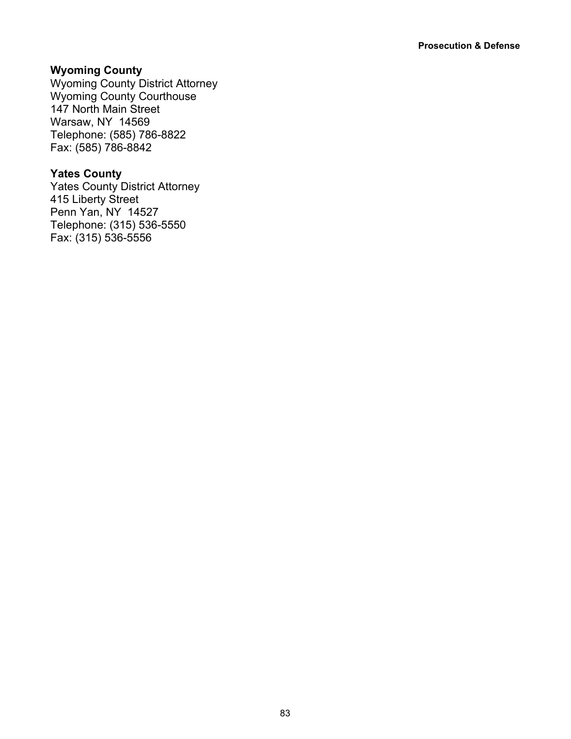**Wyoming County**
Wyoming County District Attorney
Wyoming County Courthouse
147 North Main Street
Warsaw, NY 14569
Telephone: (585) 786-8822
Fax: (585) 786-8842

**Yates County**
Yates County District Attorney
415 Liberty Street
Penn Yan, NY 14527
Telephone: (315) 536-5550
Fax: (315) 536-5556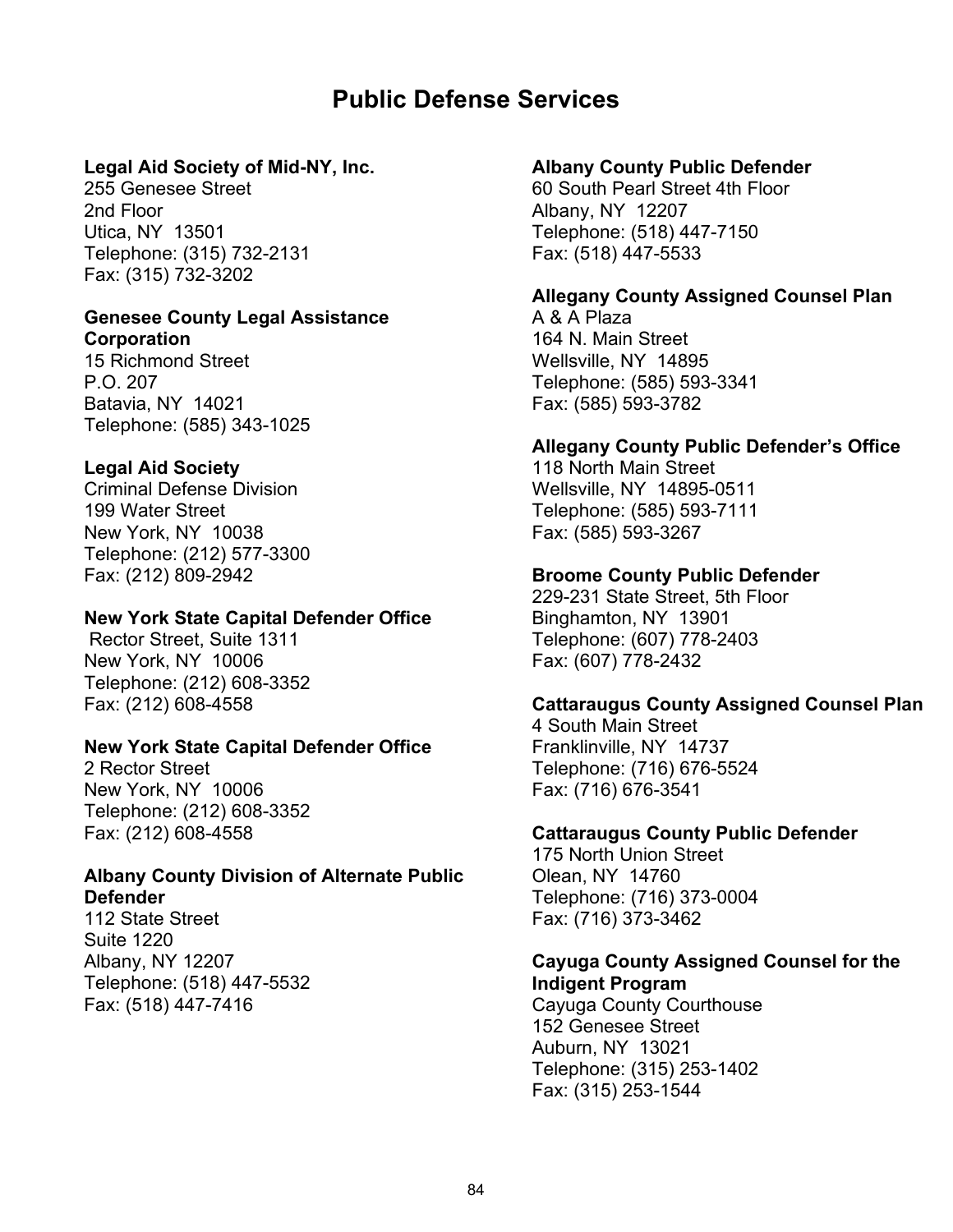# Public Defense Services

**Legal Aid Society of Mid-NY, Inc.**
255 Genesee Street
2nd Floor
Utica, NY 13501
Telephone: (315) 732-2131
Fax: (315) 732-3202

**Genesee County Legal Assistance Corporation**
15 Richmond Street
P.O. 207
Batavia, NY 14021
Telephone: (585) 343-1025

**Legal Aid Society**
Criminal Defense Division
199 Water Street
New York, NY 10038
Telephone: (212) 577-3300
Fax: (212) 809-2942

**New York State Capital Defender Office**
Rector Street, Suite 1311
New York, NY 10006
Telephone: (212) 608-3352
Fax: (212) 608-4558

**New York State Capital Defender Office**
2 Rector Street
New York, NY 10006
Telephone: (212) 608-3352
Fax: (212) 608-4558

**Albany County Division of Alternate Public Defender**
112 State Street
Suite 1220
Albany, NY 12207
Telephone: (518) 447-5532
Fax: (518) 447-7416

**Albany County Public Defender**
60 South Pearl Street 4th Floor
Albany, NY 12207
Telephone: (518) 447-7150
Fax: (518) 447-5533

**Allegany County Assigned Counsel Plan**
A & A Plaza
164 N. Main Street
Wellsville, NY 14895
Telephone: (585) 593-3341
Fax: (585) 593-3782

**Allegany County Public Defender's Office**
118 North Main Street
Wellsville, NY 14895-0511
Telephone: (585) 593-7111
Fax: (585) 593-3267

**Broome County Public Defender**
229-231 State Street, 5th Floor
Binghamton, NY 13901
Telephone: (607) 778-2403
Fax: (607) 778-2432

**Cattaraugus County Assigned Counsel Plan**
4 South Main Street
Franklinville, NY 14737
Telephone: (716) 676-5524
Fax: (716) 676-3541

**Cattaraugus County Public Defender**
175 North Union Street
Olean, NY 14760
Telephone: (716) 373-0004
Fax: (716) 373-3462

**Cayuga County Assigned Counsel for the Indigent Program**
Cayuga County Courthouse
152 Genesee Street
Auburn, NY 13021
Telephone: (315) 253-1402
Fax: (315) 253-1544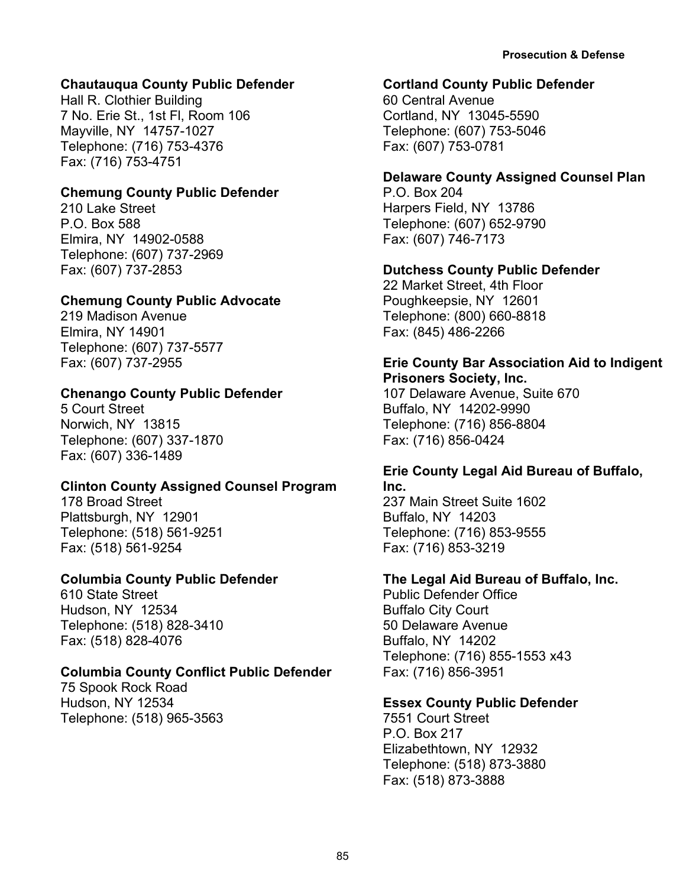**Chautauqua County Public Defender**
Hall R. Clothier Building
7 No. Erie St., 1st Fl, Room 106
Mayville, NY 14757-1027
Telephone: (716) 753-4376
Fax: (716) 753-4751

**Chemung County Public Defender**
210 Lake Street
P.O. Box 588
Elmira, NY 14902-0588
Telephone: (607) 737-2969
Fax: (607) 737-2853

**Chemung County Public Advocate**
219 Madison Avenue
Elmira, NY 14901
Telephone: (607) 737-5577
Fax: (607) 737-2955

**Chenango County Public Defender**
5 Court Street
Norwich, NY 13815
Telephone: (607) 337-1870
Fax: (607) 336-1489

**Clinton County Assigned Counsel Program**
178 Broad Street
Plattsburgh, NY 12901
Telephone: (518) 561-9251
Fax: (518) 561-9254

**Columbia County Public Defender**
610 State Street
Hudson, NY 12534
Telephone: (518) 828-3410
Fax: (518) 828-4076

**Columbia County Conflict Public Defender**
75 Spook Rock Road
Hudson, NY 12534
Telephone: (518) 965-3563

**Cortland County Public Defender**
60 Central Avenue
Cortland, NY 13045-5590
Telephone: (607) 753-5046
Fax: (607) 753-0781

**Delaware County Assigned Counsel Plan**
P.O. Box 204
Harpers Field, NY 13786
Telephone: (607) 652-9790
Fax: (607) 746-7173

**Dutchess County Public Defender**
22 Market Street, 4th Floor
Poughkeepsie, NY 12601
Telephone: (800) 660-8818
Fax: (845) 486-2266

**Erie County Bar Association Aid to Indigent Prisoners Society, Inc.**
107 Delaware Avenue, Suite 670
Buffalo, NY 14202-9990
Telephone: (716) 856-8804
Fax: (716) 856-0424

**Erie County Legal Aid Bureau of Buffalo, Inc.**
237 Main Street Suite 1602
Buffalo, NY 14203
Telephone: (716) 853-9555
Fax: (716) 853-3219

**The Legal Aid Bureau of Buffalo, Inc.**
Public Defender Office
Buffalo City Court
50 Delaware Avenue
Buffalo, NY 14202
Telephone: (716) 855-1553 x43
Fax: (716) 856-3951

**Essex County Public Defender**
7551 Court Street
P.O. Box 217
Elizabethtown, NY 12932
Telephone: (518) 873-3880
Fax: (518) 873-3888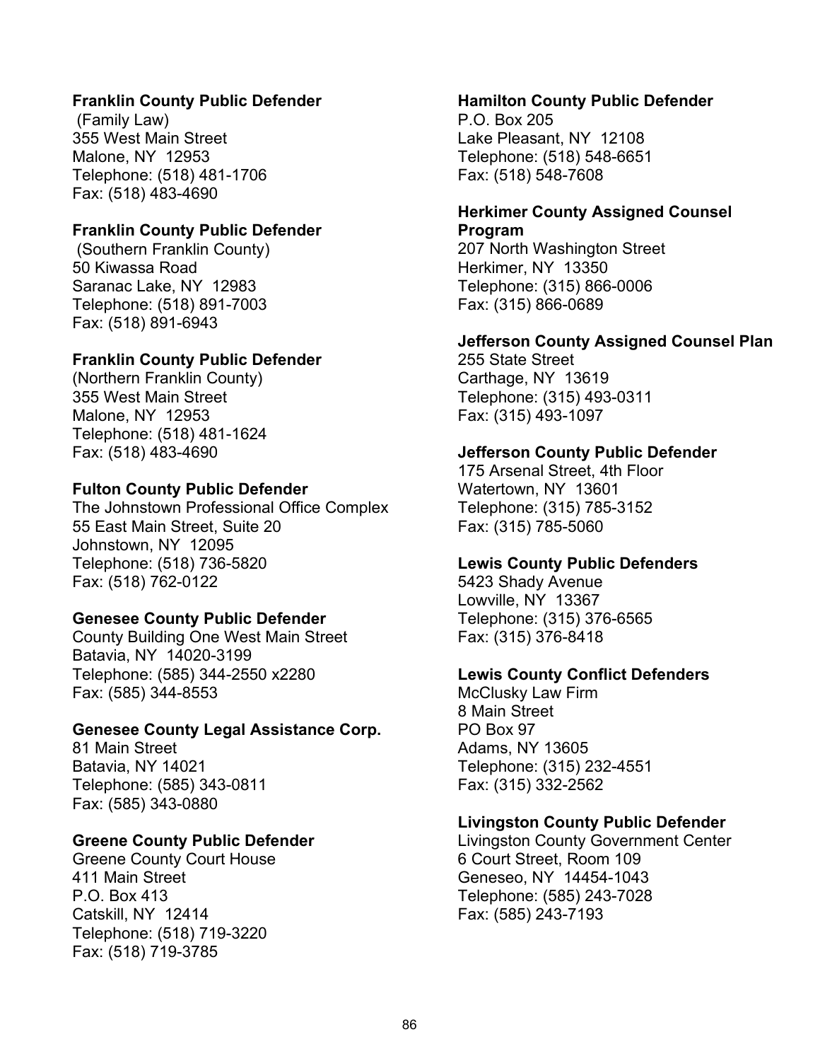**Franklin County Public Defender**
(Family Law)
355 West Main Street
Malone, NY 12953
Telephone: (518) 481-1706
Fax: (518) 483-4690

**Franklin County Public Defender**
(Southern Franklin County)
50 Kiwassa Road
Saranac Lake, NY 12983
Telephone: (518) 891-7003
Fax: (518) 891-6943

**Franklin County Public Defender**
(Northern Franklin County)
355 West Main Street
Malone, NY 12953
Telephone: (518) 481-1624
Fax: (518) 483-4690

**Fulton County Public Defender**
The Johnstown Professional Office Complex
55 East Main Street, Suite 20
Johnstown, NY 12095
Telephone: (518) 736-5820
Fax: (518) 762-0122

**Genesee County Public Defender**
County Building One West Main Street
Batavia, NY 14020-3199
Telephone: (585) 344-2550 x2280
Fax: (585) 344-8553

**Genesee County Legal Assistance Corp.**
81 Main Street
Batavia, NY 14021
Telephone: (585) 343-0811
Fax: (585) 343-0880

**Greene County Public Defender**
Greene County Court House
411 Main Street
P.O. Box 413
Catskill, NY 12414
Telephone: (518) 719-3220
Fax: (518) 719-3785

**Hamilton County Public Defender**
P.O. Box 205
Lake Pleasant, NY 12108
Telephone: (518) 548-6651
Fax: (518) 548-7608

**Herkimer County Assigned Counsel Program**
207 North Washington Street
Herkimer, NY 13350
Telephone: (315) 866-0006
Fax: (315) 866-0689

**Jefferson County Assigned Counsel Plan**
255 State Street
Carthage, NY 13619
Telephone: (315) 493-0311
Fax: (315) 493-1097

**Jefferson County Public Defender**
175 Arsenal Street, 4th Floor
Watertown, NY 13601
Telephone: (315) 785-3152
Fax: (315) 785-5060

**Lewis County Public Defenders**
5423 Shady Avenue
Lowville, NY 13367
Telephone: (315) 376-6565
Fax: (315) 376-8418

**Lewis County Conflict Defenders**
McClusky Law Firm
8 Main Street
PO Box 97
Adams, NY 13605
Telephone: (315) 232-4551
Fax: (315) 332-2562

**Livingston County Public Defender**
Livingston County Government Center
6 Court Street, Room 109
Geneseo, NY 14454-1043
Telephone: (585) 243-7028
Fax: (585) 243-7193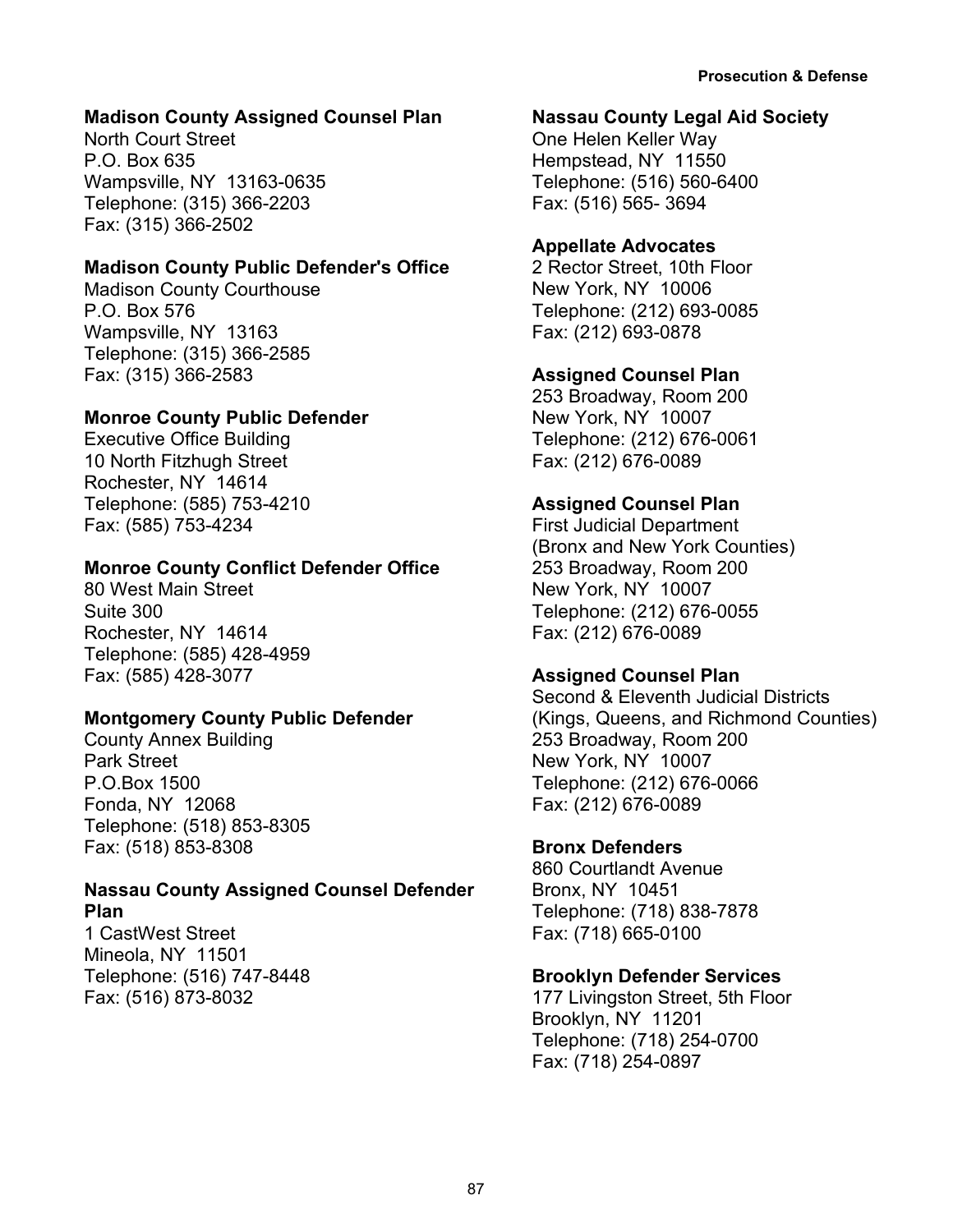**Madison County Assigned Counsel Plan**
North Court Street
P.O. Box 635
Wampsville, NY 13163-0635
Telephone: (315) 366-2203
Fax: (315) 366-2502

**Madison County Public Defender's Office**
Madison County Courthouse
P.O. Box 576
Wampsville, NY 13163
Telephone: (315) 366-2585
Fax: (315) 366-2583

**Monroe County Public Defender**
Executive Office Building
10 North Fitzhugh Street
Rochester, NY 14614
Telephone: (585) 753-4210
Fax: (585) 753-4234

**Monroe County Conflict Defender Office**
80 West Main Street
Suite 300
Rochester, NY 14614
Telephone: (585) 428-4959
Fax: (585) 428-3077

**Montgomery County Public Defender**
County Annex Building
Park Street
P.O.Box 1500
Fonda, NY 12068
Telephone: (518) 853-8305
Fax: (518) 853-8308

**Nassau County Assigned Counsel Defender Plan**
1 CastWest Street
Mineola, NY 11501
Telephone: (516) 747-8448
Fax: (516) 873-8032

**Nassau County Legal Aid Society**
One Helen Keller Way
Hempstead, NY 11550
Telephone: (516) 560-6400
Fax: (516) 565- 3694

**Appellate Advocates**
2 Rector Street, 10th Floor
New York, NY 10006
Telephone: (212) 693-0085
Fax: (212) 693-0878

**Assigned Counsel Plan**
253 Broadway, Room 200
New York, NY 10007
Telephone: (212) 676-0061
Fax: (212) 676-0089

**Assigned Counsel Plan**
First Judicial Department
(Bronx and New York Counties)
253 Broadway, Room 200
New York, NY 10007
Telephone: (212) 676-0055
Fax: (212) 676-0089

**Assigned Counsel Plan**
Second & Eleventh Judicial Districts
(Kings, Queens, and Richmond Counties)
253 Broadway, Room 200
New York, NY 10007
Telephone: (212) 676-0066
Fax: (212) 676-0089

**Bronx Defenders**
860 Courtlandt Avenue
Bronx, NY 10451
Telephone: (718) 838-7878
Fax: (718) 665-0100

**Brooklyn Defender Services**
177 Livingston Street, 5th Floor
Brooklyn, NY 11201
Telephone: (718) 254-0700
Fax: (718) 254-0897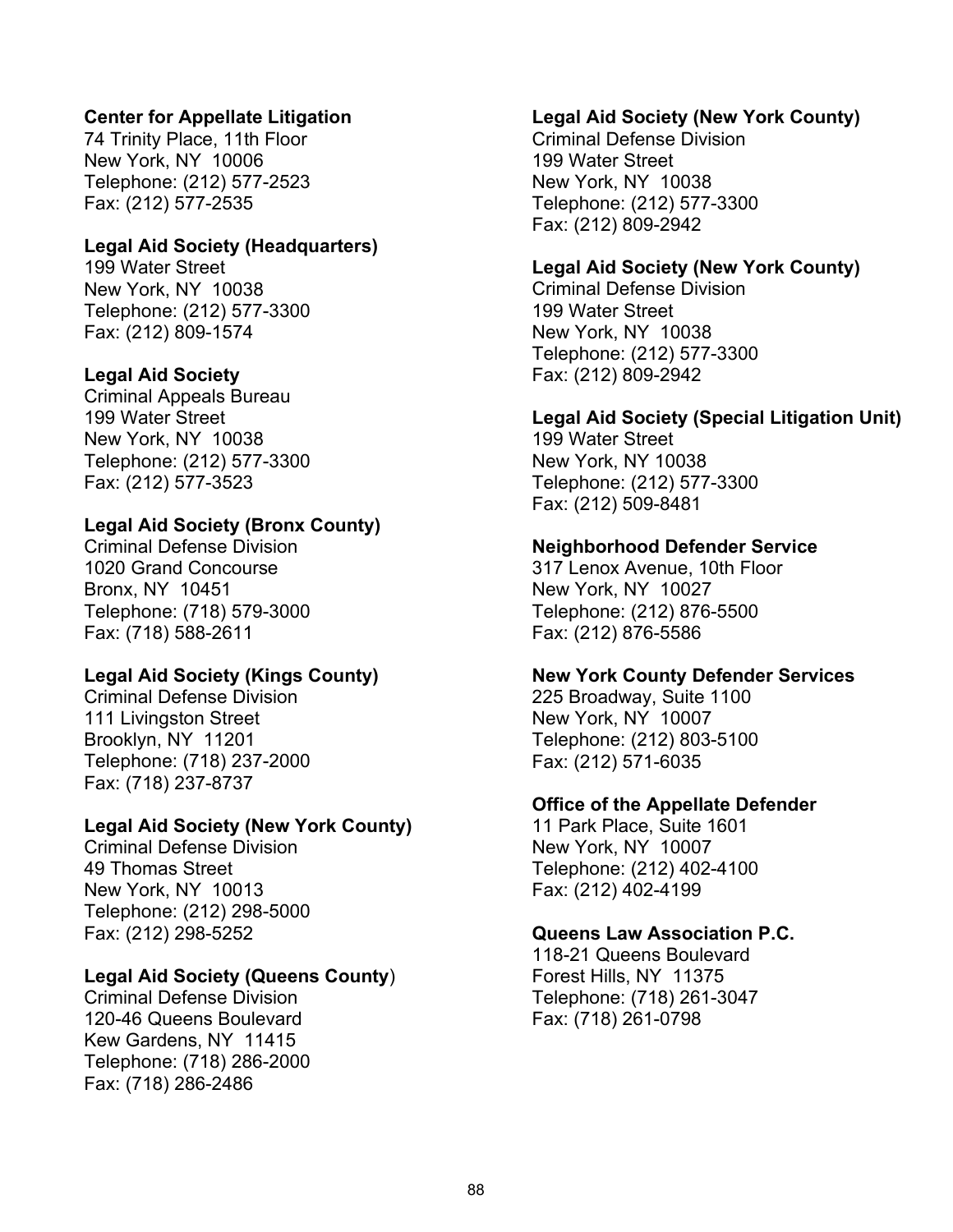**Center for Appellate Litigation**
74 Trinity Place, 11th Floor
New York, NY 10006
Telephone: (212) 577-2523
Fax: (212) 577-2535

**Legal Aid Society (Headquarters)**
199 Water Street
New York, NY 10038
Telephone: (212) 577-3300
Fax: (212) 809-1574

**Legal Aid Society**
Criminal Appeals Bureau
199 Water Street
New York, NY 10038
Telephone: (212) 577-3300
Fax: (212) 577-3523

**Legal Aid Society (Bronx County)**
Criminal Defense Division
1020 Grand Concourse
Bronx, NY 10451
Telephone: (718) 579-3000
Fax: (718) 588-2611

**Legal Aid Society (Kings County)**
Criminal Defense Division
111 Livingston Street
Brooklyn, NY 11201
Telephone: (718) 237-2000
Fax: (718) 237-8737

**Legal Aid Society (New York County)**
Criminal Defense Division
49 Thomas Street
New York, NY 10013
Telephone: (212) 298-5000
Fax: (212) 298-5252

**Legal Aid Society (Queens County)**
Criminal Defense Division
120-46 Queens Boulevard
Kew Gardens, NY 11415
Telephone: (718) 286-2000
Fax: (718) 286-2486

**Legal Aid Society (New York County)**
Criminal Defense Division
199 Water Street
New York, NY 10038
Telephone: (212) 577-3300
Fax: (212) 809-2942

**Legal Aid Society (New York County)**
Criminal Defense Division
199 Water Street
New York, NY 10038
Telephone: (212) 577-3300
Fax: (212) 809-2942

**Legal Aid Society (Special Litigation Unit)**
199 Water Street
New York, NY 10038
Telephone: (212) 577-3300
Fax: (212) 509-8481

**Neighborhood Defender Service**
317 Lenox Avenue, 10th Floor
New York, NY 10027
Telephone: (212) 876-5500
Fax: (212) 876-5586

**New York County Defender Services**
225 Broadway, Suite 1100
New York, NY 10007
Telephone: (212) 803-5100
Fax: (212) 571-6035

**Office of the Appellate Defender**
11 Park Place, Suite 1601
New York, NY 10007
Telephone: (212) 402-4100
Fax: (212) 402-4199

**Queens Law Association P.C.**
118-21 Queens Boulevard
Forest Hills, NY 11375
Telephone: (718) 261-3047
Fax: (718) 261-0798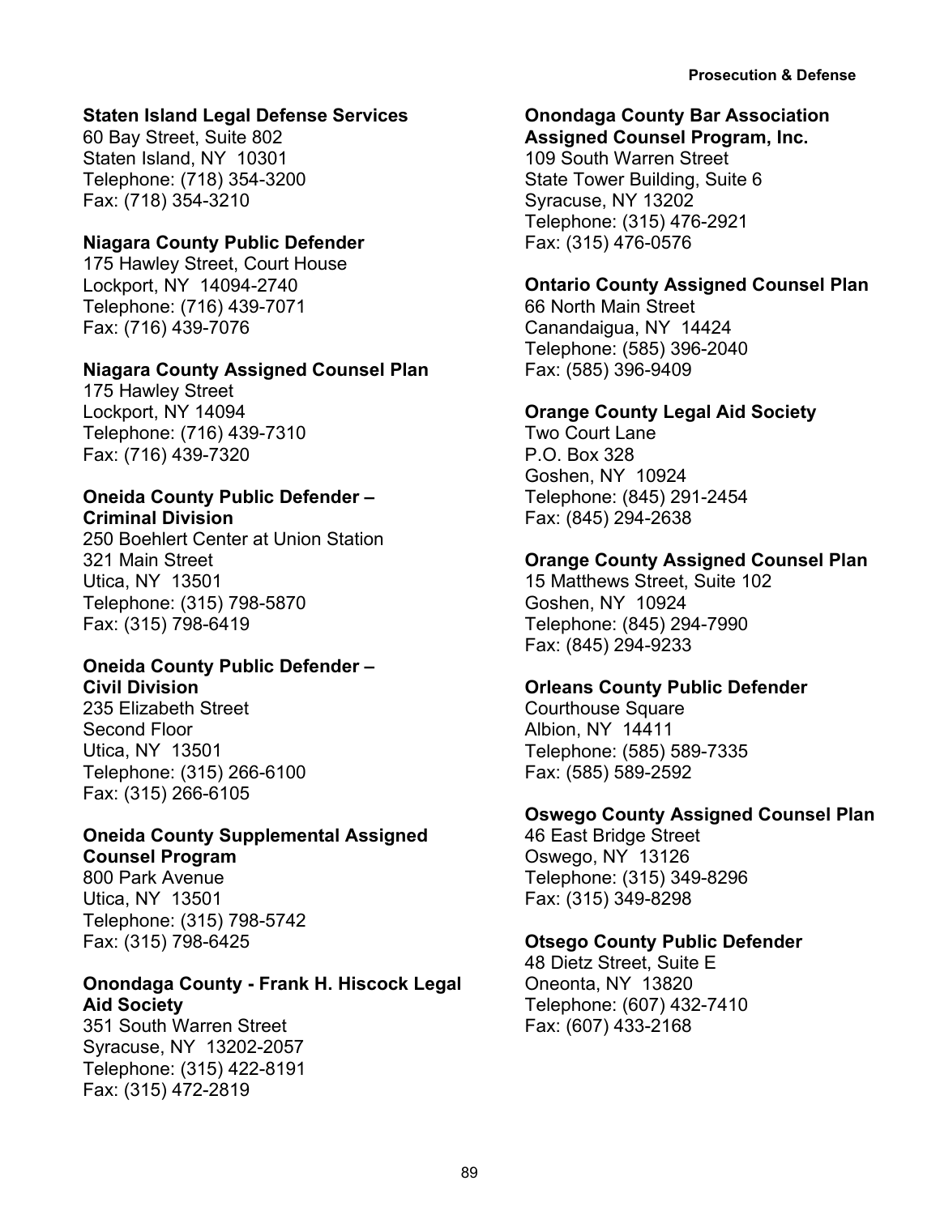**Staten Island Legal Defense Services**
60 Bay Street, Suite 802
Staten Island, NY 10301
Telephone: (718) 354-3200
Fax: (718) 354-3210

**Niagara County Public Defender**
175 Hawley Street, Court House
Lockport, NY 14094-2740
Telephone: (716) 439-7071
Fax: (716) 439-7076

**Niagara County Assigned Counsel Plan**
175 Hawley Street
Lockport, NY 14094
Telephone: (716) 439-7310
Fax: (716) 439-7320

**Oneida County Public Defender – Criminal Division**
250 Boehlert Center at Union Station
321 Main Street
Utica, NY 13501
Telephone: (315) 798-5870
Fax: (315) 798-6419

**Oneida County Public Defender – Civil Division**
235 Elizabeth Street
Second Floor
Utica, NY 13501
Telephone: (315) 266-6100
Fax: (315) 266-6105

**Oneida County Supplemental Assigned Counsel Program**
800 Park Avenue
Utica, NY 13501
Telephone: (315) 798-5742
Fax: (315) 798-6425

**Onondaga County - Frank H. Hiscock Legal Aid Society**
351 South Warren Street
Syracuse, NY 13202-2057
Telephone: (315) 422-8191
Fax: (315) 472-2819

**Onondaga County Bar Association Assigned Counsel Program, Inc.**
109 South Warren Street
State Tower Building, Suite 6
Syracuse, NY 13202
Telephone: (315) 476-2921
Fax: (315) 476-0576

**Ontario County Assigned Counsel Plan**
66 North Main Street
Canandaigua, NY 14424
Telephone: (585) 396-2040
Fax: (585) 396-9409

**Orange County Legal Aid Society**
Two Court Lane
P.O. Box 328
Goshen, NY 10924
Telephone: (845) 291-2454
Fax: (845) 294-2638

**Orange County Assigned Counsel Plan**
15 Matthews Street, Suite 102
Goshen, NY 10924
Telephone: (845) 294-7990
Fax: (845) 294-9233

**Orleans County Public Defender**
Courthouse Square
Albion, NY 14411
Telephone: (585) 589-7335
Fax: (585) 589-2592

**Oswego County Assigned Counsel Plan**
46 East Bridge Street
Oswego, NY 13126
Telephone: (315) 349-8296
Fax: (315) 349-8298

**Otsego County Public Defender**
48 Dietz Street, Suite E
Oneonta, NY 13820
Telephone: (607) 432-7410
Fax: (607) 433-2168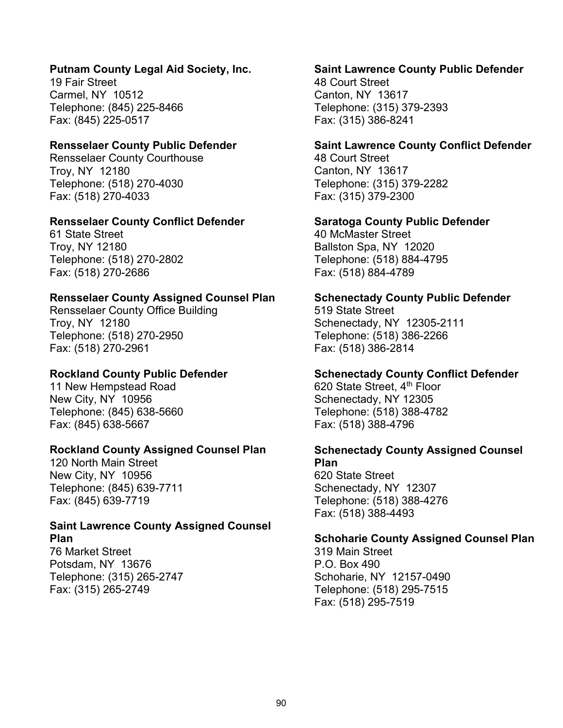**Putnam County Legal Aid Society, Inc.**
19 Fair Street
Carmel, NY  10512
Telephone: (845) 225-8466
Fax: (845) 225-0517

**Rensselaer County Public Defender**
Rensselaer County Courthouse
Troy, NY  12180
Telephone: (518) 270-4030
Fax: (518) 270-4033

**Rensselaer County Conflict Defender**
61 State Street
Troy, NY 12180
Telephone: (518) 270-2802
Fax: (518) 270-2686

**Rensselaer County Assigned Counsel Plan**
Rensselaer County Office Building
Troy, NY  12180
Telephone: (518) 270-2950
Fax: (518) 270-2961

**Rockland County Public Defender**
11 New Hempstead Road
New City, NY  10956
Telephone: (845) 638-5660
Fax: (845) 638-5667

**Rockland County Assigned Counsel Plan**
120 North Main Street
New City, NY  10956
Telephone: (845) 639-7711
Fax: (845) 639-7719

**Saint Lawrence County Assigned Counsel Plan**
76 Market Street
Potsdam, NY  13676
Telephone: (315) 265-2747
Fax: (315) 265-2749

**Saint Lawrence County Public Defender**
48 Court Street
Canton, NY  13617
Telephone: (315) 379-2393
Fax: (315) 386-8241

**Saint Lawrence County Conflict Defender**
48 Court Street
Canton, NY  13617
Telephone: (315) 379-2282
Fax: (315) 379-2300

**Saratoga County Public Defender**
40 McMaster Street
Ballston Spa, NY  12020
Telephone: (518) 884-4795
Fax: (518) 884-4789

**Schenectady County Public Defender**
519 State Street
Schenectady, NY  12305-2111
Telephone: (518) 386-2266
Fax: (518) 386-2814

**Schenectady County Conflict Defender**
620 State Street, 4th Floor
Schenectady, NY 12305
Telephone: (518) 388-4782
Fax: (518) 388-4796

**Schenectady County Assigned Counsel Plan**
620 State Street
Schenectady, NY  12307
Telephone: (518) 388-4276
Fax: (518) 388-4493

**Schoharie County Assigned Counsel Plan**
319 Main Street
P.O. Box 490
Schoharie, NY  12157-0490
Telephone: (518) 295-7515
Fax: (518) 295-7519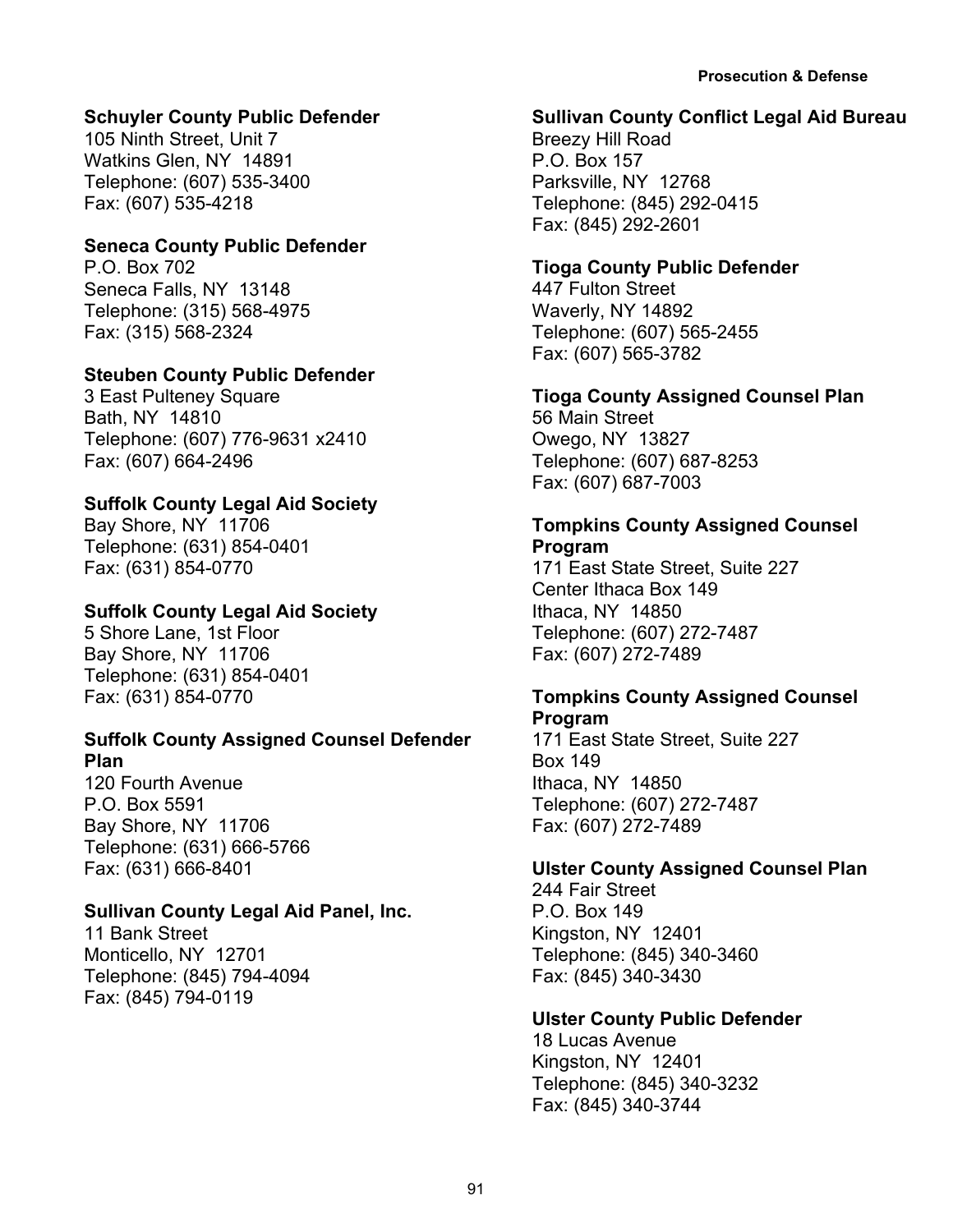**Schuyler County Public Defender**
105 Ninth Street, Unit 7
Watkins Glen, NY 14891
Telephone: (607) 535-3400
Fax: (607) 535-4218

**Seneca County Public Defender**
P.O. Box 702
Seneca Falls, NY 13148
Telephone: (315) 568-4975
Fax: (315) 568-2324

**Steuben County Public Defender**
3 East Pulteney Square
Bath, NY 14810
Telephone: (607) 776-9631 x2410
Fax: (607) 664-2496

**Suffolk County Legal Aid Society**
Bay Shore, NY 11706
Telephone: (631) 854-0401
Fax: (631) 854-0770

**Suffolk County Legal Aid Society**
5 Shore Lane, 1st Floor
Bay Shore, NY 11706
Telephone: (631) 854-0401
Fax: (631) 854-0770

**Suffolk County Assigned Counsel Defender Plan**
120 Fourth Avenue
P.O. Box 5591
Bay Shore, NY 11706
Telephone: (631) 666-5766
Fax: (631) 666-8401

**Sullivan County Legal Aid Panel, Inc.**
11 Bank Street
Monticello, NY 12701
Telephone: (845) 794-4094
Fax: (845) 794-0119

**Sullivan County Conflict Legal Aid Bureau**
Breezy Hill Road
P.O. Box 157
Parksville, NY 12768
Telephone: (845) 292-0415
Fax: (845) 292-2601

**Tioga County Public Defender**
447 Fulton Street
Waverly, NY 14892
Telephone: (607) 565-2455
Fax: (607) 565-3782

**Tioga County Assigned Counsel Plan**
56 Main Street
Owego, NY 13827
Telephone: (607) 687-8253
Fax: (607) 687-7003

**Tompkins County Assigned Counsel Program**
171 East State Street, Suite 227
Center Ithaca Box 149
Ithaca, NY 14850
Telephone: (607) 272-7487
Fax: (607) 272-7489

**Tompkins County Assigned Counsel Program**
171 East State Street, Suite 227
Box 149
Ithaca, NY 14850
Telephone: (607) 272-7487
Fax: (607) 272-7489

**Ulster County Assigned Counsel Plan**
244 Fair Street
P.O. Box 149
Kingston, NY 12401
Telephone: (845) 340-3460
Fax: (845) 340-3430

**Ulster County Public Defender**
18 Lucas Avenue
Kingston, NY 12401
Telephone: (845) 340-3232
Fax: (845) 340-3744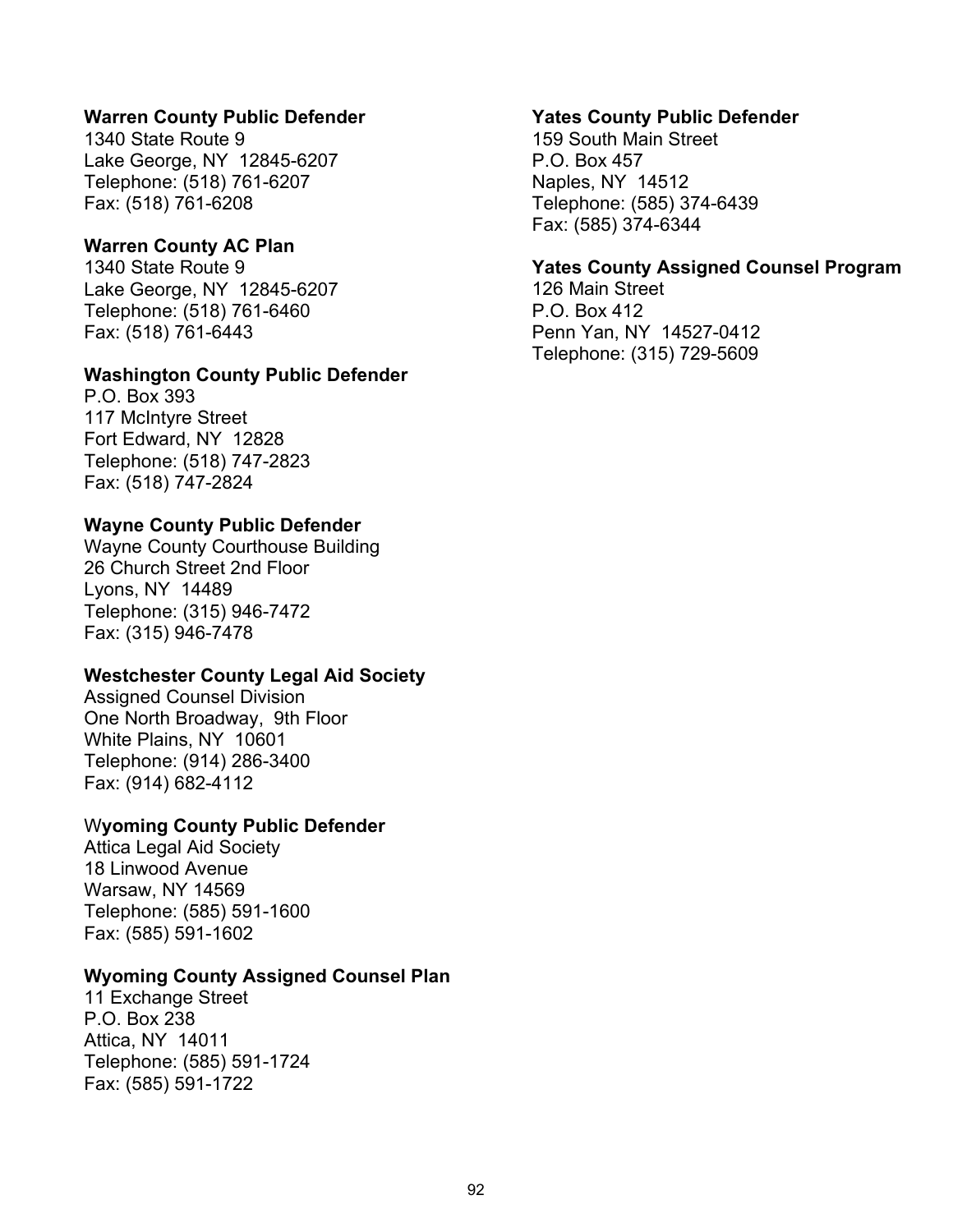**Warren County Public Defender**
1340 State Route 9
Lake George, NY  12845-6207
Telephone: (518) 761-6207
Fax: (518) 761-6208

**Warren County AC Plan**
1340 State Route 9
Lake George, NY  12845-6207
Telephone: (518) 761-6460
Fax: (518) 761-6443

**Washington County Public Defender**
P.O. Box 393
117 McIntyre Street
Fort Edward, NY  12828
Telephone: (518) 747-2823
Fax: (518) 747-2824

**Wayne County Public Defender**
Wayne County Courthouse Building
26 Church Street 2nd Floor
Lyons, NY  14489
Telephone: (315) 946-7472
Fax: (315) 946-7478

**Westchester County Legal Aid Society**
Assigned Counsel Division
One North Broadway,  9th Floor
White Plains, NY  10601
Telephone: (914) 286-3400
Fax: (914) 682-4112

W**yoming County Public Defender**
Attica Legal Aid Society
18 Linwood Avenue
Warsaw, NY 14569
Telephone: (585) 591-1600
Fax: (585) 591-1602

**Wyoming County Assigned Counsel Plan**
11 Exchange Street
P.O. Box 238
Attica, NY  14011
Telephone: (585) 591-1724
Fax: (585) 591-1722

**Yates County Public Defender**
159 South Main Street
P.O. Box 457
Naples, NY  14512
Telephone: (585) 374-6439
Fax: (585) 374-6344

**Yates County Assigned Counsel Program**
126 Main Street
P.O. Box 412
Penn Yan, NY  14527-0412
Telephone: (315) 729-5609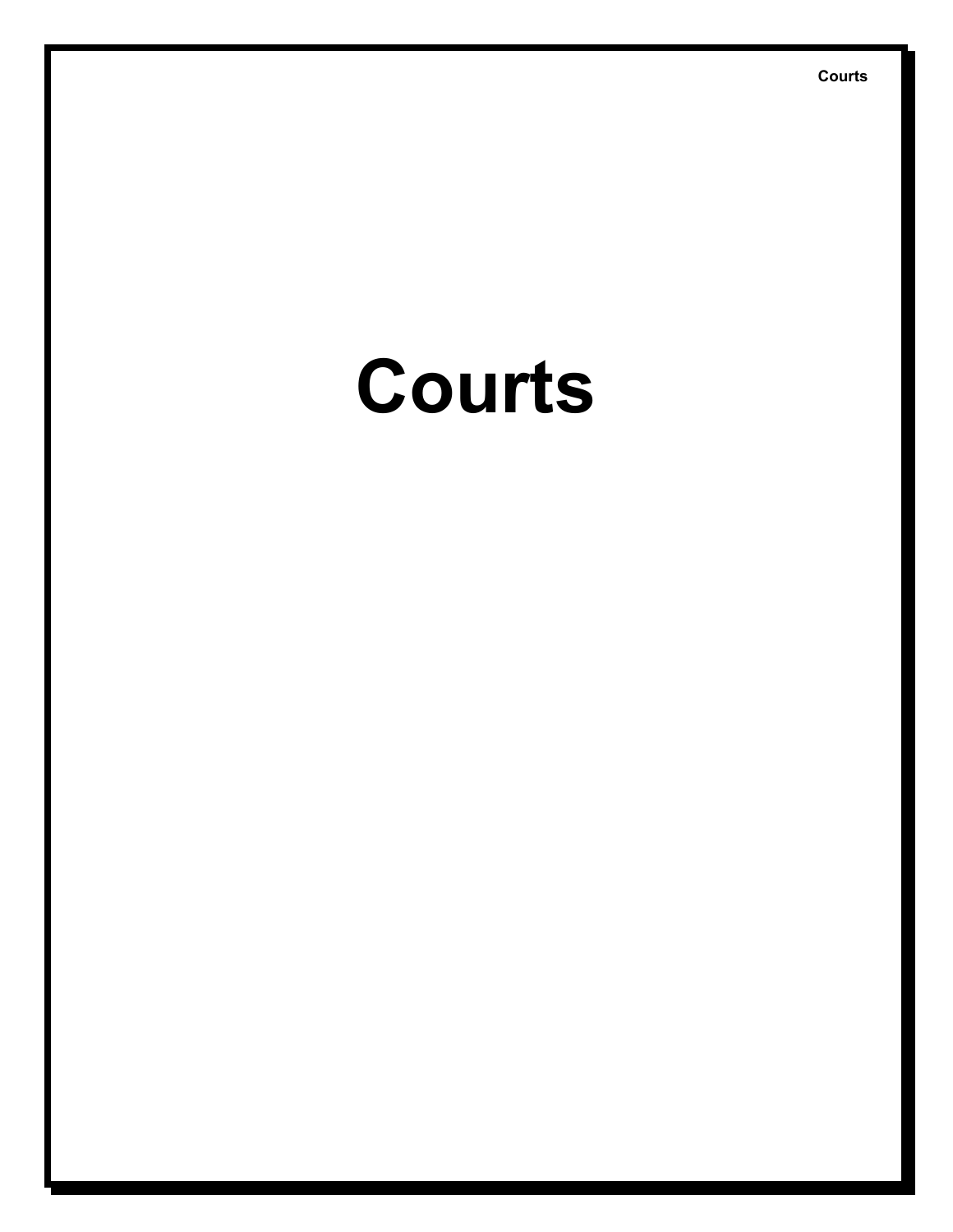# Courts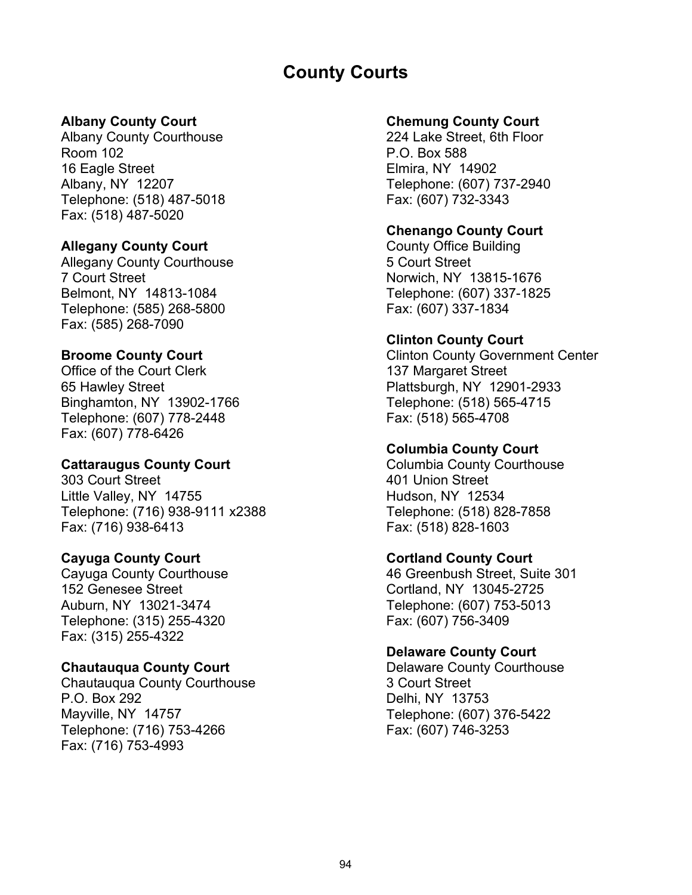# County Courts

**Albany County Court**
Albany County Courthouse
Room 102
16 Eagle Street
Albany, NY 12207
Telephone: (518) 487-5018
Fax: (518) 487-5020

**Allegany County Court**
Allegany County Courthouse
7 Court Street
Belmont, NY 14813-1084
Telephone: (585) 268-5800
Fax: (585) 268-7090

**Broome County Court**
Office of the Court Clerk
65 Hawley Street
Binghamton, NY 13902-1766
Telephone: (607) 778-2448
Fax: (607) 778-6426

**Cattaraugus County Court**
303 Court Street
Little Valley, NY 14755
Telephone: (716) 938-9111 x2388
Fax: (716) 938-6413

**Cayuga County Court**
Cayuga County Courthouse
152 Genesee Street
Auburn, NY 13021-3474
Telephone: (315) 255-4320
Fax: (315) 255-4322

**Chautauqua County Court**
Chautauqua County Courthouse
P.O. Box 292
Mayville, NY 14757
Telephone: (716) 753-4266
Fax: (716) 753-4993

**Chemung County Court**
224 Lake Street, 6th Floor
P.O. Box 588
Elmira, NY 14902
Telephone: (607) 737-2940
Fax: (607) 732-3343

**Chenango County Court**
County Office Building
5 Court Street
Norwich, NY 13815-1676
Telephone: (607) 337-1825
Fax: (607) 337-1834

**Clinton County Court**
Clinton County Government Center
137 Margaret Street
Plattsburgh, NY 12901-2933
Telephone: (518) 565-4715
Fax: (518) 565-4708

**Columbia County Court**
Columbia County Courthouse
401 Union Street
Hudson, NY 12534
Telephone: (518) 828-7858
Fax: (518) 828-1603

**Cortland County Court**
46 Greenbush Street, Suite 301
Cortland, NY 13045-2725
Telephone: (607) 753-5013
Fax: (607) 756-3409

**Delaware County Court**
Delaware County Courthouse
3 Court Street
Delhi, NY 13753
Telephone: (607) 376-5422
Fax: (607) 746-3253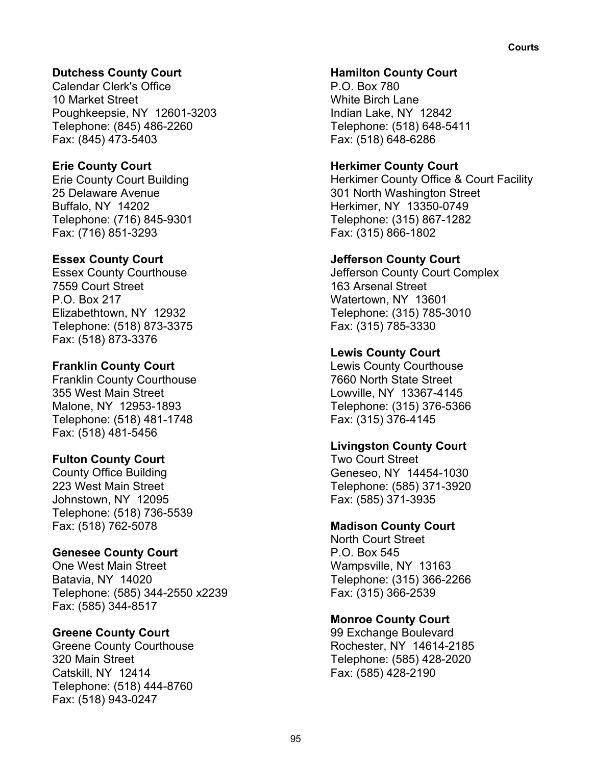**Dutchess County Court**
Calendar Clerk's Office
10 Market Street
Poughkeepsie, NY 12601-3203
Telephone: (845) 486-2260
Fax: (845) 473-5403

**Erie County Court**
Erie County Court Building
25 Delaware Avenue
Buffalo, NY 14202
Telephone: (716) 845-9301
Fax: (716) 851-3293

**Essex County Court**
Essex County Courthouse
7559 Court Street
P.O. Box 217
Elizabethtown, NY 12932
Telephone: (518) 873-3375
Fax: (518) 873-3376

**Franklin County Court**
Franklin County Courthouse
355 West Main Street
Malone, NY 12953-1893
Telephone: (518) 481-1748
Fax: (518) 481-5456

**Fulton County Court**
County Office Building
223 West Main Street
Johnstown, NY 12095
Telephone: (518) 736-5539
Fax: (518) 762-5078

**Genesee County Court**
One West Main Street
Batavia, NY 14020
Telephone: (585) 344-2550 x2239
Fax: (585) 344-8517

**Greene County Court**
Greene County Courthouse
320 Main Street
Catskill, NY 12414
Telephone: (518) 444-8760
Fax: (518) 943-0247

**Hamilton County Court**
P.O. Box 780
White Birch Lane
Indian Lake, NY 12842
Telephone: (518) 648-5411
Fax: (518) 648-6286

**Herkimer County Court**
Herkimer County Office & Court Facility
301 North Washington Street
Herkimer, NY 13350-0749
Telephone: (315) 867-1282
Fax: (315) 866-1802

**Jefferson County Court**
Jefferson County Court Complex
163 Arsenal Street
Watertown, NY 13601
Telephone: (315) 785-3010
Fax: (315) 785-3330

**Lewis County Court**
Lewis County Courthouse
7660 North State Street
Lowville, NY 13367-4145
Telephone: (315) 376-5366
Fax: (315) 376-4145

**Livingston County Court**
Two Court Street
Geneseo, NY 14454-1030
Telephone: (585) 371-3920
Fax: (585) 371-3935

**Madison County Court**
North Court Street
P.O. Box 545
Wampsville, NY 13163
Telephone: (315) 366-2266
Fax: (315) 366-2539

**Monroe County Court**
99 Exchange Boulevard
Rochester, NY 14614-2185
Telephone: (585) 428-2020
Fax: (585) 428-2190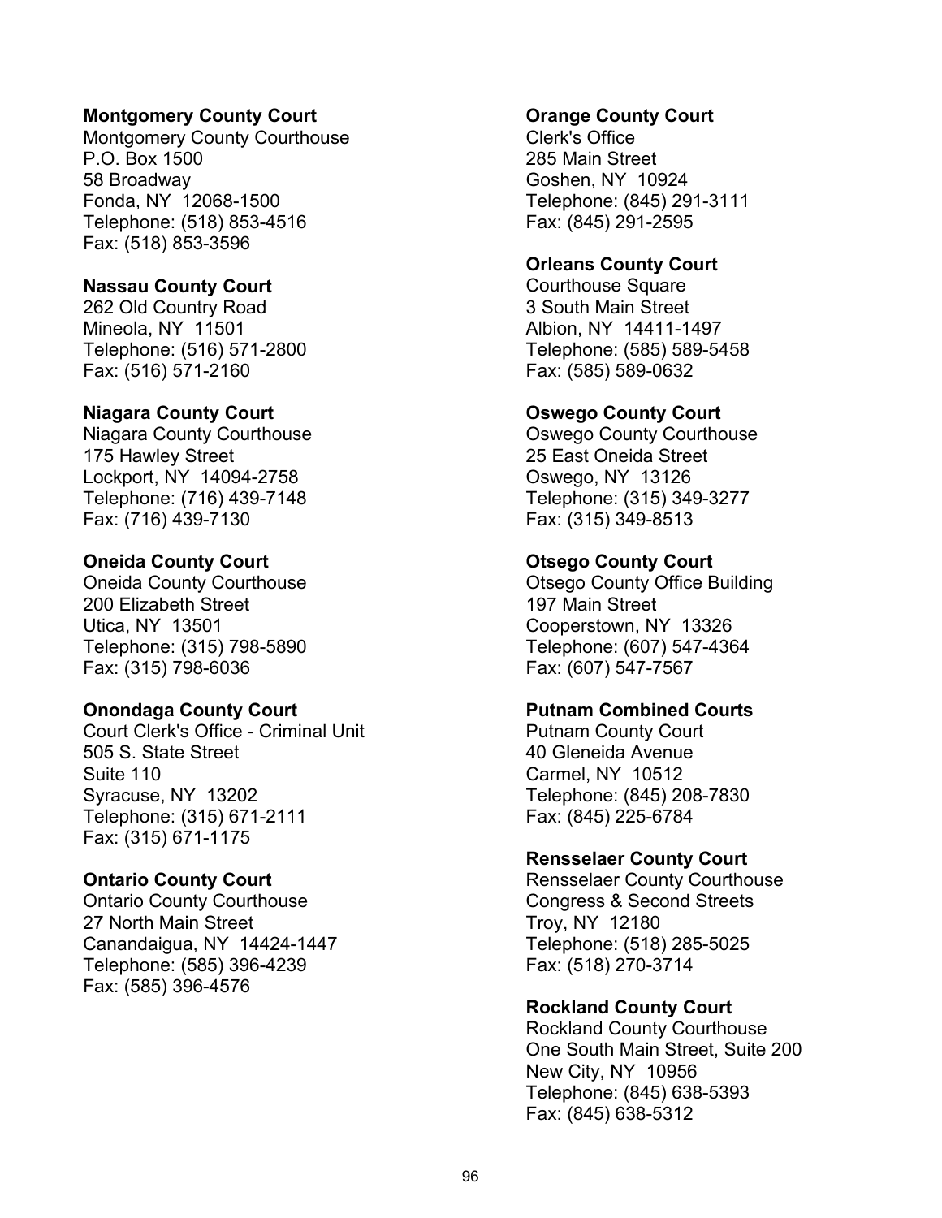**Montgomery County Court**
Montgomery County Courthouse
P.O. Box 1500
58 Broadway
Fonda, NY 12068-1500
Telephone: (518) 853-4516
Fax: (518) 853-3596

**Nassau County Court**
262 Old Country Road
Mineola, NY 11501
Telephone: (516) 571-2800
Fax: (516) 571-2160

**Niagara County Court**
Niagara County Courthouse
175 Hawley Street
Lockport, NY 14094-2758
Telephone: (716) 439-7148
Fax: (716) 439-7130

**Oneida County Court**
Oneida County Courthouse
200 Elizabeth Street
Utica, NY 13501
Telephone: (315) 798-5890
Fax: (315) 798-6036

**Onondaga County Court**
Court Clerk's Office - Criminal Unit
505 S. State Street
Suite 110
Syracuse, NY 13202
Telephone: (315) 671-2111
Fax: (315) 671-1175

**Ontario County Court**
Ontario County Courthouse
27 North Main Street
Canandaigua, NY 14424-1447
Telephone: (585) 396-4239
Fax: (585) 396-4576

**Orange County Court**
Clerk's Office
285 Main Street
Goshen, NY 10924
Telephone: (845) 291-3111
Fax: (845) 291-2595

**Orleans County Court**
Courthouse Square
3 South Main Street
Albion, NY 14411-1497
Telephone: (585) 589-5458
Fax: (585) 589-0632

**Oswego County Court**
Oswego County Courthouse
25 East Oneida Street
Oswego, NY 13126
Telephone: (315) 349-3277
Fax: (315) 349-8513

**Otsego County Court**
Otsego County Office Building
197 Main Street
Cooperstown, NY 13326
Telephone: (607) 547-4364
Fax: (607) 547-7567

**Putnam Combined Courts**
Putnam County Court
40 Gleneida Avenue
Carmel, NY 10512
Telephone: (845) 208-7830
Fax: (845) 225-6784

**Rensselaer County Court**
Rensselaer County Courthouse
Congress & Second Streets
Troy, NY 12180
Telephone: (518) 285-5025
Fax: (518) 270-3714

**Rockland County Court**
Rockland County Courthouse
One South Main Street, Suite 200
New City, NY 10956
Telephone: (845) 638-5393
Fax: (845) 638-5312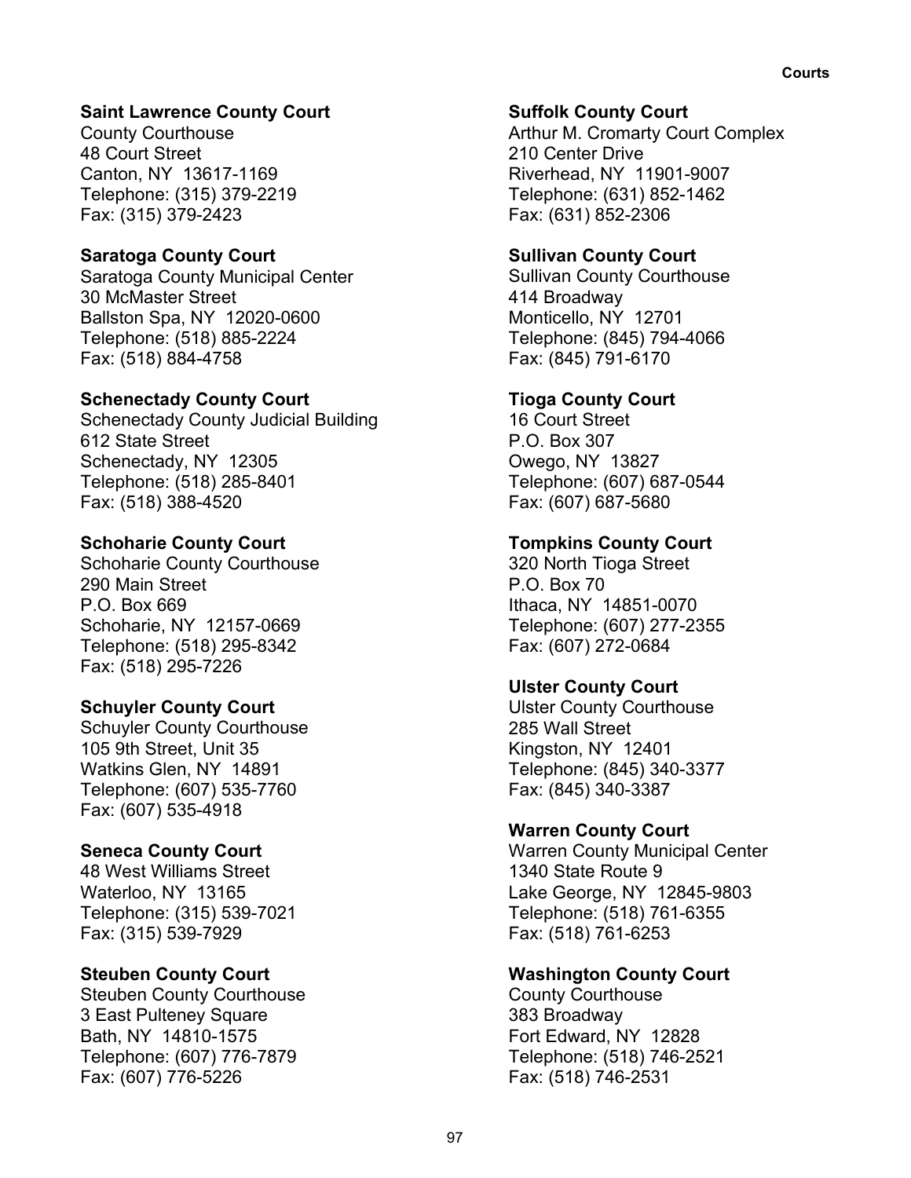**Saint Lawrence County Court**
County Courthouse
48 Court Street
Canton, NY 13617-1169
Telephone: (315) 379-2219
Fax: (315) 379-2423

**Saratoga County Court**
Saratoga County Municipal Center
30 McMaster Street
Ballston Spa, NY 12020-0600
Telephone: (518) 885-2224
Fax: (518) 884-4758

**Schenectady County Court**
Schenectady County Judicial Building
612 State Street
Schenectady, NY 12305
Telephone: (518) 285-8401
Fax: (518) 388-4520

**Schoharie County Court**
Schoharie County Courthouse
290 Main Street
P.O. Box 669
Schoharie, NY 12157-0669
Telephone: (518) 295-8342
Fax: (518) 295-7226

**Schuyler County Court**
Schuyler County Courthouse
105 9th Street, Unit 35
Watkins Glen, NY 14891
Telephone: (607) 535-7760
Fax: (607) 535-4918

**Seneca County Court**
48 West Williams Street
Waterloo, NY 13165
Telephone: (315) 539-7021
Fax: (315) 539-7929

**Steuben County Court**
Steuben County Courthouse
3 East Pulteney Square
Bath, NY 14810-1575
Telephone: (607) 776-7879
Fax: (607) 776-5226

**Suffolk County Court**
Arthur M. Cromarty Court Complex
210 Center Drive
Riverhead, NY 11901-9007
Telephone: (631) 852-1462
Fax: (631) 852-2306

**Sullivan County Court**
Sullivan County Courthouse
414 Broadway
Monticello, NY 12701
Telephone: (845) 794-4066
Fax: (845) 791-6170

**Tioga County Court**
16 Court Street
P.O. Box 307
Owego, NY 13827
Telephone: (607) 687-0544
Fax: (607) 687-5680

**Tompkins County Court**
320 North Tioga Street
P.O. Box 70
Ithaca, NY 14851-0070
Telephone: (607) 277-2355
Fax: (607) 272-0684

**Ulster County Court**
Ulster County Courthouse
285 Wall Street
Kingston, NY 12401
Telephone: (845) 340-3377
Fax: (845) 340-3387

**Warren County Court**
Warren County Municipal Center
1340 State Route 9
Lake George, NY 12845-9803
Telephone: (518) 761-6355
Fax: (518) 761-6253

**Washington County Court**
County Courthouse
383 Broadway
Fort Edward, NY 12828
Telephone: (518) 746-2521
Fax: (518) 746-2531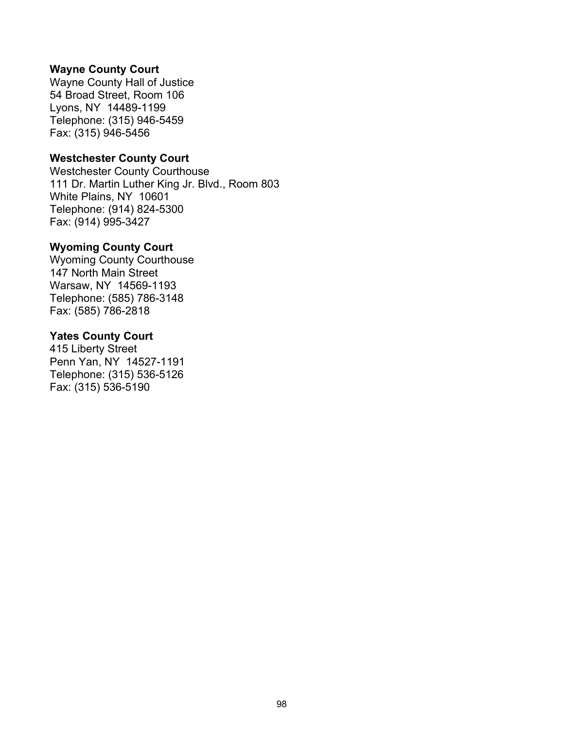**Wayne County Court**
Wayne County Hall of Justice
54 Broad Street, Room 106
Lyons, NY  14489-1199
Telephone: (315) 946-5459
Fax: (315) 946-5456

**Westchester County Court**
Westchester County Courthouse
111 Dr. Martin Luther King Jr. Blvd., Room 803
White Plains, NY  10601
Telephone: (914) 824-5300
Fax: (914) 995-3427

**Wyoming County Court**
Wyoming County Courthouse
147 North Main Street
Warsaw, NY  14569-1193
Telephone: (585) 786-3148
Fax: (585) 786-2818

**Yates County Court**
415 Liberty Street
Penn Yan, NY  14527-1191
Telephone: (315) 536-5126
Fax: (315) 536-5190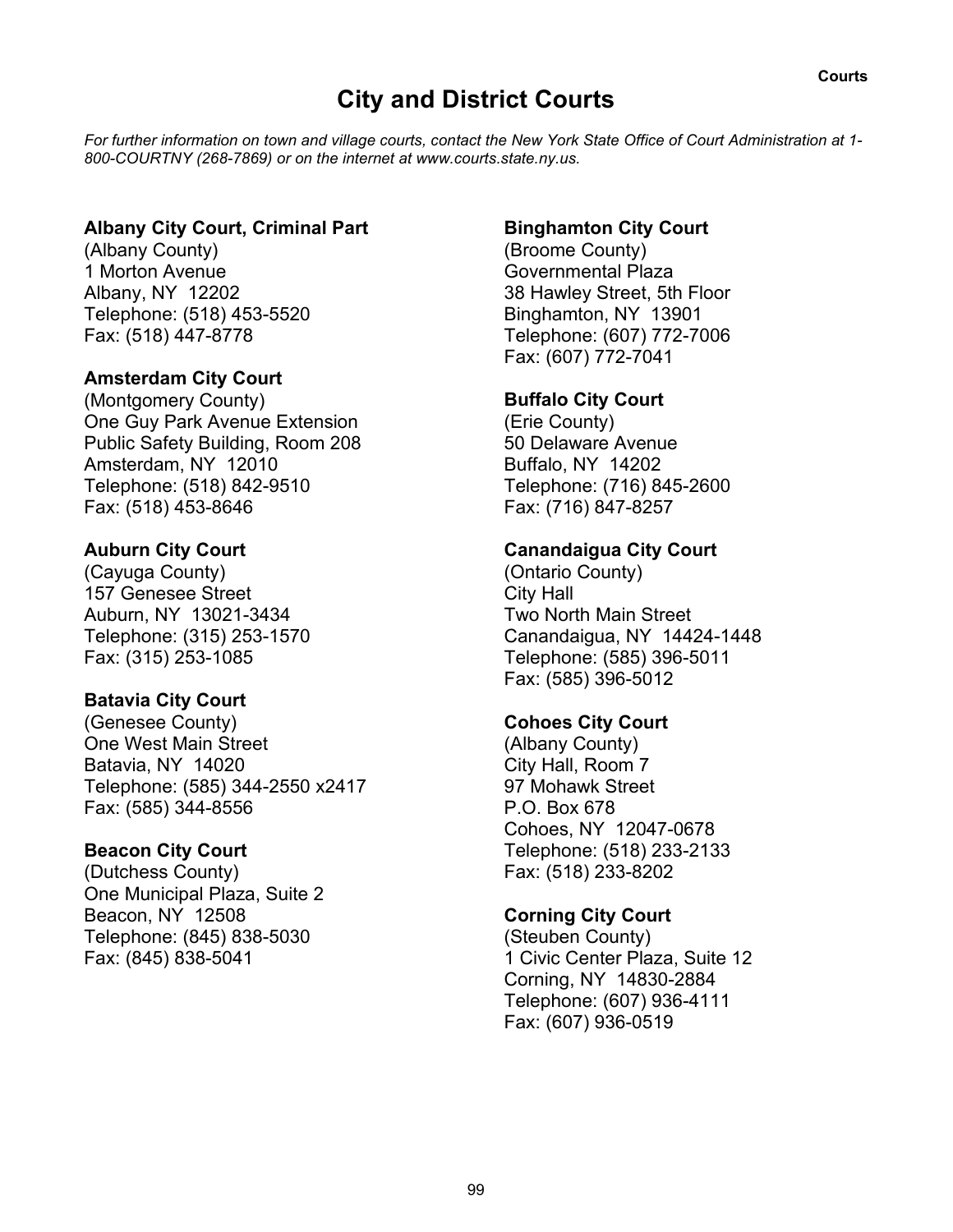# City and District Courts

*For further information on town and village courts, contact the New York State Office of Court Administration at 1-800-COURTNY (268-7869) or on the internet at www.courts.state.ny.us.*

**Albany City Court, Criminal Part**
(Albany County)
1 Morton Avenue
Albany, NY 12202
Telephone: (518) 453-5520
Fax: (518) 447-8778

**Amsterdam City Court**
(Montgomery County)
One Guy Park Avenue Extension
Public Safety Building, Room 208
Amsterdam, NY 12010
Telephone: (518) 842-9510
Fax: (518) 453-8646

**Auburn City Court**
(Cayuga County)
157 Genesee Street
Auburn, NY 13021-3434
Telephone: (315) 253-1570
Fax: (315) 253-1085

**Batavia City Court**
(Genesee County)
One West Main Street
Batavia, NY 14020
Telephone: (585) 344-2550 x2417
Fax: (585) 344-8556

**Beacon City Court**
(Dutchess County)
One Municipal Plaza, Suite 2
Beacon, NY 12508
Telephone: (845) 838-5030
Fax: (845) 838-5041

**Binghamton City Court**
(Broome County)
Governmental Plaza
38 Hawley Street, 5th Floor
Binghamton, NY 13901
Telephone: (607) 772-7006
Fax: (607) 772-7041

**Buffalo City Court**
(Erie County)
50 Delaware Avenue
Buffalo, NY 14202
Telephone: (716) 845-2600
Fax: (716) 847-8257

**Canandaigua City Court**
(Ontario County)
City Hall
Two North Main Street
Canandaigua, NY 14424-1448
Telephone: (585) 396-5011
Fax: (585) 396-5012

**Cohoes City Court**
(Albany County)
City Hall, Room 7
97 Mohawk Street
P.O. Box 678
Cohoes, NY 12047-0678
Telephone: (518) 233-2133
Fax: (518) 233-8202

**Corning City Court**
(Steuben County)
1 Civic Center Plaza, Suite 12
Corning, NY 14830-2884
Telephone: (607) 936-4111
Fax: (607) 936-0519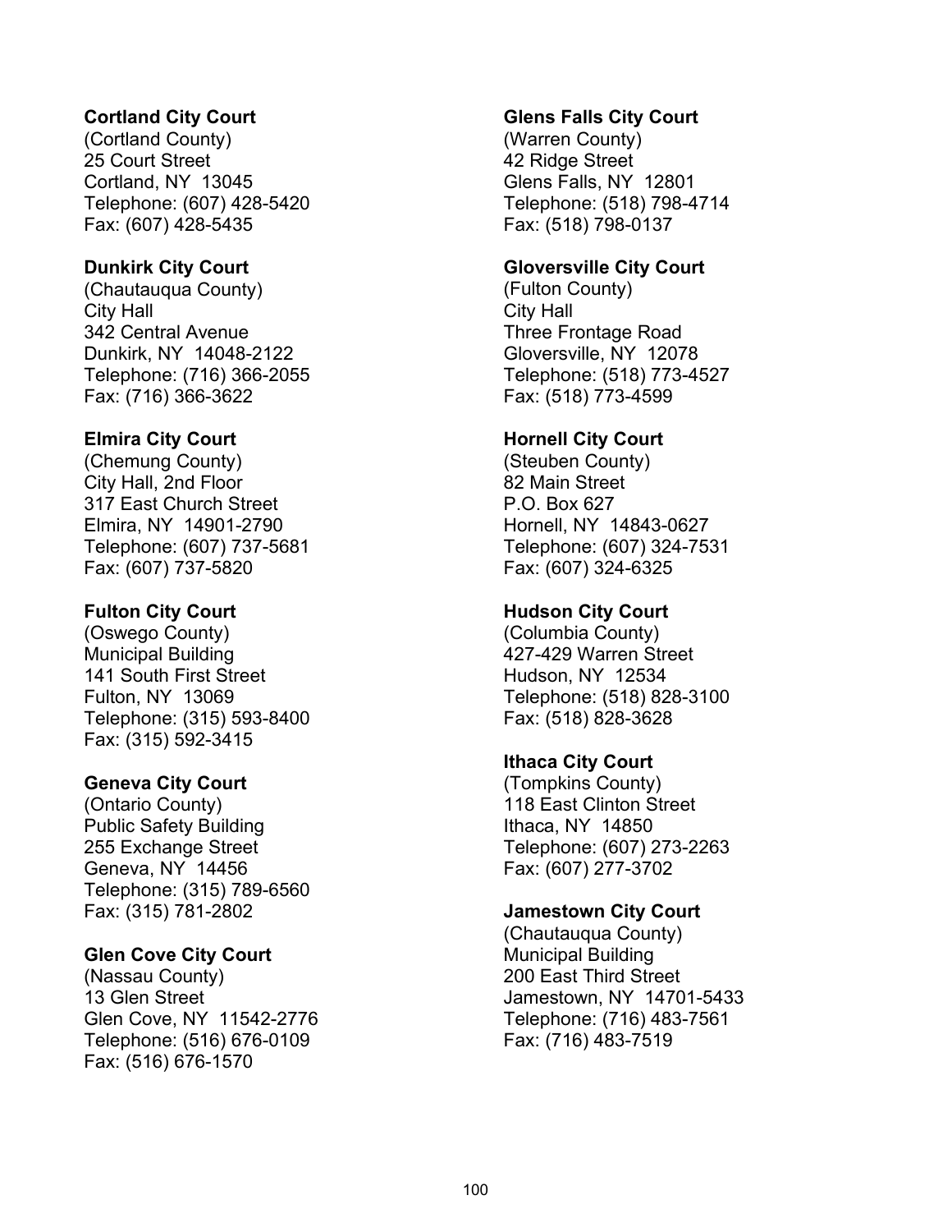**Cortland City Court**
(Cortland County)
25 Court Street
Cortland, NY 13045
Telephone: (607) 428-5420
Fax: (607) 428-5435

**Dunkirk City Court**
(Chautauqua County)
City Hall
342 Central Avenue
Dunkirk, NY 14048-2122
Telephone: (716) 366-2055
Fax: (716) 366-3622

**Elmira City Court**
(Chemung County)
City Hall, 2nd Floor
317 East Church Street
Elmira, NY 14901-2790
Telephone: (607) 737-5681
Fax: (607) 737-5820

**Fulton City Court**
(Oswego County)
Municipal Building
141 South First Street
Fulton, NY 13069
Telephone: (315) 593-8400
Fax: (315) 592-3415

**Geneva City Court**
(Ontario County)
Public Safety Building
255 Exchange Street
Geneva, NY 14456
Telephone: (315) 789-6560
Fax: (315) 781-2802

**Glen Cove City Court**
(Nassau County)
13 Glen Street
Glen Cove, NY 11542-2776
Telephone: (516) 676-0109
Fax: (516) 676-1570

**Glens Falls City Court**
(Warren County)
42 Ridge Street
Glens Falls, NY 12801
Telephone: (518) 798-4714
Fax: (518) 798-0137

**Gloversville City Court**
(Fulton County)
City Hall
Three Frontage Road
Gloversville, NY 12078
Telephone: (518) 773-4527
Fax: (518) 773-4599

**Hornell City Court**
(Steuben County)
82 Main Street
P.O. Box 627
Hornell, NY 14843-0627
Telephone: (607) 324-7531
Fax: (607) 324-6325

**Hudson City Court**
(Columbia County)
427-429 Warren Street
Hudson, NY 12534
Telephone: (518) 828-3100
Fax: (518) 828-3628

**Ithaca City Court**
(Tompkins County)
118 East Clinton Street
Ithaca, NY 14850
Telephone: (607) 273-2263
Fax: (607) 277-3702

**Jamestown City Court**
(Chautauqua County)
Municipal Building
200 East Third Street
Jamestown, NY 14701-5433
Telephone: (716) 483-7561
Fax: (716) 483-7519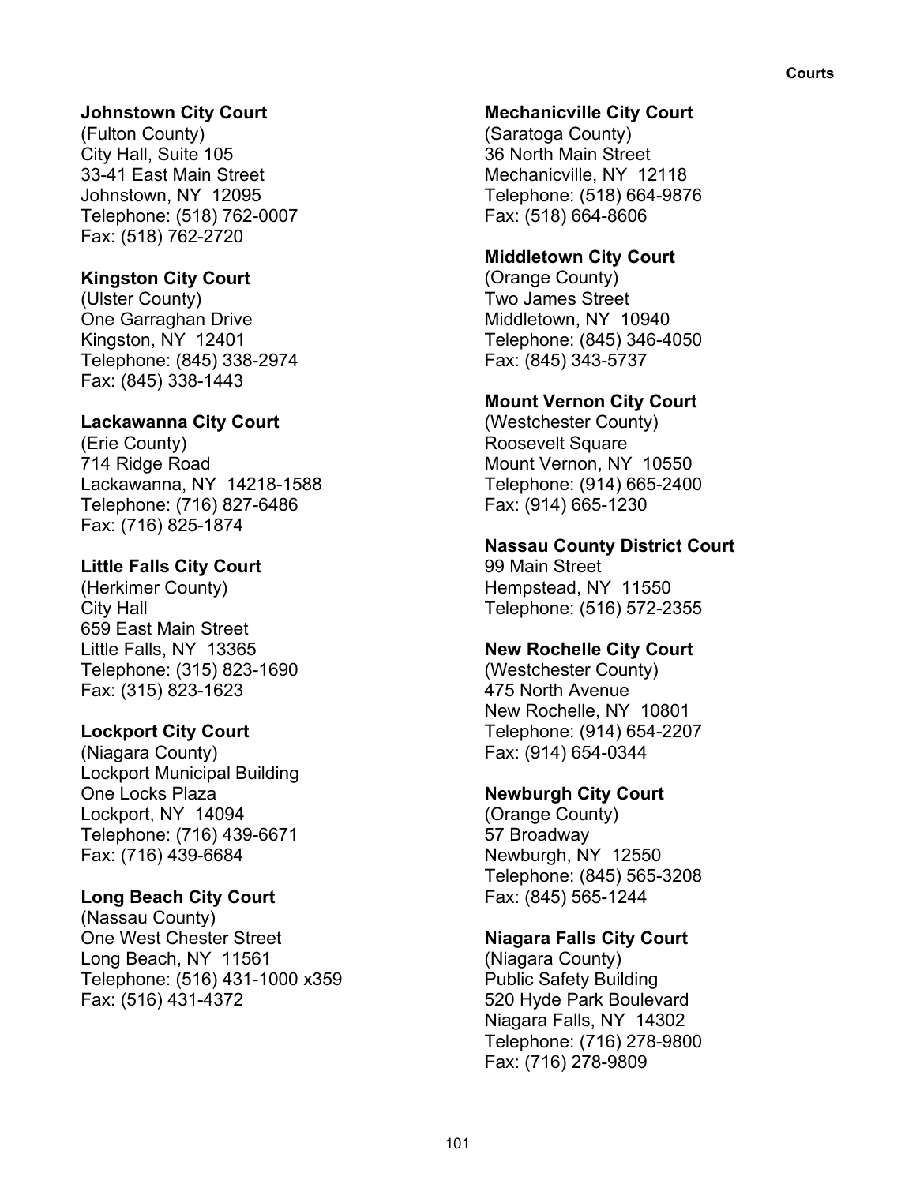**Johnstown City Court**
(Fulton County)
City Hall, Suite 105
33-41 East Main Street
Johnstown, NY 12095
Telephone: (518) 762-0007
Fax: (518) 762-2720

**Kingston City Court**
(Ulster County)
One Garraghan Drive
Kingston, NY 12401
Telephone: (845) 338-2974
Fax: (845) 338-1443

**Lackawanna City Court**
(Erie County)
714 Ridge Road
Lackawanna, NY 14218-1588
Telephone: (716) 827-6486
Fax: (716) 825-1874

**Little Falls City Court**
(Herkimer County)
City Hall
659 East Main Street
Little Falls, NY 13365
Telephone: (315) 823-1690
Fax: (315) 823-1623

**Lockport City Court**
(Niagara County)
Lockport Municipal Building
One Locks Plaza
Lockport, NY 14094
Telephone: (716) 439-6671
Fax: (716) 439-6684

**Long Beach City Court**
(Nassau County)
One West Chester Street
Long Beach, NY 11561
Telephone: (516) 431-1000 x359
Fax: (516) 431-4372

**Mechanicville City Court**
(Saratoga County)
36 North Main Street
Mechanicville, NY 12118
Telephone: (518) 664-9876
Fax: (518) 664-8606

**Middletown City Court**
(Orange County)
Two James Street
Middletown, NY 10940
Telephone: (845) 346-4050
Fax: (845) 343-5737

**Mount Vernon City Court**
(Westchester County)
Roosevelt Square
Mount Vernon, NY 10550
Telephone: (914) 665-2400
Fax: (914) 665-1230

**Nassau County District Court**
99 Main Street
Hempstead, NY 11550
Telephone: (516) 572-2355

**New Rochelle City Court**
(Westchester County)
475 North Avenue
New Rochelle, NY 10801
Telephone: (914) 654-2207
Fax: (914) 654-0344

**Newburgh City Court**
(Orange County)
57 Broadway
Newburgh, NY 12550
Telephone: (845) 565-3208
Fax: (845) 565-1244

**Niagara Falls City Court**
(Niagara County)
Public Safety Building
520 Hyde Park Boulevard
Niagara Falls, NY 14302
Telephone: (716) 278-9800
Fax: (716) 278-9809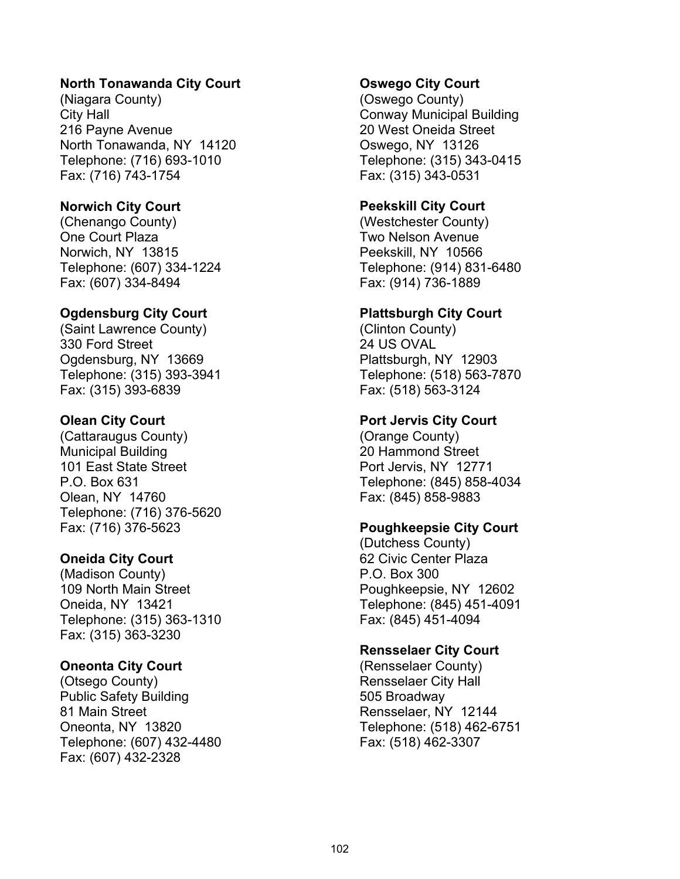**North Tonawanda City Court**
(Niagara County)
City Hall
216 Payne Avenue
North Tonawanda, NY 14120
Telephone: (716) 693-1010
Fax: (716) 743-1754

**Norwich City Court**
(Chenango County)
One Court Plaza
Norwich, NY 13815
Telephone: (607) 334-1224
Fax: (607) 334-8494

**Ogdensburg City Court**
(Saint Lawrence County)
330 Ford Street
Ogdensburg, NY 13669
Telephone: (315) 393-3941
Fax: (315) 393-6839

**Olean City Court**
(Cattaraugus County)
Municipal Building
101 East State Street
P.O. Box 631
Olean, NY 14760
Telephone: (716) 376-5620
Fax: (716) 376-5623

**Oneida City Court**
(Madison County)
109 North Main Street
Oneida, NY 13421
Telephone: (315) 363-1310
Fax: (315) 363-3230

**Oneonta City Court**
(Otsego County)
Public Safety Building
81 Main Street
Oneonta, NY 13820
Telephone: (607) 432-4480
Fax: (607) 432-2328

**Oswego City Court**
(Oswego County)
Conway Municipal Building
20 West Oneida Street
Oswego, NY 13126
Telephone: (315) 343-0415
Fax: (315) 343-0531

**Peekskill City Court**
(Westchester County)
Two Nelson Avenue
Peekskill, NY 10566
Telephone: (914) 831-6480
Fax: (914) 736-1889

**Plattsburgh City Court**
(Clinton County)
24 US OVAL
Plattsburgh, NY 12903
Telephone: (518) 563-7870
Fax: (518) 563-3124

**Port Jervis City Court**
(Orange County)
20 Hammond Street
Port Jervis, NY 12771
Telephone: (845) 858-4034
Fax: (845) 858-9883

**Poughkeepsie City Court**
(Dutchess County)
62 Civic Center Plaza
P.O. Box 300
Poughkeepsie, NY 12602
Telephone: (845) 451-4091
Fax: (845) 451-4094

**Rensselaer City Court**
(Rensselaer County)
Rensselaer City Hall
505 Broadway
Rensselaer, NY 12144
Telephone: (518) 462-6751
Fax: (518) 462-3307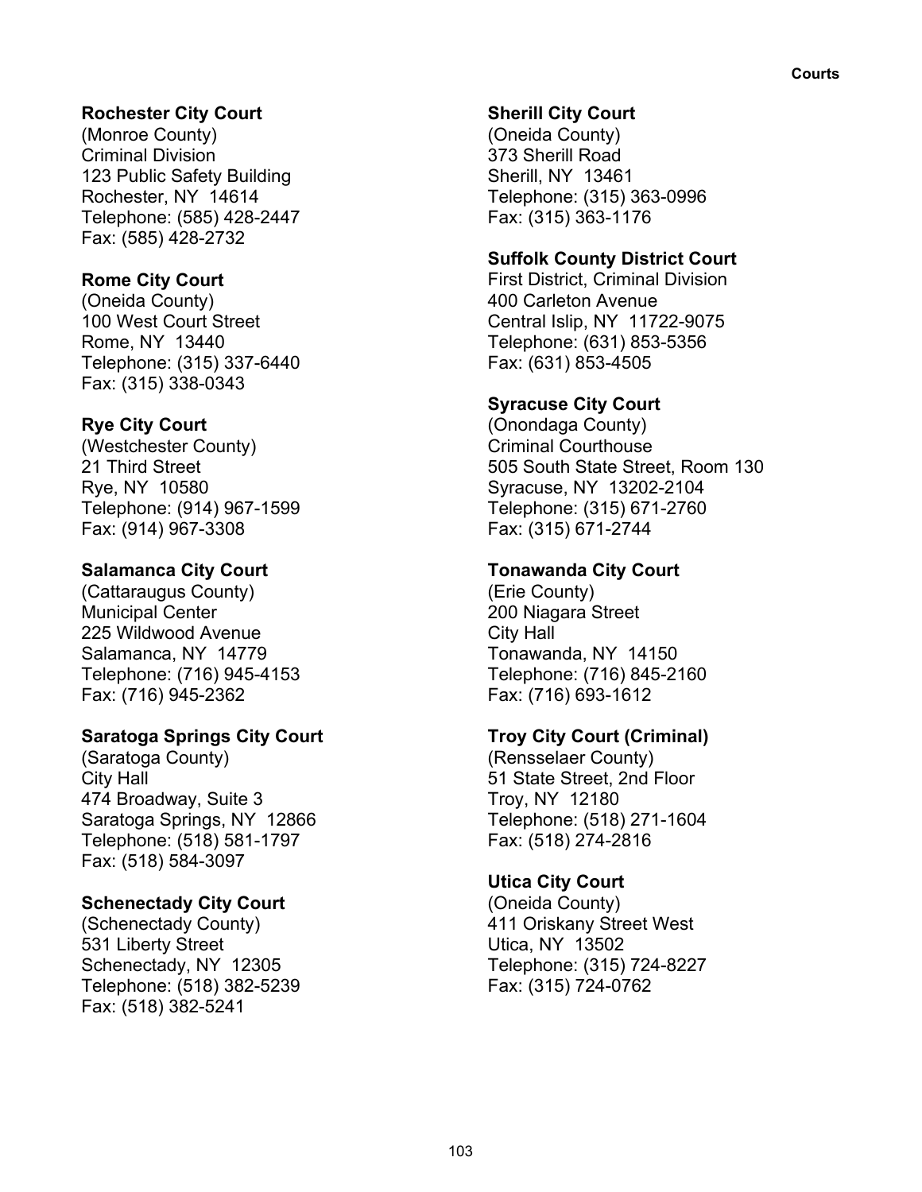**Rochester City Court**
(Monroe County)
Criminal Division
123 Public Safety Building
Rochester, NY 14614
Telephone: (585) 428-2447
Fax: (585) 428-2732

**Rome City Court**
(Oneida County)
100 West Court Street
Rome, NY 13440
Telephone: (315) 337-6440
Fax: (315) 338-0343

**Rye City Court**
(Westchester County)
21 Third Street
Rye, NY 10580
Telephone: (914) 967-1599
Fax: (914) 967-3308

**Salamanca City Court**
(Cattaraugus County)
Municipal Center
225 Wildwood Avenue
Salamanca, NY 14779
Telephone: (716) 945-4153
Fax: (716) 945-2362

**Saratoga Springs City Court**
(Saratoga County)
City Hall
474 Broadway, Suite 3
Saratoga Springs, NY 12866
Telephone: (518) 581-1797
Fax: (518) 584-3097

**Schenectady City Court**
(Schenectady County)
531 Liberty Street
Schenectady, NY 12305
Telephone: (518) 382-5239
Fax: (518) 382-5241

**Sherill City Court**
(Oneida County)
373 Sherill Road
Sherill, NY 13461
Telephone: (315) 363-0996
Fax: (315) 363-1176

**Suffolk County District Court**
First District, Criminal Division
400 Carleton Avenue
Central Islip, NY 11722-9075
Telephone: (631) 853-5356
Fax: (631) 853-4505

**Syracuse City Court**
(Onondaga County)
Criminal Courthouse
505 South State Street, Room 130
Syracuse, NY 13202-2104
Telephone: (315) 671-2760
Fax: (315) 671-2744

**Tonawanda City Court**
(Erie County)
200 Niagara Street
City Hall
Tonawanda, NY 14150
Telephone: (716) 845-2160
Fax: (716) 693-1612

**Troy City Court (Criminal)**
(Rensselaer County)
51 State Street, 2nd Floor
Troy, NY 12180
Telephone: (518) 271-1604
Fax: (518) 274-2816

**Utica City Court**
(Oneida County)
411 Oriskany Street West
Utica, NY 13502
Telephone: (315) 724-8227
Fax: (315) 724-0762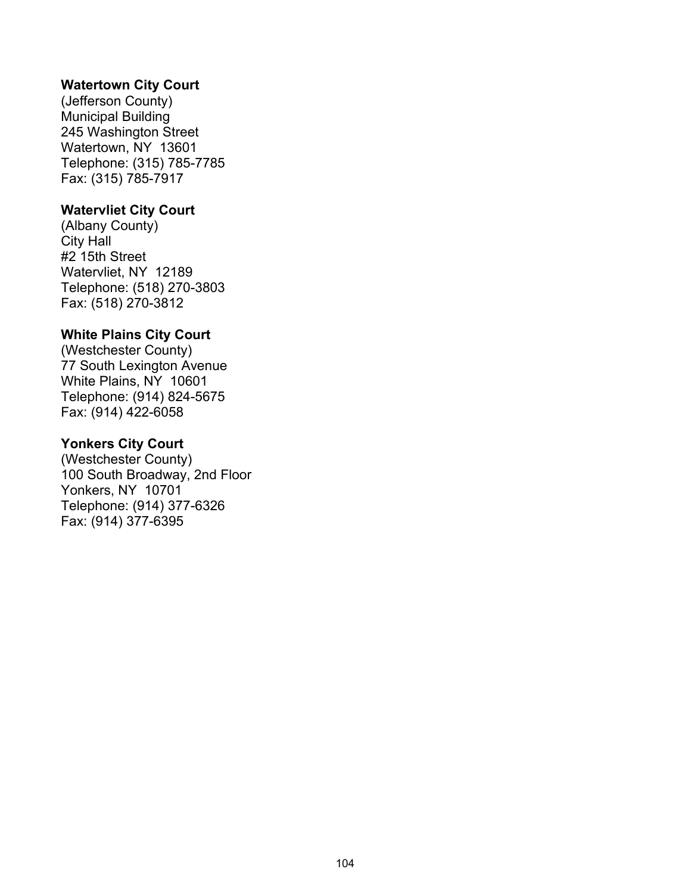**Watertown City Court**
(Jefferson County)
Municipal Building
245 Washington Street
Watertown, NY  13601
Telephone: (315) 785-7785
Fax: (315) 785-7917

**Watervliet City Court**
(Albany County)
City Hall
#2 15th Street
Watervliet, NY  12189
Telephone: (518) 270-3803
Fax: (518) 270-3812

**White Plains City Court**
(Westchester County)
77 South Lexington Avenue
White Plains, NY  10601
Telephone: (914) 824-5675
Fax: (914) 422-6058

**Yonkers City Court**
(Westchester County)
100 South Broadway, 2nd Floor
Yonkers, NY  10701
Telephone: (914) 377-6326
Fax: (914) 377-6395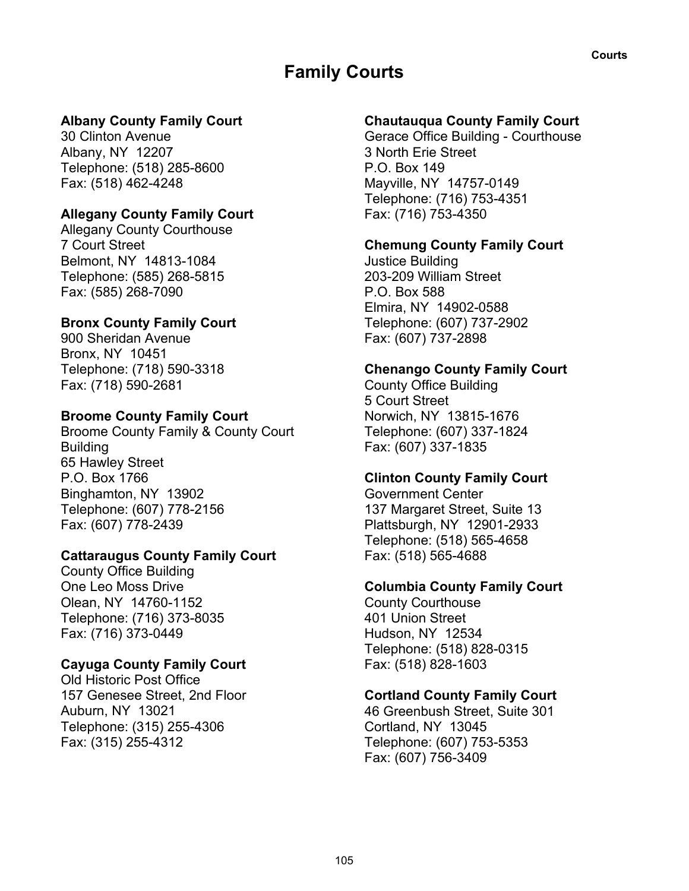# Family Courts

**Albany County Family Court**
30 Clinton Avenue
Albany, NY 12207
Telephone: (518) 285-8600
Fax: (518) 462-4248

**Allegany County Family Court**
Allegany County Courthouse
7 Court Street
Belmont, NY 14813-1084
Telephone: (585) 268-5815
Fax: (585) 268-7090

**Bronx County Family Court**
900 Sheridan Avenue
Bronx, NY 10451
Telephone: (718) 590-3318
Fax: (718) 590-2681

**Broome County Family Court**
Broome County Family & County Court Building
65 Hawley Street
P.O. Box 1766
Binghamton, NY 13902
Telephone: (607) 778-2156
Fax: (607) 778-2439

**Cattaraugus County Family Court**
County Office Building
One Leo Moss Drive
Olean, NY 14760-1152
Telephone: (716) 373-8035
Fax: (716) 373-0449

**Cayuga County Family Court**
Old Historic Post Office
157 Genesee Street, 2nd Floor
Auburn, NY 13021
Telephone: (315) 255-4306
Fax: (315) 255-4312

**Chautauqua County Family Court**
Gerace Office Building - Courthouse
3 North Erie Street
P.O. Box 149
Mayville, NY 14757-0149
Telephone: (716) 753-4351
Fax: (716) 753-4350

**Chemung County Family Court**
Justice Building
203-209 William Street
P.O. Box 588
Elmira, NY 14902-0588
Telephone: (607) 737-2902
Fax: (607) 737-2898

**Chenango County Family Court**
County Office Building
5 Court Street
Norwich, NY 13815-1676
Telephone: (607) 337-1824
Fax: (607) 337-1835

**Clinton County Family Court**
Government Center
137 Margaret Street, Suite 13
Plattsburgh, NY 12901-2933
Telephone: (518) 565-4658
Fax: (518) 565-4688

**Columbia County Family Court**
County Courthouse
401 Union Street
Hudson, NY 12534
Telephone: (518) 828-0315
Fax: (518) 828-1603

**Cortland County Family Court**
46 Greenbush Street, Suite 301
Cortland, NY 13045
Telephone: (607) 753-5353
Fax: (607) 756-3409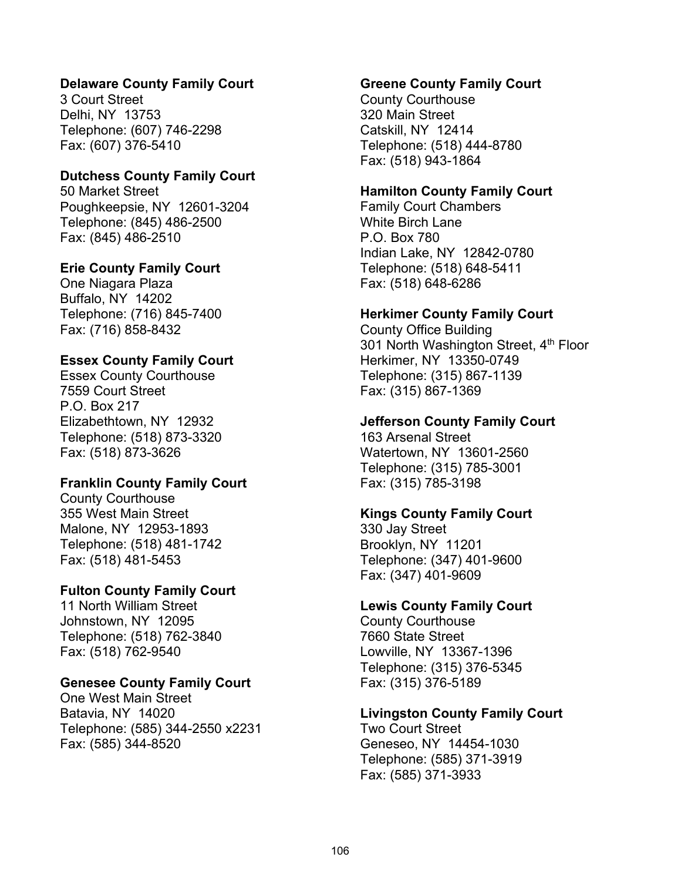**Delaware County Family Court**
3 Court Street
Delhi, NY 13753
Telephone: (607) 746-2298
Fax: (607) 376-5410

**Dutchess County Family Court**
50 Market Street
Poughkeepsie, NY 12601-3204
Telephone: (845) 486-2500
Fax: (845) 486-2510

**Erie County Family Court**
One Niagara Plaza
Buffalo, NY 14202
Telephone: (716) 845-7400
Fax: (716) 858-8432

**Essex County Family Court**
Essex County Courthouse
7559 Court Street
P.O. Box 217
Elizabethtown, NY 12932
Telephone: (518) 873-3320
Fax: (518) 873-3626

**Franklin County Family Court**
County Courthouse
355 West Main Street
Malone, NY 12953-1893
Telephone: (518) 481-1742
Fax: (518) 481-5453

**Fulton County Family Court**
11 North William Street
Johnstown, NY 12095
Telephone: (518) 762-3840
Fax: (518) 762-9540

**Genesee County Family Court**
One West Main Street
Batavia, NY 14020
Telephone: (585) 344-2550 x2231
Fax: (585) 344-8520

**Greene County Family Court**
County Courthouse
320 Main Street
Catskill, NY 12414
Telephone: (518) 444-8780
Fax: (518) 943-1864

**Hamilton County Family Court**
Family Court Chambers
White Birch Lane
P.O. Box 780
Indian Lake, NY 12842-0780
Telephone: (518) 648-5411
Fax: (518) 648-6286

**Herkimer County Family Court**
County Office Building
301 North Washington Street, 4th Floor
Herkimer, NY 13350-0749
Telephone: (315) 867-1139
Fax: (315) 867-1369

**Jefferson County Family Court**
163 Arsenal Street
Watertown, NY 13601-2560
Telephone: (315) 785-3001
Fax: (315) 785-3198

**Kings County Family Court**
330 Jay Street
Brooklyn, NY 11201
Telephone: (347) 401-9600
Fax: (347) 401-9609

**Lewis County Family Court**
County Courthouse
7660 State Street
Lowville, NY 13367-1396
Telephone: (315) 376-5345
Fax: (315) 376-5189

**Livingston County Family Court**
Two Court Street
Geneseo, NY 14454-1030
Telephone: (585) 371-3919
Fax: (585) 371-3933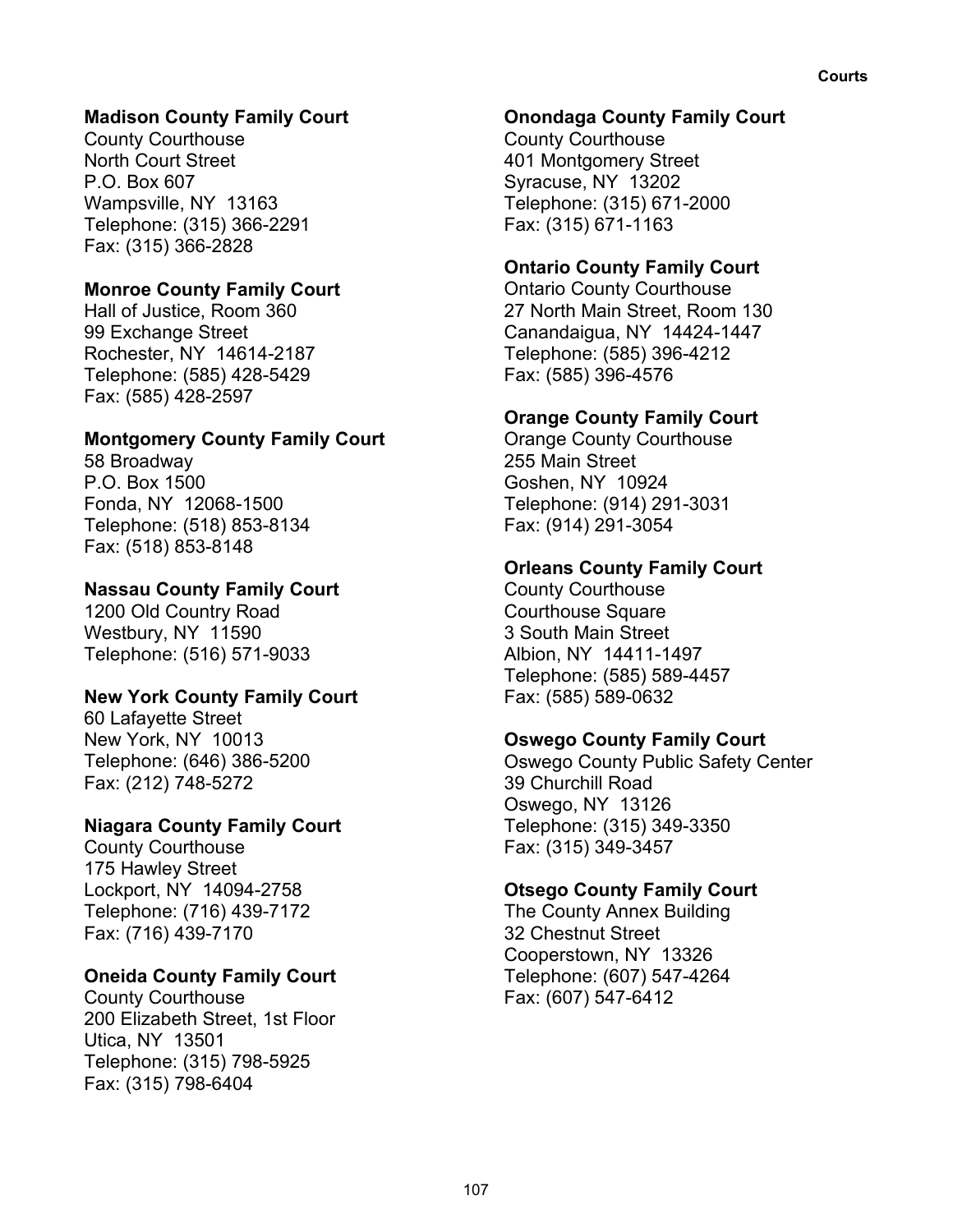**Madison County Family Court**
County Courthouse
North Court Street
P.O. Box 607
Wampsville, NY 13163
Telephone: (315) 366-2291
Fax: (315) 366-2828

**Monroe County Family Court**
Hall of Justice, Room 360
99 Exchange Street
Rochester, NY 14614-2187
Telephone: (585) 428-5429
Fax: (585) 428-2597

**Montgomery County Family Court**
58 Broadway
P.O. Box 1500
Fonda, NY 12068-1500
Telephone: (518) 853-8134
Fax: (518) 853-8148

**Nassau County Family Court**
1200 Old Country Road
Westbury, NY 11590
Telephone: (516) 571-9033

**New York County Family Court**
60 Lafayette Street
New York, NY 10013
Telephone: (646) 386-5200
Fax: (212) 748-5272

**Niagara County Family Court**
County Courthouse
175 Hawley Street
Lockport, NY 14094-2758
Telephone: (716) 439-7172
Fax: (716) 439-7170

**Oneida County Family Court**
County Courthouse
200 Elizabeth Street, 1st Floor
Utica, NY 13501
Telephone: (315) 798-5925
Fax: (315) 798-6404

**Onondaga County Family Court**
County Courthouse
401 Montgomery Street
Syracuse, NY 13202
Telephone: (315) 671-2000
Fax: (315) 671-1163

**Ontario County Family Court**
Ontario County Courthouse
27 North Main Street, Room 130
Canandaigua, NY 14424-1447
Telephone: (585) 396-4212
Fax: (585) 396-4576

**Orange County Family Court**
Orange County Courthouse
255 Main Street
Goshen, NY 10924
Telephone: (914) 291-3031
Fax: (914) 291-3054

**Orleans County Family Court**
County Courthouse
Courthouse Square
3 South Main Street
Albion, NY 14411-1497
Telephone: (585) 589-4457
Fax: (585) 589-0632

**Oswego County Family Court**
Oswego County Public Safety Center
39 Churchill Road
Oswego, NY 13126
Telephone: (315) 349-3350
Fax: (315) 349-3457

**Otsego County Family Court**
The County Annex Building
32 Chestnut Street
Cooperstown, NY 13326
Telephone: (607) 547-4264
Fax: (607) 547-6412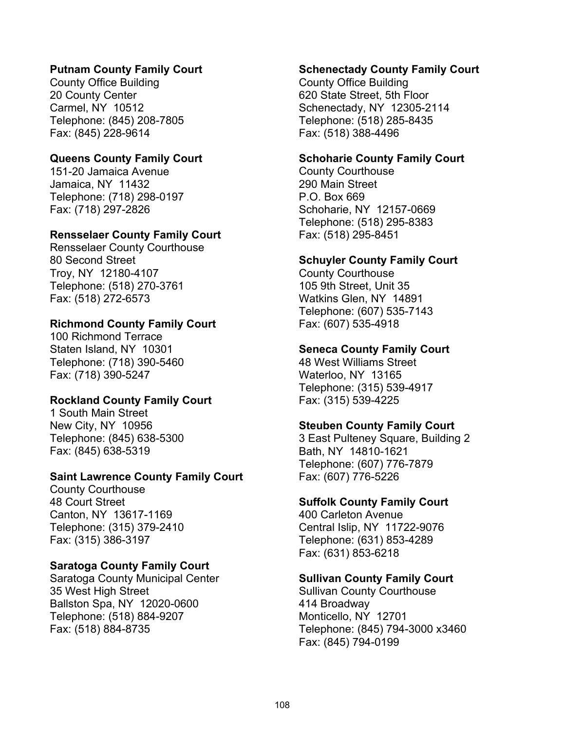**Putnam County Family Court**
County Office Building
20 County Center
Carmel, NY 10512
Telephone: (845) 208-7805
Fax: (845) 228-9614

**Queens County Family Court**
151-20 Jamaica Avenue
Jamaica, NY 11432
Telephone: (718) 298-0197
Fax: (718) 297-2826

**Rensselaer County Family Court**
Rensselaer County Courthouse
80 Second Street
Troy, NY 12180-4107
Telephone: (518) 270-3761
Fax: (518) 272-6573

**Richmond County Family Court**
100 Richmond Terrace
Staten Island, NY 10301
Telephone: (718) 390-5460
Fax: (718) 390-5247

**Rockland County Family Court**
1 South Main Street
New City, NY 10956
Telephone: (845) 638-5300
Fax: (845) 638-5319

**Saint Lawrence County Family Court**
County Courthouse
48 Court Street
Canton, NY 13617-1169
Telephone: (315) 379-2410
Fax: (315) 386-3197

**Saratoga County Family Court**
Saratoga County Municipal Center
35 West High Street
Ballston Spa, NY 12020-0600
Telephone: (518) 884-9207
Fax: (518) 884-8735

**Schenectady County Family Court**
County Office Building
620 State Street, 5th Floor
Schenectady, NY 12305-2114
Telephone: (518) 285-8435
Fax: (518) 388-4496

**Schoharie County Family Court**
County Courthouse
290 Main Street
P.O. Box 669
Schoharie, NY 12157-0669
Telephone: (518) 295-8383
Fax: (518) 295-8451

**Schuyler County Family Court**
County Courthouse
105 9th Street, Unit 35
Watkins Glen, NY 14891
Telephone: (607) 535-7143
Fax: (607) 535-4918

**Seneca County Family Court**
48 West Williams Street
Waterloo, NY 13165
Telephone: (315) 539-4917
Fax: (315) 539-4225

**Steuben County Family Court**
3 East Pulteney Square, Building 2
Bath, NY 14810-1621
Telephone: (607) 776-7879
Fax: (607) 776-5226

**Suffolk County Family Court**
400 Carleton Avenue
Central Islip, NY 11722-9076
Telephone: (631) 853-4289
Fax: (631) 853-6218

**Sullivan County Family Court**
Sullivan County Courthouse
414 Broadway
Monticello, NY 12701
Telephone: (845) 794-3000 x3460
Fax: (845) 794-0199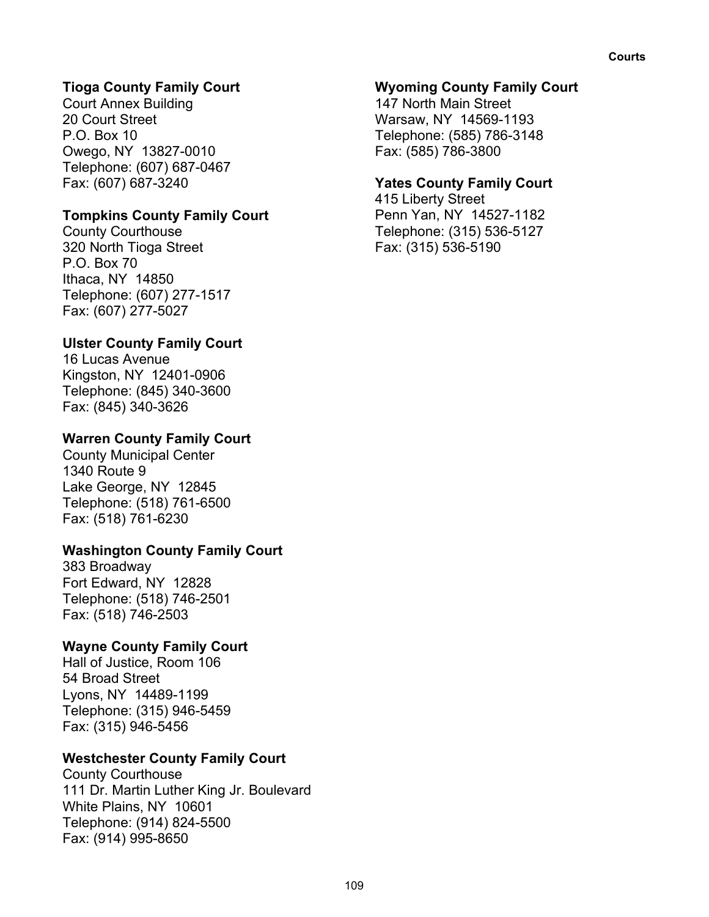**Tioga County Family Court**
Court Annex Building
20 Court Street
P.O. Box 10
Owego, NY 13827-0010
Telephone: (607) 687-0467
Fax: (607) 687-3240

**Tompkins County Family Court**
County Courthouse
320 North Tioga Street
P.O. Box 70
Ithaca, NY 14850
Telephone: (607) 277-1517
Fax: (607) 277-5027

**Ulster County Family Court**
16 Lucas Avenue
Kingston, NY 12401-0906
Telephone: (845) 340-3600
Fax: (845) 340-3626

**Warren County Family Court**
County Municipal Center
1340 Route 9
Lake George, NY 12845
Telephone: (518) 761-6500
Fax: (518) 761-6230

**Washington County Family Court**
383 Broadway
Fort Edward, NY 12828
Telephone: (518) 746-2501
Fax: (518) 746-2503

**Wayne County Family Court**
Hall of Justice, Room 106
54 Broad Street
Lyons, NY 14489-1199
Telephone: (315) 946-5459
Fax: (315) 946-5456

**Westchester County Family Court**
County Courthouse
111 Dr. Martin Luther King Jr. Boulevard
White Plains, NY 10601
Telephone: (914) 824-5500
Fax: (914) 995-8650

**Wyoming County Family Court**
147 North Main Street
Warsaw, NY 14569-1193
Telephone: (585) 786-3148
Fax: (585) 786-3800

**Yates County Family Court**
415 Liberty Street
Penn Yan, NY 14527-1182
Telephone: (315) 536-5127
Fax: (315) 536-5190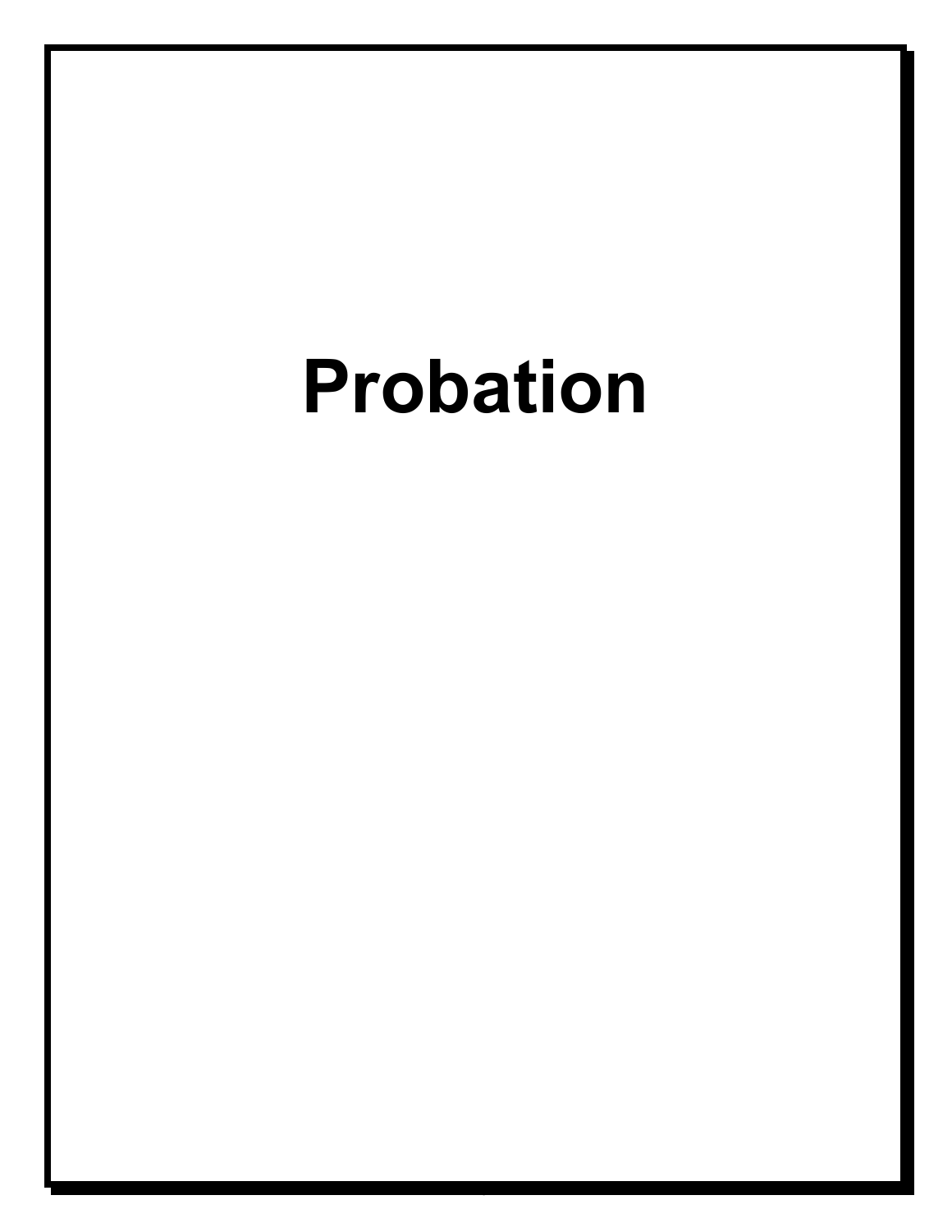# Probation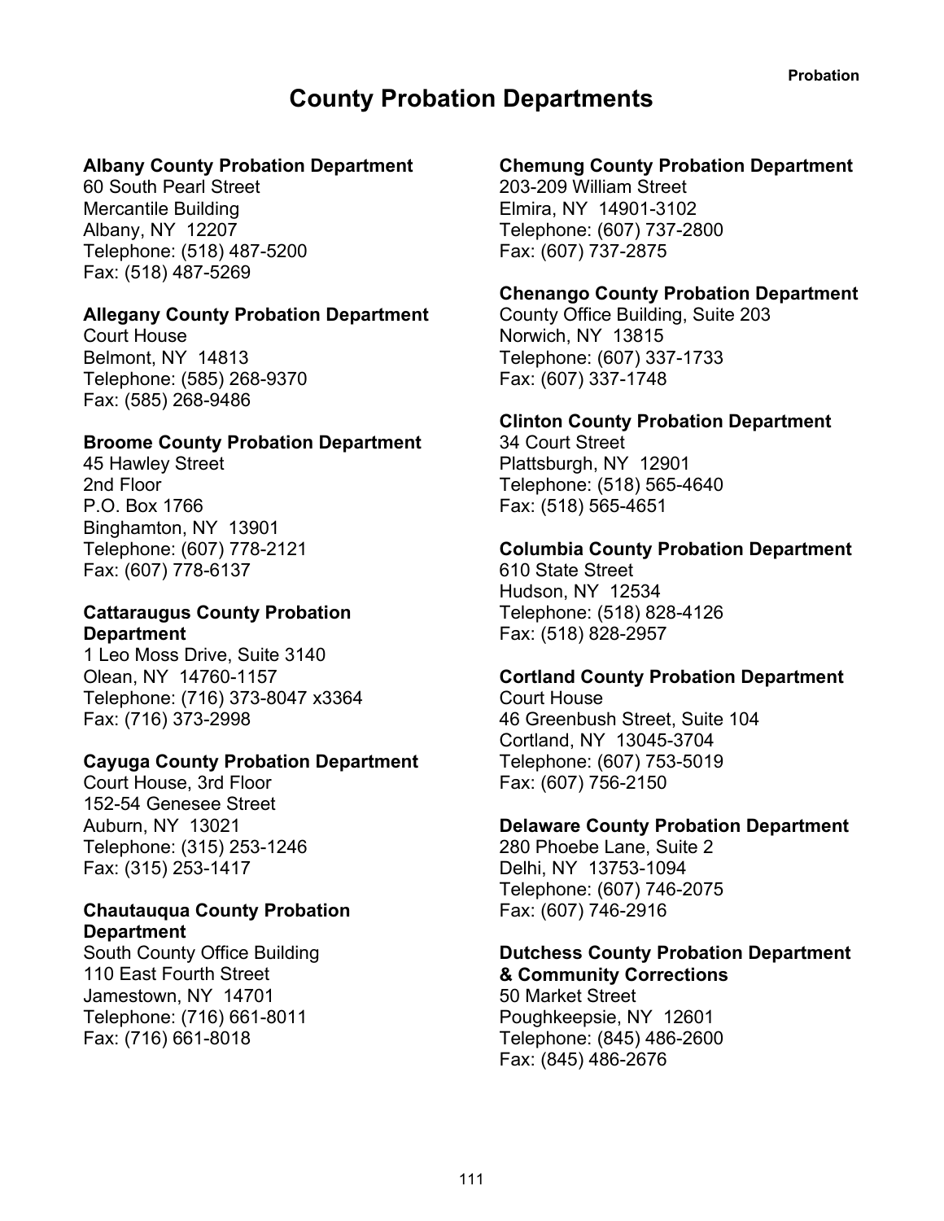# County Probation Departments

**Albany County Probation Department**
60 South Pearl Street
Mercantile Building
Albany, NY 12207
Telephone: (518) 487-5200
Fax: (518) 487-5269

**Allegany County Probation Department**
Court House
Belmont, NY 14813
Telephone: (585) 268-9370
Fax: (585) 268-9486

**Broome County Probation Department**
45 Hawley Street
2nd Floor
P.O. Box 1766
Binghamton, NY 13901
Telephone: (607) 778-2121
Fax: (607) 778-6137

**Cattaraugus County Probation Department**
1 Leo Moss Drive, Suite 3140
Olean, NY 14760-1157
Telephone: (716) 373-8047 x3364
Fax: (716) 373-2998

**Cayuga County Probation Department**
Court House, 3rd Floor
152-54 Genesee Street
Auburn, NY 13021
Telephone: (315) 253-1246
Fax: (315) 253-1417

**Chautauqua County Probation Department**
South County Office Building
110 East Fourth Street
Jamestown, NY 14701
Telephone: (716) 661-8011
Fax: (716) 661-8018

**Chemung County Probation Department**
203-209 William Street
Elmira, NY 14901-3102
Telephone: (607) 737-2800
Fax: (607) 737-2875

**Chenango County Probation Department**
County Office Building, Suite 203
Norwich, NY 13815
Telephone: (607) 337-1733
Fax: (607) 337-1748

**Clinton County Probation Department**
34 Court Street
Plattsburgh, NY 12901
Telephone: (518) 565-4640
Fax: (518) 565-4651

**Columbia County Probation Department**
610 State Street
Hudson, NY 12534
Telephone: (518) 828-4126
Fax: (518) 828-2957

**Cortland County Probation Department**
Court House
46 Greenbush Street, Suite 104
Cortland, NY 13045-3704
Telephone: (607) 753-5019
Fax: (607) 756-2150

**Delaware County Probation Department**
280 Phoebe Lane, Suite 2
Delhi, NY 13753-1094
Telephone: (607) 746-2075
Fax: (607) 746-2916

**Dutchess County Probation Department & Community Corrections**
50 Market Street
Poughkeepsie, NY 12601
Telephone: (845) 486-2600
Fax: (845) 486-2676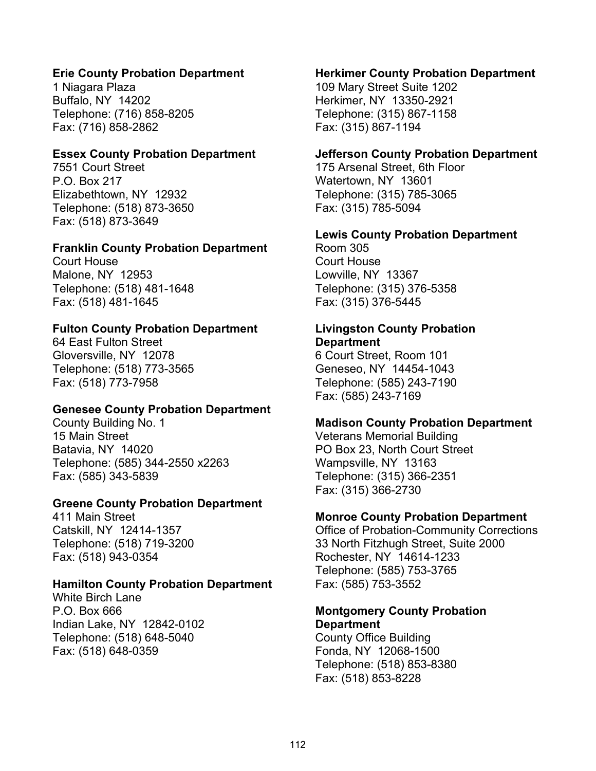**Erie County Probation Department**
1 Niagara Plaza
Buffalo, NY 14202
Telephone: (716) 858-8205
Fax: (716) 858-2862

**Essex County Probation Department**
7551 Court Street
P.O. Box 217
Elizabethtown, NY 12932
Telephone: (518) 873-3650
Fax: (518) 873-3649

**Franklin County Probation Department**
Court House
Malone, NY 12953
Telephone: (518) 481-1648
Fax: (518) 481-1645

**Fulton County Probation Department**
64 East Fulton Street
Gloversville, NY 12078
Telephone: (518) 773-3565
Fax: (518) 773-7958

**Genesee County Probation Department**
County Building No. 1
15 Main Street
Batavia, NY 14020
Telephone: (585) 344-2550 x2263
Fax: (585) 343-5839

**Greene County Probation Department**
411 Main Street
Catskill, NY 12414-1357
Telephone: (518) 719-3200
Fax: (518) 943-0354

**Hamilton County Probation Department**
White Birch Lane
P.O. Box 666
Indian Lake, NY 12842-0102
Telephone: (518) 648-5040
Fax: (518) 648-0359

**Herkimer County Probation Department**
109 Mary Street Suite 1202
Herkimer, NY 13350-2921
Telephone: (315) 867-1158
Fax: (315) 867-1194

**Jefferson County Probation Department**
175 Arsenal Street, 6th Floor
Watertown, NY 13601
Telephone: (315) 785-3065
Fax: (315) 785-5094

**Lewis County Probation Department**
Room 305
Court House
Lowville, NY 13367
Telephone: (315) 376-5358
Fax: (315) 376-5445

**Livingston County Probation Department**
6 Court Street, Room 101
Geneseo, NY 14454-1043
Telephone: (585) 243-7190
Fax: (585) 243-7169

**Madison County Probation Department**
Veterans Memorial Building
PO Box 23, North Court Street
Wampsville, NY 13163
Telephone: (315) 366-2351
Fax: (315) 366-2730

**Monroe County Probation Department**
Office of Probation-Community Corrections
33 North Fitzhugh Street, Suite 2000
Rochester, NY 14614-1233
Telephone: (585) 753-3765
Fax: (585) 753-3552

**Montgomery County Probation Department**
County Office Building
Fonda, NY 12068-1500
Telephone: (518) 853-8380
Fax: (518) 853-8228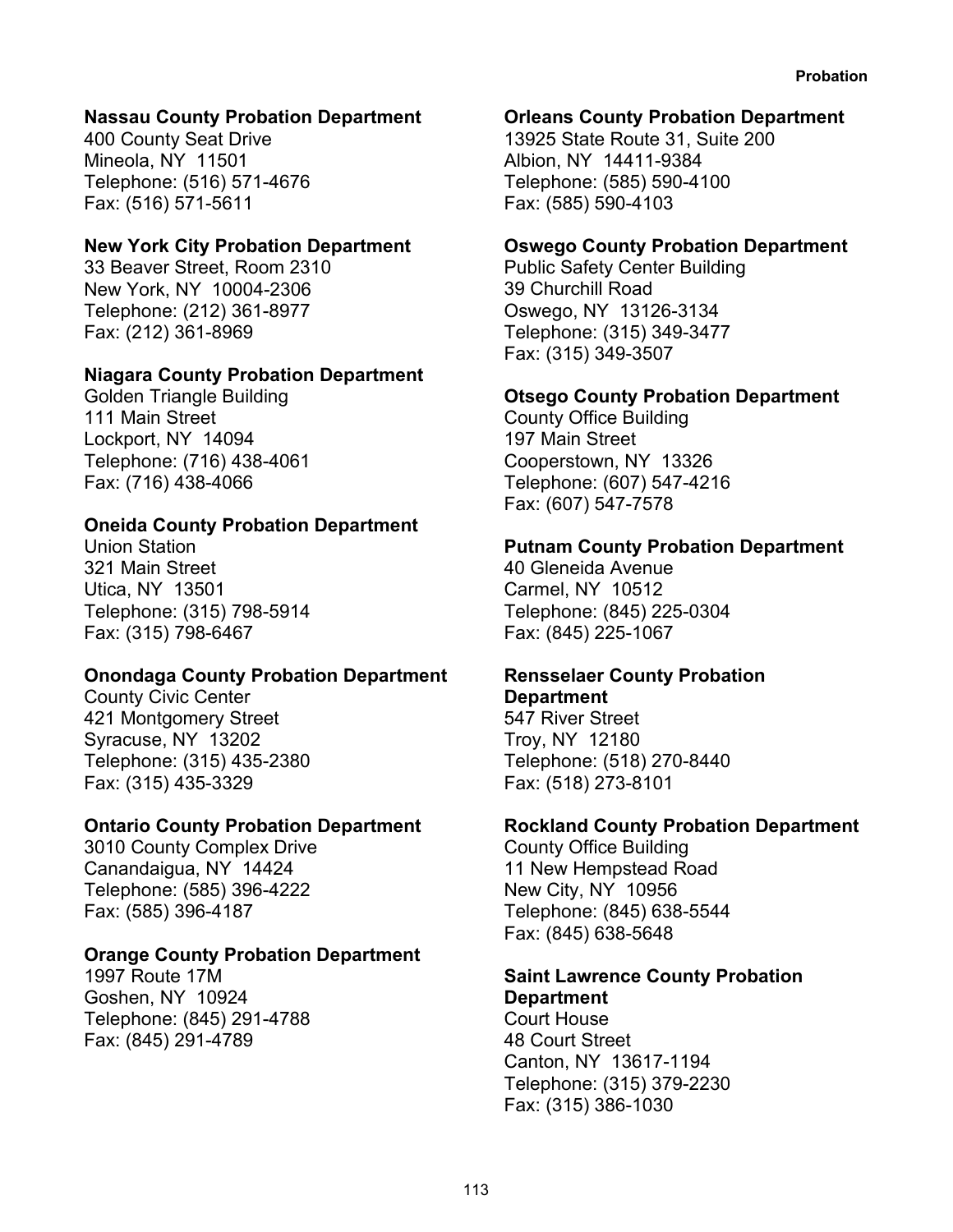**Nassau County Probation Department**
400 County Seat Drive
Mineola, NY 11501
Telephone: (516) 571-4676
Fax: (516) 571-5611

**New York City Probation Department**
33 Beaver Street, Room 2310
New York, NY 10004-2306
Telephone: (212) 361-8977
Fax: (212) 361-8969

**Niagara County Probation Department**
Golden Triangle Building
111 Main Street
Lockport, NY 14094
Telephone: (716) 438-4061
Fax: (716) 438-4066

**Oneida County Probation Department**
Union Station
321 Main Street
Utica, NY 13501
Telephone: (315) 798-5914
Fax: (315) 798-6467

**Onondaga County Probation Department**
County Civic Center
421 Montgomery Street
Syracuse, NY 13202
Telephone: (315) 435-2380
Fax: (315) 435-3329

**Ontario County Probation Department**
3010 County Complex Drive
Canandaigua, NY 14424
Telephone: (585) 396-4222
Fax: (585) 396-4187

**Orange County Probation Department**
1997 Route 17M
Goshen, NY 10924
Telephone: (845) 291-4788
Fax: (845) 291-4789

**Orleans County Probation Department**
13925 State Route 31, Suite 200
Albion, NY 14411-9384
Telephone: (585) 590-4100
Fax: (585) 590-4103

**Oswego County Probation Department**
Public Safety Center Building
39 Churchill Road
Oswego, NY 13126-3134
Telephone: (315) 349-3477
Fax: (315) 349-3507

**Otsego County Probation Department**
County Office Building
197 Main Street
Cooperstown, NY 13326
Telephone: (607) 547-4216
Fax: (607) 547-7578

**Putnam County Probation Department**
40 Gleneida Avenue
Carmel, NY 10512
Telephone: (845) 225-0304
Fax: (845) 225-1067

**Rensselaer County Probation Department**
547 River Street
Troy, NY 12180
Telephone: (518) 270-8440
Fax: (518) 273-8101

**Rockland County Probation Department**
County Office Building
11 New Hempstead Road
New City, NY 10956
Telephone: (845) 638-5544
Fax: (845) 638-5648

**Saint Lawrence County Probation Department**
Court House
48 Court Street
Canton, NY 13617-1194
Telephone: (315) 379-2230
Fax: (315) 386-1030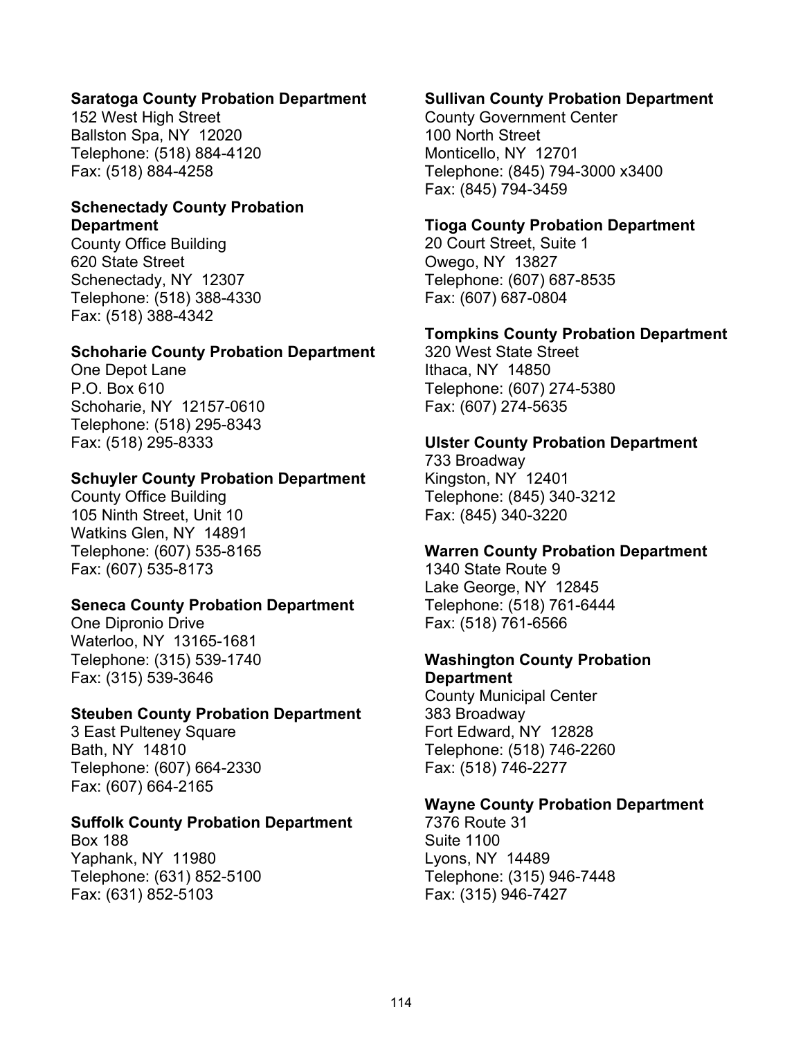**Saratoga County Probation Department**
152 West High Street
Ballston Spa, NY 12020
Telephone: (518) 884-4120
Fax: (518) 884-4258

**Schenectady County Probation Department**
County Office Building
620 State Street
Schenectady, NY 12307
Telephone: (518) 388-4330
Fax: (518) 388-4342

**Schoharie County Probation Department**
One Depot Lane
P.O. Box 610
Schoharie, NY 12157-0610
Telephone: (518) 295-8343
Fax: (518) 295-8333

**Schuyler County Probation Department**
County Office Building
105 Ninth Street, Unit 10
Watkins Glen, NY 14891
Telephone: (607) 535-8165
Fax: (607) 535-8173

**Seneca County Probation Department**
One Dipronio Drive
Waterloo, NY 13165-1681
Telephone: (315) 539-1740
Fax: (315) 539-3646

**Steuben County Probation Department**
3 East Pulteney Square
Bath, NY 14810
Telephone: (607) 664-2330
Fax: (607) 664-2165

**Suffolk County Probation Department**
Box 188
Yaphank, NY 11980
Telephone: (631) 852-5100
Fax: (631) 852-5103

**Sullivan County Probation Department**
County Government Center
100 North Street
Monticello, NY 12701
Telephone: (845) 794-3000 x3400
Fax: (845) 794-3459

**Tioga County Probation Department**
20 Court Street, Suite 1
Owego, NY 13827
Telephone: (607) 687-8535
Fax: (607) 687-0804

**Tompkins County Probation Department**
320 West State Street
Ithaca, NY 14850
Telephone: (607) 274-5380
Fax: (607) 274-5635

**Ulster County Probation Department**
733 Broadway
Kingston, NY 12401
Telephone: (845) 340-3212
Fax: (845) 340-3220

**Warren County Probation Department**
1340 State Route 9
Lake George, NY 12845
Telephone: (518) 761-6444
Fax: (518) 761-6566

**Washington County Probation Department**
County Municipal Center
383 Broadway
Fort Edward, NY 12828
Telephone: (518) 746-2260
Fax: (518) 746-2277

**Wayne County Probation Department**
7376 Route 31
Suite 1100
Lyons, NY 14489
Telephone: (315) 946-7448
Fax: (315) 946-7427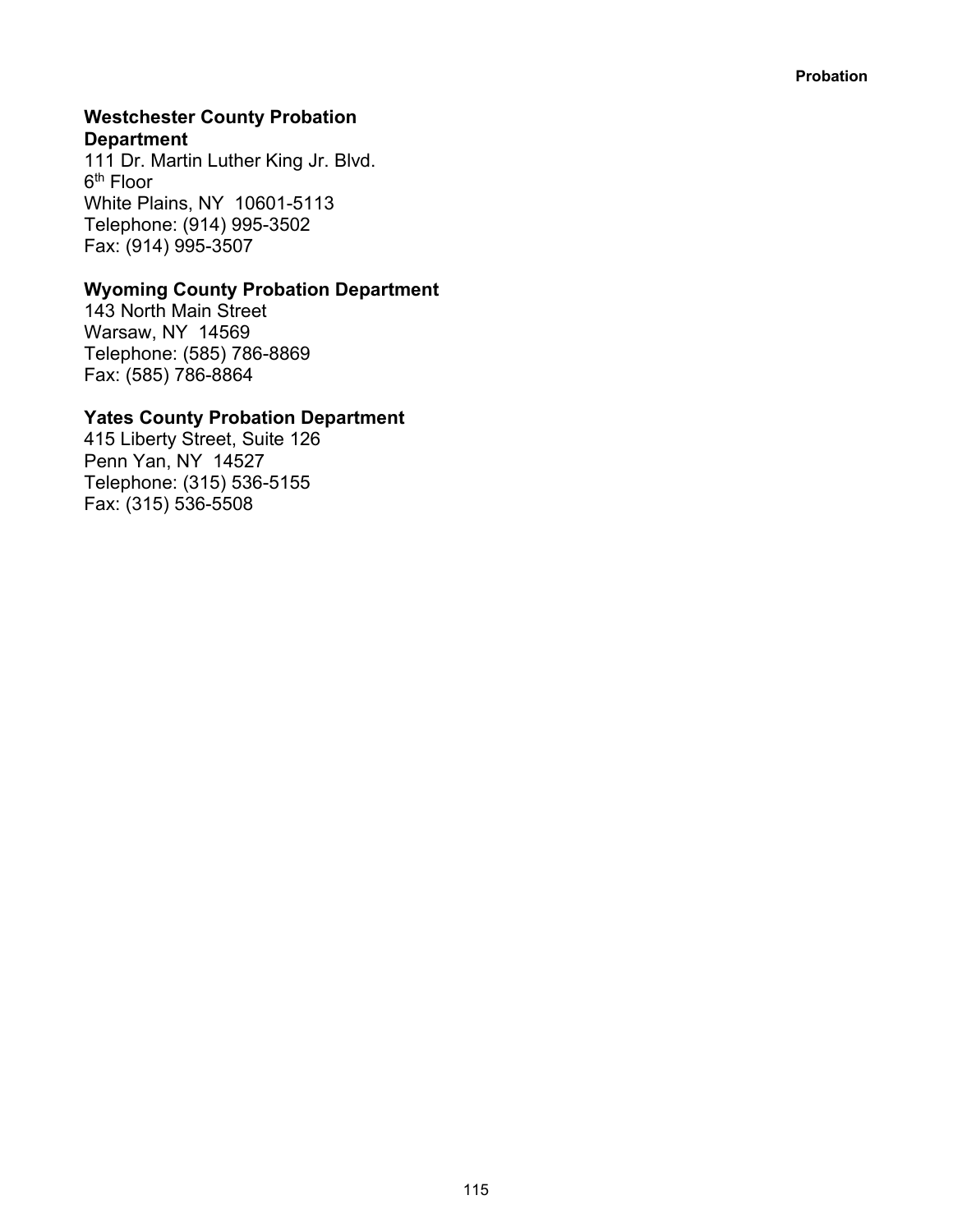**Westchester County Probation Department**
111 Dr. Martin Luther King Jr. Blvd.
6th Floor
White Plains, NY 10601-5113
Telephone: (914) 995-3502
Fax: (914) 995-3507

**Wyoming County Probation Department**
143 North Main Street
Warsaw, NY 14569
Telephone: (585) 786-8869
Fax: (585) 786-8864

**Yates County Probation Department**
415 Liberty Street, Suite 126
Penn Yan, NY 14527
Telephone: (315) 536-5155
Fax: (315) 536-5508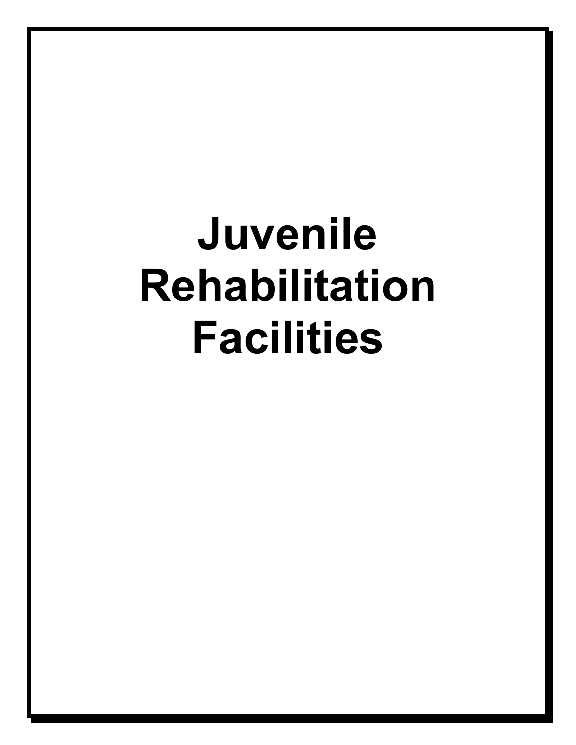# Juvenile Rehabilitation Facilities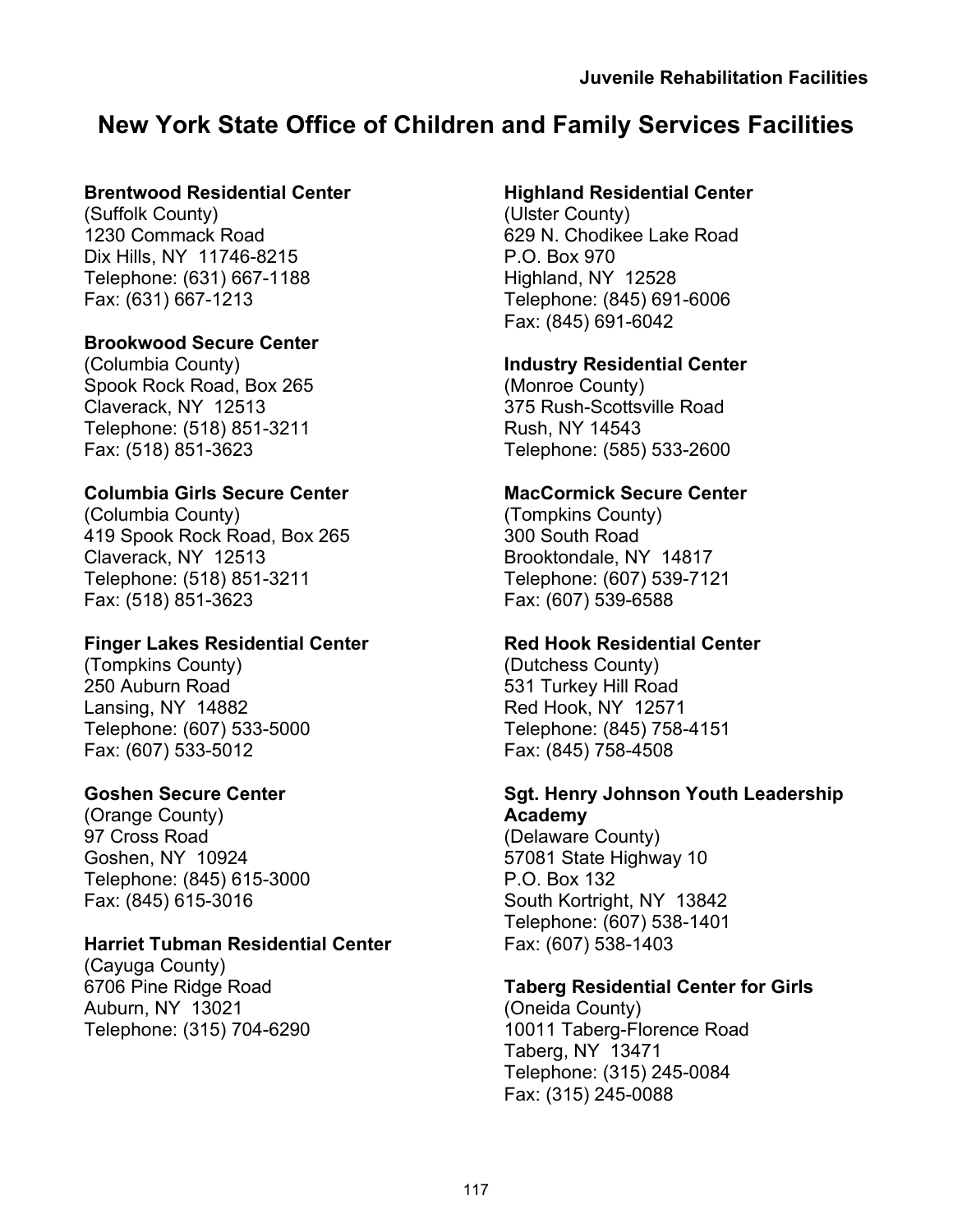# New York State Office of Children and Family Services Facilities

**Brentwood Residential Center**
(Suffolk County)
1230 Commack Road
Dix Hills, NY 11746-8215
Telephone: (631) 667-1188
Fax: (631) 667-1213

**Brookwood Secure Center**
(Columbia County)
Spook Rock Road, Box 265
Claverack, NY 12513
Telephone: (518) 851-3211
Fax: (518) 851-3623

**Columbia Girls Secure Center**
(Columbia County)
419 Spook Rock Road, Box 265
Claverack, NY 12513
Telephone: (518) 851-3211
Fax: (518) 851-3623

**Finger Lakes Residential Center**
(Tompkins County)
250 Auburn Road
Lansing, NY 14882
Telephone: (607) 533-5000
Fax: (607) 533-5012

**Goshen Secure Center**
(Orange County)
97 Cross Road
Goshen, NY 10924
Telephone: (845) 615-3000
Fax: (845) 615-3016

**Harriet Tubman Residential Center**
(Cayuga County)
6706 Pine Ridge Road
Auburn, NY 13021
Telephone: (315) 704-6290

**Highland Residential Center**
(Ulster County)
629 N. Chodikee Lake Road
P.O. Box 970
Highland, NY 12528
Telephone: (845) 691-6006
Fax: (845) 691-6042

**Industry Residential Center**
(Monroe County)
375 Rush-Scottsville Road
Rush, NY 14543
Telephone: (585) 533-2600

**MacCormick Secure Center**
(Tompkins County)
300 South Road
Brooktondale, NY 14817
Telephone: (607) 539-7121
Fax: (607) 539-6588

**Red Hook Residential Center**
(Dutchess County)
531 Turkey Hill Road
Red Hook, NY 12571
Telephone: (845) 758-4151
Fax: (845) 758-4508

**Sgt. Henry Johnson Youth Leadership Academy**
(Delaware County)
57081 State Highway 10
P.O. Box 132
South Kortright, NY 13842
Telephone: (607) 538-1401
Fax: (607) 538-1403

**Taberg Residential Center for Girls**
(Oneida County)
10011 Taberg-Florence Road
Taberg, NY 13471
Telephone: (315) 245-0084
Fax: (315) 245-0088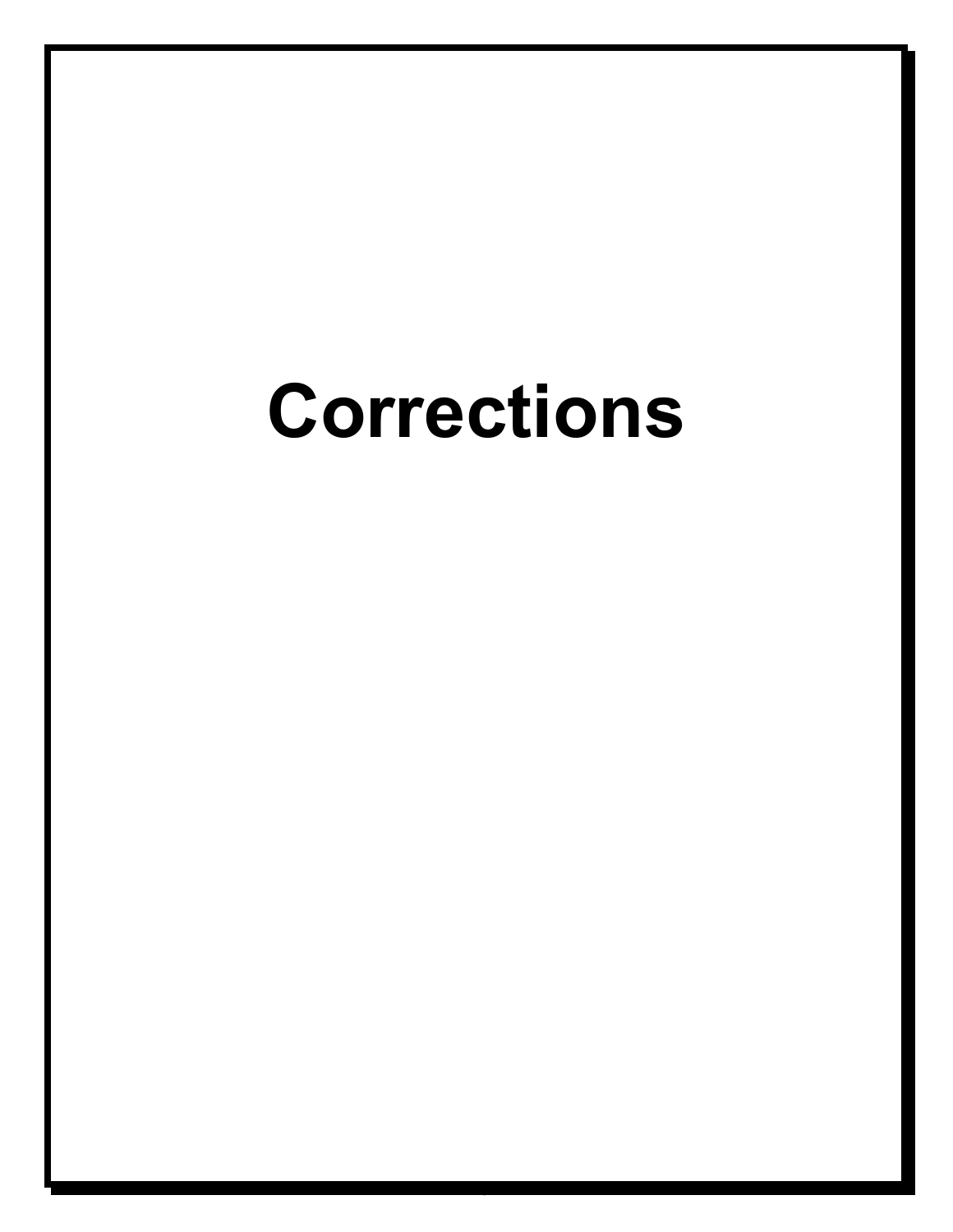# Corrections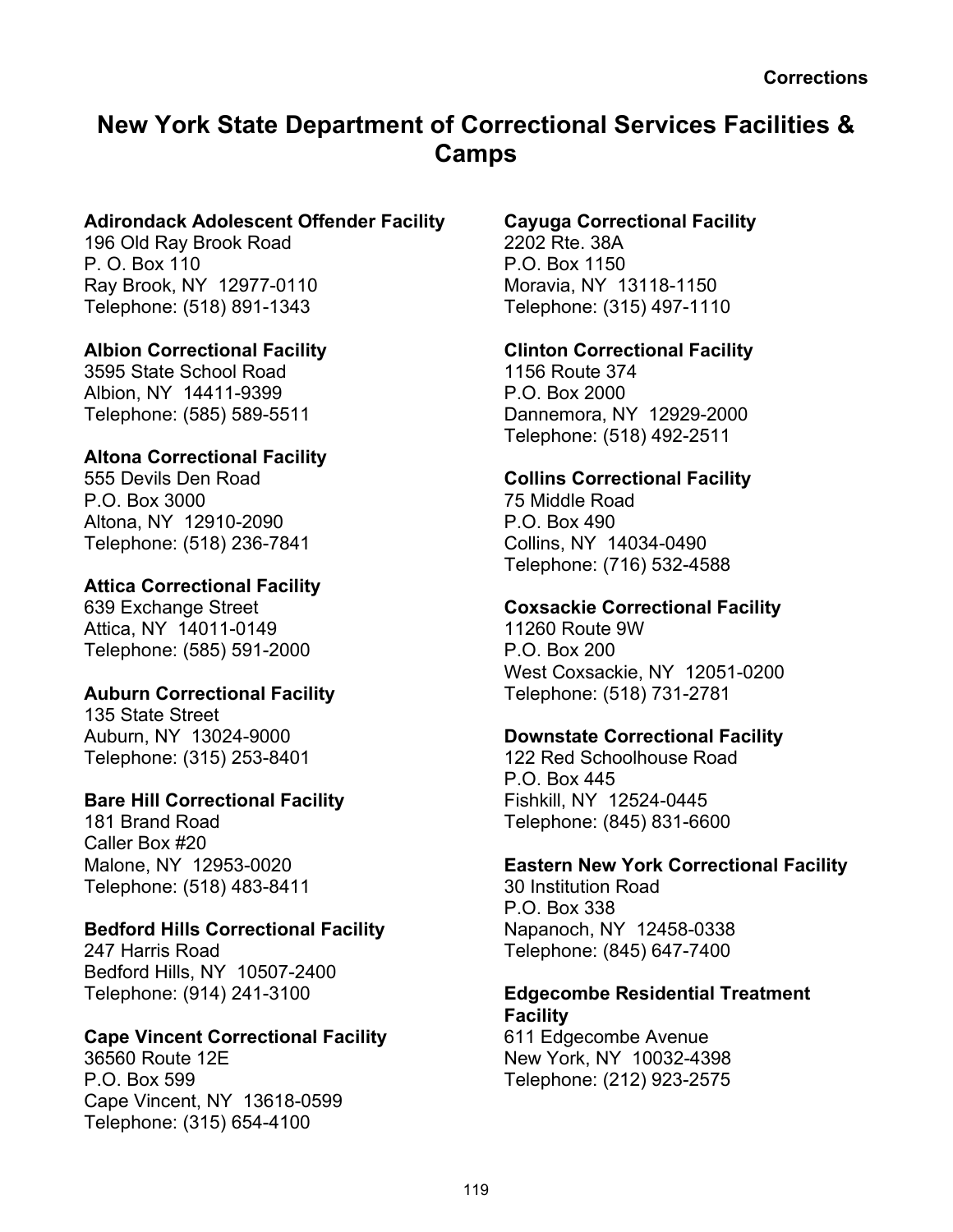# New York State Department of Correctional Services Facilities & Camps

**Adirondack Adolescent Offender Facility**
196 Old Ray Brook Road
P. O. Box 110
Ray Brook, NY 12977-0110
Telephone: (518) 891-1343

**Albion Correctional Facility**
3595 State School Road
Albion, NY 14411-9399
Telephone: (585) 589-5511

**Altona Correctional Facility**
555 Devils Den Road
P.O. Box 3000
Altona, NY 12910-2090
Telephone: (518) 236-7841

**Attica Correctional Facility**
639 Exchange Street
Attica, NY 14011-0149
Telephone: (585) 591-2000

**Auburn Correctional Facility**
135 State Street
Auburn, NY 13024-9000
Telephone: (315) 253-8401

**Bare Hill Correctional Facility**
181 Brand Road
Caller Box #20
Malone, NY 12953-0020
Telephone: (518) 483-8411

**Bedford Hills Correctional Facility**
247 Harris Road
Bedford Hills, NY 10507-2400
Telephone: (914) 241-3100

**Cape Vincent Correctional Facility**
36560 Route 12E
P.O. Box 599
Cape Vincent, NY 13618-0599
Telephone: (315) 654-4100

**Cayuga Correctional Facility**
2202 Rte. 38A
P.O. Box 1150
Moravia, NY 13118-1150
Telephone: (315) 497-1110

**Clinton Correctional Facility**
1156 Route 374
P.O. Box 2000
Dannemora, NY 12929-2000
Telephone: (518) 492-2511

**Collins Correctional Facility**
75 Middle Road
P.O. Box 490
Collins, NY 14034-0490
Telephone: (716) 532-4588

**Coxsackie Correctional Facility**
11260 Route 9W
P.O. Box 200
West Coxsackie, NY 12051-0200
Telephone: (518) 731-2781

**Downstate Correctional Facility**
122 Red Schoolhouse Road
P.O. Box 445
Fishkill, NY 12524-0445
Telephone: (845) 831-6600

**Eastern New York Correctional Facility**
30 Institution Road
P.O. Box 338
Napanoch, NY 12458-0338
Telephone: (845) 647-7400

**Edgecombe Residential Treatment Facility**
611 Edgecombe Avenue
New York, NY 10032-4398
Telephone: (212) 923-2575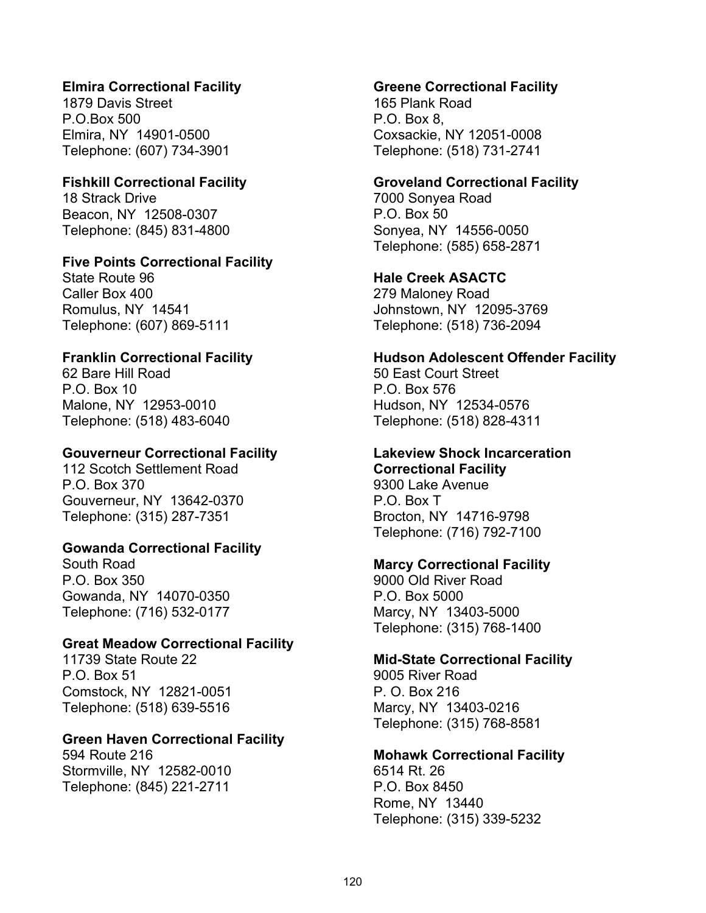**Elmira Correctional Facility**
1879 Davis Street
P.O.Box 500
Elmira, NY 14901-0500
Telephone: (607) 734-3901

**Fishkill Correctional Facility**
18 Strack Drive
Beacon, NY 12508-0307
Telephone: (845) 831-4800

**Five Points Correctional Facility**
State Route 96
Caller Box 400
Romulus, NY 14541
Telephone: (607) 869-5111

**Franklin Correctional Facility**
62 Bare Hill Road
P.O. Box 10
Malone, NY 12953-0010
Telephone: (518) 483-6040

**Gouverneur Correctional Facility**
112 Scotch Settlement Road
P.O. Box 370
Gouverneur, NY 13642-0370
Telephone: (315) 287-7351

**Gowanda Correctional Facility**
South Road
P.O. Box 350
Gowanda, NY 14070-0350
Telephone: (716) 532-0177

**Great Meadow Correctional Facility**
11739 State Route 22
P.O. Box 51
Comstock, NY 12821-0051
Telephone: (518) 639-5516

**Green Haven Correctional Facility**
594 Route 216
Stormville, NY 12582-0010
Telephone: (845) 221-2711

**Greene Correctional Facility**
165 Plank Road
P.O. Box 8,
Coxsackie, NY 12051-0008
Telephone: (518) 731-2741

**Groveland Correctional Facility**
7000 Sonyea Road
P.O. Box 50
Sonyea, NY 14556-0050
Telephone: (585) 658-2871

**Hale Creek ASACTC**
279 Maloney Road
Johnstown, NY 12095-3769
Telephone: (518) 736-2094

**Hudson Adolescent Offender Facility**
50 East Court Street
P.O. Box 576
Hudson, NY 12534-0576
Telephone: (518) 828-4311

**Lakeview Shock Incarceration Correctional Facility**
9300 Lake Avenue
P.O. Box T
Brocton, NY 14716-9798
Telephone: (716) 792-7100

**Marcy Correctional Facility**
9000 Old River Road
P.O. Box 5000
Marcy, NY 13403-5000
Telephone: (315) 768-1400

**Mid-State Correctional Facility**
9005 River Road
P. O. Box 216
Marcy, NY 13403-0216
Telephone: (315) 768-8581

**Mohawk Correctional Facility**
6514 Rt. 26
P.O. Box 8450
Rome, NY 13440
Telephone: (315) 339-5232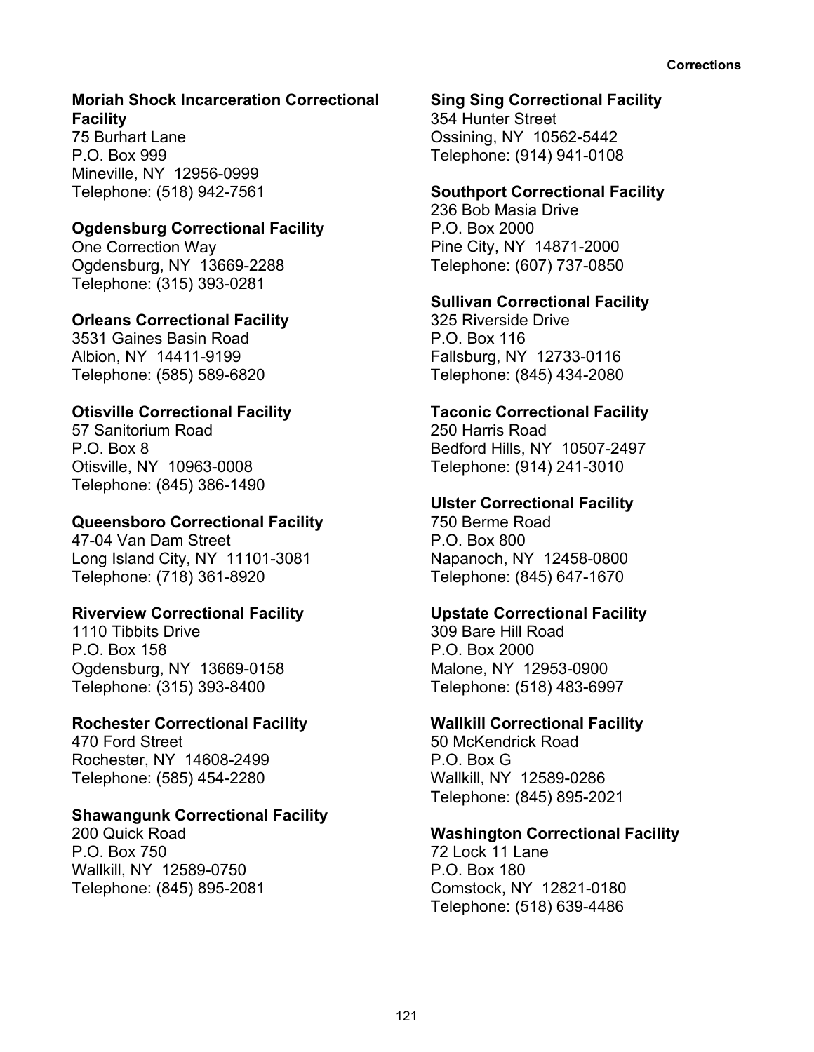**Moriah Shock Incarceration Correctional Facility**
75 Burhart Lane
P.O. Box 999
Mineville, NY 12956-0999
Telephone: (518) 942-7561

**Ogdensburg Correctional Facility**
One Correction Way
Ogdensburg, NY 13669-2288
Telephone: (315) 393-0281

**Orleans Correctional Facility**
3531 Gaines Basin Road
Albion, NY 14411-9199
Telephone: (585) 589-6820

**Otisville Correctional Facility**
57 Sanitorium Road
P.O. Box 8
Otisville, NY 10963-0008
Telephone: (845) 386-1490

**Queensboro Correctional Facility**
47-04 Van Dam Street
Long Island City, NY 11101-3081
Telephone: (718) 361-8920

**Riverview Correctional Facility**
1110 Tibbits Drive
P.O. Box 158
Ogdensburg, NY 13669-0158
Telephone: (315) 393-8400

**Rochester Correctional Facility**
470 Ford Street
Rochester, NY 14608-2499
Telephone: (585) 454-2280

**Shawangunk Correctional Facility**
200 Quick Road
P.O. Box 750
Wallkill, NY 12589-0750
Telephone: (845) 895-2081

**Sing Sing Correctional Facility**
354 Hunter Street
Ossining, NY 10562-5442
Telephone: (914) 941-0108

**Southport Correctional Facility**
236 Bob Masia Drive
P.O. Box 2000
Pine City, NY 14871-2000
Telephone: (607) 737-0850

**Sullivan Correctional Facility**
325 Riverside Drive
P.O. Box 116
Fallsburg, NY 12733-0116
Telephone: (845) 434-2080

**Taconic Correctional Facility**
250 Harris Road
Bedford Hills, NY 10507-2497
Telephone: (914) 241-3010

**Ulster Correctional Facility**
750 Berme Road
P.O. Box 800
Napanoch, NY 12458-0800
Telephone: (845) 647-1670

**Upstate Correctional Facility**
309 Bare Hill Road
P.O. Box 2000
Malone, NY 12953-0900
Telephone: (518) 483-6997

**Wallkill Correctional Facility**
50 McKendrick Road
P.O. Box G
Wallkill, NY 12589-0286
Telephone: (845) 895-2021

**Washington Correctional Facility**
72 Lock 11 Lane
P.O. Box 180
Comstock, NY 12821-0180
Telephone: (518) 639-4486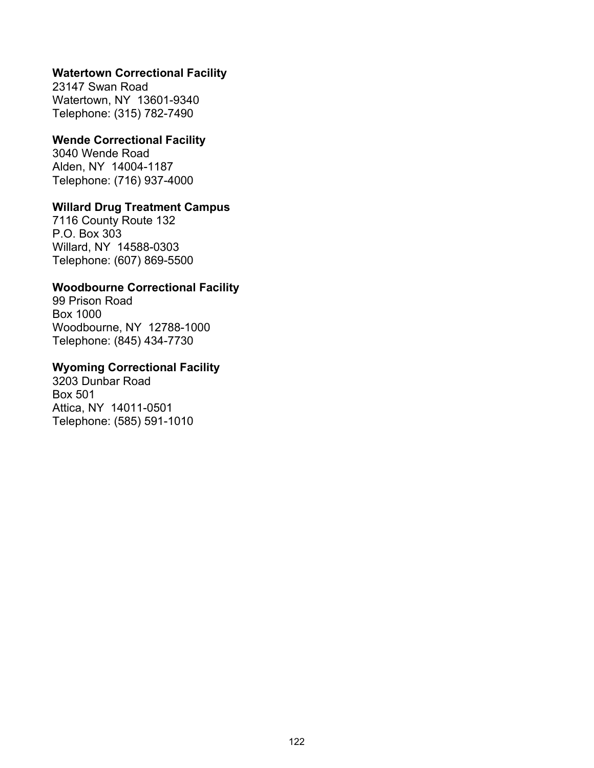**Watertown Correctional Facility**
23147 Swan Road
Watertown, NY  13601-9340
Telephone: (315) 782-7490

**Wende Correctional Facility**
3040 Wende Road
Alden, NY  14004-1187
Telephone: (716) 937-4000

**Willard Drug Treatment Campus**
7116 County Route 132
P.O. Box 303
Willard, NY  14588-0303
Telephone: (607) 869-5500

**Woodbourne Correctional Facility**
99 Prison Road
Box 1000
Woodbourne, NY  12788-1000
Telephone: (845) 434-7730

**Wyoming Correctional Facility**
3203 Dunbar Road
Box 501
Attica, NY  14011-0501
Telephone: (585) 591-1010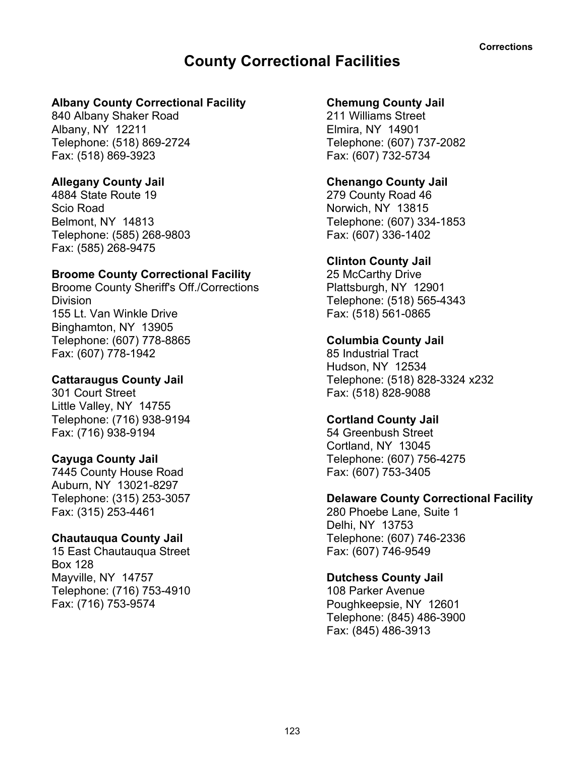# County Correctional Facilities

**Albany County Correctional Facility**
840 Albany Shaker Road
Albany, NY 12211
Telephone: (518) 869-2724
Fax: (518) 869-3923

**Allegany County Jail**
4884 State Route 19
Scio Road
Belmont, NY 14813
Telephone: (585) 268-9803
Fax: (585) 268-9475

**Broome County Correctional Facility**
Broome County Sheriff's Off./Corrections Division
155 Lt. Van Winkle Drive
Binghamton, NY 13905
Telephone: (607) 778-8865
Fax: (607) 778-1942

**Cattaraugus County Jail**
301 Court Street
Little Valley, NY 14755
Telephone: (716) 938-9194
Fax: (716) 938-9194

**Cayuga County Jail**
7445 County House Road
Auburn, NY 13021-8297
Telephone: (315) 253-3057
Fax: (315) 253-4461

**Chautauqua County Jail**
15 East Chautauqua Street
Box 128
Mayville, NY 14757
Telephone: (716) 753-4910
Fax: (716) 753-9574

**Chemung County Jail**
211 Williams Street
Elmira, NY 14901
Telephone: (607) 737-2082
Fax: (607) 732-5734

**Chenango County Jail**
279 County Road 46
Norwich, NY 13815
Telephone: (607) 334-1853
Fax: (607) 336-1402

**Clinton County Jail**
25 McCarthy Drive
Plattsburgh, NY 12901
Telephone: (518) 565-4343
Fax: (518) 561-0865

**Columbia County Jail**
85 Industrial Tract
Hudson, NY 12534
Telephone: (518) 828-3324 x232
Fax: (518) 828-9088

**Cortland County Jail**
54 Greenbush Street
Cortland, NY 13045
Telephone: (607) 756-4275
Fax: (607) 753-3405

**Delaware County Correctional Facility**
280 Phoebe Lane, Suite 1
Delhi, NY 13753
Telephone: (607) 746-2336
Fax: (607) 746-9549

**Dutchess County Jail**
108 Parker Avenue
Poughkeepsie, NY 12601
Telephone: (845) 486-3900
Fax: (845) 486-3913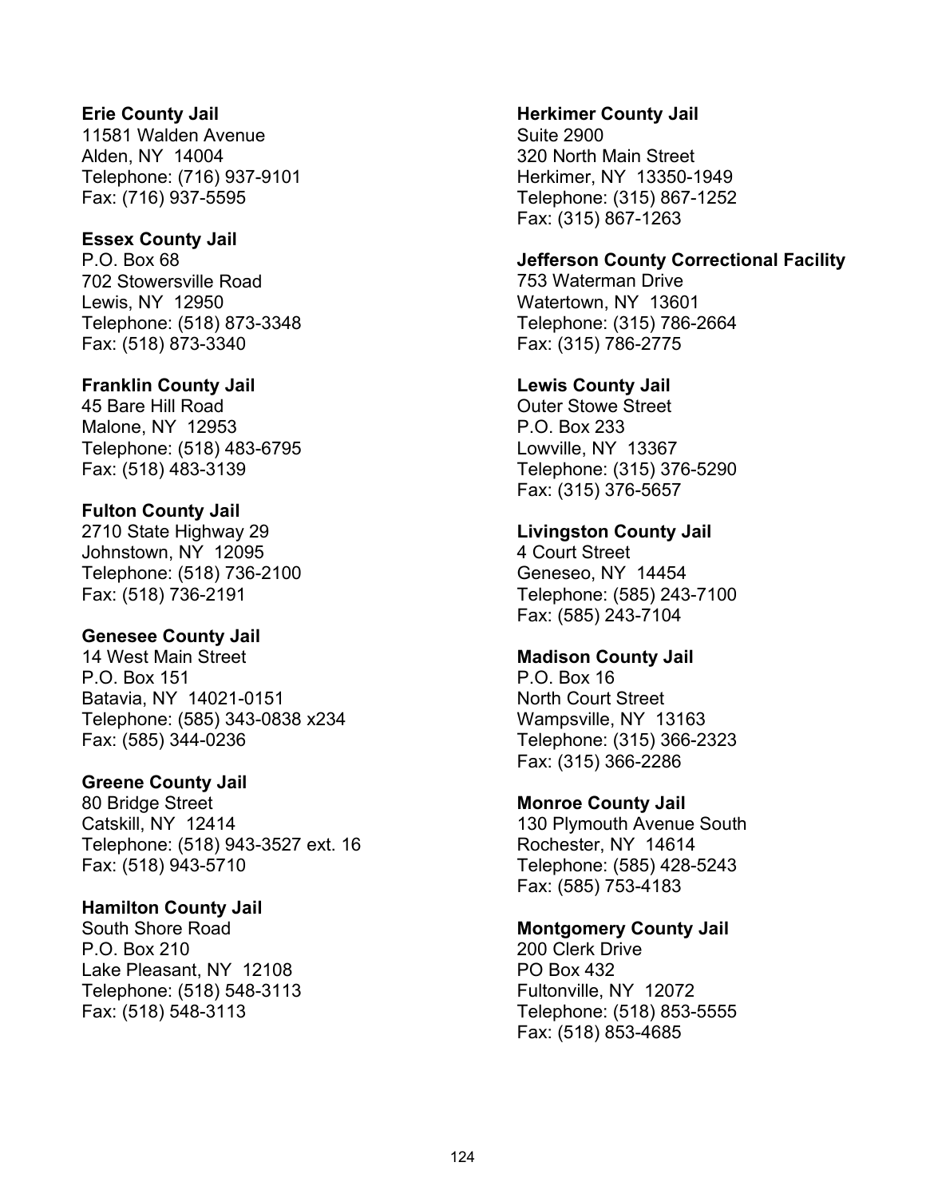**Erie County Jail**
11581 Walden Avenue
Alden, NY 14004
Telephone: (716) 937-9101
Fax: (716) 937-5595

**Essex County Jail**
P.O. Box 68
702 Stowersville Road
Lewis, NY 12950
Telephone: (518) 873-3348
Fax: (518) 873-3340

**Franklin County Jail**
45 Bare Hill Road
Malone, NY 12953
Telephone: (518) 483-6795
Fax: (518) 483-3139

**Fulton County Jail**
2710 State Highway 29
Johnstown, NY 12095
Telephone: (518) 736-2100
Fax: (518) 736-2191

**Genesee County Jail**
14 West Main Street
P.O. Box 151
Batavia, NY 14021-0151
Telephone: (585) 343-0838 x234
Fax: (585) 344-0236

**Greene County Jail**
80 Bridge Street
Catskill, NY 12414
Telephone: (518) 943-3527 ext. 16
Fax: (518) 943-5710

**Hamilton County Jail**
South Shore Road
P.O. Box 210
Lake Pleasant, NY 12108
Telephone: (518) 548-3113
Fax: (518) 548-3113

**Herkimer County Jail**
Suite 2900
320 North Main Street
Herkimer, NY 13350-1949
Telephone: (315) 867-1252
Fax: (315) 867-1263

**Jefferson County Correctional Facility**
753 Waterman Drive
Watertown, NY 13601
Telephone: (315) 786-2664
Fax: (315) 786-2775

**Lewis County Jail**
Outer Stowe Street
P.O. Box 233
Lowville, NY 13367
Telephone: (315) 376-5290
Fax: (315) 376-5657

**Livingston County Jail**
4 Court Street
Geneseo, NY 14454
Telephone: (585) 243-7100
Fax: (585) 243-7104

**Madison County Jail**
P.O. Box 16
North Court Street
Wampsville, NY 13163
Telephone: (315) 366-2323
Fax: (315) 366-2286

**Monroe County Jail**
130 Plymouth Avenue South
Rochester, NY 14614
Telephone: (585) 428-5243
Fax: (585) 753-4183

**Montgomery County Jail**
200 Clerk Drive
PO Box 432
Fultonville, NY 12072
Telephone: (518) 853-5555
Fax: (518) 853-4685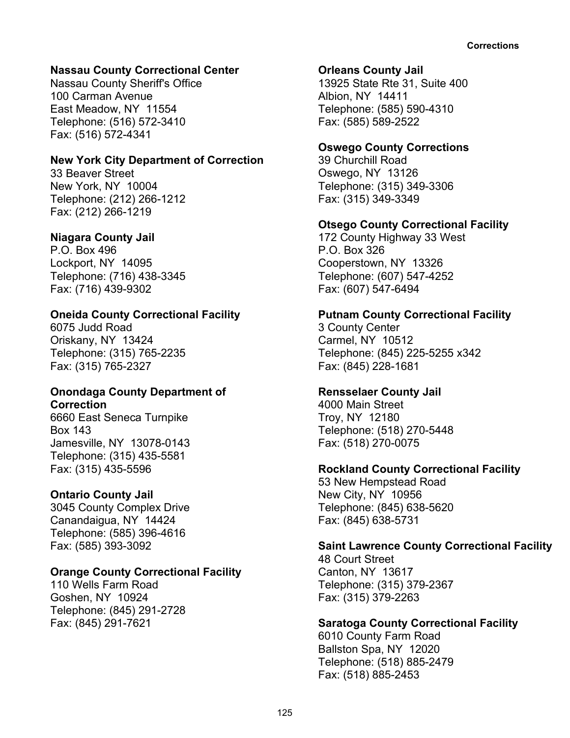**Nassau County Correctional Center**
Nassau County Sheriff's Office
100 Carman Avenue
East Meadow, NY 11554
Telephone: (516) 572-3410
Fax: (516) 572-4341

**New York City Department of Correction**
33 Beaver Street
New York, NY 10004
Telephone: (212) 266-1212
Fax: (212) 266-1219

**Niagara County Jail**
P.O. Box 496
Lockport, NY 14095
Telephone: (716) 438-3345
Fax: (716) 439-9302

**Oneida County Correctional Facility**
6075 Judd Road
Oriskany, NY 13424
Telephone: (315) 765-2235
Fax: (315) 765-2327

**Onondaga County Department of Correction**
6660 East Seneca Turnpike
Box 143
Jamesville, NY 13078-0143
Telephone: (315) 435-5581
Fax: (315) 435-5596

**Ontario County Jail**
3045 County Complex Drive
Canandaigua, NY 14424
Telephone: (585) 396-4616
Fax: (585) 393-3092

**Orange County Correctional Facility**
110 Wells Farm Road
Goshen, NY 10924
Telephone: (845) 291-2728
Fax: (845) 291-7621

**Orleans County Jail**
13925 State Rte 31, Suite 400
Albion, NY 14411
Telephone: (585) 590-4310
Fax: (585) 589-2522

**Oswego County Corrections**
39 Churchill Road
Oswego, NY 13126
Telephone: (315) 349-3306
Fax: (315) 349-3349

**Otsego County Correctional Facility**
172 County Highway 33 West
P.O. Box 326
Cooperstown, NY 13326
Telephone: (607) 547-4252
Fax: (607) 547-6494

**Putnam County Correctional Facility**
3 County Center
Carmel, NY 10512
Telephone: (845) 225-5255 x342
Fax: (845) 228-1681

**Rensselaer County Jail**
4000 Main Street
Troy, NY 12180
Telephone: (518) 270-5448
Fax: (518) 270-0075

**Rockland County Correctional Facility**
53 New Hempstead Road
New City, NY 10956
Telephone: (845) 638-5620
Fax: (845) 638-5731

**Saint Lawrence County Correctional Facility**
48 Court Street
Canton, NY 13617
Telephone: (315) 379-2367
Fax: (315) 379-2263

**Saratoga County Correctional Facility**
6010 County Farm Road
Ballston Spa, NY 12020
Telephone: (518) 885-2479
Fax: (518) 885-2453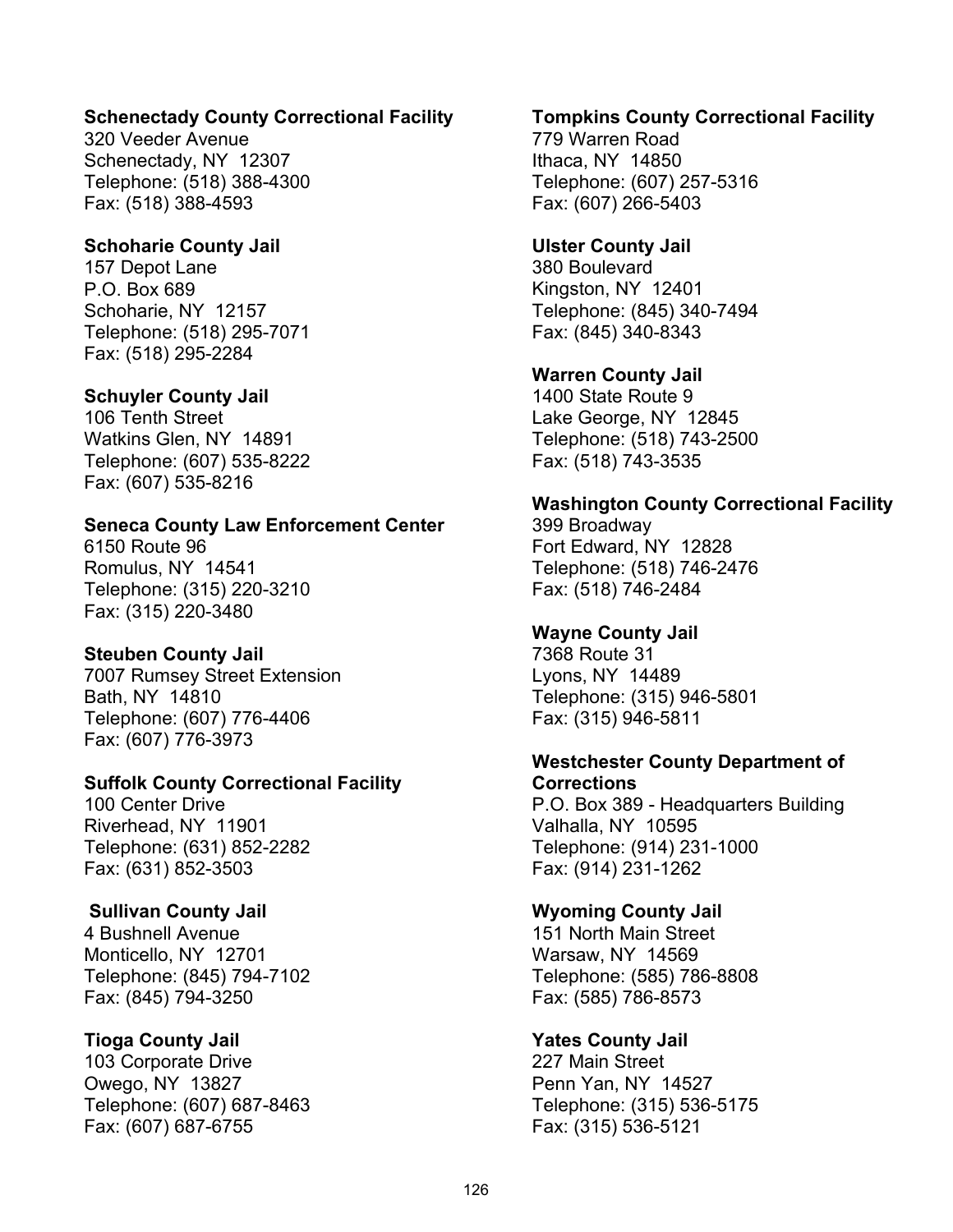**Schenectady County Correctional Facility**
320 Veeder Avenue
Schenectady, NY 12307
Telephone: (518) 388-4300
Fax: (518) 388-4593

**Schoharie County Jail**
157 Depot Lane
P.O. Box 689
Schoharie, NY 12157
Telephone: (518) 295-7071
Fax: (518) 295-2284

**Schuyler County Jail**
106 Tenth Street
Watkins Glen, NY 14891
Telephone: (607) 535-8222
Fax: (607) 535-8216

**Seneca County Law Enforcement Center**
6150 Route 96
Romulus, NY 14541
Telephone: (315) 220-3210
Fax: (315) 220-3480

**Steuben County Jail**
7007 Rumsey Street Extension
Bath, NY 14810
Telephone: (607) 776-4406
Fax: (607) 776-3973

**Suffolk County Correctional Facility**
100 Center Drive
Riverhead, NY 11901
Telephone: (631) 852-2282
Fax: (631) 852-3503

**Sullivan County Jail**
4 Bushnell Avenue
Monticello, NY 12701
Telephone: (845) 794-7102
Fax: (845) 794-3250

**Tioga County Jail**
103 Corporate Drive
Owego, NY 13827
Telephone: (607) 687-8463
Fax: (607) 687-6755

**Tompkins County Correctional Facility**
779 Warren Road
Ithaca, NY 14850
Telephone: (607) 257-5316
Fax: (607) 266-5403

**Ulster County Jail**
380 Boulevard
Kingston, NY 12401
Telephone: (845) 340-7494
Fax: (845) 340-8343

**Warren County Jail**
1400 State Route 9
Lake George, NY 12845
Telephone: (518) 743-2500
Fax: (518) 743-3535

**Washington County Correctional Facility**
399 Broadway
Fort Edward, NY 12828
Telephone: (518) 746-2476
Fax: (518) 746-2484

**Wayne County Jail**
7368 Route 31
Lyons, NY 14489
Telephone: (315) 946-5801
Fax: (315) 946-5811

**Westchester County Department of Corrections**
P.O. Box 389 - Headquarters Building
Valhalla, NY 10595
Telephone: (914) 231-1000
Fax: (914) 231-1262

**Wyoming County Jail**
151 North Main Street
Warsaw, NY 14569
Telephone: (585) 786-8808
Fax: (585) 786-8573

**Yates County Jail**
227 Main Street
Penn Yan, NY 14527
Telephone: (315) 536-5175
Fax: (315) 536-5121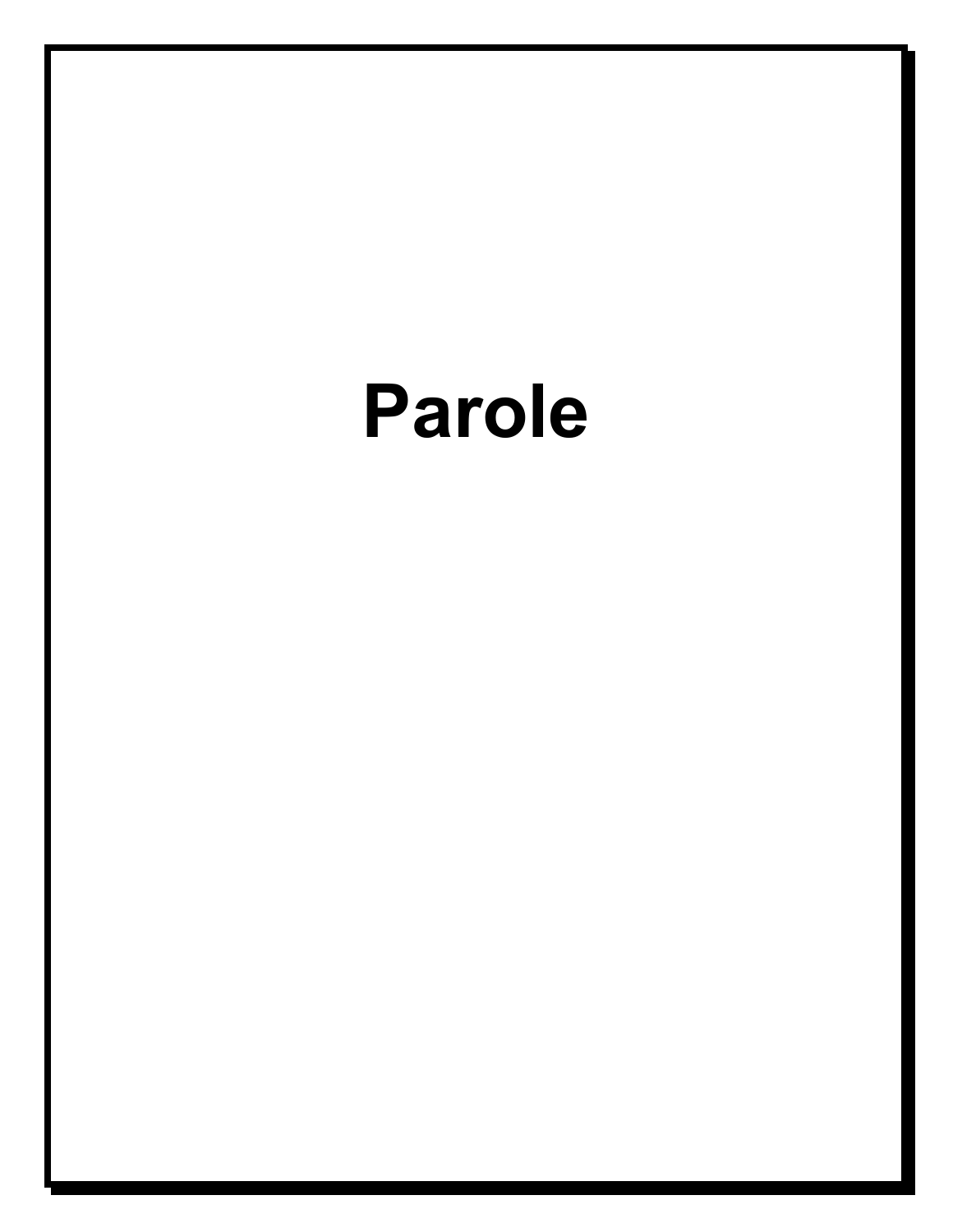# Parole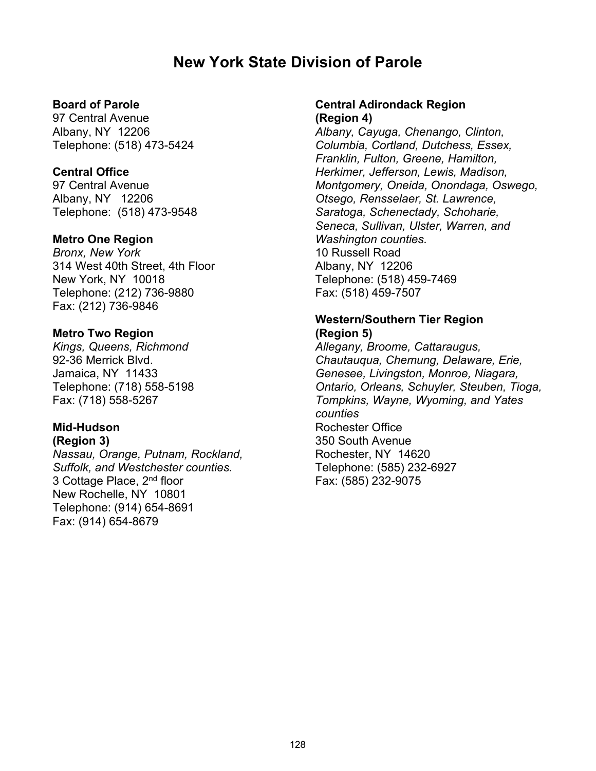# New York State Division of Parole

**Board of Parole**
97 Central Avenue
Albany, NY 12206
Telephone: (518) 473-5424

**Central Office**
97 Central Avenue
Albany, NY 12206
Telephone: (518) 473-9548

**Metro One Region**
*Bronx, New York*
314 West 40th Street, 4th Floor
New York, NY 10018
Telephone: (212) 736-9880
Fax: (212) 736-9846

**Metro Two Region**
*Kings, Queens, Richmond*
92-36 Merrick Blvd.
Jamaica, NY 11433
Telephone: (718) 558-5198
Fax: (718) 558-5267

**Mid-Hudson**
**(Region 3)**
*Nassau, Orange, Putnam, Rockland, Suffolk, and Westchester counties.*
3 Cottage Place, 2nd floor
New Rochelle, NY 10801
Telephone: (914) 654-8691
Fax: (914) 654-8679

**Central Adirondack Region**
**(Region 4)**
*Albany, Cayuga, Chenango, Clinton, Columbia, Cortland, Dutchess, Essex, Franklin, Fulton, Greene, Hamilton, Herkimer, Jefferson, Lewis, Madison, Montgomery, Oneida, Onondaga, Oswego, Otsego, Rensselaer, St. Lawrence, Saratoga, Schenectady, Schoharie, Seneca, Sullivan, Ulster, Warren, and Washington counties.*
10 Russell Road
Albany, NY 12206
Telephone: (518) 459-7469
Fax: (518) 459-7507

**Western/Southern Tier Region**
**(Region 5)**
*Allegany, Broome, Cattaraugus, Chautauqua, Chemung, Delaware, Erie, Genesee, Livingston, Monroe, Niagara, Ontario, Orleans, Schuyler, Steuben, Tioga, Tompkins, Wayne, Wyoming, and Yates counties*
Rochester Office
350 South Avenue
Rochester, NY 14620
Telephone: (585) 232-6927
Fax: (585) 232-9075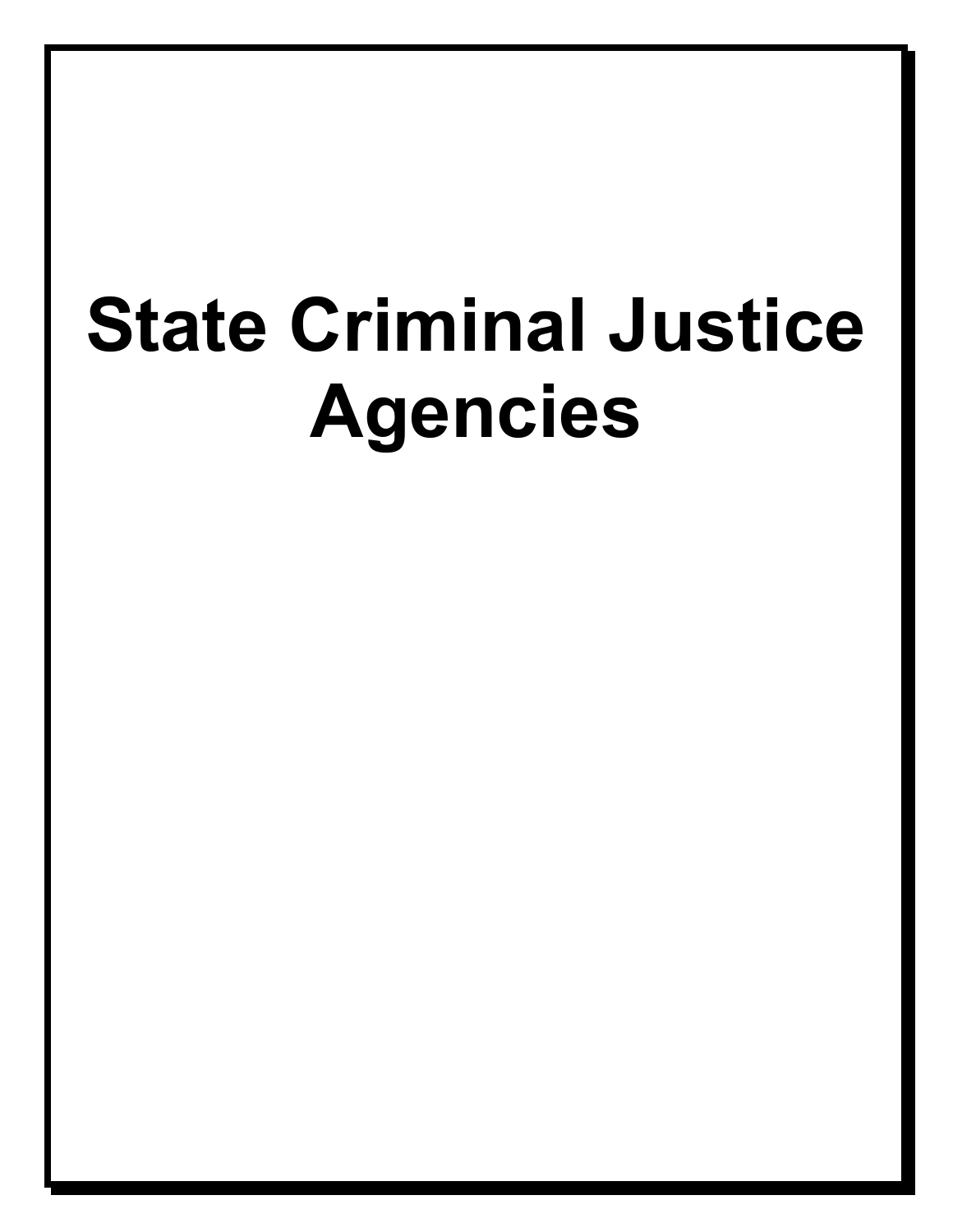# State Criminal Justice Agencies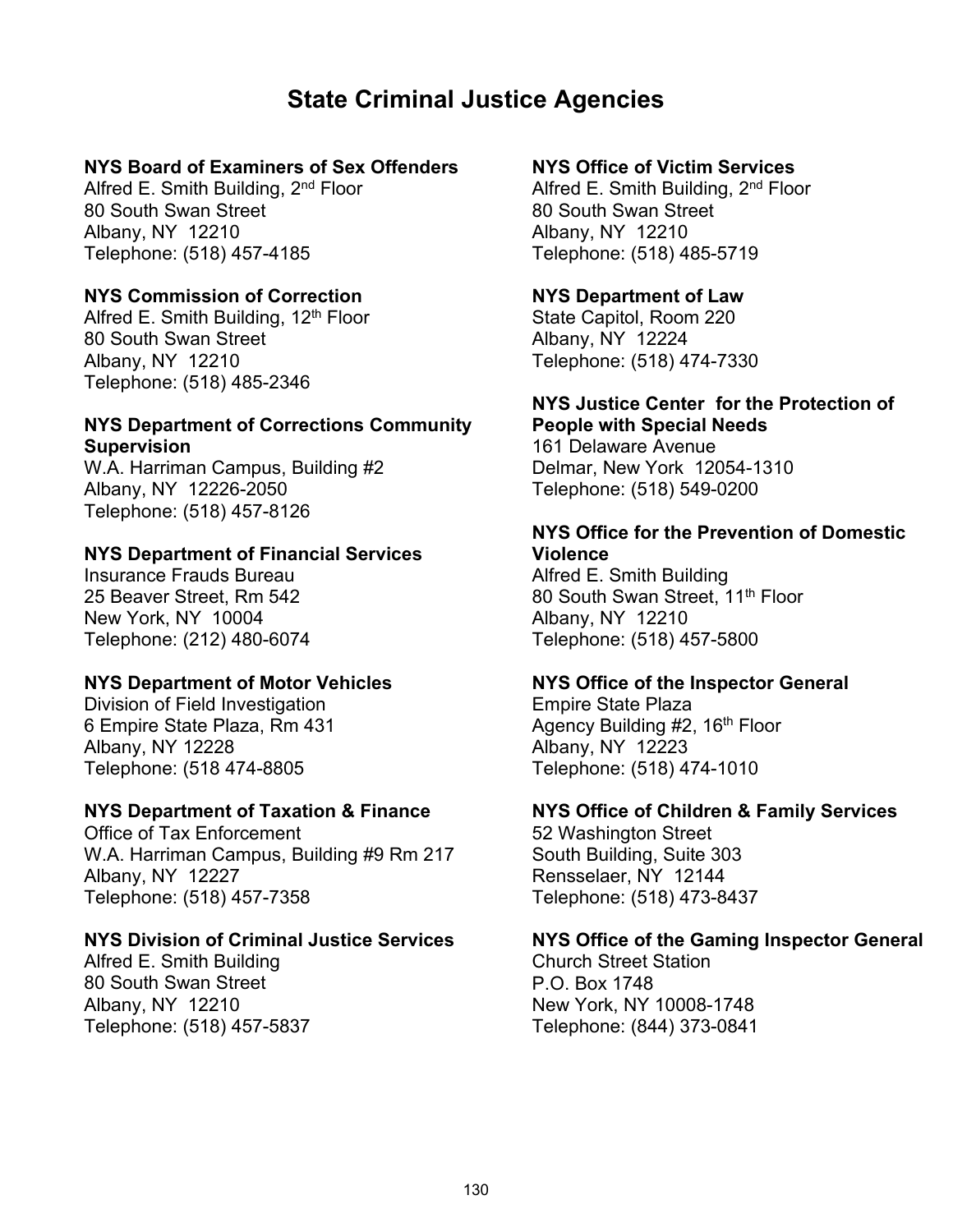# State Criminal Justice Agencies

**NYS Board of Examiners of Sex Offenders**
Alfred E. Smith Building, 2nd Floor
80 South Swan Street
Albany, NY 12210
Telephone: (518) 457-4185

**NYS Commission of Correction**
Alfred E. Smith Building, 12th Floor
80 South Swan Street
Albany, NY 12210
Telephone: (518) 485-2346

**NYS Department of Corrections Community Supervision**
W.A. Harriman Campus, Building #2
Albany, NY 12226-2050
Telephone: (518) 457-8126

**NYS Department of Financial Services**
Insurance Frauds Bureau
25 Beaver Street, Rm 542
New York, NY 10004
Telephone: (212) 480-6074

**NYS Department of Motor Vehicles**
Division of Field Investigation
6 Empire State Plaza, Rm 431
Albany, NY 12228
Telephone: (518 474-8805

**NYS Department of Taxation & Finance**
Office of Tax Enforcement
W.A. Harriman Campus, Building #9 Rm 217
Albany, NY 12227
Telephone: (518) 457-7358

**NYS Division of Criminal Justice Services**
Alfred E. Smith Building
80 South Swan Street
Albany, NY 12210
Telephone: (518) 457-5837

**NYS Office of Victim Services**
Alfred E. Smith Building, 2nd Floor
80 South Swan Street
Albany, NY 12210
Telephone: (518) 485-5719

**NYS Department of Law**
State Capitol, Room 220
Albany, NY 12224
Telephone: (518) 474-7330

**NYS Justice Center for the Protection of People with Special Needs**
161 Delaware Avenue
Delmar, New York 12054-1310
Telephone: (518) 549-0200

**NYS Office for the Prevention of Domestic Violence**
Alfred E. Smith Building
80 South Swan Street, 11th Floor
Albany, NY 12210
Telephone: (518) 457-5800

**NYS Office of the Inspector General**
Empire State Plaza
Agency Building #2, 16th Floor
Albany, NY 12223
Telephone: (518) 474-1010

**NYS Office of Children & Family Services**
52 Washington Street
South Building, Suite 303
Rensselaer, NY 12144
Telephone: (518) 473-8437

**NYS Office of the Gaming Inspector General**
Church Street Station
P.O. Box 1748
New York, NY 10008-1748
Telephone: (844) 373-0841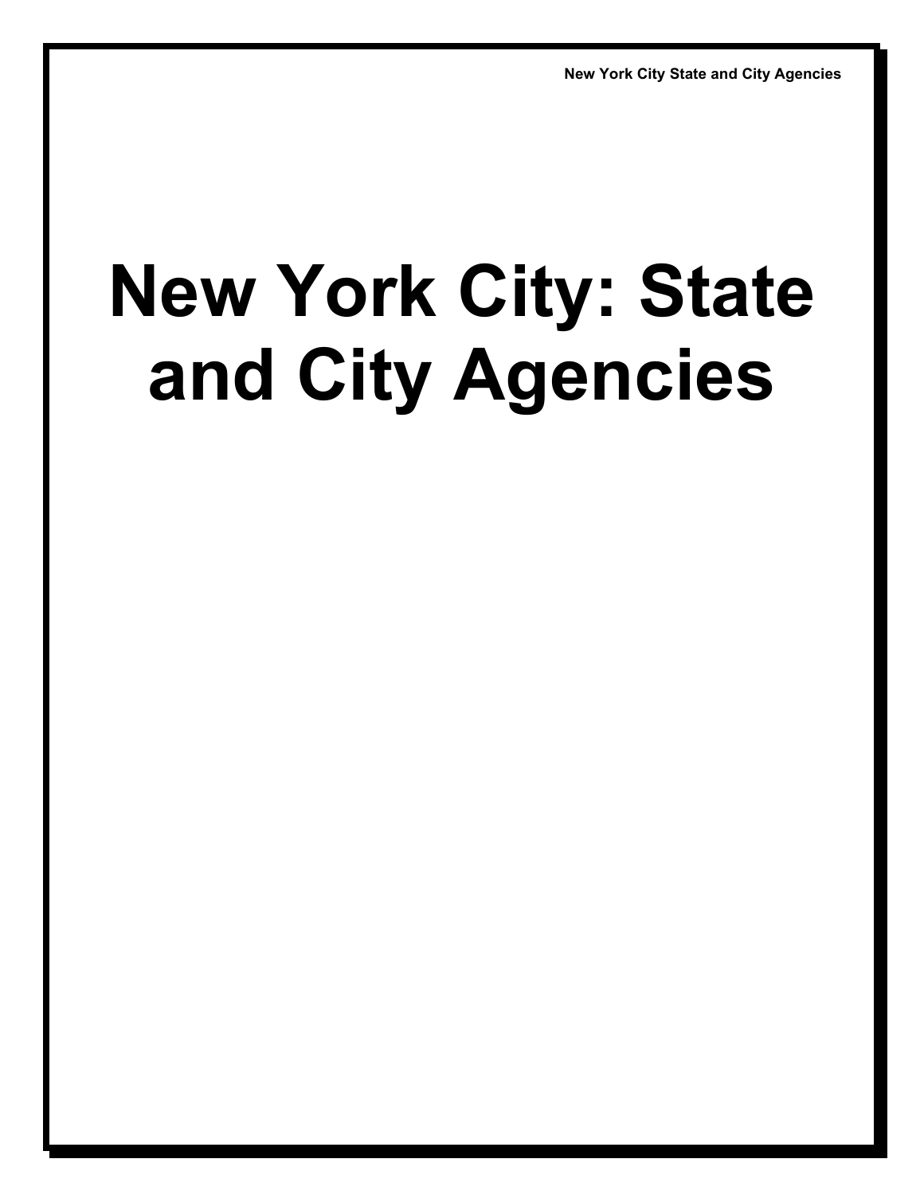# New York City: State and City Agencies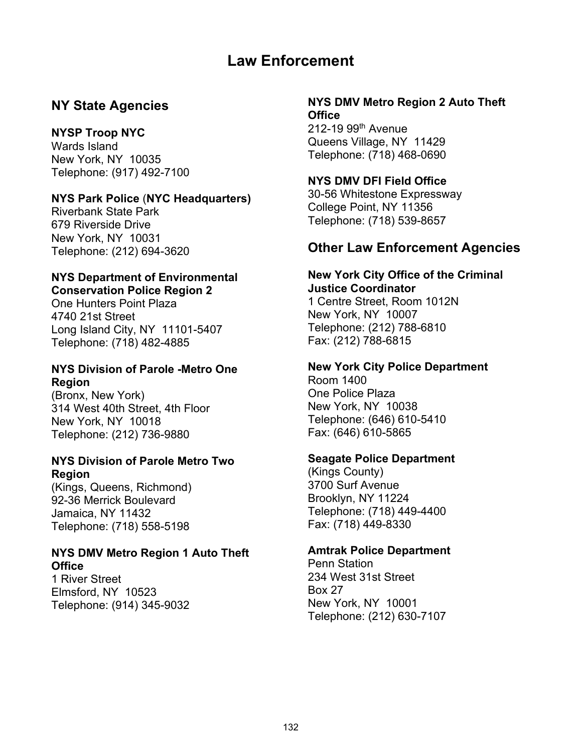# Law Enforcement

## NY State Agencies

**NYSP Troop NYC**
Wards Island
New York, NY 10035
Telephone: (917) 492-7100

**NYS Park Police** (**NYC Headquarters)**
Riverbank State Park
679 Riverside Drive
New York, NY 10031
Telephone: (212) 694-3620

**NYS Department of Environmental Conservation Police Region 2**
One Hunters Point Plaza
4740 21st Street
Long Island City, NY 11101-5407
Telephone: (718) 482-4885

**NYS Division of Parole -Metro One Region**
(Bronx, New York)
314 West 40th Street, 4th Floor
New York, NY 10018
Telephone: (212) 736-9880

**NYS Division of Parole Metro Two Region**
(Kings, Queens, Richmond)
92-36 Merrick Boulevard
Jamaica, NY 11432
Telephone: (718) 558-5198

**NYS DMV Metro Region 1 Auto Theft Office**
1 River Street
Elmsford, NY 10523
Telephone: (914) 345-9032

**NYS DMV Metro Region 2 Auto Theft Office**
212-19 99th Avenue
Queens Village, NY 11429
Telephone: (718) 468-0690

**NYS DMV DFI Field Office**
30-56 Whitestone Expressway
College Point, NY 11356
Telephone: (718) 539-8657

## Other Law Enforcement Agencies

**New York City Office of the Criminal Justice Coordinator**
1 Centre Street, Room 1012N
New York, NY 10007
Telephone: (212) 788-6810
Fax: (212) 788-6815

**New York City Police Department**
Room 1400
One Police Plaza
New York, NY 10038
Telephone: (646) 610-5410
Fax: (646) 610-5865

**Seagate Police Department**
(Kings County)
3700 Surf Avenue
Brooklyn, NY 11224
Telephone: (718) 449-4400
Fax: (718) 449-8330

**Amtrak Police Department**
Penn Station
234 West 31st Street
Box 27
New York, NY 10001
Telephone: (212) 630-7107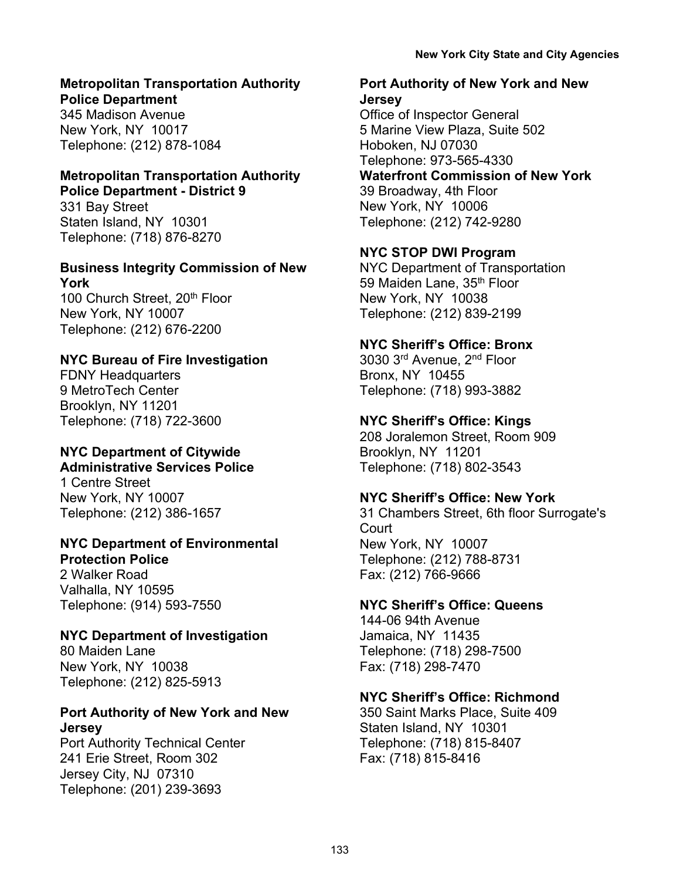**Metropolitan Transportation Authority Police Department**
345 Madison Avenue
New York, NY 10017
Telephone: (212) 878-1084

**Metropolitan Transportation Authority Police Department - District 9**
331 Bay Street
Staten Island, NY 10301
Telephone: (718) 876-8270

**Business Integrity Commission of New York**
100 Church Street, 20th Floor
New York, NY 10007
Telephone: (212) 676-2200

**NYC Bureau of Fire Investigation**
FDNY Headquarters
9 MetroTech Center
Brooklyn, NY 11201
Telephone: (718) 722-3600

**NYC Department of Citywide Administrative Services Police**
1 Centre Street
New York, NY 10007
Telephone: (212) 386-1657

**NYC Department of Environmental Protection Police**
2 Walker Road
Valhalla, NY 10595
Telephone: (914) 593-7550

**NYC Department of Investigation**
80 Maiden Lane
New York, NY 10038
Telephone: (212) 825-5913

**Port Authority of New York and New Jersey**
Port Authority Technical Center
241 Erie Street, Room 302
Jersey City, NJ 07310
Telephone: (201) 239-3693

**Port Authority of New York and New Jersey**
Office of Inspector General
5 Marine View Plaza, Suite 502
Hoboken, NJ 07030
Telephone: 973-565-4330

**Waterfront Commission of New York**
39 Broadway, 4th Floor
New York, NY 10006
Telephone: (212) 742-9280

**NYC STOP DWI Program**
NYC Department of Transportation
59 Maiden Lane, 35th Floor
New York, NY 10038
Telephone: (212) 839-2199

**NYC Sheriff's Office: Bronx**
3030 3rd Avenue, 2nd Floor
Bronx, NY 10455
Telephone: (718) 993-3882

**NYC Sheriff's Office: Kings**
208 Joralemon Street, Room 909
Brooklyn, NY 11201
Telephone: (718) 802-3543

**NYC Sheriff's Office: New York**
31 Chambers Street, 6th floor Surrogate's Court
New York, NY 10007
Telephone: (212) 788-8731
Fax: (212) 766-9666

**NYC Sheriff's Office: Queens**
144-06 94th Avenue
Jamaica, NY 11435
Telephone: (718) 298-7500
Fax: (718) 298-7470

**NYC Sheriff's Office: Richmond**
350 Saint Marks Place, Suite 409
Staten Island, NY 10301
Telephone: (718) 815-8407
Fax: (718) 815-8416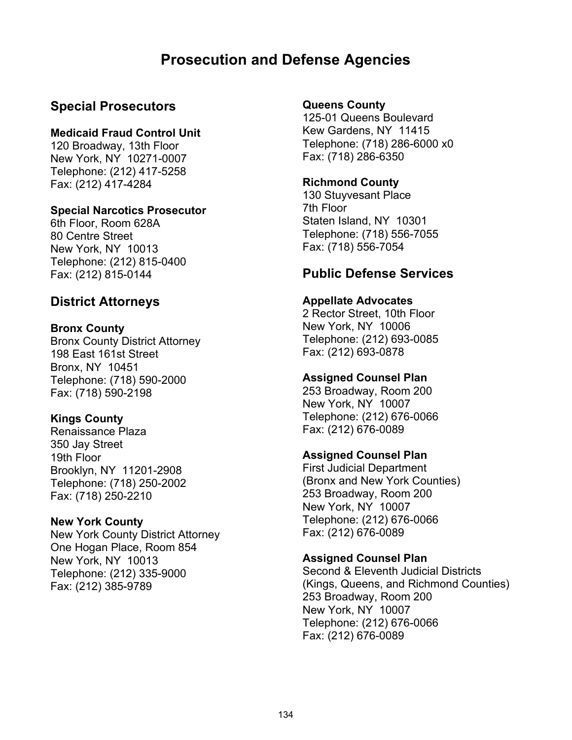# Prosecution and Defense Agencies

## Special Prosecutors

**Medicaid Fraud Control Unit**
120 Broadway, 13th Floor
New York, NY 10271-0007
Telephone: (212) 417-5258
Fax: (212) 417-4284

**Special Narcotics Prosecutor**
6th Floor, Room 628A
80 Centre Street
New York, NY 10013
Telephone: (212) 815-0400
Fax: (212) 815-0144

## District Attorneys

**Bronx County**
Bronx County District Attorney
198 East 161st Street
Bronx, NY 10451
Telephone: (718) 590-2000
Fax: (718) 590-2198

**Kings County**
Renaissance Plaza
350 Jay Street
19th Floor
Brooklyn, NY 11201-2908
Telephone: (718) 250-2002
Fax: (718) 250-2210

**New York County**
New York County District Attorney
One Hogan Place, Room 854
New York, NY 10013
Telephone: (212) 335-9000
Fax: (212) 385-9789

**Queens County**
125-01 Queens Boulevard
Kew Gardens, NY 11415
Telephone: (718) 286-6000 x0
Fax: (718) 286-6350

**Richmond County**
130 Stuyvesant Place
7th Floor
Staten Island, NY 10301
Telephone: (718) 556-7055
Fax: (718) 556-7054

## Public Defense Services

**Appellate Advocates**
2 Rector Street, 10th Floor
New York, NY 10006
Telephone: (212) 693-0085
Fax: (212) 693-0878

**Assigned Counsel Plan**
253 Broadway, Room 200
New York, NY 10007
Telephone: (212) 676-0066
Fax: (212) 676-0089

**Assigned Counsel Plan**
First Judicial Department
(Bronx and New York Counties)
253 Broadway, Room 200
New York, NY 10007
Telephone: (212) 676-0066
Fax: (212) 676-0089

**Assigned Counsel Plan**
Second & Eleventh Judicial Districts
(Kings, Queens, and Richmond Counties)
253 Broadway, Room 200
New York, NY 10007
Telephone: (212) 676-0066
Fax: (212) 676-0089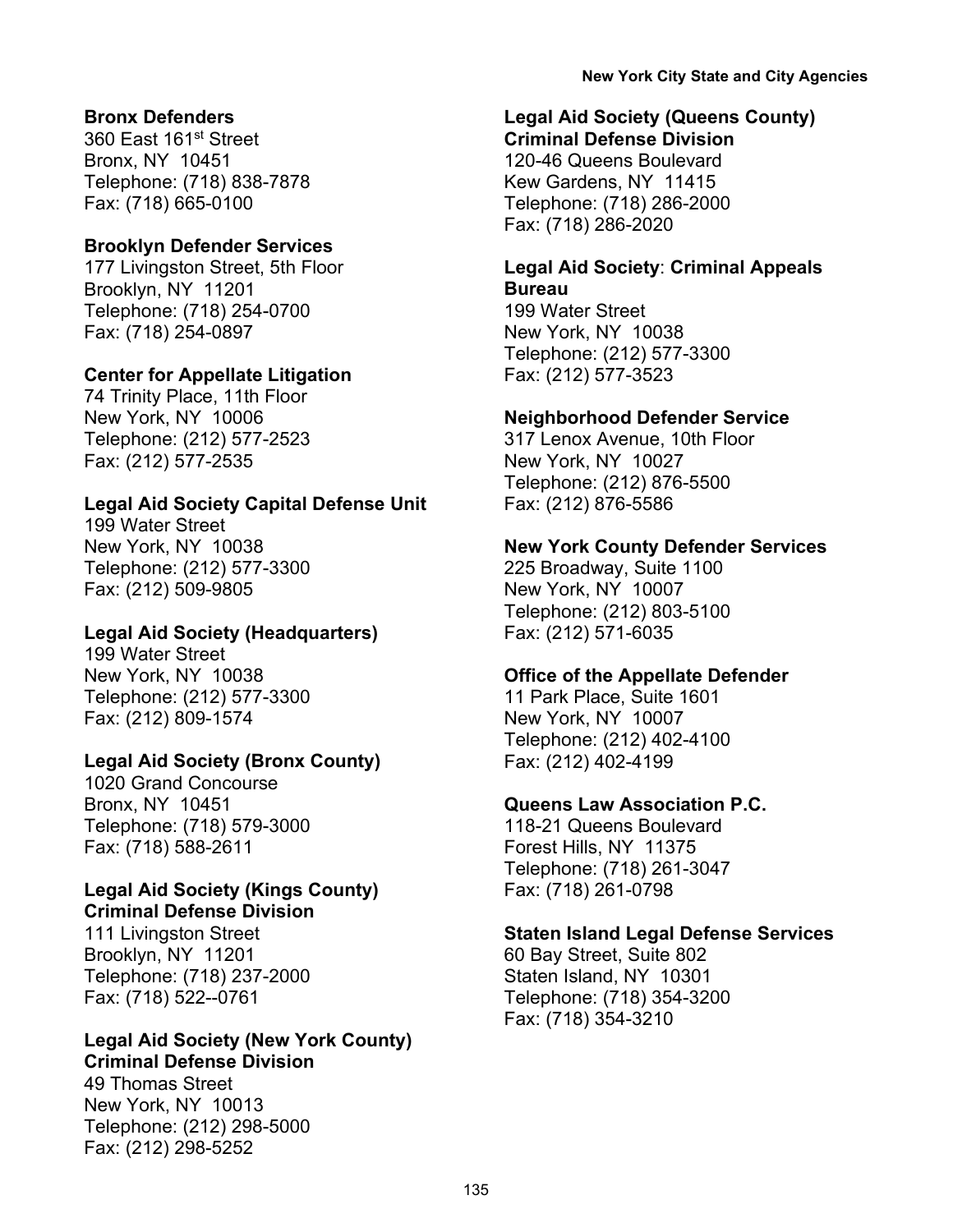**Bronx Defenders**
360 East 161st Street
Bronx, NY 10451
Telephone: (718) 838-7878
Fax: (718) 665-0100

**Brooklyn Defender Services**
177 Livingston Street, 5th Floor
Brooklyn, NY 11201
Telephone: (718) 254-0700
Fax: (718) 254-0897

**Center for Appellate Litigation**
74 Trinity Place, 11th Floor
New York, NY 10006
Telephone: (212) 577-2523
Fax: (212) 577-2535

**Legal Aid Society Capital Defense Unit**
199 Water Street
New York, NY 10038
Telephone: (212) 577-3300
Fax: (212) 509-9805

**Legal Aid Society (Headquarters)**
199 Water Street
New York, NY 10038
Telephone: (212) 577-3300
Fax: (212) 809-1574

**Legal Aid Society (Bronx County)**
1020 Grand Concourse
Bronx, NY 10451
Telephone: (718) 579-3000
Fax: (718) 588-2611

**Legal Aid Society (Kings County) Criminal Defense Division**
111 Livingston Street
Brooklyn, NY 11201
Telephone: (718) 237-2000
Fax: (718) 522--0761

**Legal Aid Society (New York County) Criminal Defense Division**
49 Thomas Street
New York, NY 10013
Telephone: (212) 298-5000
Fax: (212) 298-5252

**Legal Aid Society (Queens County) Criminal Defense Division**
120-46 Queens Boulevard
Kew Gardens, NY 11415
Telephone: (718) 286-2000
Fax: (718) 286-2020

**Legal Aid Society**: **Criminal Appeals Bureau**
199 Water Street
New York, NY 10038
Telephone: (212) 577-3300
Fax: (212) 577-3523

**Neighborhood Defender Service**
317 Lenox Avenue, 10th Floor
New York, NY 10027
Telephone: (212) 876-5500
Fax: (212) 876-5586

**New York County Defender Services**
225 Broadway, Suite 1100
New York, NY 10007
Telephone: (212) 803-5100
Fax: (212) 571-6035

**Office of the Appellate Defender**
11 Park Place, Suite 1601
New York, NY 10007
Telephone: (212) 402-4100
Fax: (212) 402-4199

**Queens Law Association P.C.**
118-21 Queens Boulevard
Forest Hills, NY 11375
Telephone: (718) 261-3047
Fax: (718) 261-0798

**Staten Island Legal Defense Services**
60 Bay Street, Suite 802
Staten Island, NY 10301
Telephone: (718) 354-3200
Fax: (718) 354-3210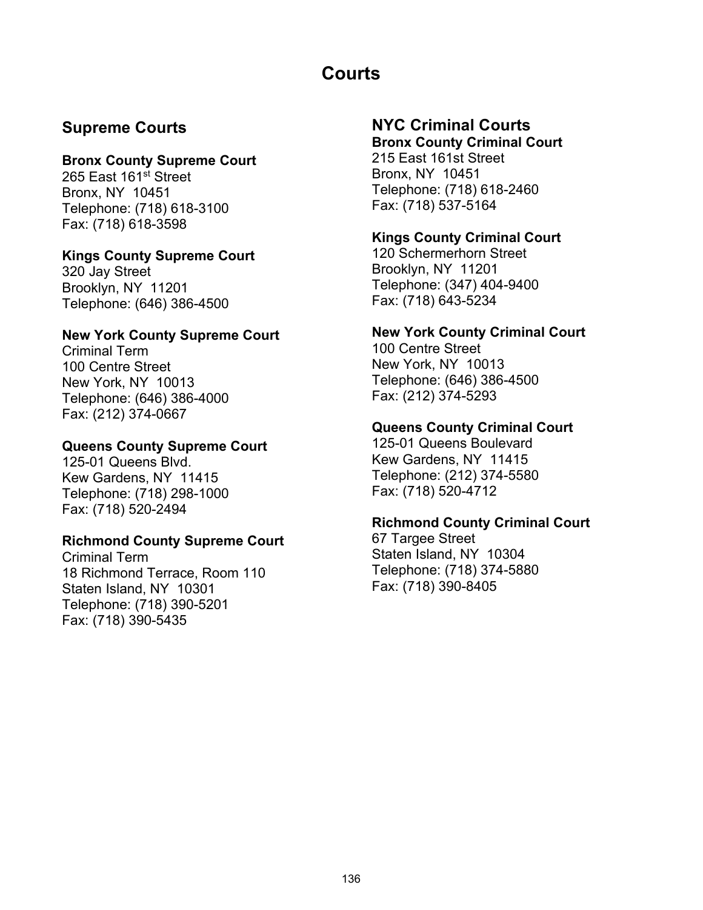# Courts

## Supreme Courts

**Bronx County Supreme Court**
265 East 161st Street
Bronx, NY 10451
Telephone: (718) 618-3100
Fax: (718) 618-3598

**Kings County Supreme Court**
320 Jay Street
Brooklyn, NY 11201
Telephone: (646) 386-4500

**New York County Supreme Court**
Criminal Term
100 Centre Street
New York, NY 10013
Telephone: (646) 386-4000
Fax: (212) 374-0667

**Queens County Supreme Court**
125-01 Queens Blvd.
Kew Gardens, NY 11415
Telephone: (718) 298-1000
Fax: (718) 520-2494

**Richmond County Supreme Court**
Criminal Term
18 Richmond Terrace, Room 110
Staten Island, NY 10301
Telephone: (718) 390-5201
Fax: (718) 390-5435

## NYC Criminal Courts

**Bronx County Criminal Court**
215 East 161st Street
Bronx, NY 10451
Telephone: (718) 618-2460
Fax: (718) 537-5164

**Kings County Criminal Court**
120 Schermerhorn Street
Brooklyn, NY 11201
Telephone: (347) 404-9400
Fax: (718) 643-5234

**New York County Criminal Court**
100 Centre Street
New York, NY 10013
Telephone: (646) 386-4500
Fax: (212) 374-5293

**Queens County Criminal Court**
125-01 Queens Boulevard
Kew Gardens, NY 11415
Telephone: (212) 374-5580
Fax: (718) 520-4712

**Richmond County Criminal Court**
67 Targee Street
Staten Island, NY 10304
Telephone: (718) 374-5880
Fax: (718) 390-8405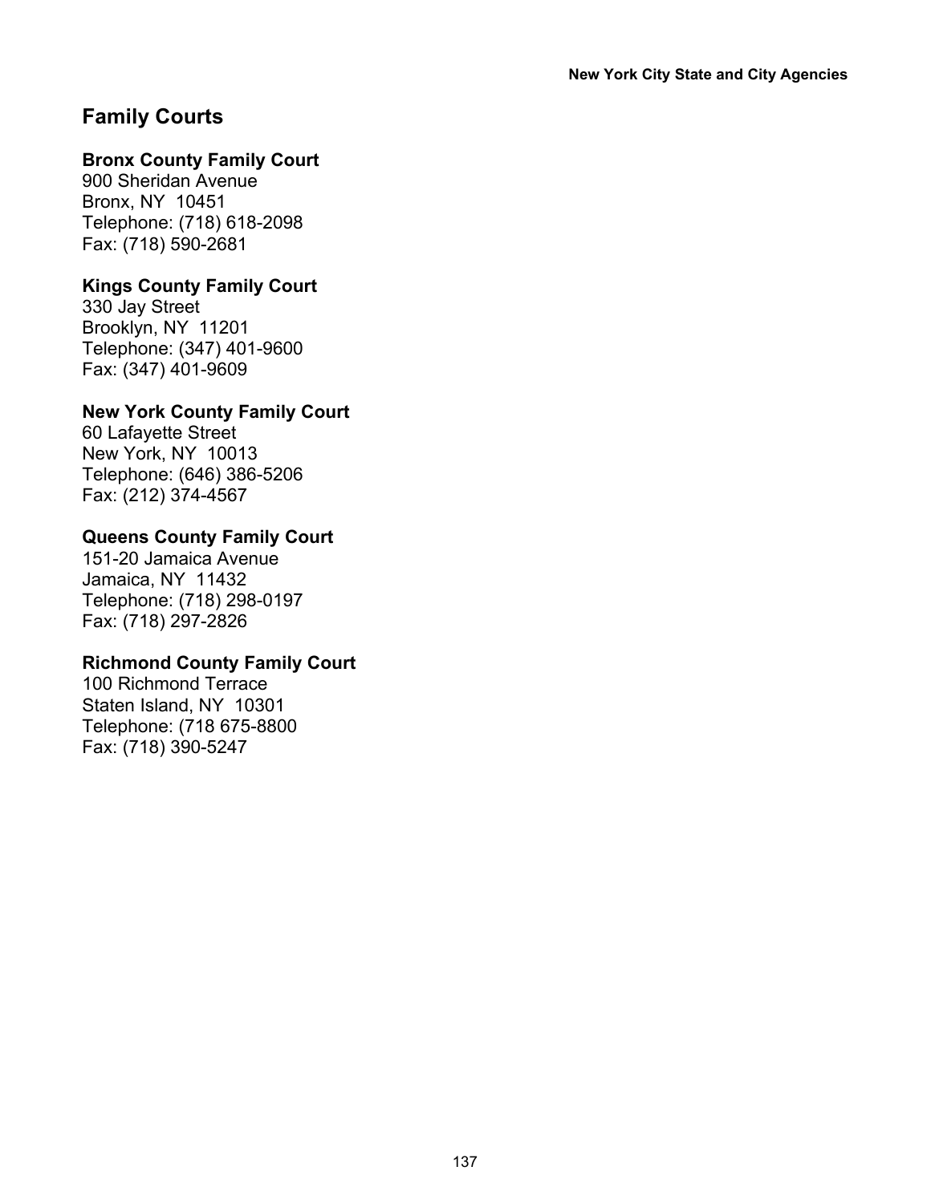## Family Courts

**Bronx County Family Court**
900 Sheridan Avenue
Bronx, NY 10451
Telephone: (718) 618-2098
Fax: (718) 590-2681

**Kings County Family Court**
330 Jay Street
Brooklyn, NY 11201
Telephone: (347) 401-9600
Fax: (347) 401-9609

**New York County Family Court**
60 Lafayette Street
New York, NY 10013
Telephone: (646) 386-5206
Fax: (212) 374-4567

**Queens County Family Court**
151-20 Jamaica Avenue
Jamaica, NY 11432
Telephone: (718) 298-0197
Fax: (718) 297-2826

**Richmond County Family Court**
100 Richmond Terrace
Staten Island, NY 10301
Telephone: (718 675-8800
Fax: (718) 390-5247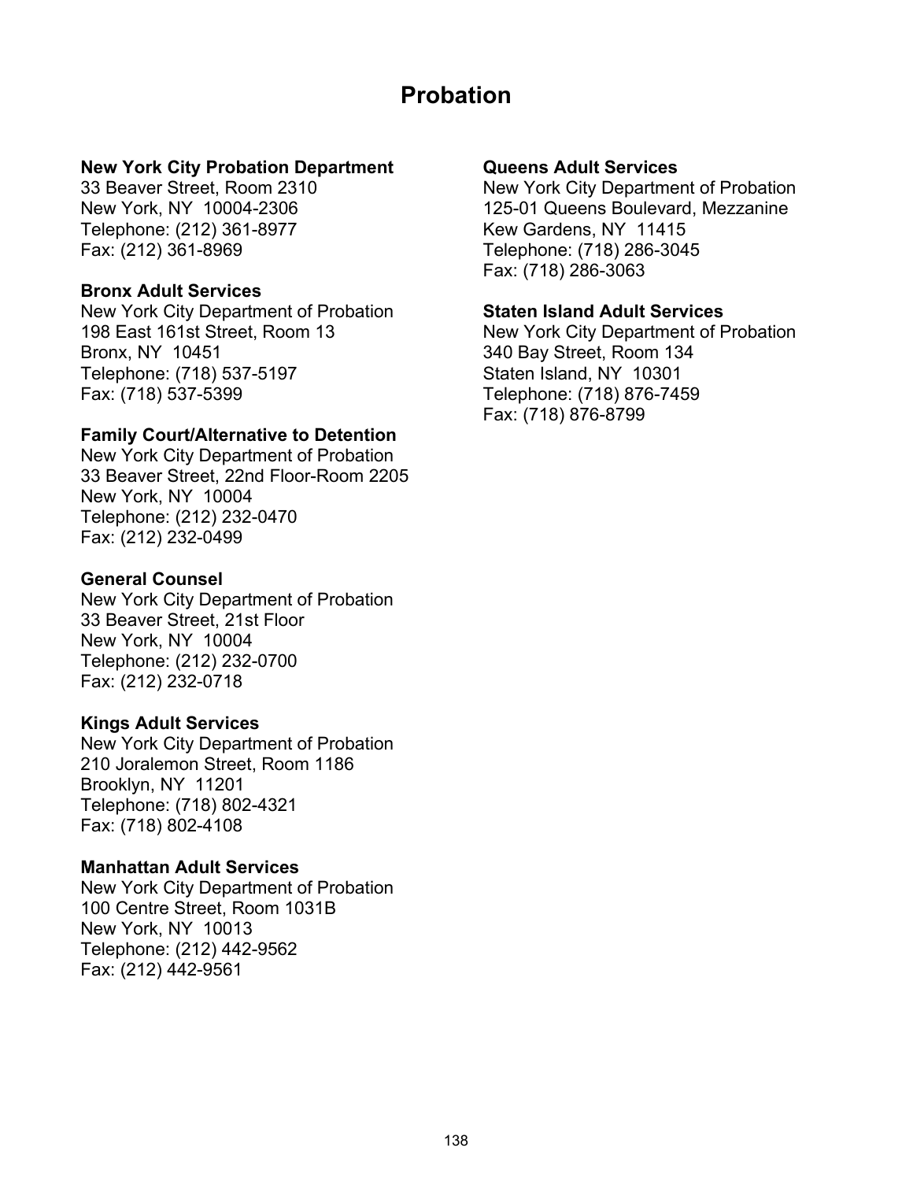# Probation

**New York City Probation Department**
33 Beaver Street, Room 2310
New York, NY 10004-2306
Telephone: (212) 361-8977
Fax: (212) 361-8969

**Bronx Adult Services**
New York City Department of Probation
198 East 161st Street, Room 13
Bronx, NY 10451
Telephone: (718) 537-5197
Fax: (718) 537-5399

**Family Court/Alternative to Detention**
New York City Department of Probation
33 Beaver Street, 22nd Floor-Room 2205
New York, NY 10004
Telephone: (212) 232-0470
Fax: (212) 232-0499

**General Counsel**
New York City Department of Probation
33 Beaver Street, 21st Floor
New York, NY 10004
Telephone: (212) 232-0700
Fax: (212) 232-0718

**Kings Adult Services**
New York City Department of Probation
210 Joralemon Street, Room 1186
Brooklyn, NY 11201
Telephone: (718) 802-4321
Fax: (718) 802-4108

**Manhattan Adult Services**
New York City Department of Probation
100 Centre Street, Room 1031B
New York, NY 10013
Telephone: (212) 442-9562
Fax: (212) 442-9561

**Queens Adult Services**
New York City Department of Probation
125-01 Queens Boulevard, Mezzanine
Kew Gardens, NY 11415
Telephone: (718) 286-3045
Fax: (718) 286-3063

**Staten Island Adult Services**
New York City Department of Probation
340 Bay Street, Room 134
Staten Island, NY 10301
Telephone: (718) 876-7459
Fax: (718) 876-8799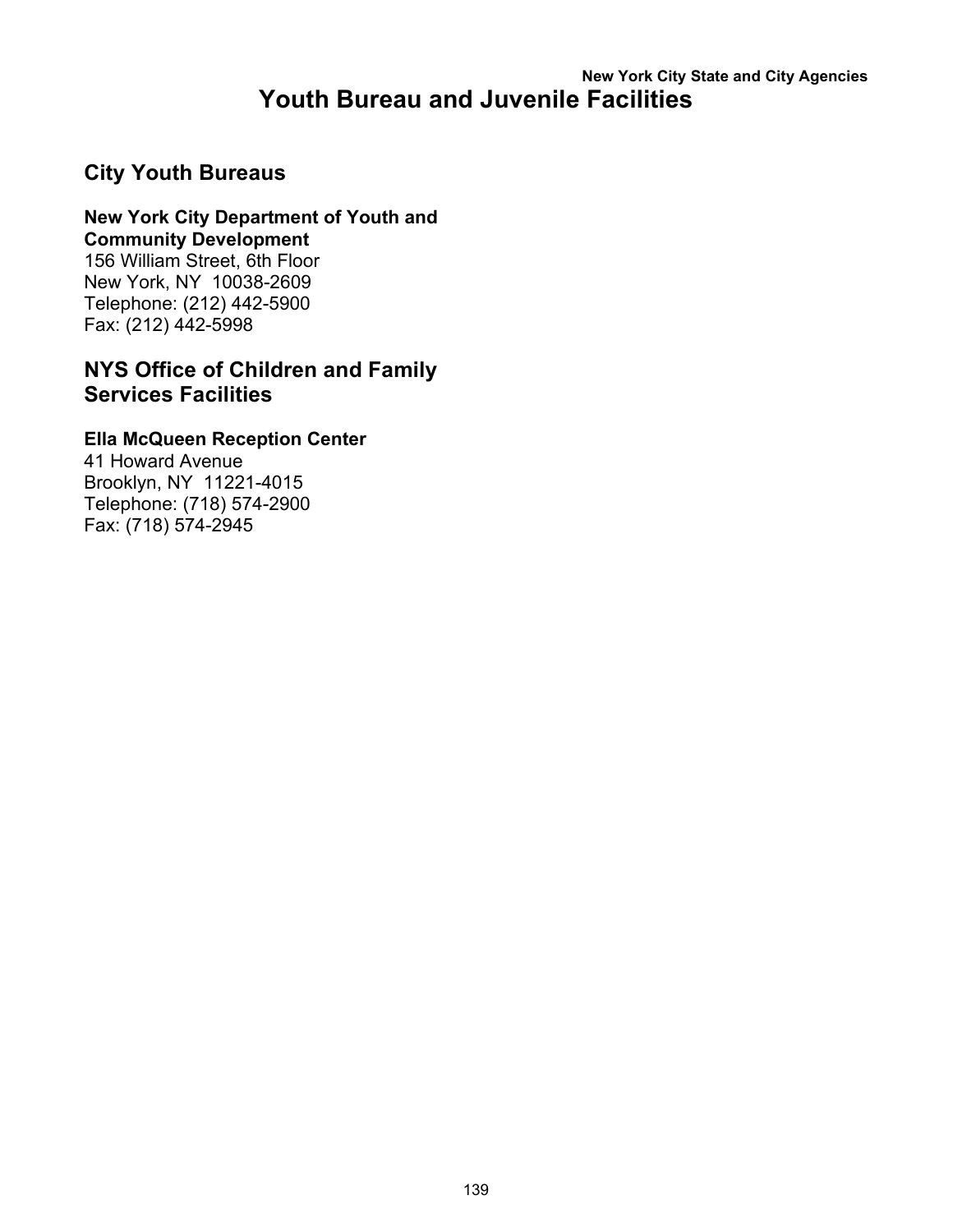# Youth Bureau and Juvenile Facilities

## City Youth Bureaus

**New York City Department of Youth and Community Development**
156 William Street, 6th Floor
New York, NY 10038-2609
Telephone: (212) 442-5900
Fax: (212) 442-5998

## NYS Office of Children and Family Services Facilities

**Ella McQueen Reception Center**
41 Howard Avenue
Brooklyn, NY 11221-4015
Telephone: (718) 574-2900
Fax: (718) 574-2945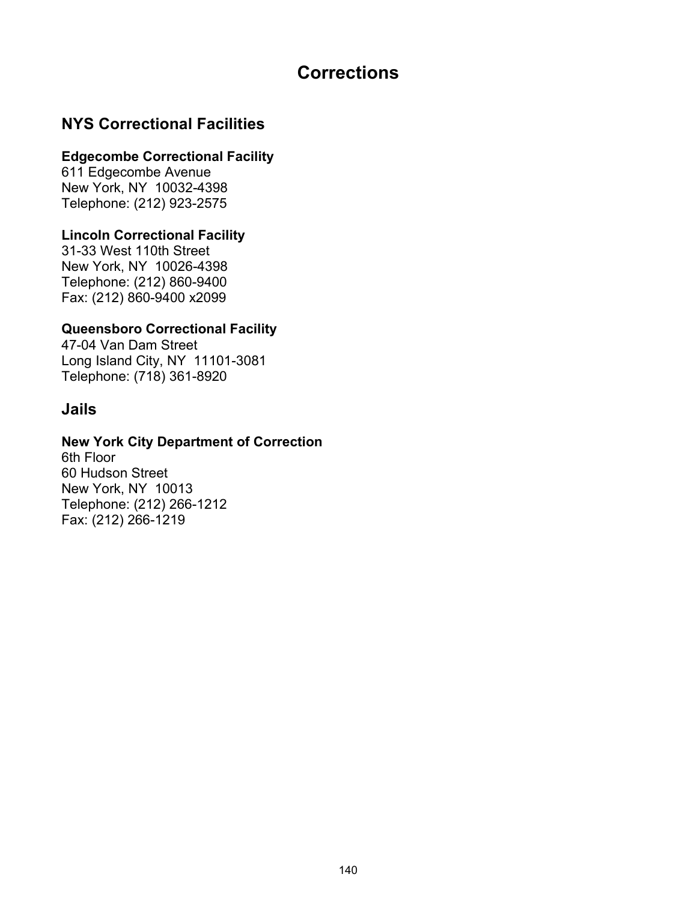# Corrections

## NYS Correctional Facilities

**Edgecombe Correctional Facility**
611 Edgecombe Avenue
New York, NY 10032-4398
Telephone: (212) 923-2575

**Lincoln Correctional Facility**
31-33 West 110th Street
New York, NY 10026-4398
Telephone: (212) 860-9400
Fax: (212) 860-9400 x2099

**Queensboro Correctional Facility**
47-04 Van Dam Street
Long Island City, NY 11101-3081
Telephone: (718) 361-8920

## Jails

**New York City Department of Correction**
6th Floor
60 Hudson Street
New York, NY 10013
Telephone: (212) 266-1212
Fax: (212) 266-1219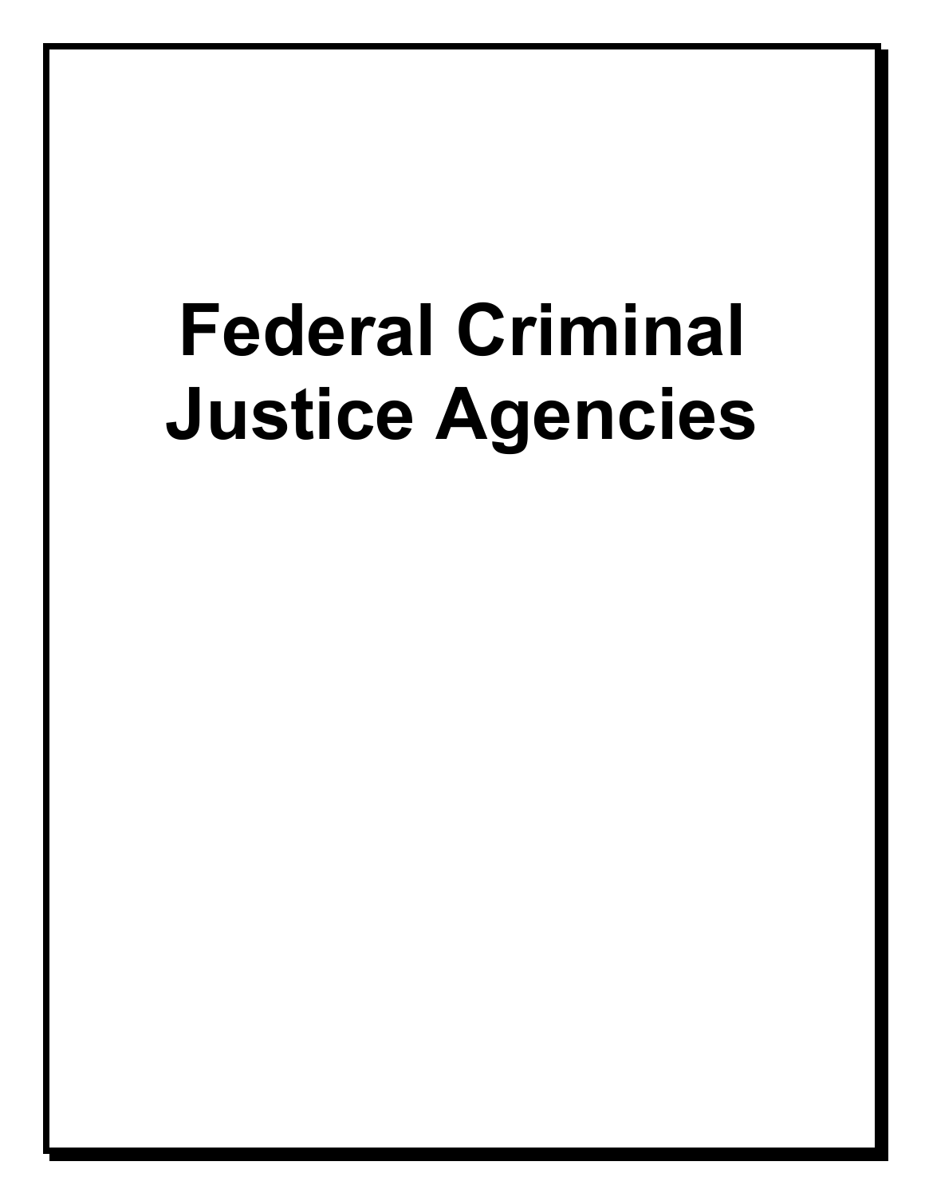# Federal Criminal Justice Agencies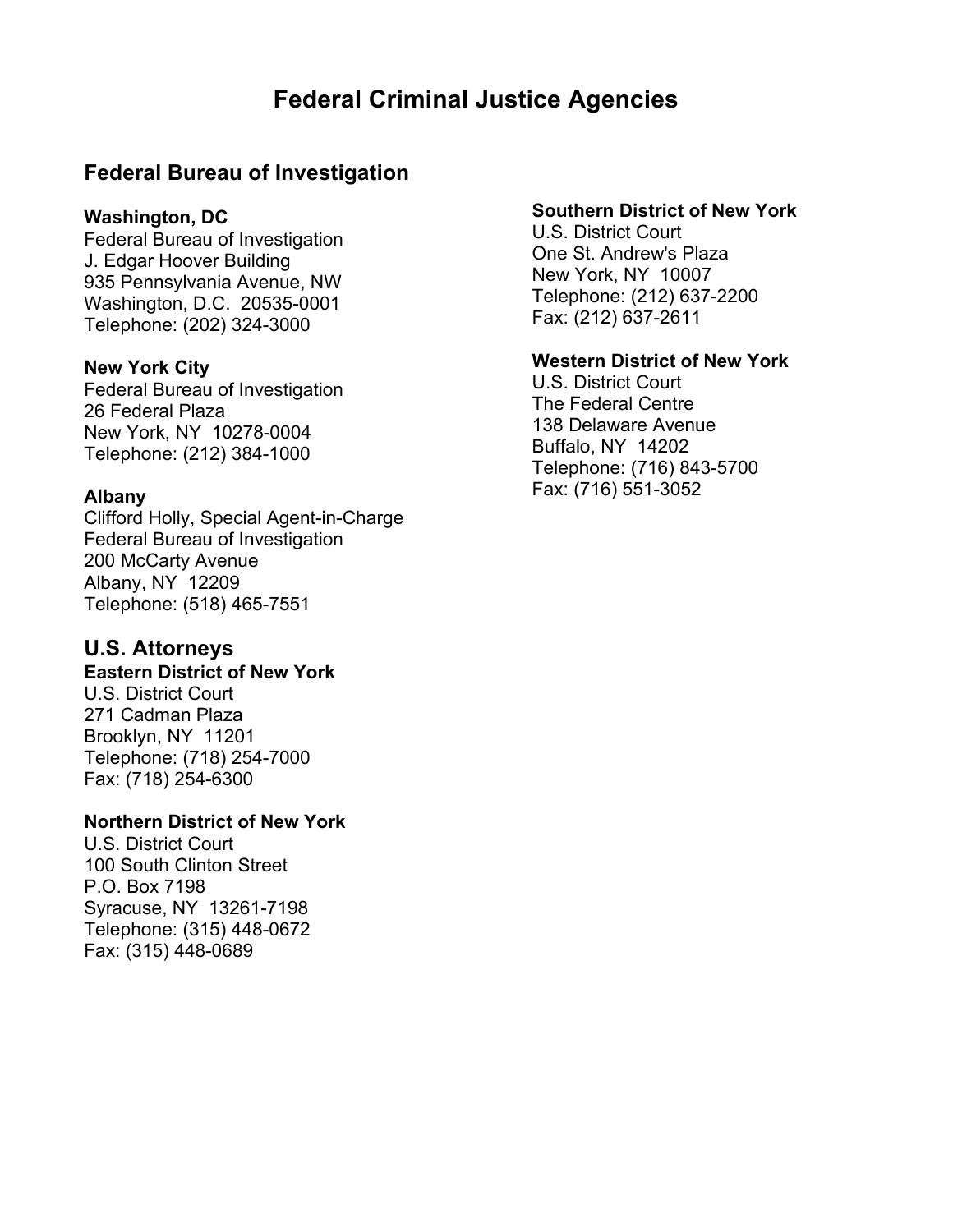# Federal Criminal Justice Agencies

## Federal Bureau of Investigation

**Washington, DC**
Federal Bureau of Investigation
J. Edgar Hoover Building
935 Pennsylvania Avenue, NW
Washington, D.C. 20535-0001
Telephone: (202) 324-3000

**New York City**
Federal Bureau of Investigation
26 Federal Plaza
New York, NY 10278-0004
Telephone: (212) 384-1000

**Albany**
Clifford Holly, Special Agent-in-Charge
Federal Bureau of Investigation
200 McCarty Avenue
Albany, NY 12209
Telephone: (518) 465-7551

## U.S. Attorneys

**Eastern District of New York**
U.S. District Court
271 Cadman Plaza
Brooklyn, NY 11201
Telephone: (718) 254-7000
Fax: (718) 254-6300

**Northern District of New York**
U.S. District Court
100 South Clinton Street
P.O. Box 7198
Syracuse, NY 13261-7198
Telephone: (315) 448-0672
Fax: (315) 448-0689

**Southern District of New York**
U.S. District Court
One St. Andrew's Plaza
New York, NY 10007
Telephone: (212) 637-2200
Fax: (212) 637-2611

**Western District of New York**
U.S. District Court
The Federal Centre
138 Delaware Avenue
Buffalo, NY 14202
Telephone: (716) 843-5700
Fax: (716) 551-3052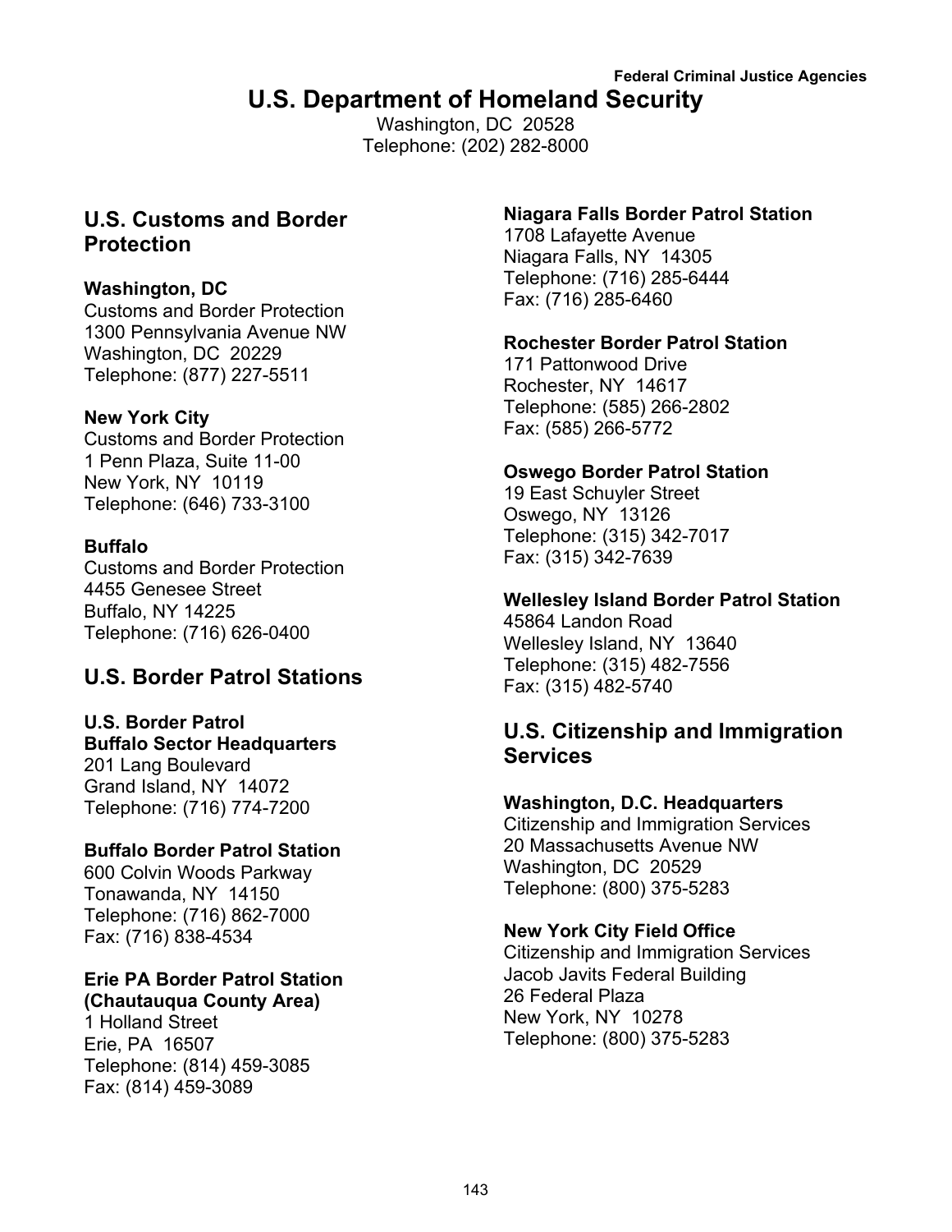# U.S. Department of Homeland Security

Washington, DC 20528
Telephone: (202) 282-8000

## U.S. Customs and Border Protection

**Washington, DC**
Customs and Border Protection
1300 Pennsylvania Avenue NW
Washington, DC 20229
Telephone: (877) 227-5511

**New York City**
Customs and Border Protection
1 Penn Plaza, Suite 11-00
New York, NY 10119
Telephone: (646) 733-3100

**Buffalo**
Customs and Border Protection
4455 Genesee Street
Buffalo, NY 14225
Telephone: (716) 626-0400

## U.S. Border Patrol Stations

**U.S. Border Patrol**
**Buffalo Sector Headquarters**
201 Lang Boulevard
Grand Island, NY 14072
Telephone: (716) 774-7200

**Buffalo Border Patrol Station**
600 Colvin Woods Parkway
Tonawanda, NY 14150
Telephone: (716) 862-7000
Fax: (716) 838-4534

**Erie PA Border Patrol Station**
**(Chautauqua County Area)**
1 Holland Street
Erie, PA 16507
Telephone: (814) 459-3085
Fax: (814) 459-3089

**Niagara Falls Border Patrol Station**
1708 Lafayette Avenue
Niagara Falls, NY 14305
Telephone: (716) 285-6444
Fax: (716) 285-6460

**Rochester Border Patrol Station**
171 Pattonwood Drive
Rochester, NY 14617
Telephone: (585) 266-2802
Fax: (585) 266-5772

**Oswego Border Patrol Station**
19 East Schuyler Street
Oswego, NY 13126
Telephone: (315) 342-7017
Fax: (315) 342-7639

**Wellesley Island Border Patrol Station**
45864 Landon Road
Wellesley Island, NY 13640
Telephone: (315) 482-7556
Fax: (315) 482-5740

## U.S. Citizenship and Immigration Services

**Washington, D.C. Headquarters**
Citizenship and Immigration Services
20 Massachusetts Avenue NW
Washington, DC 20529
Telephone: (800) 375-5283

**New York City Field Office**
Citizenship and Immigration Services
Jacob Javits Federal Building
26 Federal Plaza
New York, NY 10278
Telephone: (800) 375-5283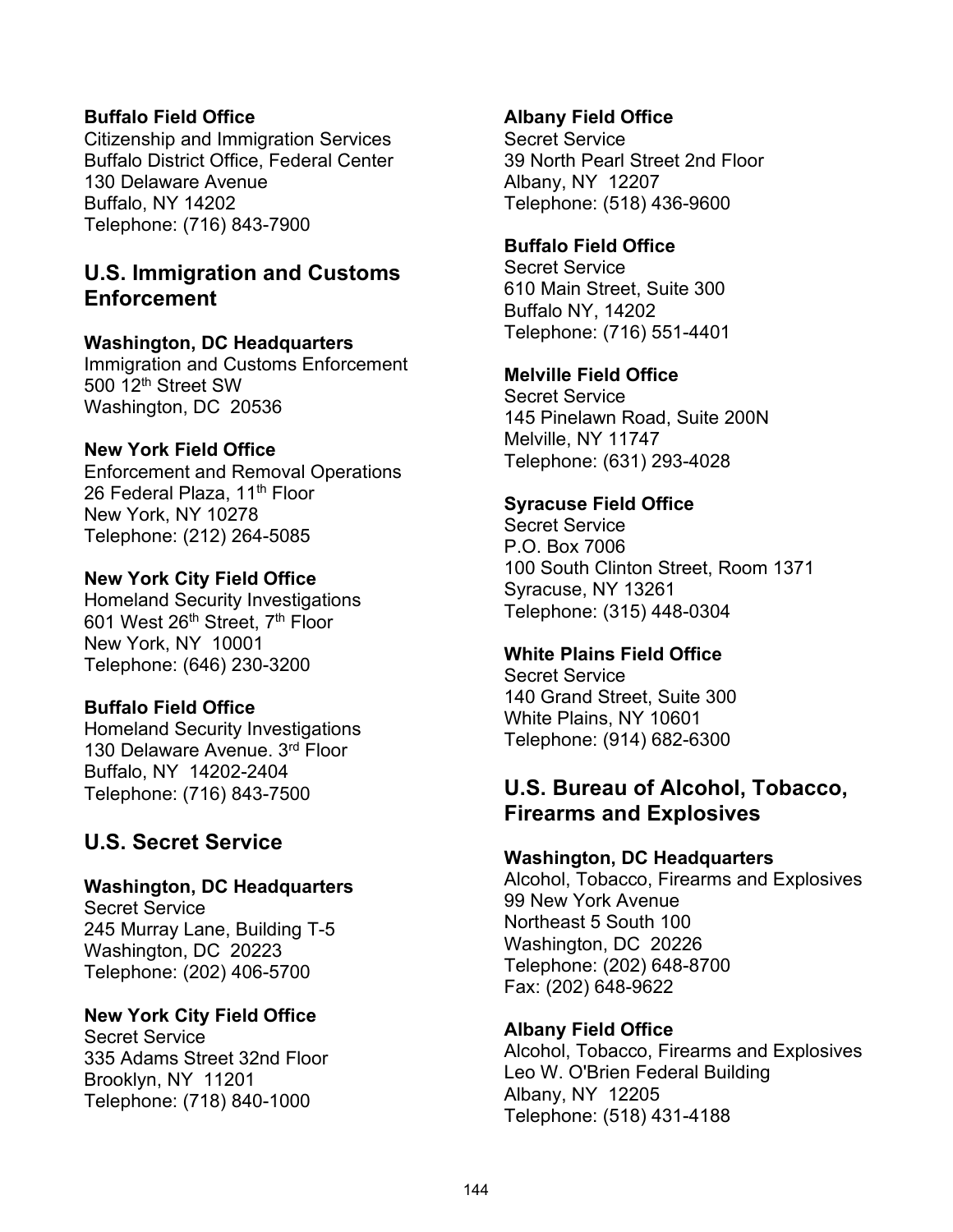**Buffalo Field Office**
Citizenship and Immigration Services
Buffalo District Office, Federal Center
130 Delaware Avenue
Buffalo, NY 14202
Telephone: (716) 843-7900

## U.S. Immigration and Customs Enforcement

**Washington, DC Headquarters**
Immigration and Customs Enforcement
500 12th Street SW
Washington, DC 20536

**New York Field Office**
Enforcement and Removal Operations
26 Federal Plaza, 11th Floor
New York, NY 10278
Telephone: (212) 264-5085

**New York City Field Office**
Homeland Security Investigations
601 West 26th Street, 7th Floor
New York, NY 10001
Telephone: (646) 230-3200

**Buffalo Field Office**
Homeland Security Investigations
130 Delaware Avenue. 3rd Floor
Buffalo, NY 14202-2404
Telephone: (716) 843-7500

## U.S. Secret Service

**Washington, DC Headquarters**
Secret Service
245 Murray Lane, Building T-5
Washington, DC 20223
Telephone: (202) 406-5700

**New York City Field Office**
Secret Service
335 Adams Street 32nd Floor
Brooklyn, NY 11201
Telephone: (718) 840-1000

**Albany Field Office**
Secret Service
39 North Pearl Street 2nd Floor
Albany, NY 12207
Telephone: (518) 436-9600

**Buffalo Field Office**
Secret Service
610 Main Street, Suite 300
Buffalo NY, 14202
Telephone: (716) 551-4401

**Melville Field Office**
Secret Service
145 Pinelawn Road, Suite 200N
Melville, NY 11747
Telephone: (631) 293-4028

**Syracuse Field Office**
Secret Service
P.O. Box 7006
100 South Clinton Street, Room 1371
Syracuse, NY 13261
Telephone: (315) 448-0304

**White Plains Field Office**
Secret Service
140 Grand Street, Suite 300
White Plains, NY 10601
Telephone: (914) 682-6300

## U.S. Bureau of Alcohol, Tobacco, Firearms and Explosives

**Washington, DC Headquarters**
Alcohol, Tobacco, Firearms and Explosives
99 New York Avenue
Northeast 5 South 100
Washington, DC 20226
Telephone: (202) 648-8700
Fax: (202) 648-9622

**Albany Field Office**
Alcohol, Tobacco, Firearms and Explosives
Leo W. O'Brien Federal Building
Albany, NY 12205
Telephone: (518) 431-4188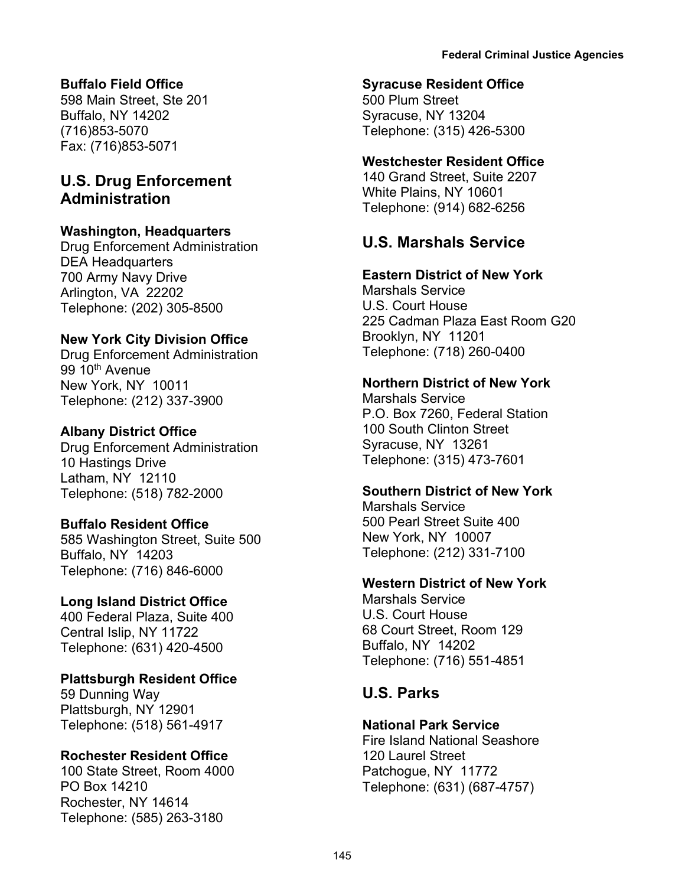**Buffalo Field Office**
598 Main Street, Ste 201
Buffalo, NY 14202
(716)853-5070
Fax: (716)853-5071

## U.S. Drug Enforcement Administration

**Washington, Headquarters**
Drug Enforcement Administration
DEA Headquarters
700 Army Navy Drive
Arlington, VA 22202
Telephone: (202) 305-8500

**New York City Division Office**
Drug Enforcement Administration
99 10th Avenue
New York, NY 10011
Telephone: (212) 337-3900

**Albany District Office**
Drug Enforcement Administration
10 Hastings Drive
Latham, NY 12110
Telephone: (518) 782-2000

**Buffalo Resident Office**
585 Washington Street, Suite 500
Buffalo, NY 14203
Telephone: (716) 846-6000

**Long Island District Office**
400 Federal Plaza, Suite 400
Central Islip, NY 11722
Telephone: (631) 420-4500

**Plattsburgh Resident Office**
59 Dunning Way
Plattsburgh, NY 12901
Telephone: (518) 561-4917

**Rochester Resident Office**
100 State Street, Room 4000
PO Box 14210
Rochester, NY 14614
Telephone: (585) 263-3180

**Syracuse Resident Office**
500 Plum Street
Syracuse, NY 13204
Telephone: (315) 426-5300

**Westchester Resident Office**
140 Grand Street, Suite 2207
White Plains, NY 10601
Telephone: (914) 682-6256

## U.S. Marshals Service

**Eastern District of New York**
Marshals Service
U.S. Court House
225 Cadman Plaza East Room G20
Brooklyn, NY 11201
Telephone: (718) 260-0400

**Northern District of New York**
Marshals Service
P.O. Box 7260, Federal Station
100 South Clinton Street
Syracuse, NY 13261
Telephone: (315) 473-7601

**Southern District of New York**
Marshals Service
500 Pearl Street Suite 400
New York, NY 10007
Telephone: (212) 331-7100

**Western District of New York**
Marshals Service
U.S. Court House
68 Court Street, Room 129
Buffalo, NY 14202
Telephone: (716) 551-4851

## U.S. Parks

**National Park Service**
Fire Island National Seashore
120 Laurel Street
Patchogue, NY 11772
Telephone: (631) (687-4757)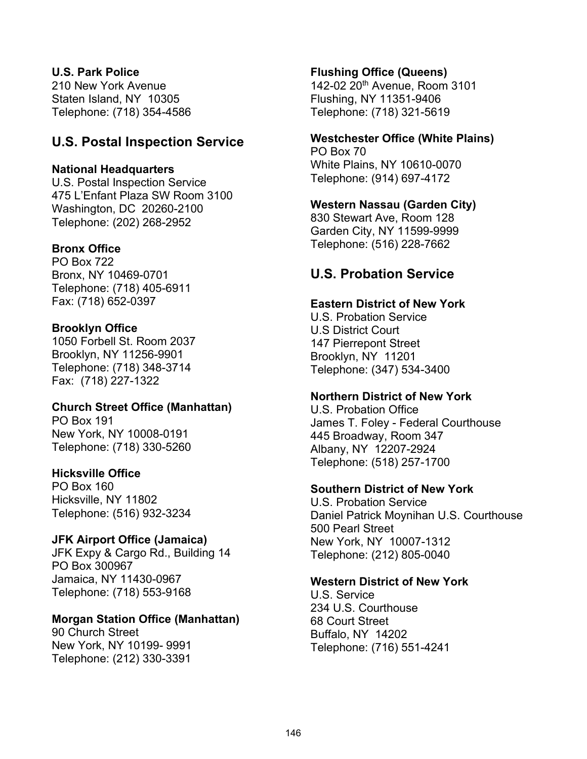**U.S. Park Police**
210 New York Avenue
Staten Island, NY 10305
Telephone: (718) 354-4586

## U.S. Postal Inspection Service

**National Headquarters**
U.S. Postal Inspection Service
475 L'Enfant Plaza SW Room 3100
Washington, DC 20260-2100
Telephone: (202) 268-2952

**Bronx Office**
PO Box 722
Bronx, NY 10469-0701
Telephone: (718) 405-6911
Fax: (718) 652-0397

**Brooklyn Office**
1050 Forbell St. Room 2037
Brooklyn, NY 11256-9901
Telephone: (718) 348-3714
Fax: (718) 227-1322

**Church Street Office (Manhattan)**
PO Box 191
New York, NY 10008-0191
Telephone: (718) 330-5260

**Hicksville Office**
PO Box 160
Hicksville, NY 11802
Telephone: (516) 932-3234

**JFK Airport Office (Jamaica)**
JFK Expy & Cargo Rd., Building 14
PO Box 300967
Jamaica, NY 11430-0967
Telephone: (718) 553-9168

**Morgan Station Office (Manhattan)**
90 Church Street
New York, NY 10199- 9991
Telephone: (212) 330-3391

**Flushing Office (Queens)**
142-02 20th Avenue, Room 3101
Flushing, NY 11351-9406
Telephone: (718) 321-5619

**Westchester Office (White Plains)**
PO Box 70
White Plains, NY 10610-0070
Telephone: (914) 697-4172

**Western Nassau (Garden City)**
830 Stewart Ave, Room 128
Garden City, NY 11599-9999
Telephone: (516) 228-7662

## U.S. Probation Service

**Eastern District of New York**
U.S. Probation Service
U.S District Court
147 Pierrepont Street
Brooklyn, NY 11201
Telephone: (347) 534-3400

**Northern District of New York**
U.S. Probation Office
James T. Foley - Federal Courthouse
445 Broadway, Room 347
Albany, NY 12207-2924
Telephone: (518) 257-1700

**Southern District of New York**
U.S. Probation Service
Daniel Patrick Moynihan U.S. Courthouse
500 Pearl Street
New York, NY 10007-1312
Telephone: (212) 805-0040

**Western District of New York**
U.S. Service
234 U.S. Courthouse
68 Court Street
Buffalo, NY 14202
Telephone: (716) 551-4241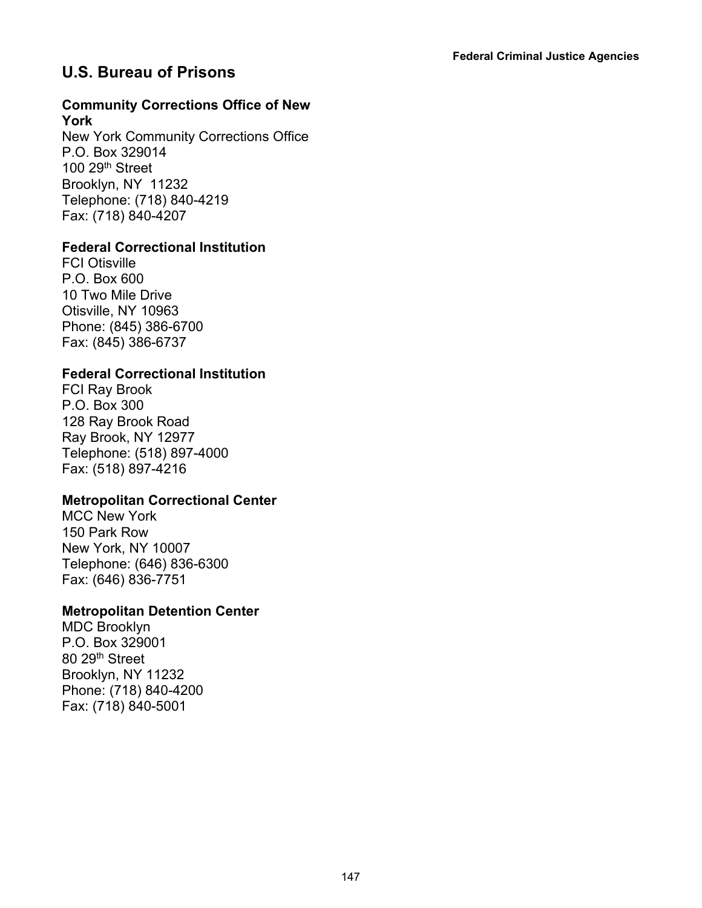## U.S. Bureau of Prisons

**Community Corrections Office of New York**
New York Community Corrections Office
P.O. Box 329014
100 29th Street
Brooklyn, NY 11232
Telephone: (718) 840-4219
Fax: (718) 840-4207

**Federal Correctional Institution**
FCI Otisville
P.O. Box 600
10 Two Mile Drive
Otisville, NY 10963
Phone: (845) 386-6700
Fax: (845) 386-6737

**Federal Correctional Institution**
FCI Ray Brook
P.O. Box 300
128 Ray Brook Road
Ray Brook, NY 12977
Telephone: (518) 897-4000
Fax: (518) 897-4216

**Metropolitan Correctional Center**
MCC New York
150 Park Row
New York, NY 10007
Telephone: (646) 836-6300
Fax: (646) 836-7751

**Metropolitan Detention Center**
MDC Brooklyn
P.O. Box 329001
80 29th Street
Brooklyn, NY 11232
Phone: (718) 840-4200
Fax: (718) 840-5001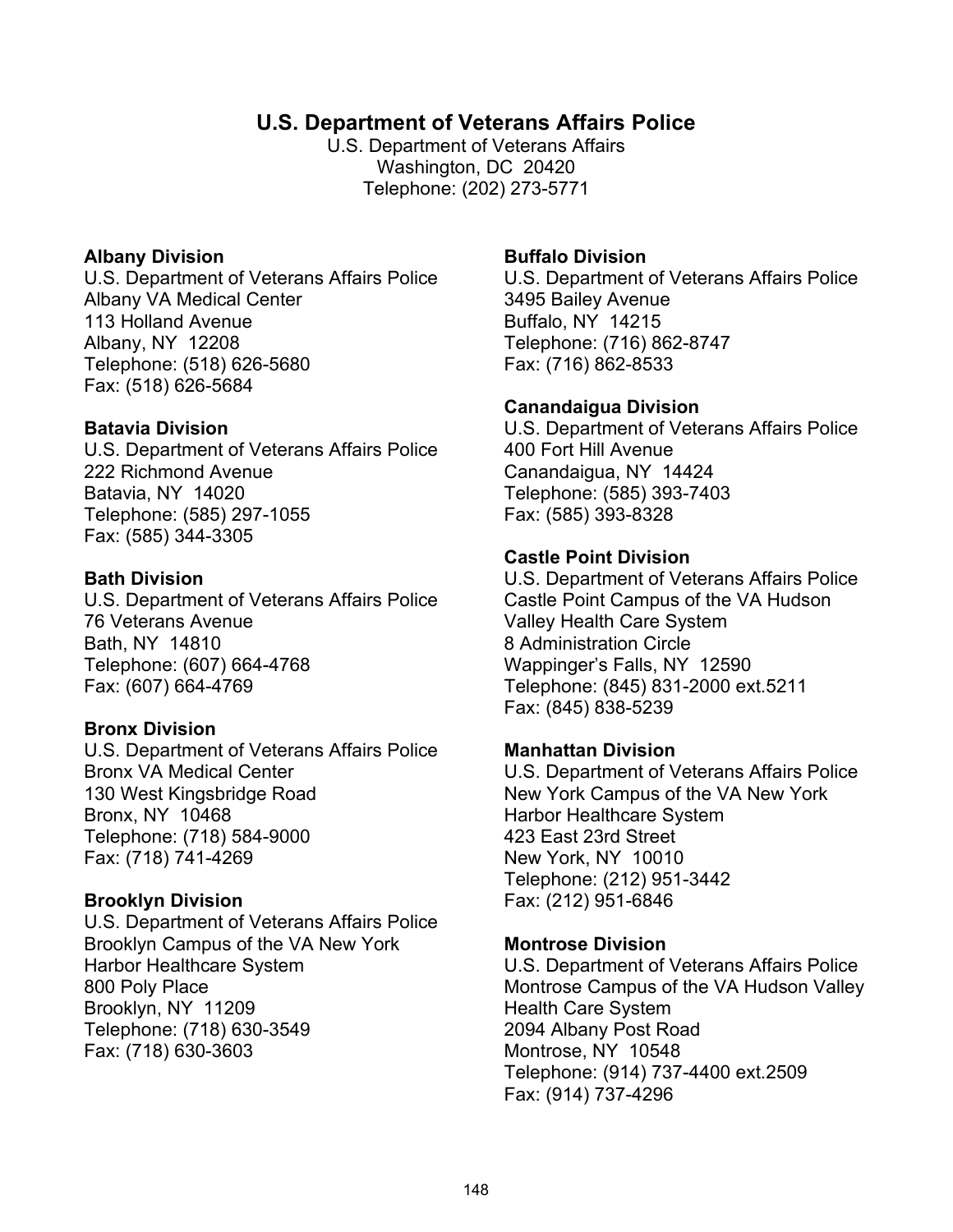## U.S. Department of Veterans Affairs Police

U.S. Department of Veterans Affairs
Washington, DC 20420
Telephone: (202) 273-5771

**Albany Division**
U.S. Department of Veterans Affairs Police
Albany VA Medical Center
113 Holland Avenue
Albany, NY 12208
Telephone: (518) 626-5680
Fax: (518) 626-5684

**Batavia Division**
U.S. Department of Veterans Affairs Police
222 Richmond Avenue
Batavia, NY 14020
Telephone: (585) 297-1055
Fax: (585) 344-3305

**Bath Division**
U.S. Department of Veterans Affairs Police
76 Veterans Avenue
Bath, NY 14810
Telephone: (607) 664-4768
Fax: (607) 664-4769

**Bronx Division**
U.S. Department of Veterans Affairs Police
Bronx VA Medical Center
130 West Kingsbridge Road
Bronx, NY 10468
Telephone: (718) 584-9000
Fax: (718) 741-4269

**Brooklyn Division**
U.S. Department of Veterans Affairs Police
Brooklyn Campus of the VA New York Harbor Healthcare System
800 Poly Place
Brooklyn, NY 11209
Telephone: (718) 630-3549
Fax: (718) 630-3603

**Buffalo Division**
U.S. Department of Veterans Affairs Police
3495 Bailey Avenue
Buffalo, NY 14215
Telephone: (716) 862-8747
Fax: (716) 862-8533

**Canandaigua Division**
U.S. Department of Veterans Affairs Police
400 Fort Hill Avenue
Canandaigua, NY 14424
Telephone: (585) 393-7403
Fax: (585) 393-8328

**Castle Point Division**
U.S. Department of Veterans Affairs Police
Castle Point Campus of the VA Hudson Valley Health Care System
8 Administration Circle
Wappinger's Falls, NY 12590
Telephone: (845) 831-2000 ext.5211
Fax: (845) 838-5239

**Manhattan Division**
U.S. Department of Veterans Affairs Police
New York Campus of the VA New York Harbor Healthcare System
423 East 23rd Street
New York, NY 10010
Telephone: (212) 951-3442
Fax: (212) 951-6846

**Montrose Division**
U.S. Department of Veterans Affairs Police
Montrose Campus of the VA Hudson Valley Health Care System
2094 Albany Post Road
Montrose, NY 10548
Telephone: (914) 737-4400 ext.2509
Fax: (914) 737-4296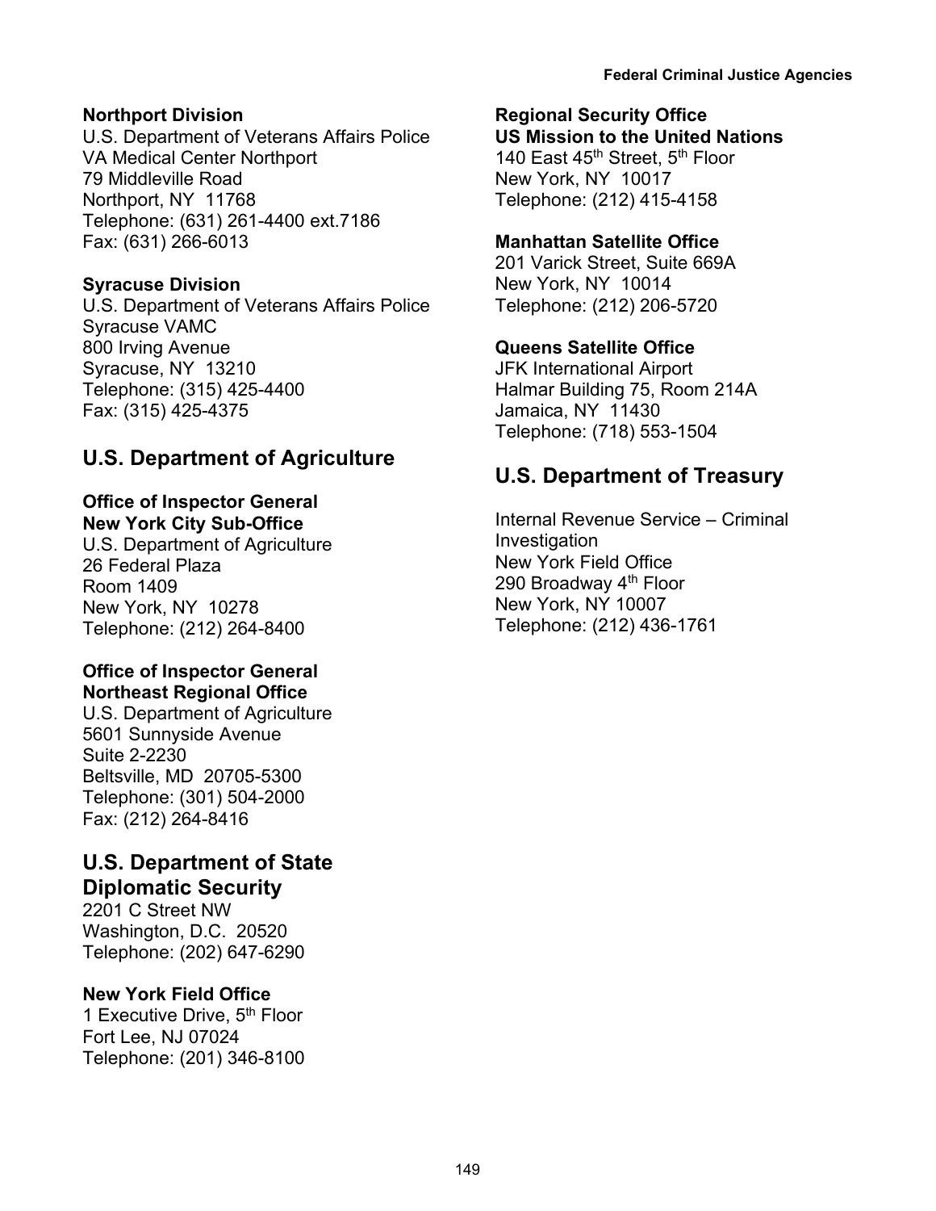**Northport Division**
U.S. Department of Veterans Affairs Police
VA Medical Center Northport
79 Middleville Road
Northport, NY 11768
Telephone: (631) 261-4400 ext.7186
Fax: (631) 266-6013

**Syracuse Division**
U.S. Department of Veterans Affairs Police
Syracuse VAMC
800 Irving Avenue
Syracuse, NY 13210
Telephone: (315) 425-4400
Fax: (315) 425-4375

## U.S. Department of Agriculture

**Office of Inspector General**
**New York City Sub-Office**
U.S. Department of Agriculture
26 Federal Plaza
Room 1409
New York, NY 10278
Telephone: (212) 264-8400

**Office of Inspector General**
**Northeast Regional Office**
U.S. Department of Agriculture
5601 Sunnyside Avenue
Suite 2-2230
Beltsville, MD 20705-5300
Telephone: (301) 504-2000
Fax: (212) 264-8416

## U.S. Department of State Diplomatic Security

2201 C Street NW
Washington, D.C. 20520
Telephone: (202) 647-6290

**New York Field Office**
1 Executive Drive, 5th Floor
Fort Lee, NJ 07024
Telephone: (201) 346-8100

**Regional Security Office**
**US Mission to the United Nations**
140 East 45th Street, 5th Floor
New York, NY 10017
Telephone: (212) 415-4158

**Manhattan Satellite Office**
201 Varick Street, Suite 669A
New York, NY 10014
Telephone: (212) 206-5720

**Queens Satellite Office**
JFK International Airport
Halmar Building 75, Room 214A
Jamaica, NY 11430
Telephone: (718) 553-1504

## U.S. Department of Treasury

Internal Revenue Service – Criminal Investigation
New York Field Office
290 Broadway 4th Floor
New York, NY 10007
Telephone: (212) 436-1761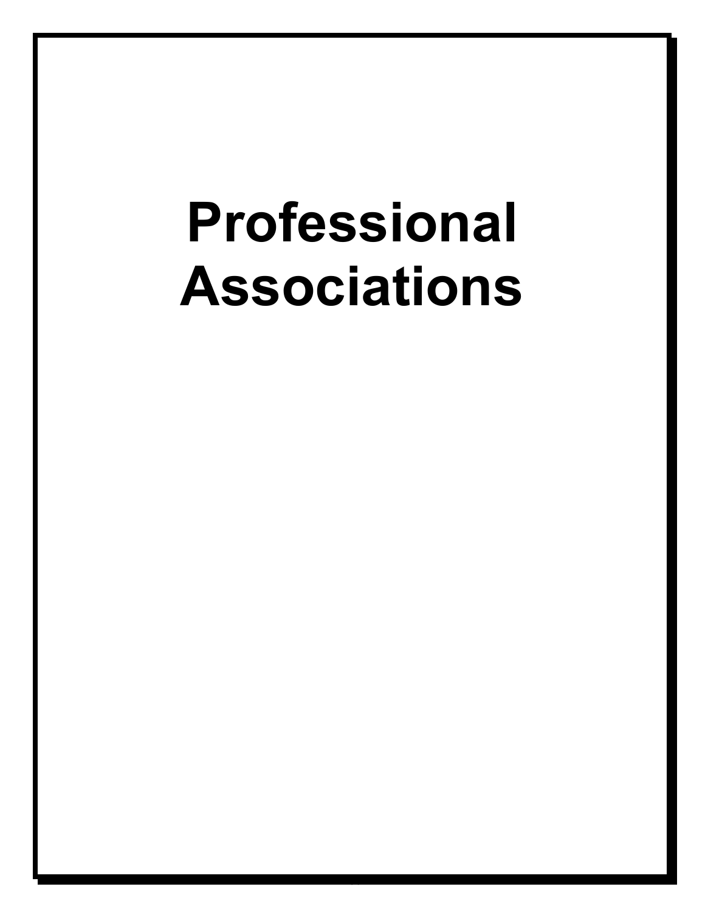# Professional Associations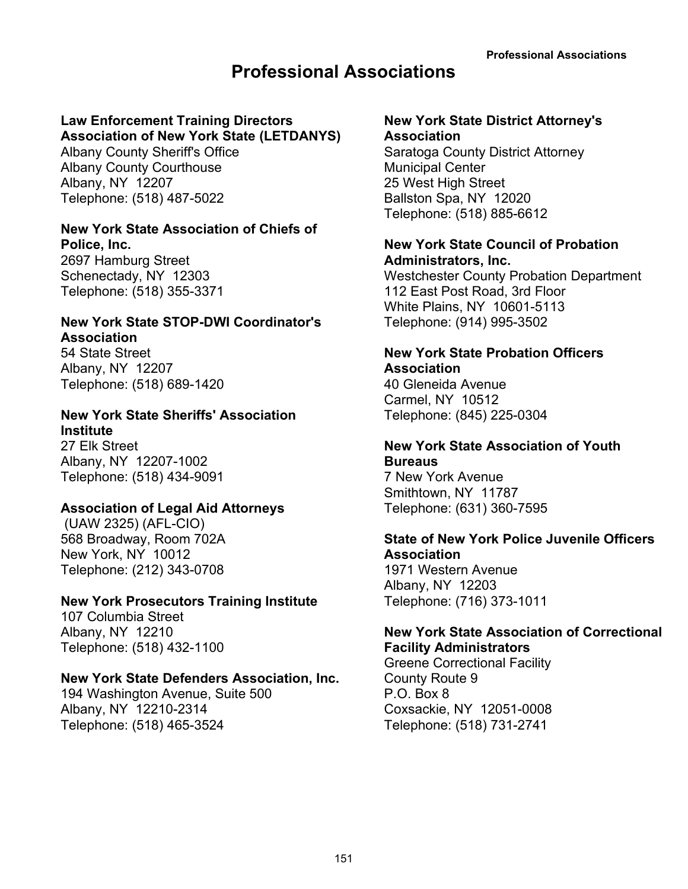# Professional Associations

**Law Enforcement Training Directors Association of New York State (LETDANYS)**
Albany County Sheriff's Office
Albany County Courthouse
Albany, NY 12207
Telephone: (518) 487-5022

**New York State Association of Chiefs of Police, Inc.**
2697 Hamburg Street
Schenectady, NY 12303
Telephone: (518) 355-3371

**New York State STOP-DWI Coordinator's Association**
54 State Street
Albany, NY 12207
Telephone: (518) 689-1420

**New York State Sheriffs' Association Institute**
27 Elk Street
Albany, NY 12207-1002
Telephone: (518) 434-9091

**Association of Legal Aid Attorneys**
(UAW 2325) (AFL-CIO)
568 Broadway, Room 702A
New York, NY 10012
Telephone: (212) 343-0708

**New York Prosecutors Training Institute**
107 Columbia Street
Albany, NY 12210
Telephone: (518) 432-1100

**New York State Defenders Association, Inc.**
194 Washington Avenue, Suite 500
Albany, NY 12210-2314
Telephone: (518) 465-3524

**New York State District Attorney's Association**
Saratoga County District Attorney
Municipal Center
25 West High Street
Ballston Spa, NY 12020
Telephone: (518) 885-6612

**New York State Council of Probation Administrators, Inc.**
Westchester County Probation Department
112 East Post Road, 3rd Floor
White Plains, NY 10601-5113
Telephone: (914) 995-3502

**New York State Probation Officers Association**
40 Gleneida Avenue
Carmel, NY 10512
Telephone: (845) 225-0304

**New York State Association of Youth Bureaus**
7 New York Avenue
Smithtown, NY 11787
Telephone: (631) 360-7595

**State of New York Police Juvenile Officers Association**
1971 Western Avenue
Albany, NY 12203
Telephone: (716) 373-1011

**New York State Association of Correctional Facility Administrators**
Greene Correctional Facility
County Route 9
P.O. Box 8
Coxsackie, NY 12051-0008
Telephone: (518) 731-2741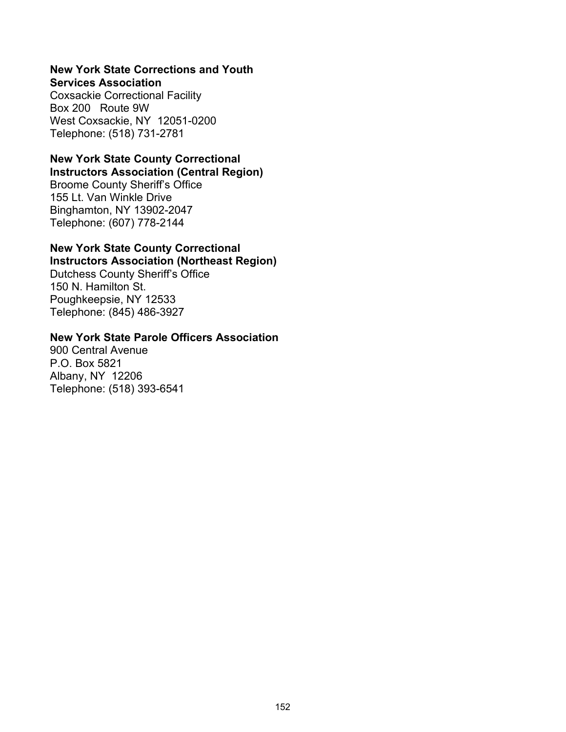**New York State Corrections and Youth Services Association**
Coxsackie Correctional Facility
Box 200   Route 9W
West Coxsackie, NY  12051-0200
Telephone: (518) 731-2781

**New York State County Correctional Instructors Association (Central Region)**
Broome County Sheriff's Office
155 Lt. Van Winkle Drive
Binghamton, NY 13902-2047
Telephone: (607) 778-2144

**New York State County Correctional Instructors Association (Northeast Region)**
Dutchess County Sheriff's Office
150 N. Hamilton St.
Poughkeepsie, NY 12533
Telephone: (845) 486-3927

**New York State Parole Officers Association**
900 Central Avenue
P.O. Box 5821
Albany, NY  12206
Telephone: (518) 393-6541